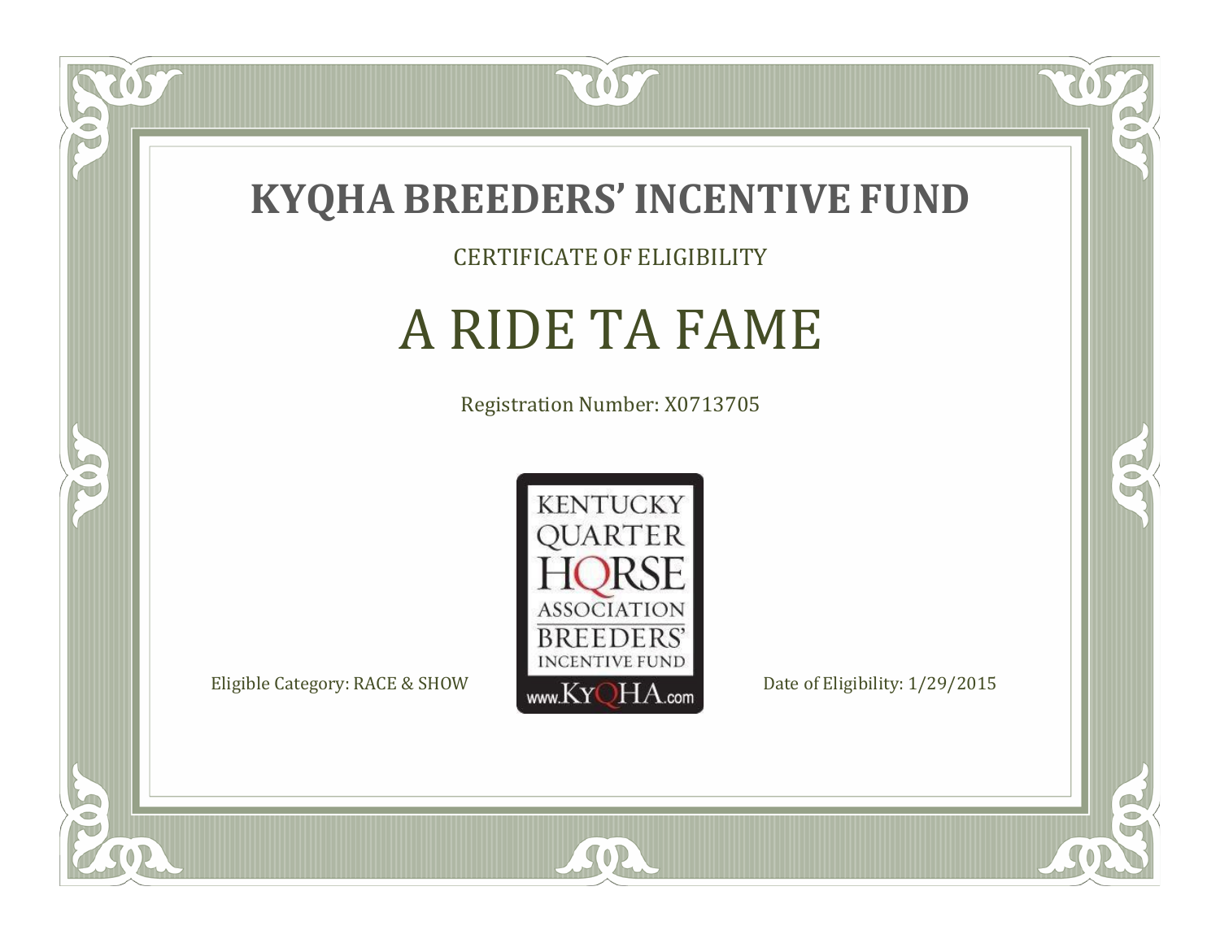# KYQHA BREEDERS' INCENTIVE FUND

CERTIFICATE OF ELIGIBILITY

## A RIDE TA FAME

Registration Number: X0713705

KENTUCKY QUARTER HORSE ASSOCIATION BREEDERS' INCENTIVE FUND www.KyQHA.com

Eligible Category: RACE & SHOW

Date of Eligibility: 1/29/2015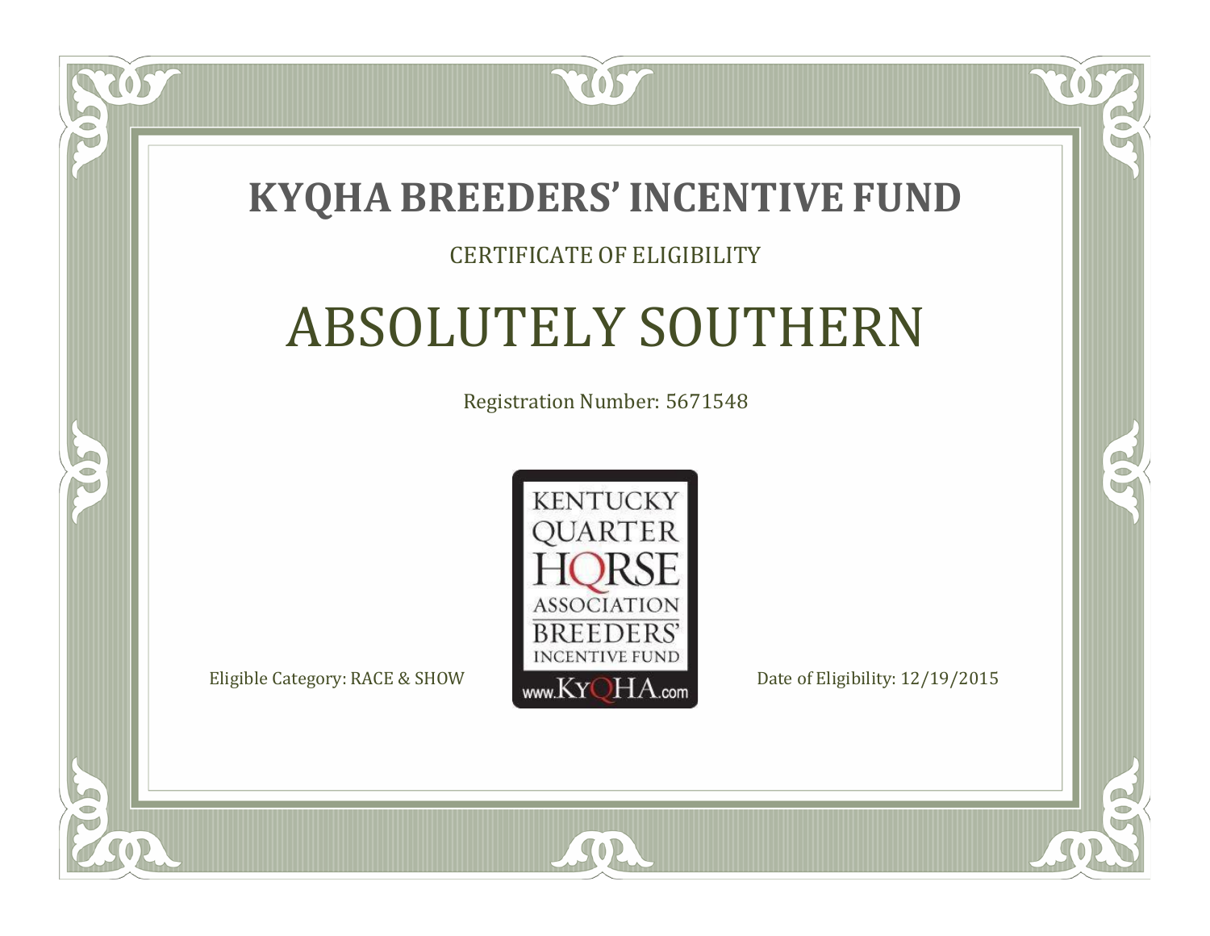# KYQHA BREEDERS' INCENTIVE FUND

CERTIFICATE OF ELIGIBILITY

## ABSOLUTELY SOUTHERN

Registration Number: 5671548

KENTUCKY QUARTER HORSE ASSOCIATION BREEDERS' INCENTIVE FUND www.KyQHA.com

Eligible Category: RACE & SHOW

Date of Eligibility: 12/19/2015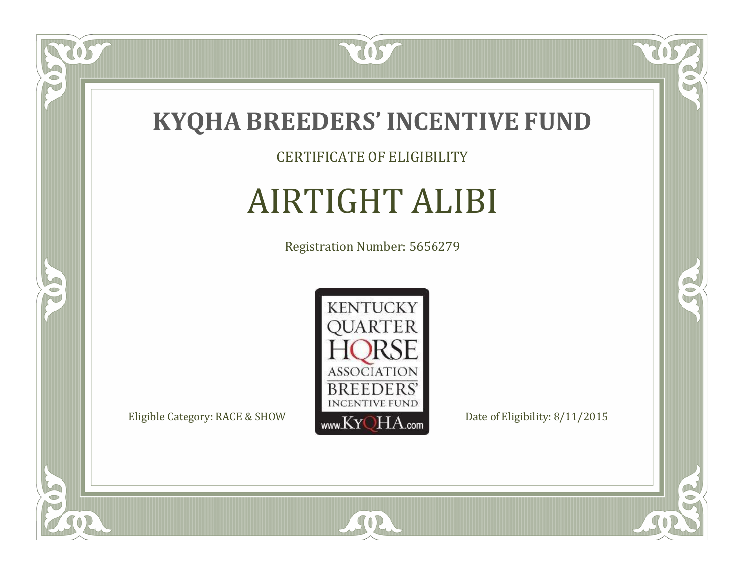# KYQHA BREEDERS' INCENTIVE FUND

CERTIFICATE OF ELIGIBILITY

## AIRTIGHT ALIBI

Registration Number: 5656279

KENTUCKY QUARTER HORSE ASSOCIATION BREEDERS' INCENTIVE FUND www.KyQHA.com

Eligible Category: RACE & SHOW

Date of Eligibility: 8/11/2015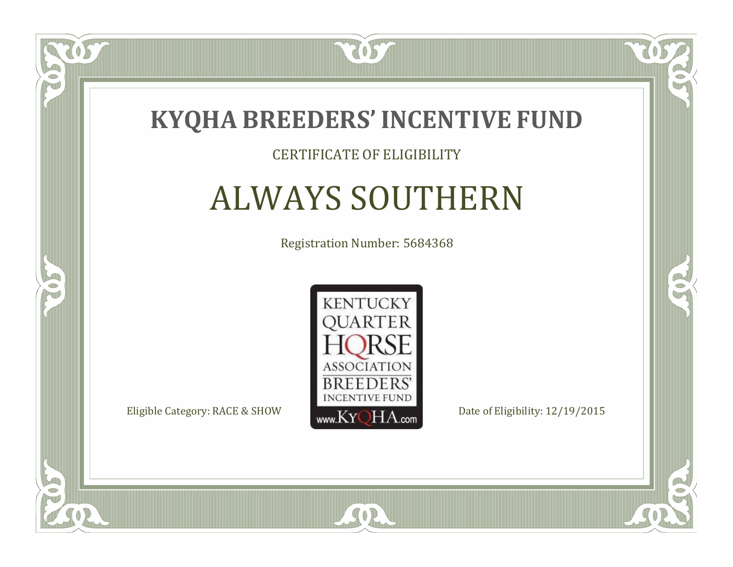# KYQHA BREEDERS' INCENTIVE FUND

CERTIFICATE OF ELIGIBILITY

## ALWAYS SOUTHERN

Registration Number: 5684368

KENTUCKY QUARTER HORSE ASSOCIATION BREEDERS' INCENTIVE FUND www.KyQHA.com

Eligible Category: RACE & SHOW

Date of Eligibility: 12/19/2015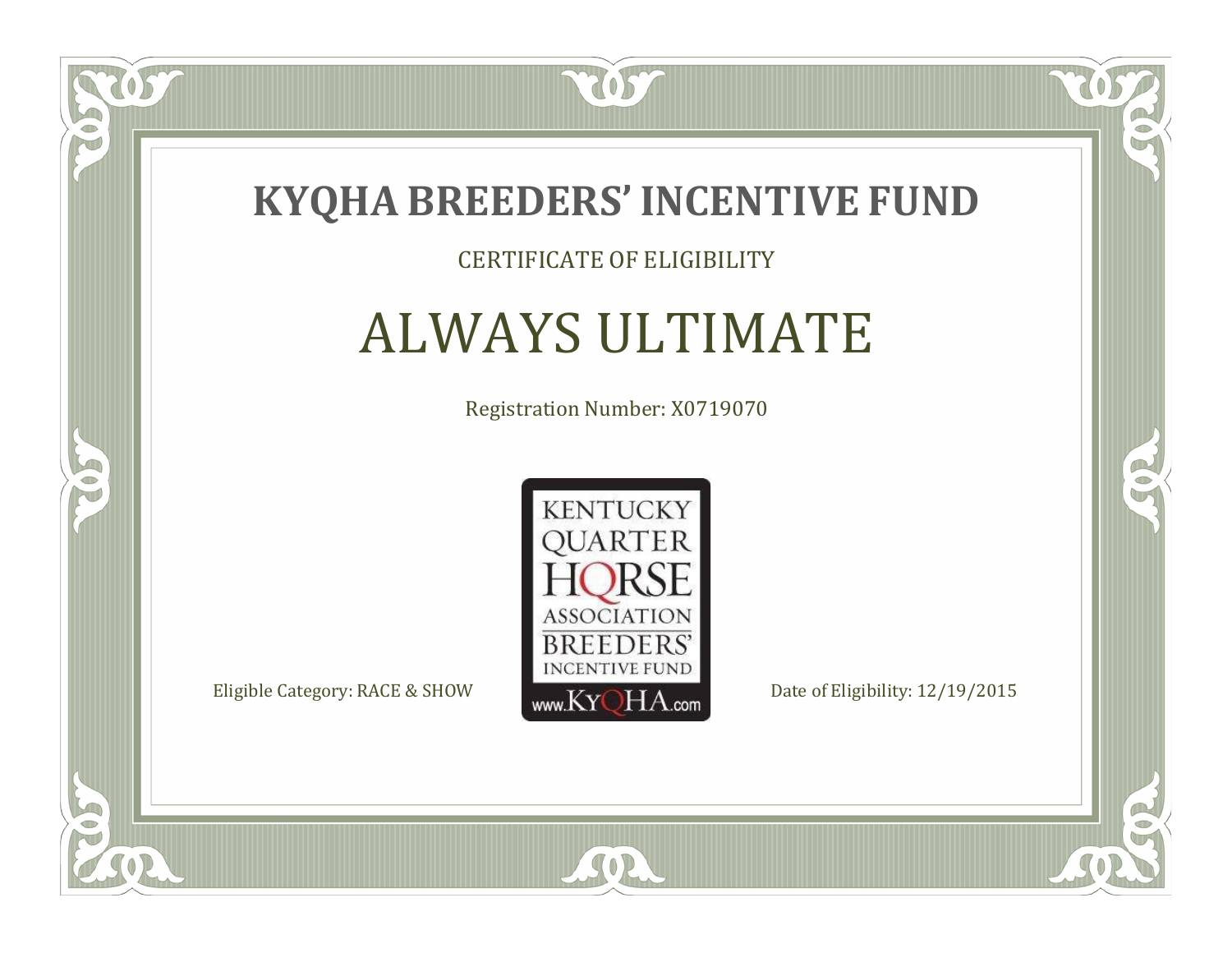# KYQHA BREEDERS' INCENTIVE FUND

CERTIFICATE OF ELIGIBILITY

## ALWAYS ULTIMATE

Registration Number: X0719070

KENTUCKY QUARTER HORSE ASSOCIATION BREEDERS' INCENTIVE FUND www.KyQHA.com

Eligible Category: RACE & SHOW

Date of Eligibility: 12/19/2015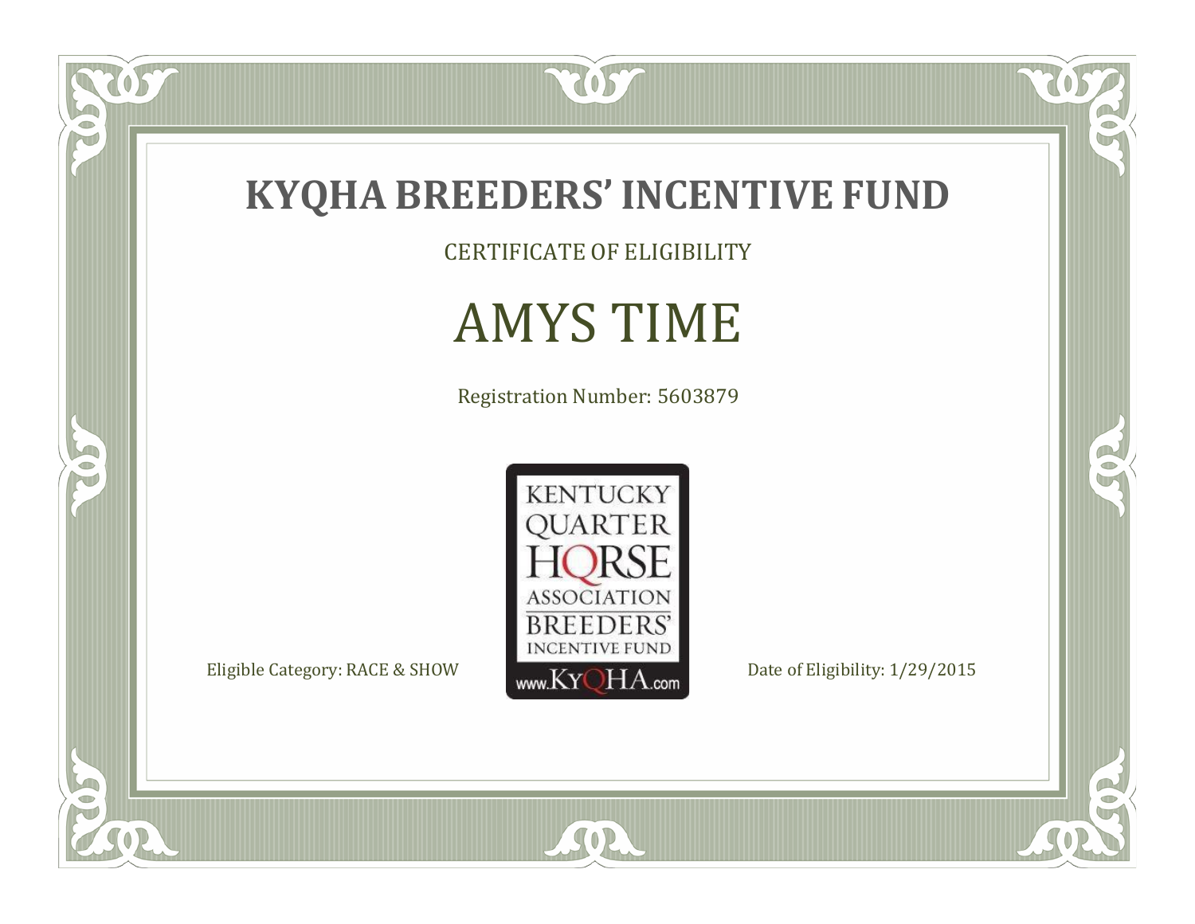# KYQHA BREEDERS' INCENTIVE FUND

CERTIFICATE OF ELIGIBILITY

## AMYS TIME

Registration Number: 5603879

KENTUCKY QUARTER HORSE ASSOCIATION BREEDERS' INCENTIVE FUND
www.KyQHA.com

Eligible Category: RACE & SHOW

Date of Eligibility: 1/29/2015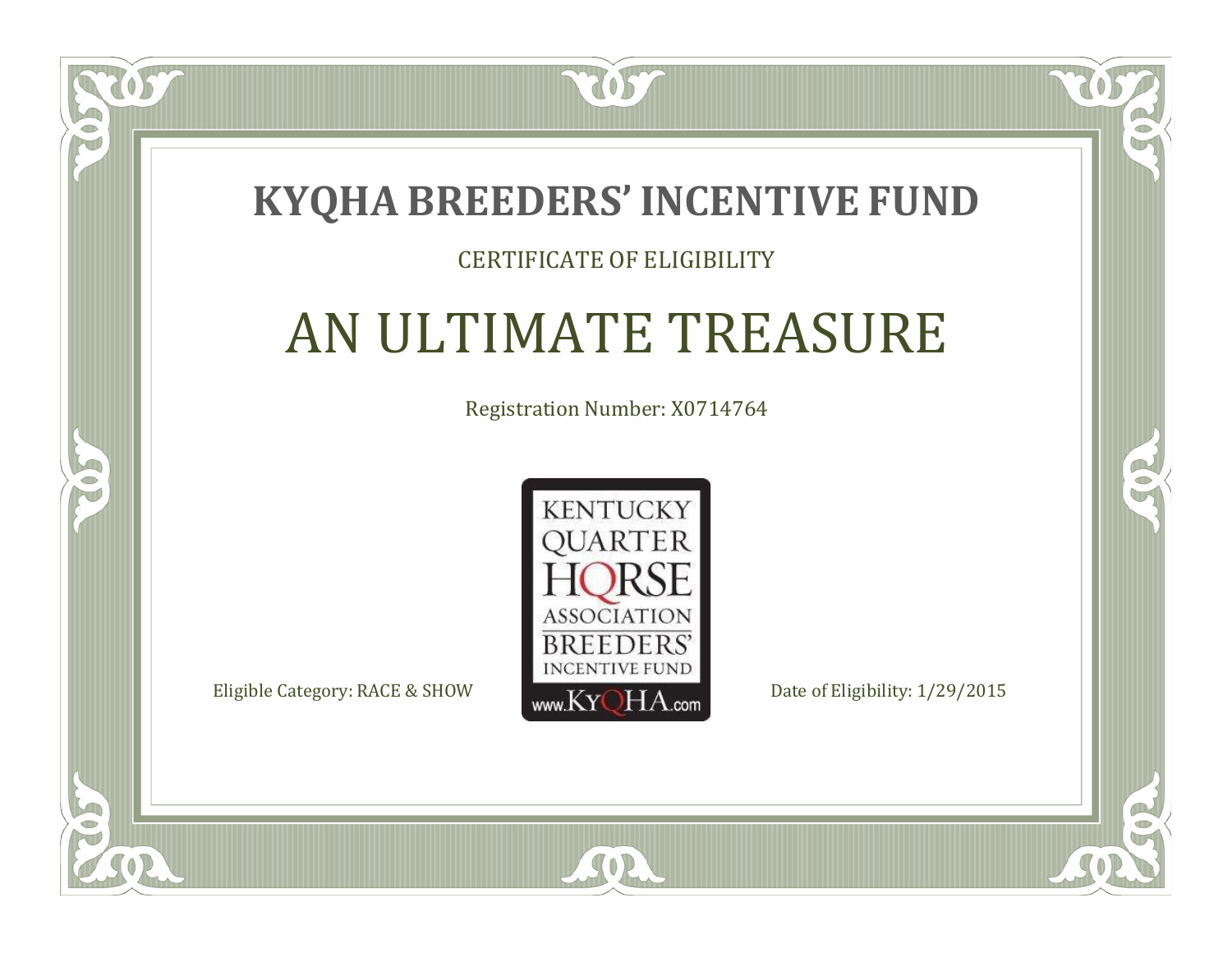# KYQHA BREEDERS' INCENTIVE FUND

CERTIFICATE OF ELIGIBILITY

## AN ULTIMATE TREASURE

Registration Number: X0714764

KENTUCKY QUARTER HORSE ASSOCIATION BREEDERS' INCENTIVE FUND www.KyQHA.com

Eligible Category: RACE & SHOW

Date of Eligibility: 1/29/2015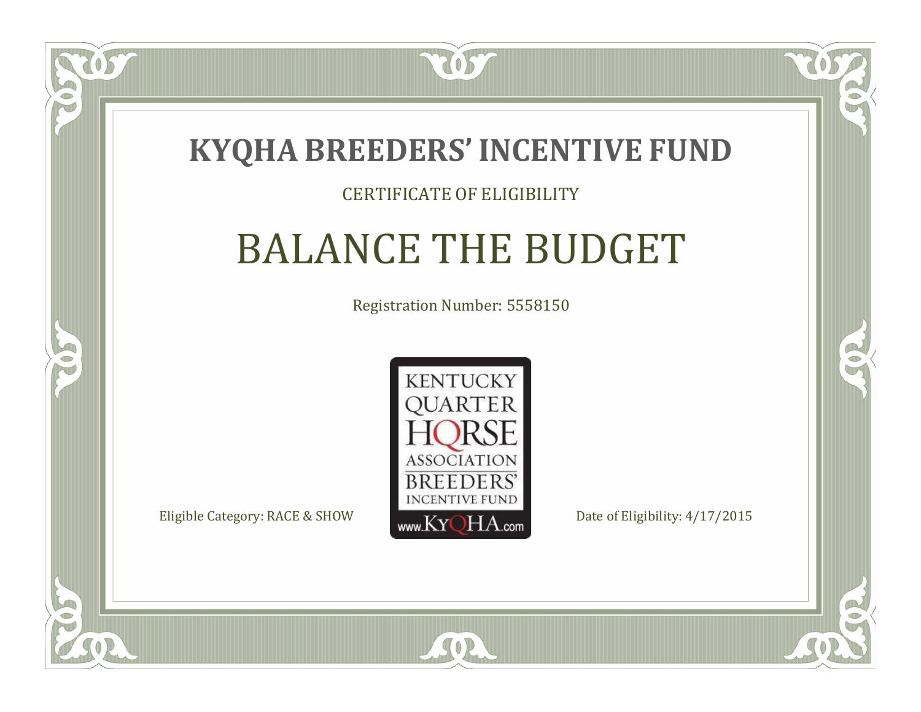# KYQHA BREEDERS' INCENTIVE FUND

CERTIFICATE OF ELIGIBILITY

## BALANCE THE BUDGET

Registration Number: 5558150

KENTUCKY QUARTER HORSE ASSOCIATION BREEDERS' INCENTIVE FUND www.KyQHA.com

Eligible Category: RACE & SHOW

Date of Eligibility: 4/17/2015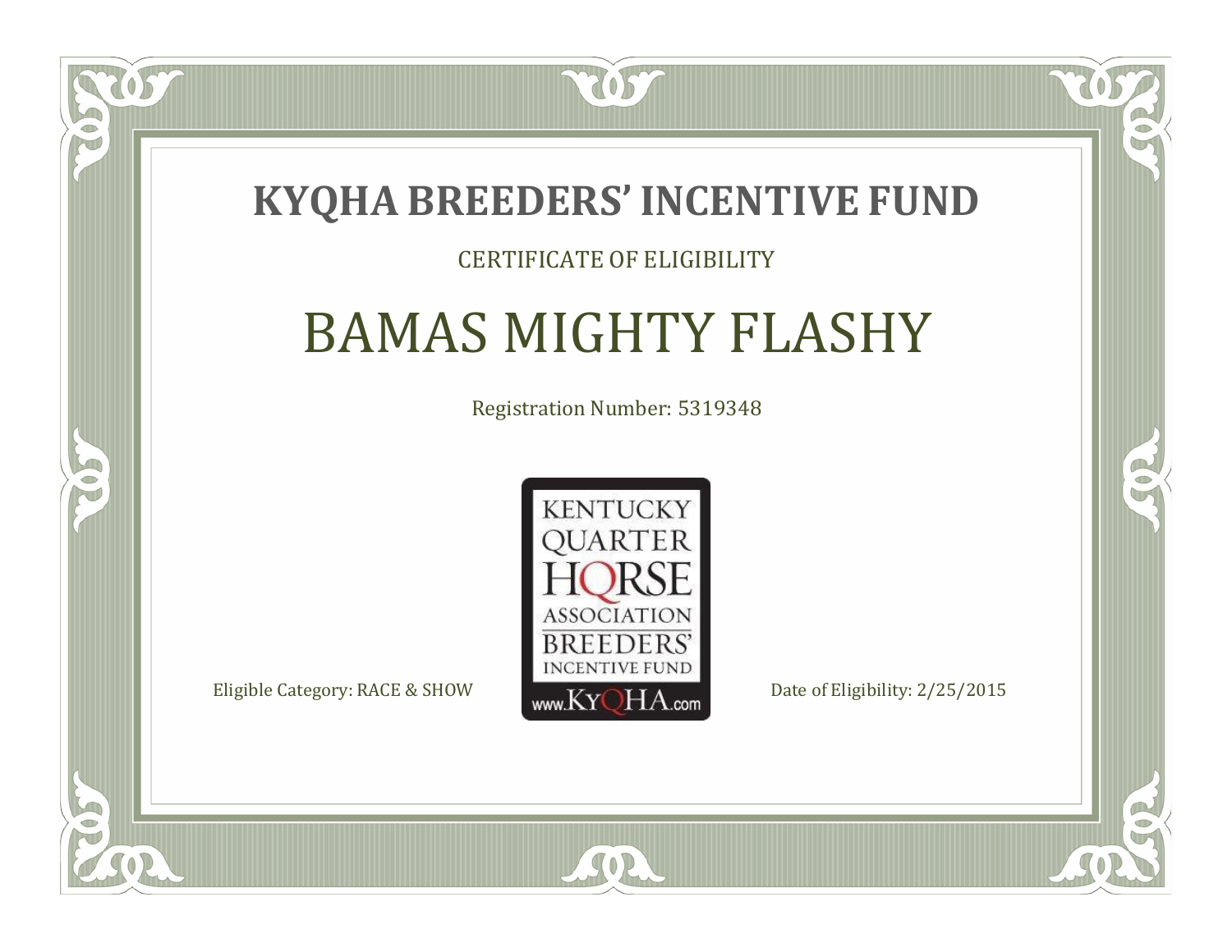# KYQHA BREEDERS' INCENTIVE FUND

CERTIFICATE OF ELIGIBILITY

## BAMAS MIGHTY FLASHY

Registration Number: 5319348

KENTUCKY QUARTER HORSE ASSOCIATION BREEDERS' INCENTIVE FUND www.KyQHA.com

Eligible Category: RACE & SHOW

Date of Eligibility: 2/25/2015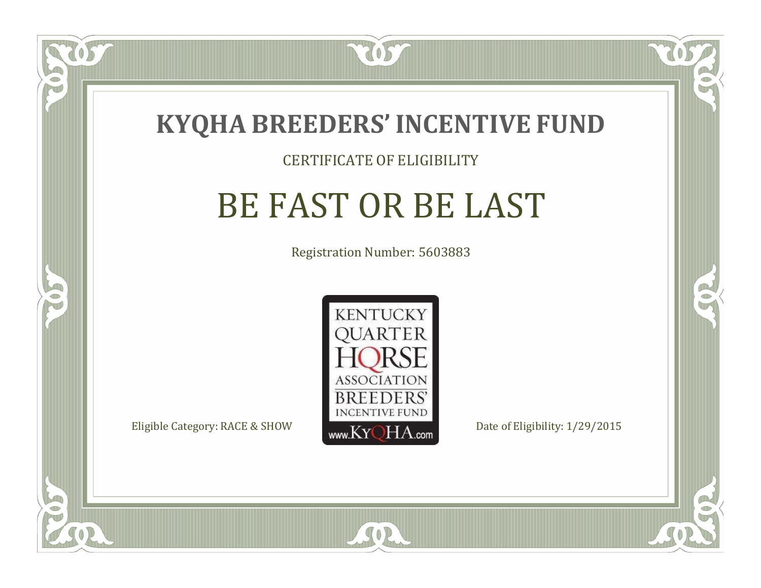# KYQHA BREEDERS' INCENTIVE FUND

CERTIFICATE OF ELIGIBILITY

## BE FAST OR BE LAST

Registration Number: 5603883

KENTUCKY QUARTER HORSE ASSOCIATION BREEDERS' INCENTIVE FUND www.KyQHA.com

Eligible Category: RACE & SHOW

Date of Eligibility: 1/29/2015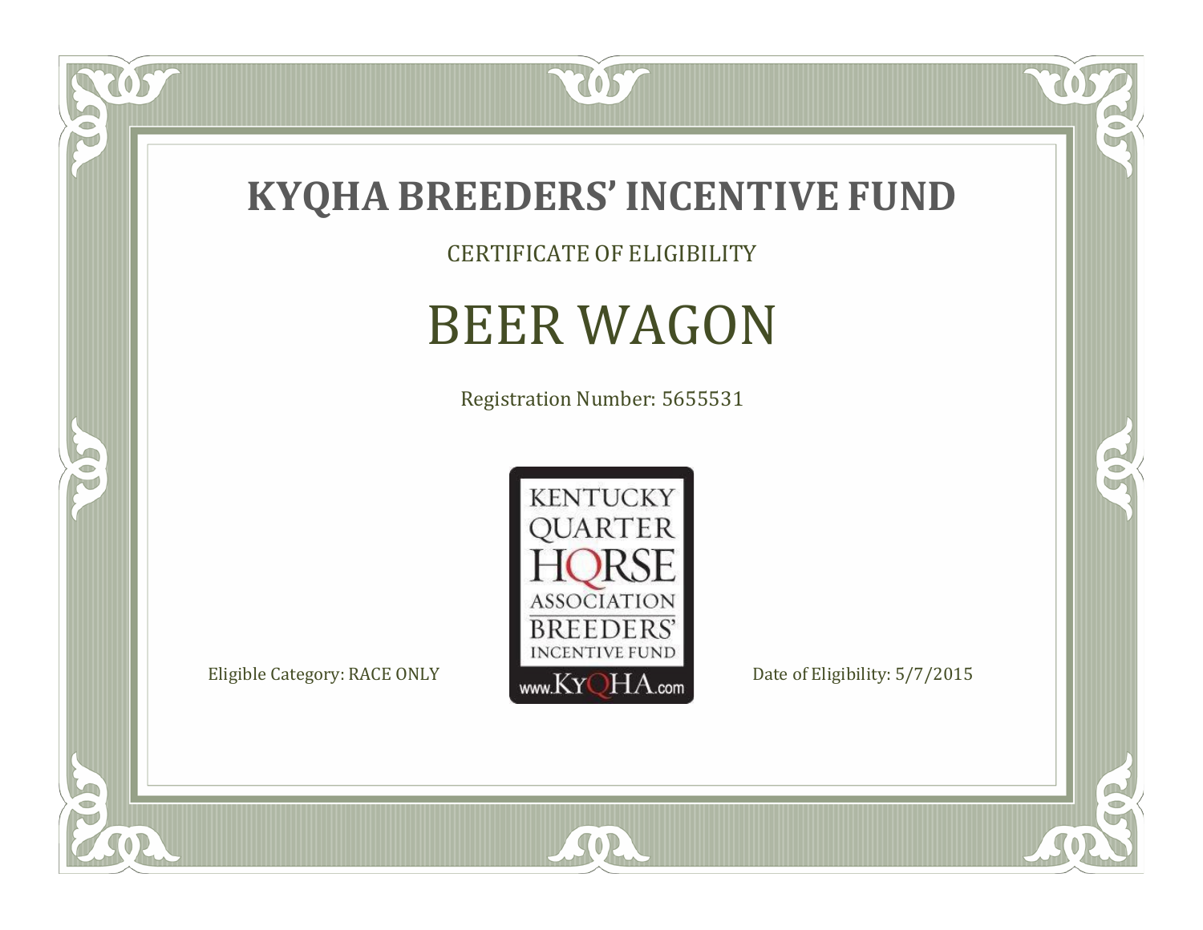# KYQHA BREEDERS' INCENTIVE FUND

CERTIFICATE OF ELIGIBILITY

## BEER WAGON

Registration Number: 5655531

KENTUCKY QUARTER HORSE ASSOCIATION BREEDERS' INCENTIVE FUND www.KyQHA.com

Eligible Category: RACE ONLY

Date of Eligibility: 5/7/2015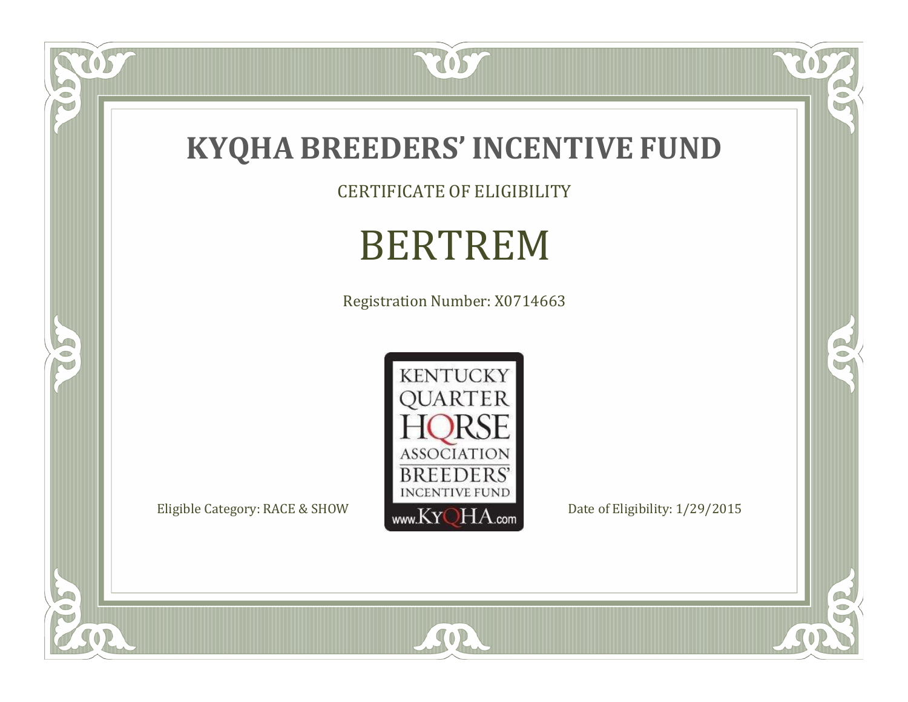# KYQHA BREEDERS' INCENTIVE FUND

CERTIFICATE OF ELIGIBILITY

## BERTREM

Registration Number: X0714663

KENTUCKY QUARTER HORSE ASSOCIATION BREEDERS' INCENTIVE FUND www.KyQHA.com

Eligible Category: RACE & SHOW

Date of Eligibility: 1/29/2015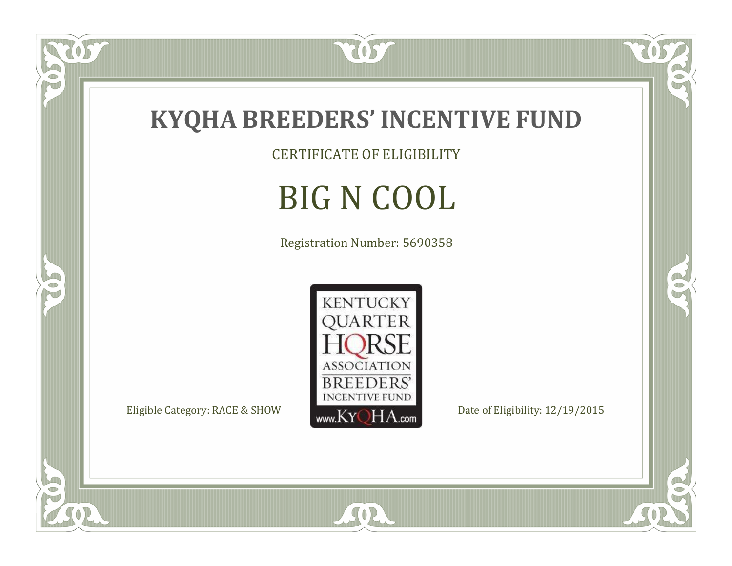# KYQHA BREEDERS' INCENTIVE FUND

CERTIFICATE OF ELIGIBILITY

## BIG N COOL

Registration Number: 5690358

KENTUCKY QUARTER HORSE ASSOCIATION BREEDERS' INCENTIVE FUND www.KyQHA.com

Eligible Category: RACE & SHOW

Date of Eligibility: 12/19/2015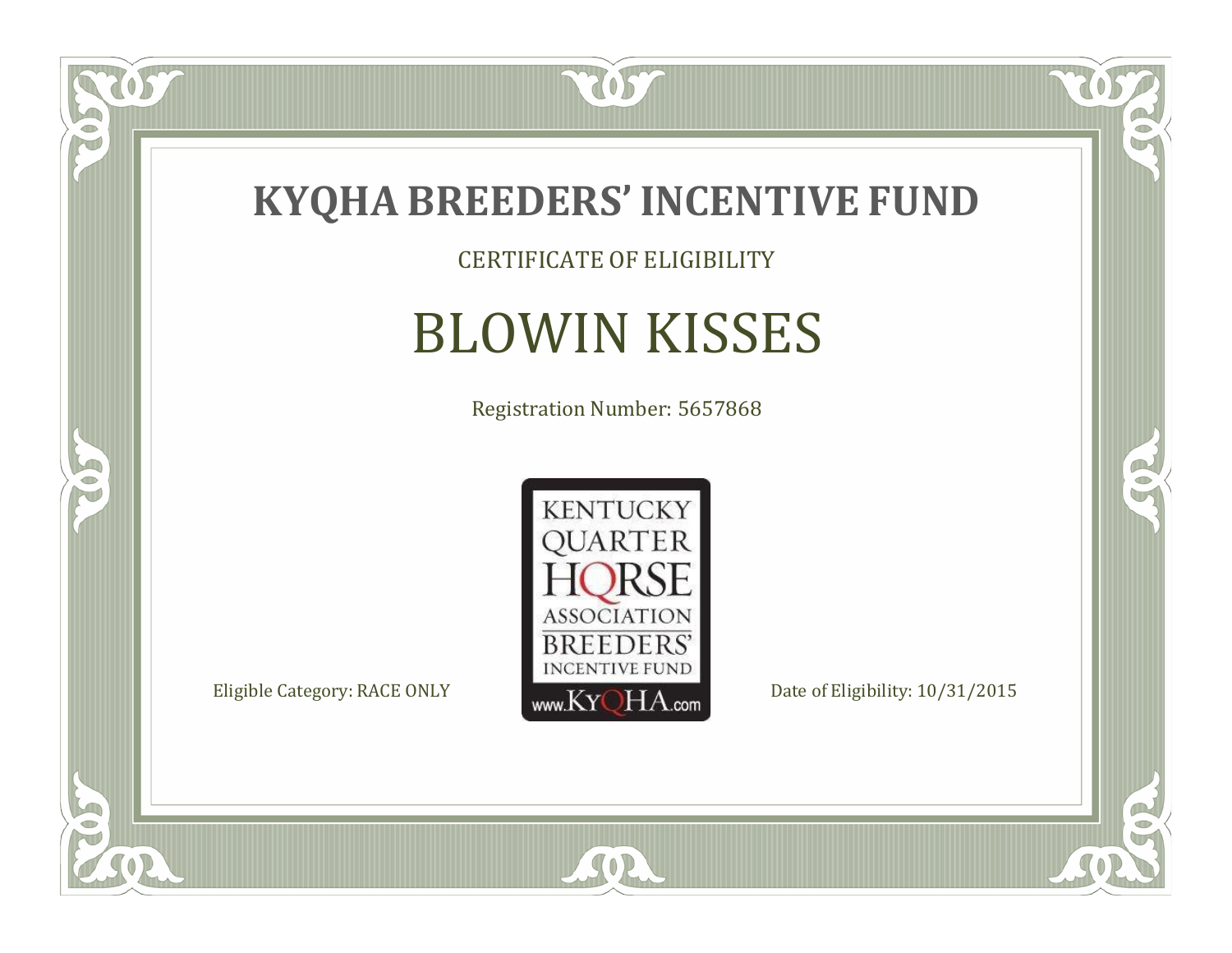# KYQHA BREEDERS' INCENTIVE FUND

CERTIFICATE OF ELIGIBILITY

## BLOWIN KISSES

Registration Number: 5657868

KENTUCKY QUARTER HORSE ASSOCIATION BREEDERS' INCENTIVE FUND www.KyQHA.com

Eligible Category: RACE ONLY

Date of Eligibility: 10/31/2015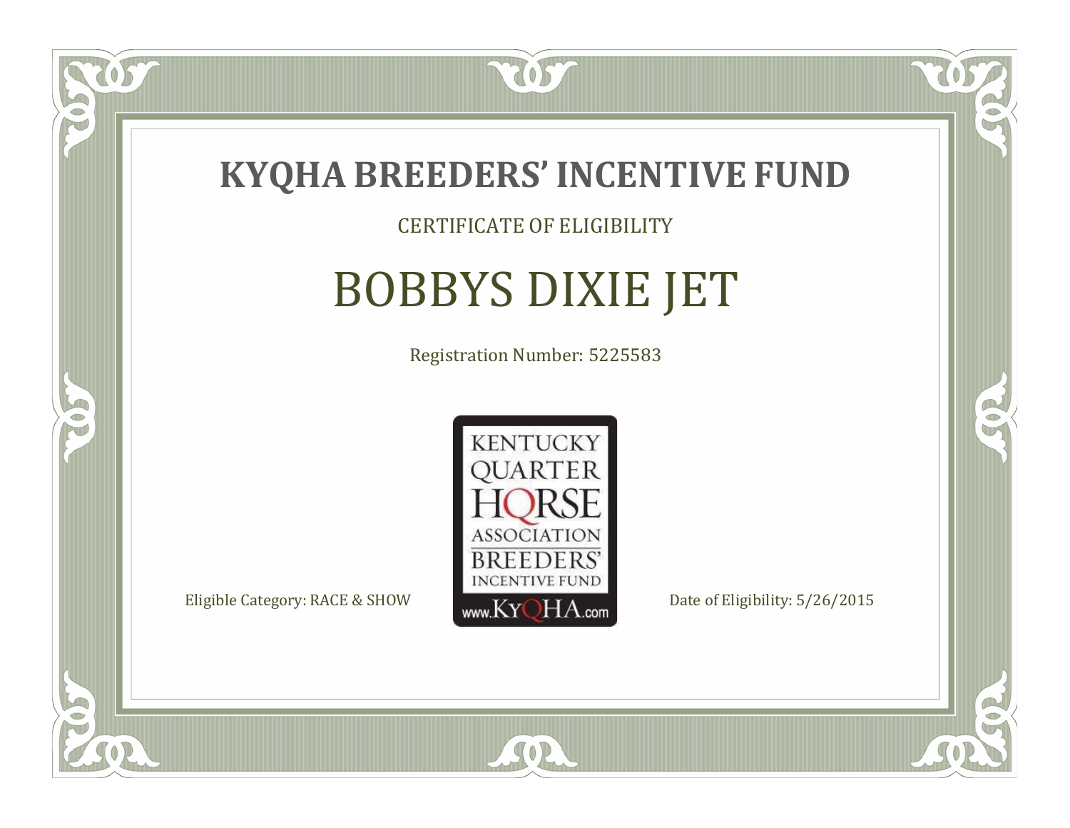# KYQHA BREEDERS' INCENTIVE FUND

CERTIFICATE OF ELIGIBILITY

## BOBBYS DIXIE JET

Registration Number: 5225583

KENTUCKY QUARTER HORSE ASSOCIATION BREEDERS' INCENTIVE FUND www.KyQHA.com

Eligible Category: RACE & SHOW

Date of Eligibility: 5/26/2015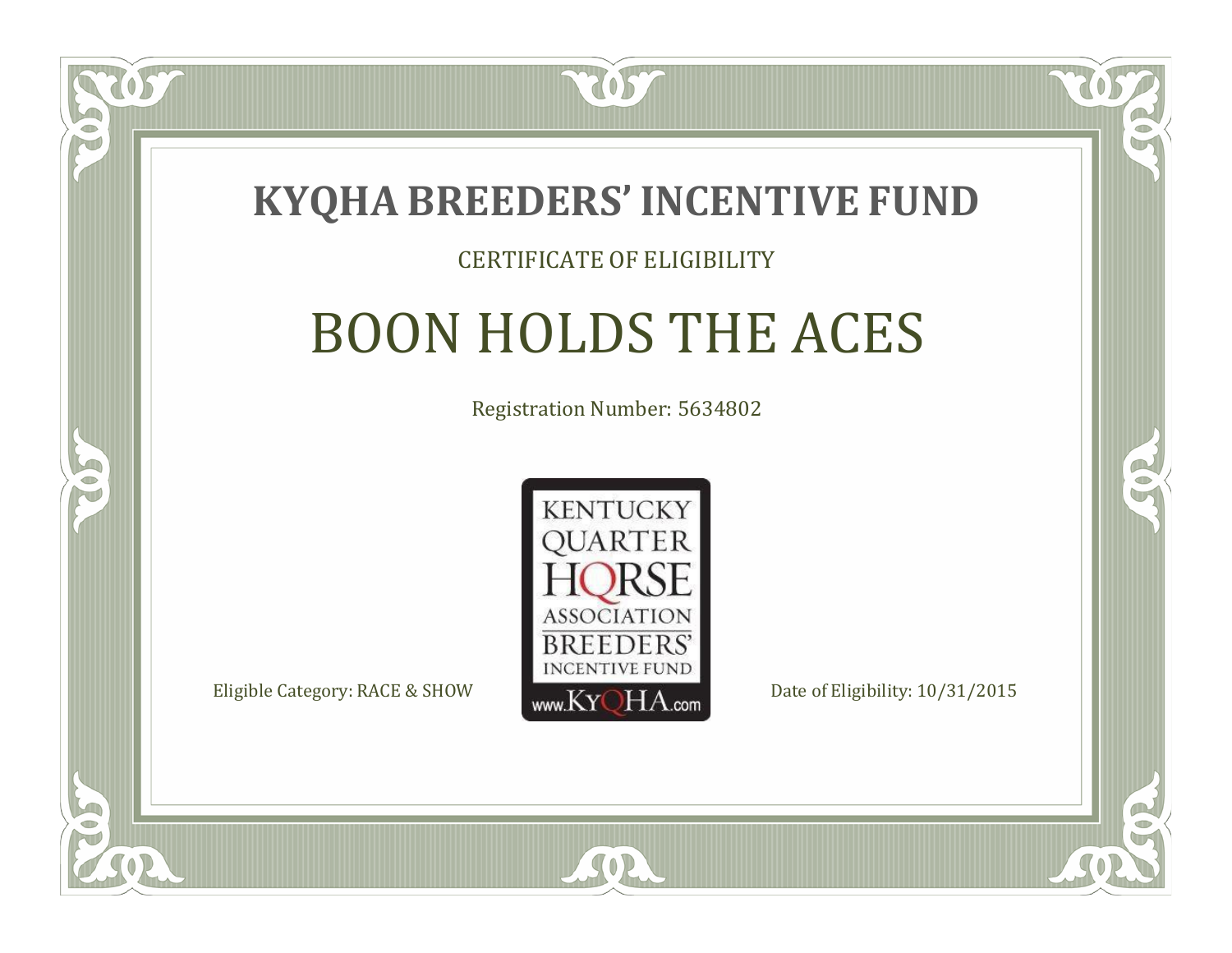# KYQHA BREEDERS' INCENTIVE FUND

CERTIFICATE OF ELIGIBILITY

## BOON HOLDS THE ACES

Registration Number: 5634802

KENTUCKY QUARTER HORSE ASSOCIATION BREEDERS' INCENTIVE FUND www.KyQHA.com

Eligible Category: RACE & SHOW

Date of Eligibility: 10/31/2015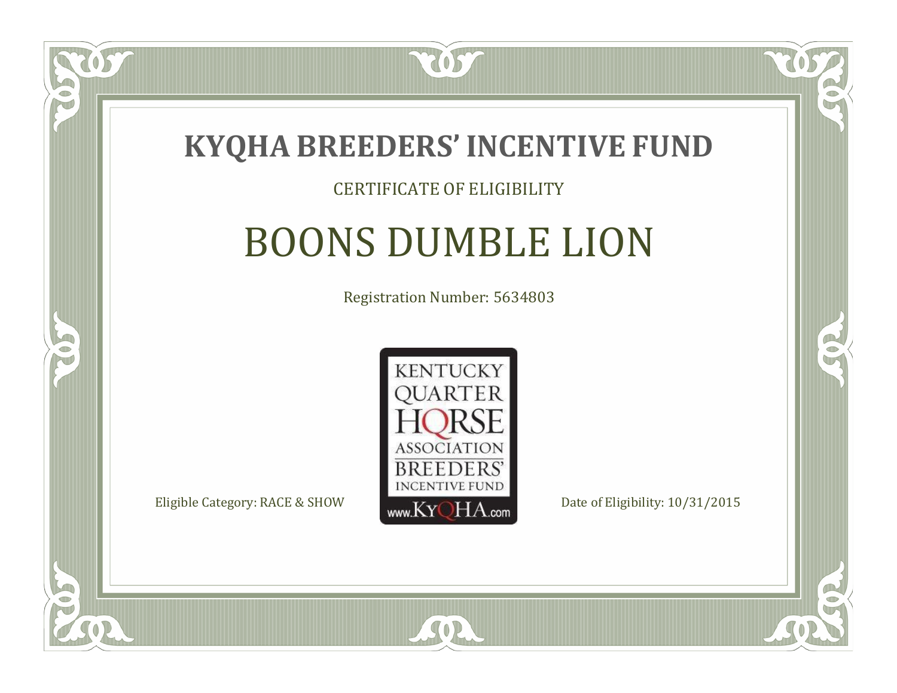# KYQHA BREEDERS' INCENTIVE FUND

CERTIFICATE OF ELIGIBILITY

## BOONS DUMBLE LION

Registration Number: 5634803

KENTUCKY QUARTER HORSE ASSOCIATION BREEDERS' INCENTIVE FUND www.KyQHA.com

Eligible Category: RACE & SHOW

Date of Eligibility: 10/31/2015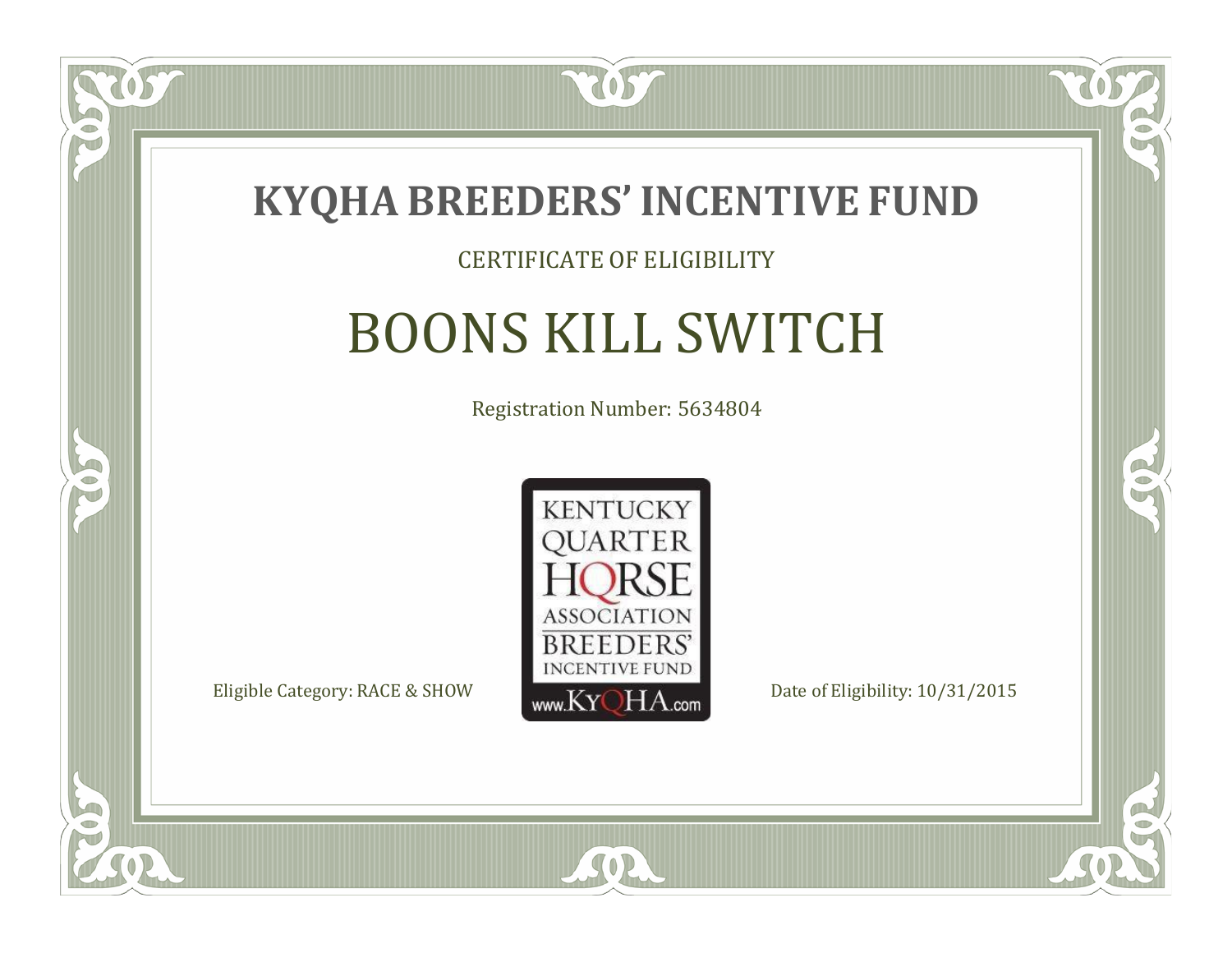# KYQHA BREEDERS' INCENTIVE FUND

CERTIFICATE OF ELIGIBILITY

## BOONS KILL SWITCH

Registration Number: 5634804

KENTUCKY QUARTER HORSE ASSOCIATION BREEDERS' INCENTIVE FUND
www.KyQHA.com

Eligible Category: RACE & SHOW

Date of Eligibility: 10/31/2015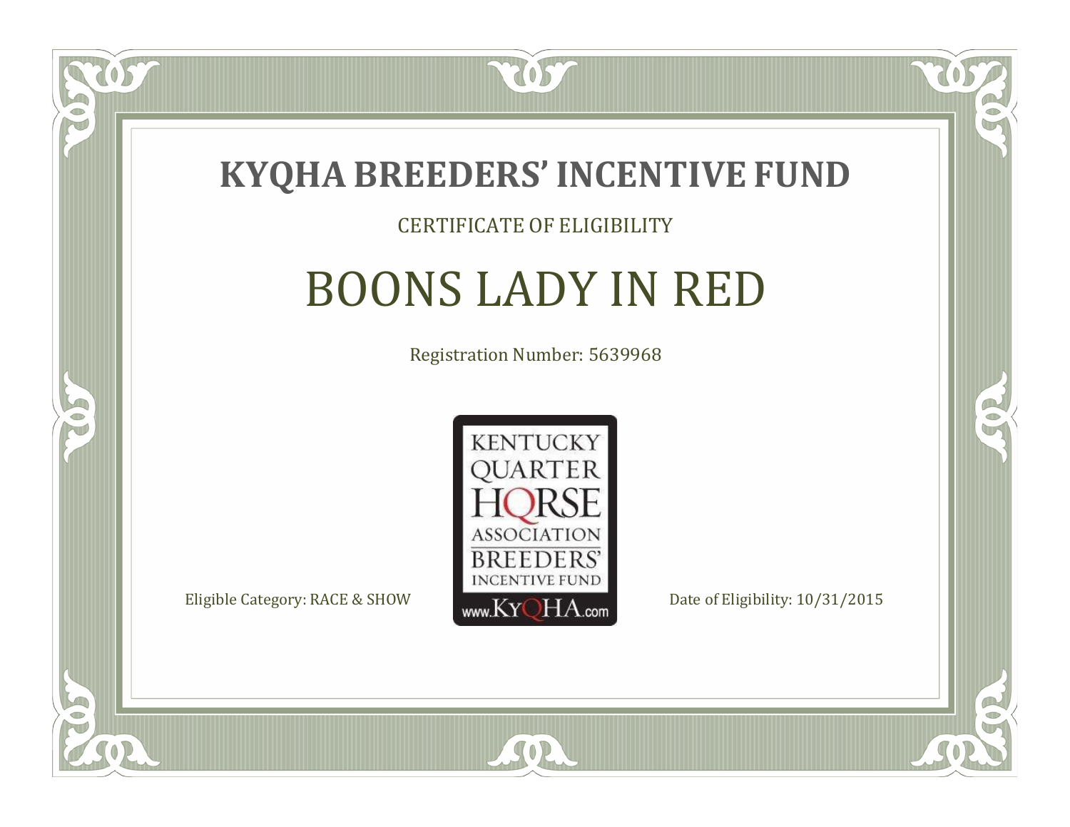# KYQHA BREEDERS' INCENTIVE FUND

CERTIFICATE OF ELIGIBILITY

## BOONS LADY IN RED

Registration Number: 5639968

KENTUCKY QUARTER HORSE ASSOCIATION BREEDERS' INCENTIVE FUND www.KyQHA.com

Eligible Category: RACE & SHOW

Date of Eligibility: 10/31/2015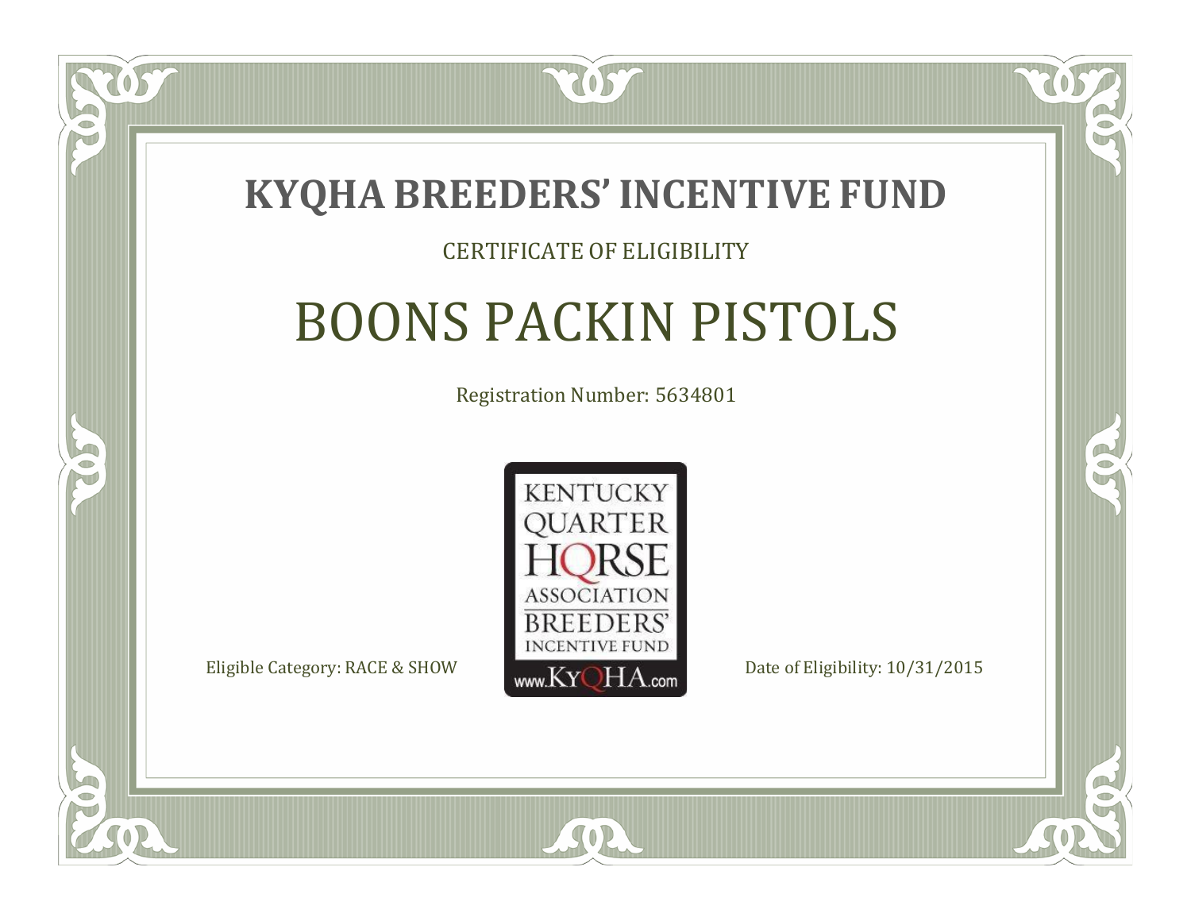# KYQHA BREEDERS' INCENTIVE FUND

CERTIFICATE OF ELIGIBILITY

## BOONS PACKIN PISTOLS

Registration Number: 5634801

KENTUCKY QUARTER HORSE ASSOCIATION BREEDERS' INCENTIVE FUND www.KyQHA.com

Eligible Category: RACE & SHOW

Date of Eligibility: 10/31/2015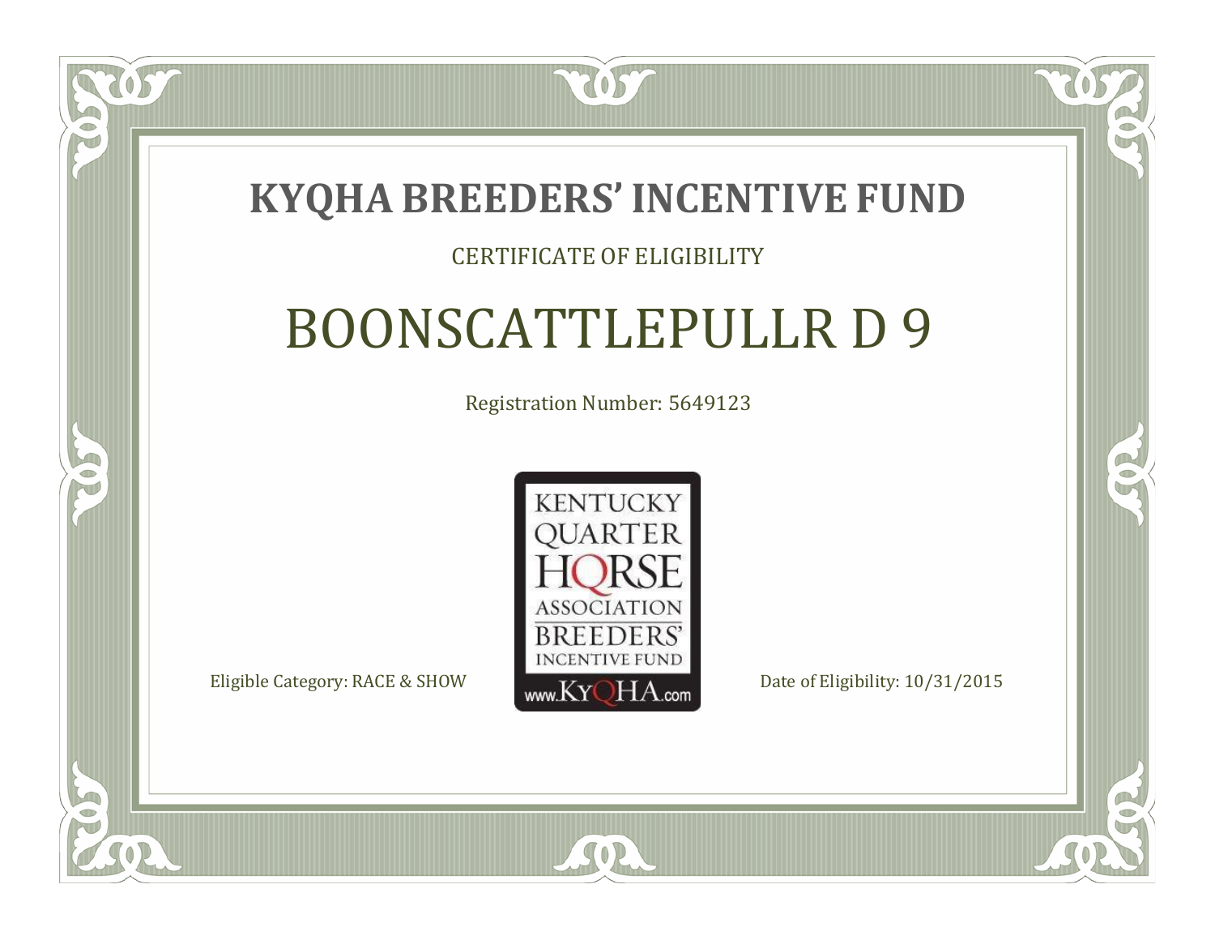# KYQHA BREEDERS' INCENTIVE FUND

CERTIFICATE OF ELIGIBILITY

## BOONSCATTLEPULLR D 9

Registration Number: 5649123

KENTUCKY QUARTER HORSE ASSOCIATION BREEDERS' INCENTIVE FUND www.KyQHA.com

Eligible Category: RACE & SHOW

Date of Eligibility: 10/31/2015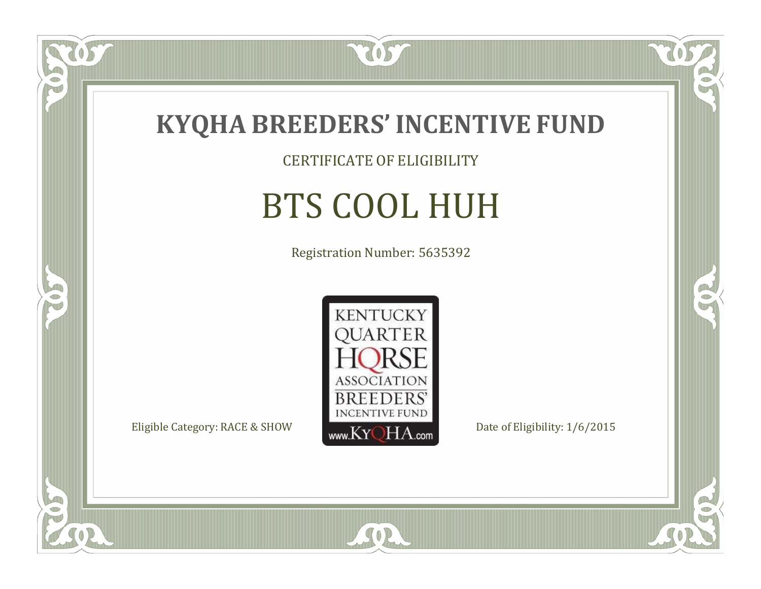# KYQHA BREEDERS' INCENTIVE FUND

CERTIFICATE OF ELIGIBILITY

## BTS COOL HUH

Registration Number: 5635392

KENTUCKY QUARTER HORSE ASSOCIATION BREEDERS' INCENTIVE FUND
www.KyQHA.com

Eligible Category: RACE & SHOW

Date of Eligibility: 1/6/2015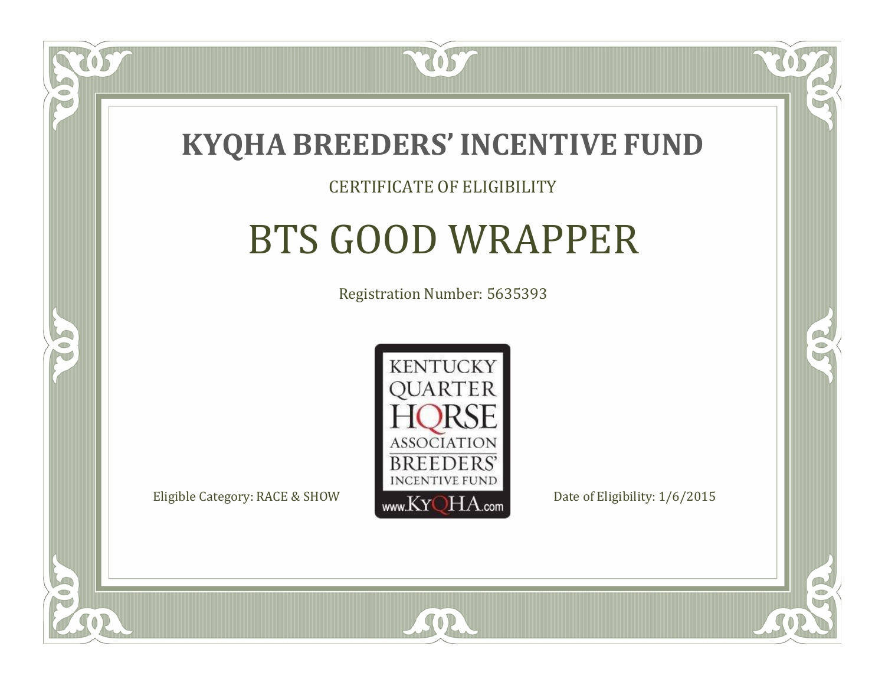# KYQHA BREEDERS' INCENTIVE FUND

CERTIFICATE OF ELIGIBILITY

## BTS GOOD WRAPPER

Registration Number: 5635393

KENTUCKY QUARTER HORSE ASSOCIATION BREEDERS' INCENTIVE FUND www.KyQHA.com

Eligible Category: RACE & SHOW

Date of Eligibility: 1/6/2015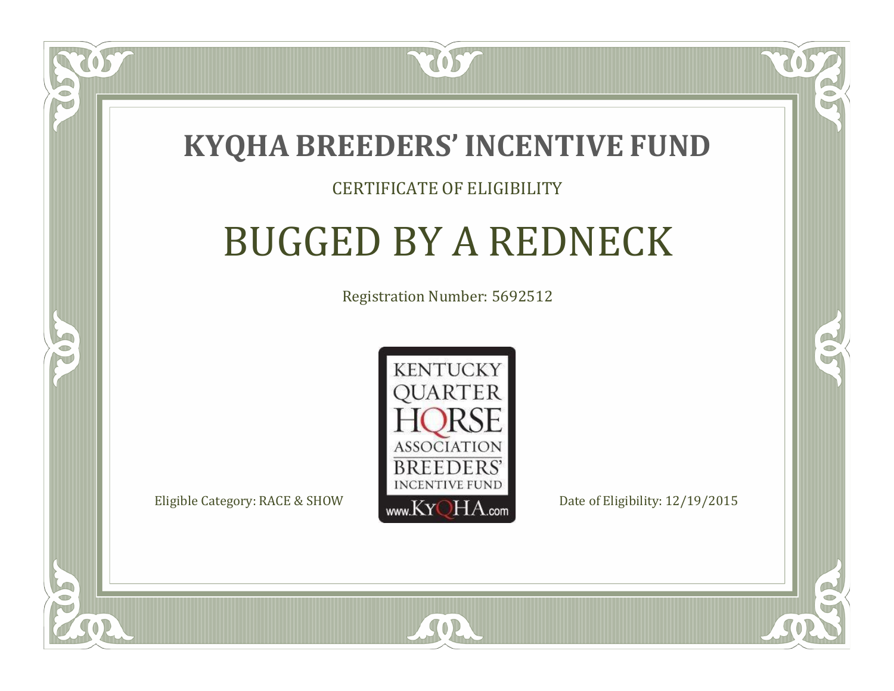# KYQHA BREEDERS' INCENTIVE FUND

CERTIFICATE OF ELIGIBILITY

## BUGGED BY A REDNECK

Registration Number: 5692512

KENTUCKY QUARTER HORSE ASSOCIATION BREEDERS' INCENTIVE FUND www.KyQHA.com

Eligible Category: RACE & SHOW

Date of Eligibility: 12/19/2015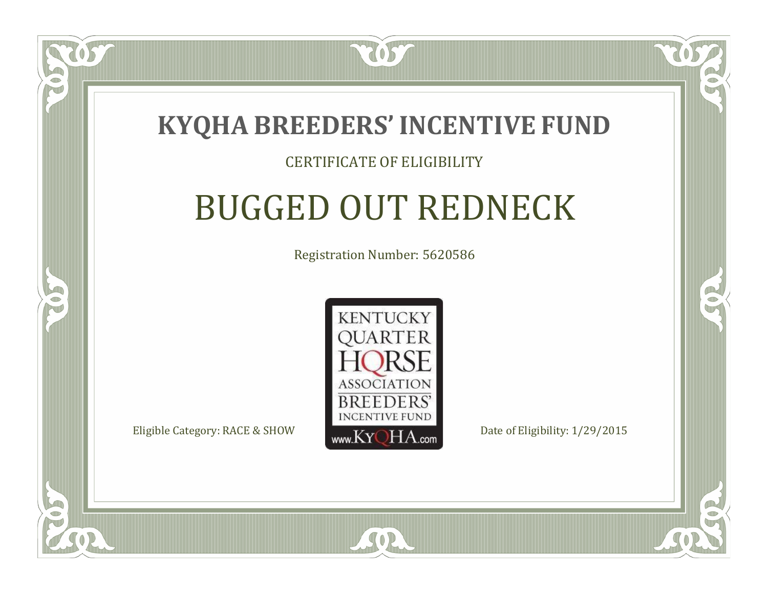# KYQHA BREEDERS' INCENTIVE FUND

CERTIFICATE OF ELIGIBILITY

## BUGGED OUT REDNECK

Registration Number: 5620586

KENTUCKY QUARTER HORSE ASSOCIATION BREEDERS' INCENTIVE FUND www.KyQHA.com

Eligible Category: RACE & SHOW

Date of Eligibility: 1/29/2015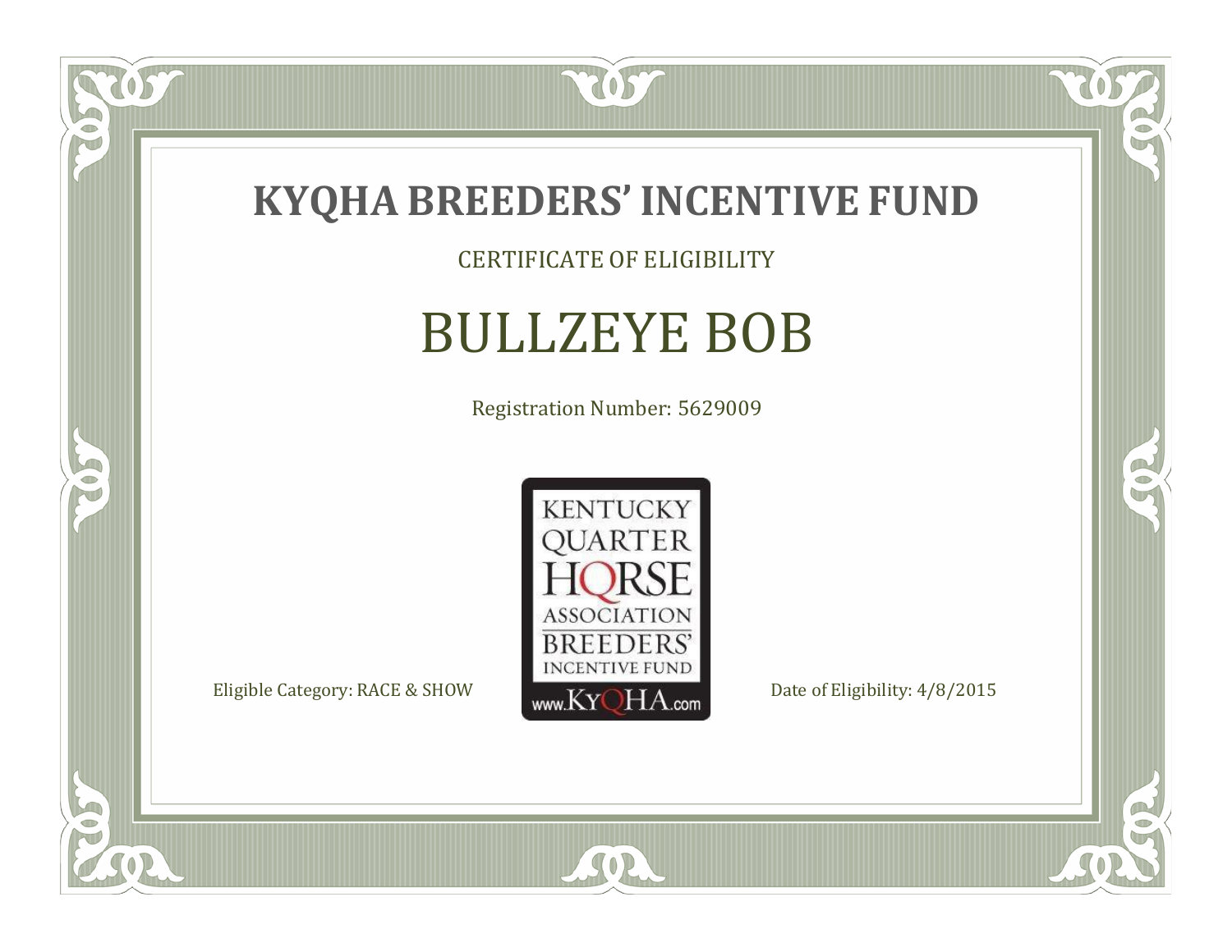# KYQHA BREEDERS' INCENTIVE FUND

CERTIFICATE OF ELIGIBILITY

## BULLZEYE BOB

Registration Number: 5629009

KENTUCKY QUARTER HORSE ASSOCIATION BREEDERS' INCENTIVE FUND www.KyQHA.com

Eligible Category: RACE & SHOW

Date of Eligibility: 4/8/2015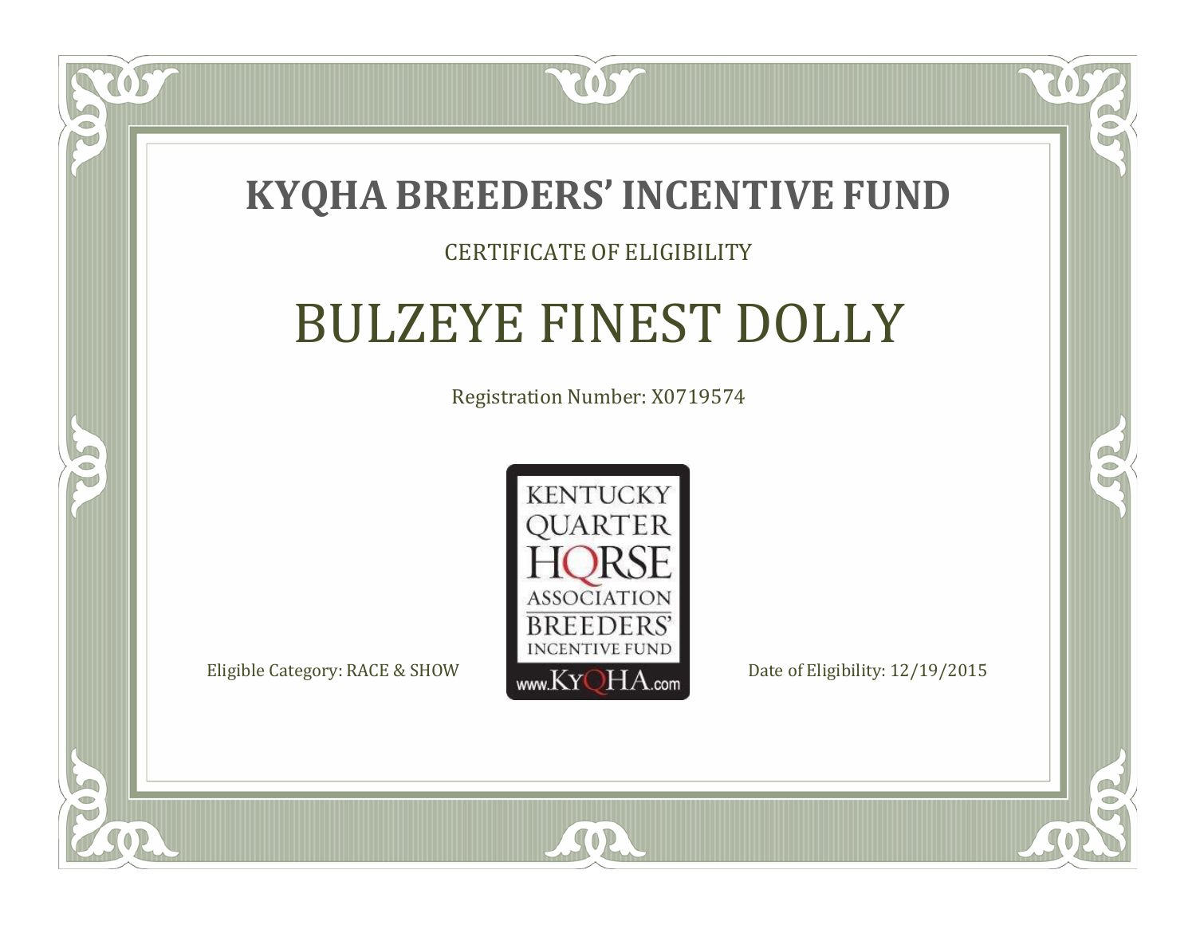# KYQHA BREEDERS' INCENTIVE FUND

CERTIFICATE OF ELIGIBILITY

## BULZEYE FINEST DOLLY

Registration Number: X0719574

KENTUCKY QUARTER HORSE ASSOCIATION BREEDERS' INCENTIVE FUND www.KyQHA.com

Eligible Category: RACE & SHOW

Date of Eligibility: 12/19/2015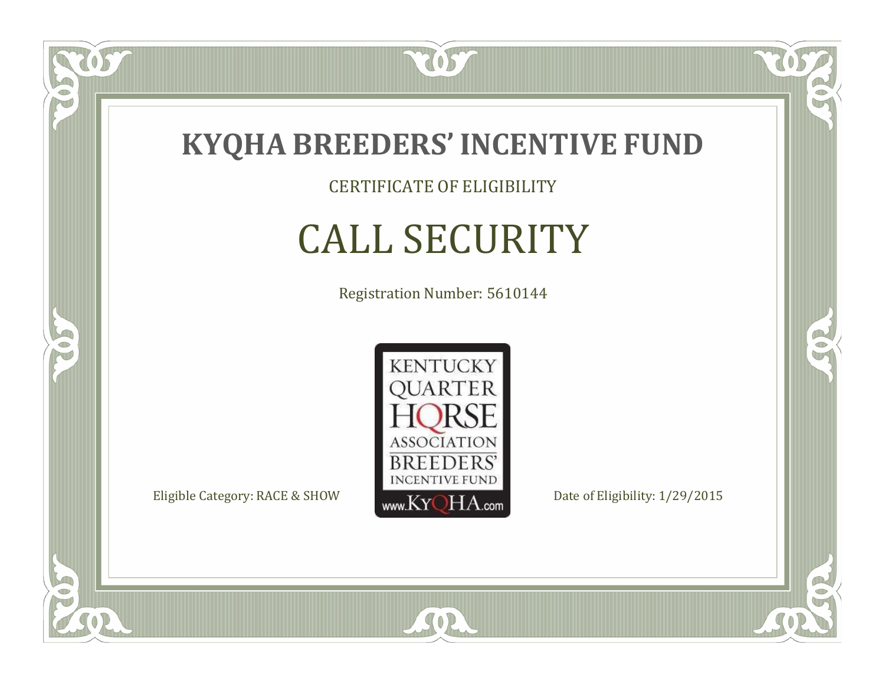# KYQHA BREEDERS' INCENTIVE FUND

CERTIFICATE OF ELIGIBILITY

## CALL SECURITY

Registration Number: 5610144

KENTUCKY QUARTER HORSE ASSOCIATION BREEDERS' INCENTIVE FUND www.KyQHA.com

Eligible Category: RACE & SHOW

Date of Eligibility: 1/29/2015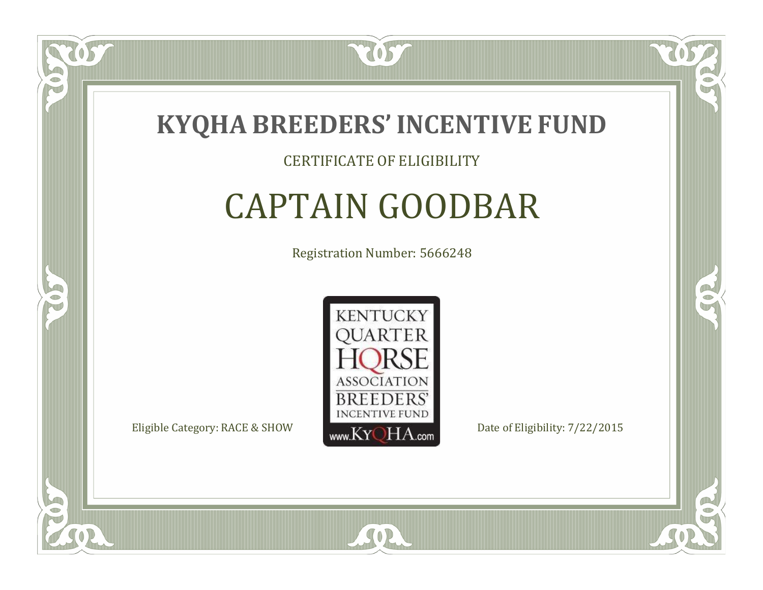# KYQHA BREEDERS' INCENTIVE FUND

CERTIFICATE OF ELIGIBILITY

## CAPTAIN GOODBAR

Registration Number: 5666248

KENTUCKY QUARTER HORSE ASSOCIATION BREEDERS' INCENTIVE FUND www.KyQHA.com

Eligible Category: RACE & SHOW

Date of Eligibility: 7/22/2015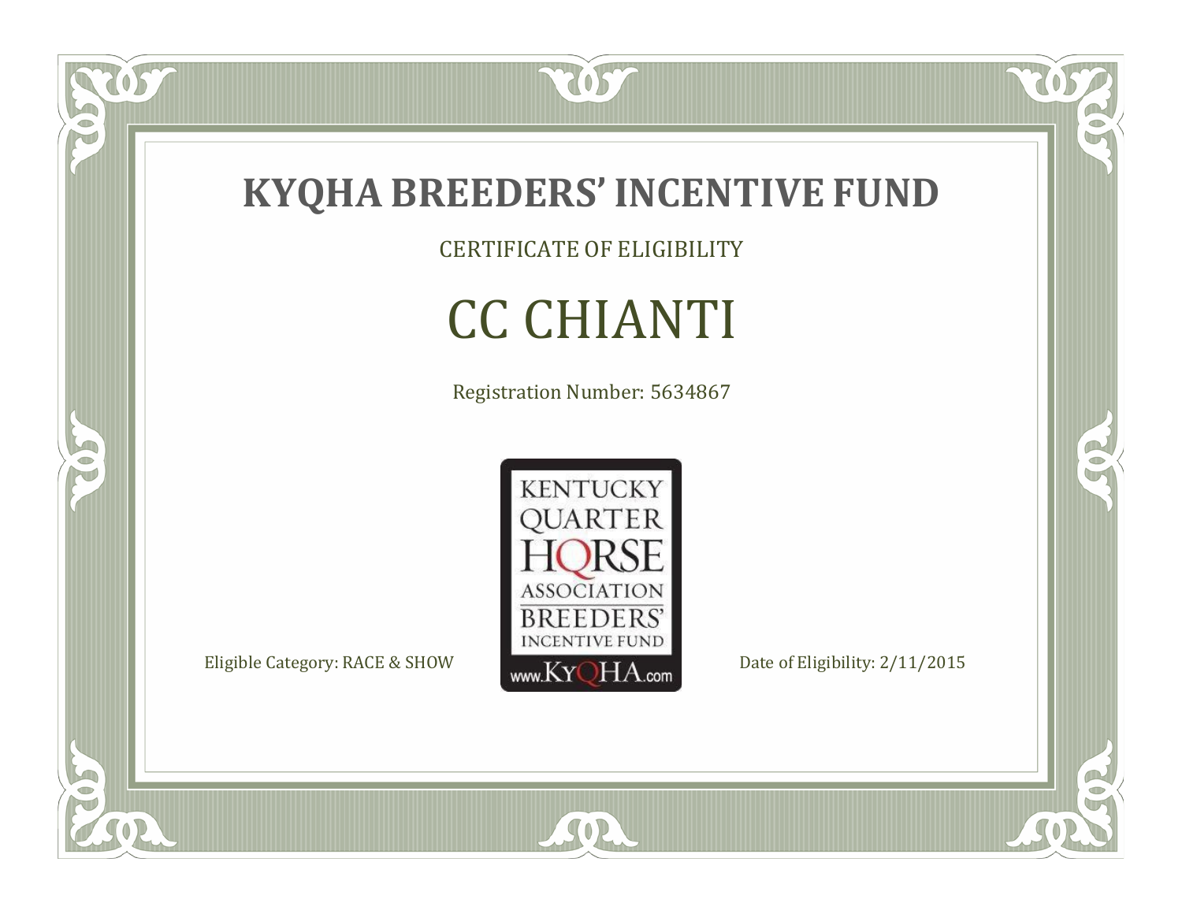# KYQHA BREEDERS' INCENTIVE FUND

CERTIFICATE OF ELIGIBILITY

## CC CHIANTI

Registration Number: 5634867

KENTUCKY QUARTER HORSE ASSOCIATION BREEDERS' INCENTIVE FUND www.KyQHA.com

Eligible Category: RACE & SHOW

Date of Eligibility: 2/11/2015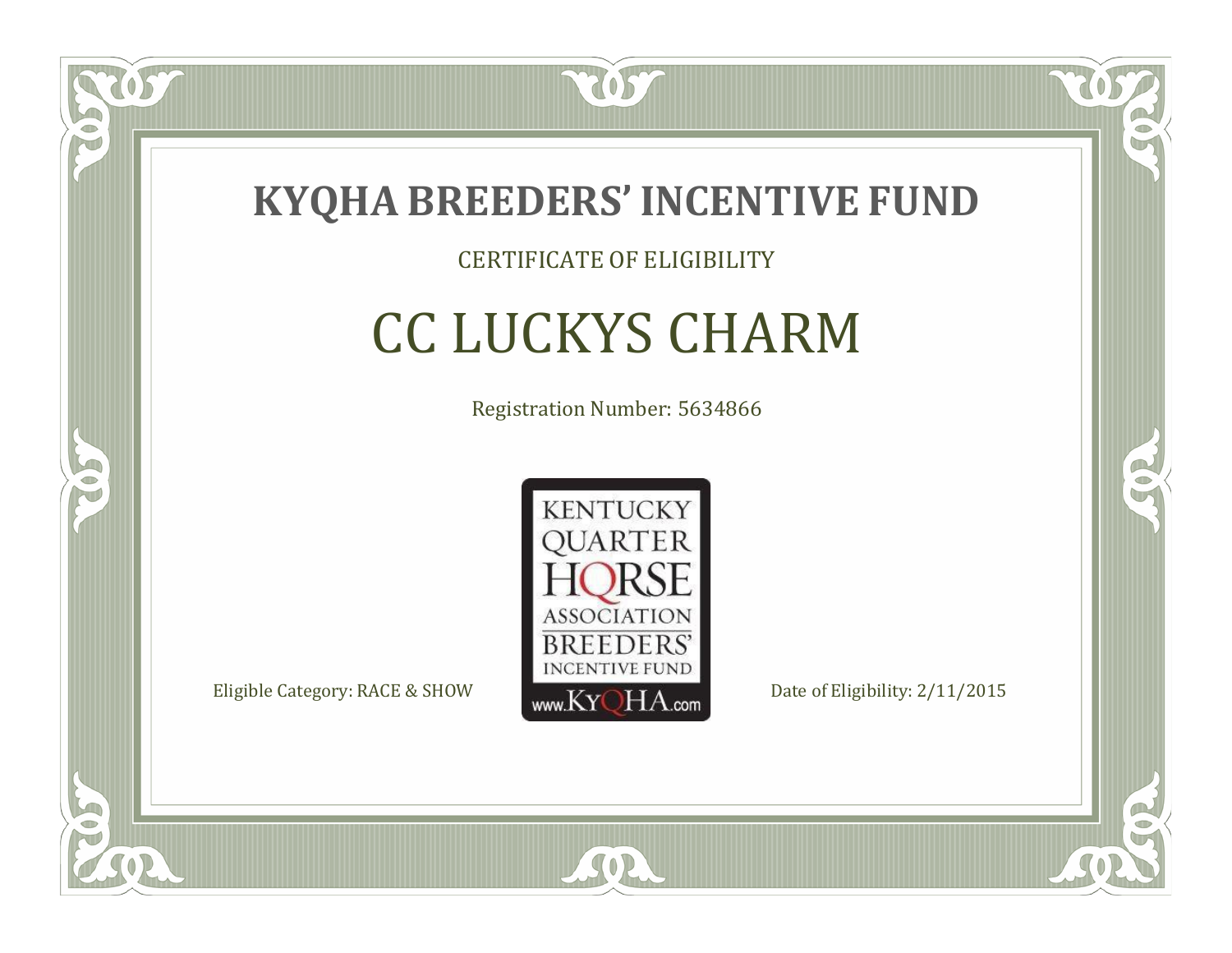# KYQHA BREEDERS' INCENTIVE FUND

CERTIFICATE OF ELIGIBILITY

## CC LUCKYS CHARM

Registration Number: 5634866

KENTUCKY QUARTER HORSE ASSOCIATION BREEDERS' INCENTIVE FUND www.KyQHA.com

Eligible Category: RACE & SHOW

Date of Eligibility: 2/11/2015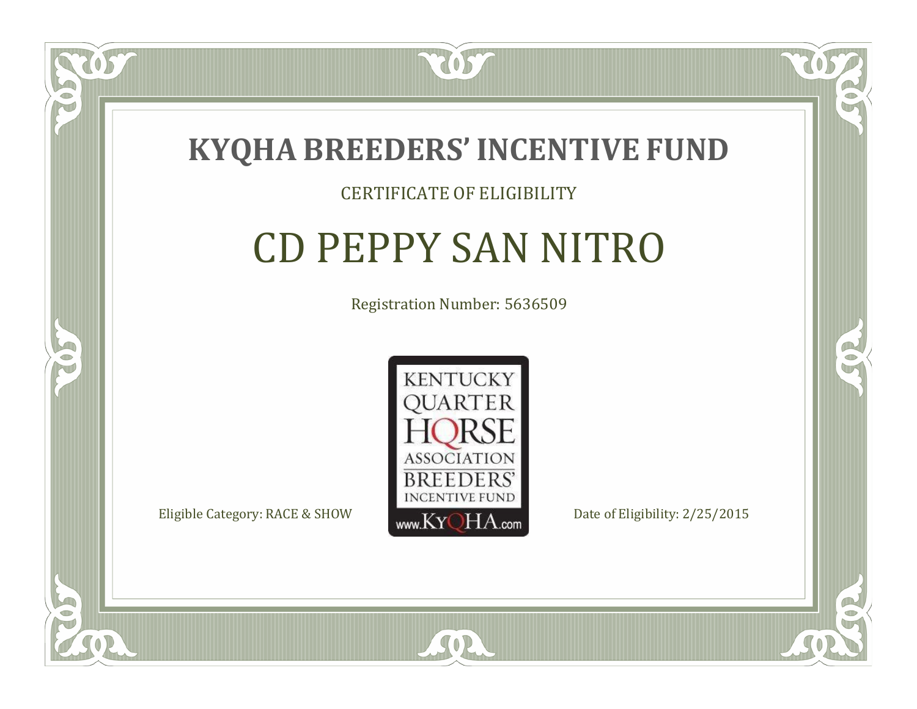# KYQHA BREEDERS' INCENTIVE FUND

CERTIFICATE OF ELIGIBILITY

## CD PEPPY SAN NITRO

Registration Number: 5636509

KENTUCKY QUARTER HORSE ASSOCIATION BREEDERS' INCENTIVE FUND www.KyQHA.com

Eligible Category: RACE & SHOW

Date of Eligibility: 2/25/2015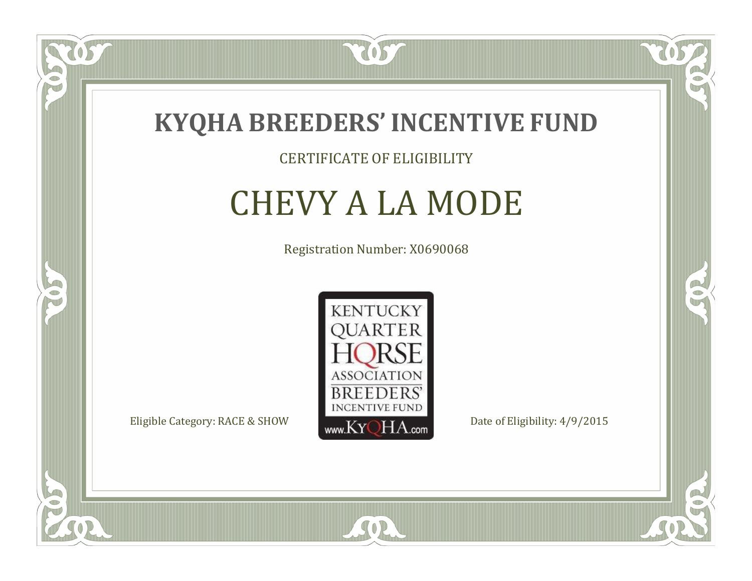# KYQHA BREEDERS' INCENTIVE FUND

CERTIFICATE OF ELIGIBILITY

## CHEVY A LA MODE

Registration Number: X0690068

KENTUCKY QUARTER HORSE ASSOCIATION BREEDERS' INCENTIVE FUND www.KyQHA.com

Eligible Category: RACE & SHOW

Date of Eligibility: 4/9/2015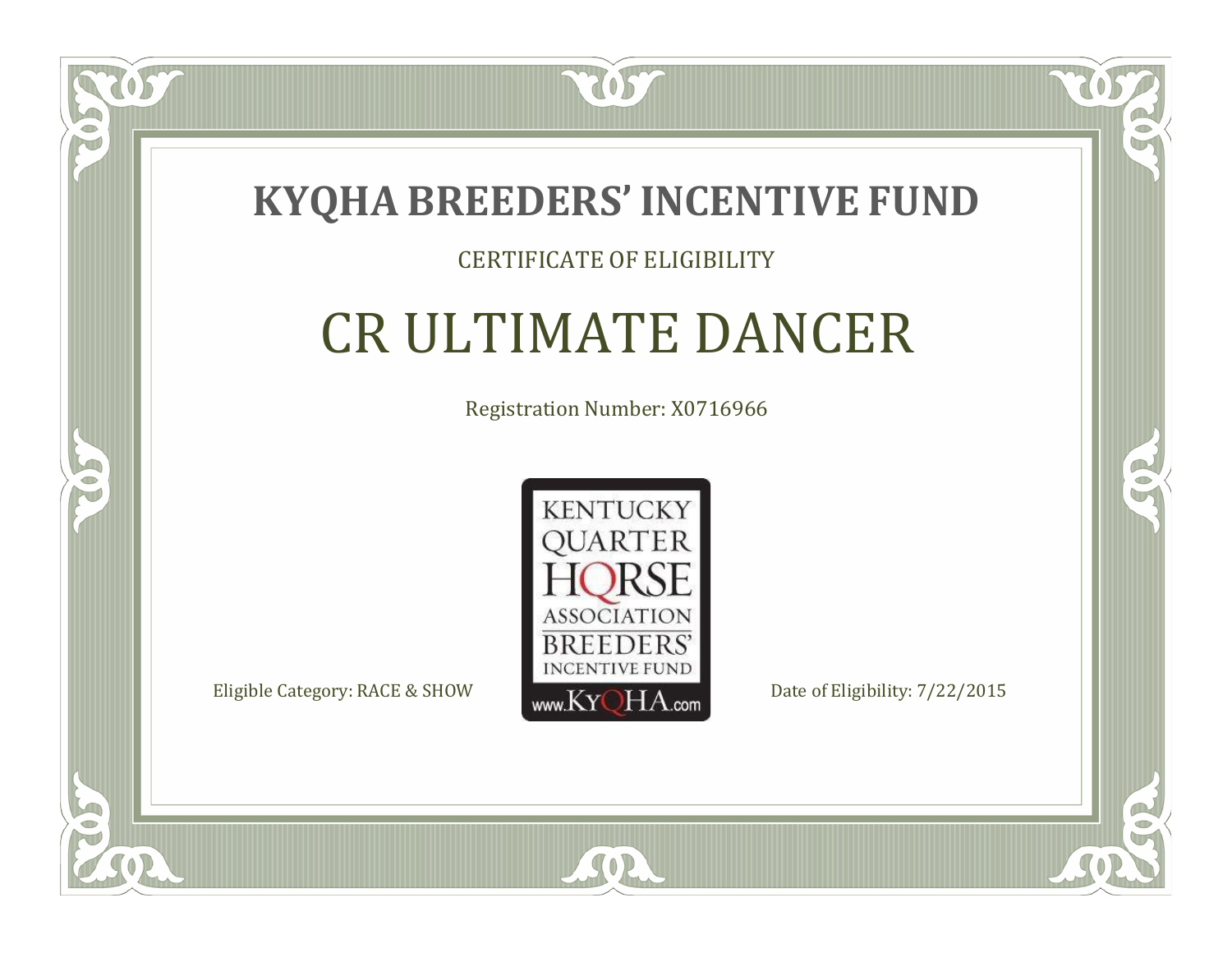# KYQHA BREEDERS' INCENTIVE FUND

CERTIFICATE OF ELIGIBILITY

## CR ULTIMATE DANCER

Registration Number: X0716966

KENTUCKY QUARTER HORSE ASSOCIATION BREEDERS' INCENTIVE FUND www.KyQHA.com

Eligible Category: RACE & SHOW

Date of Eligibility: 7/22/2015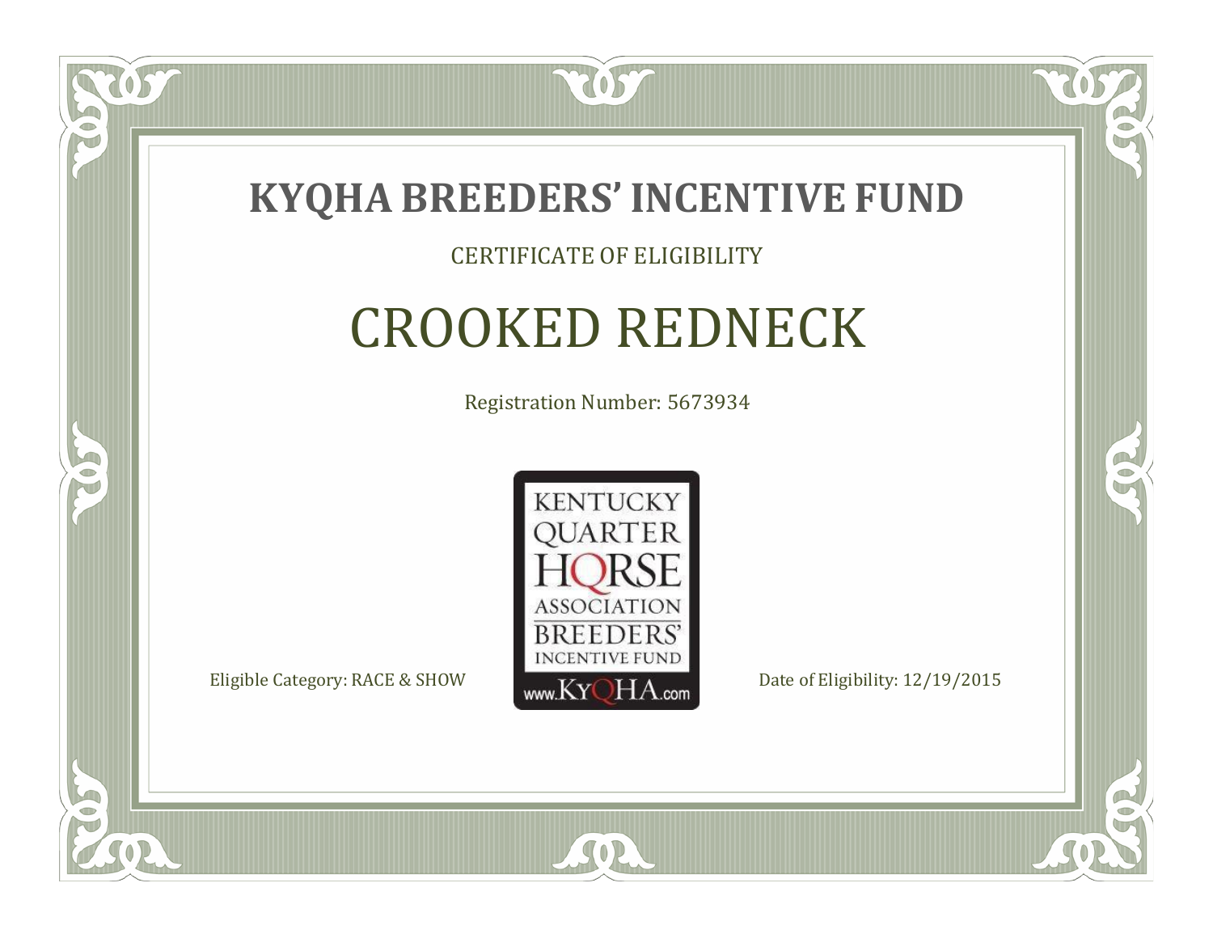# KYQHA BREEDERS' INCENTIVE FUND

CERTIFICATE OF ELIGIBILITY

## CROOKED REDNECK

Registration Number: 5673934

KENTUCKY QUARTER HORSE ASSOCIATION BREEDERS' INCENTIVE FUND www.KyQHA.com

Eligible Category: RACE & SHOW

Date of Eligibility: 12/19/2015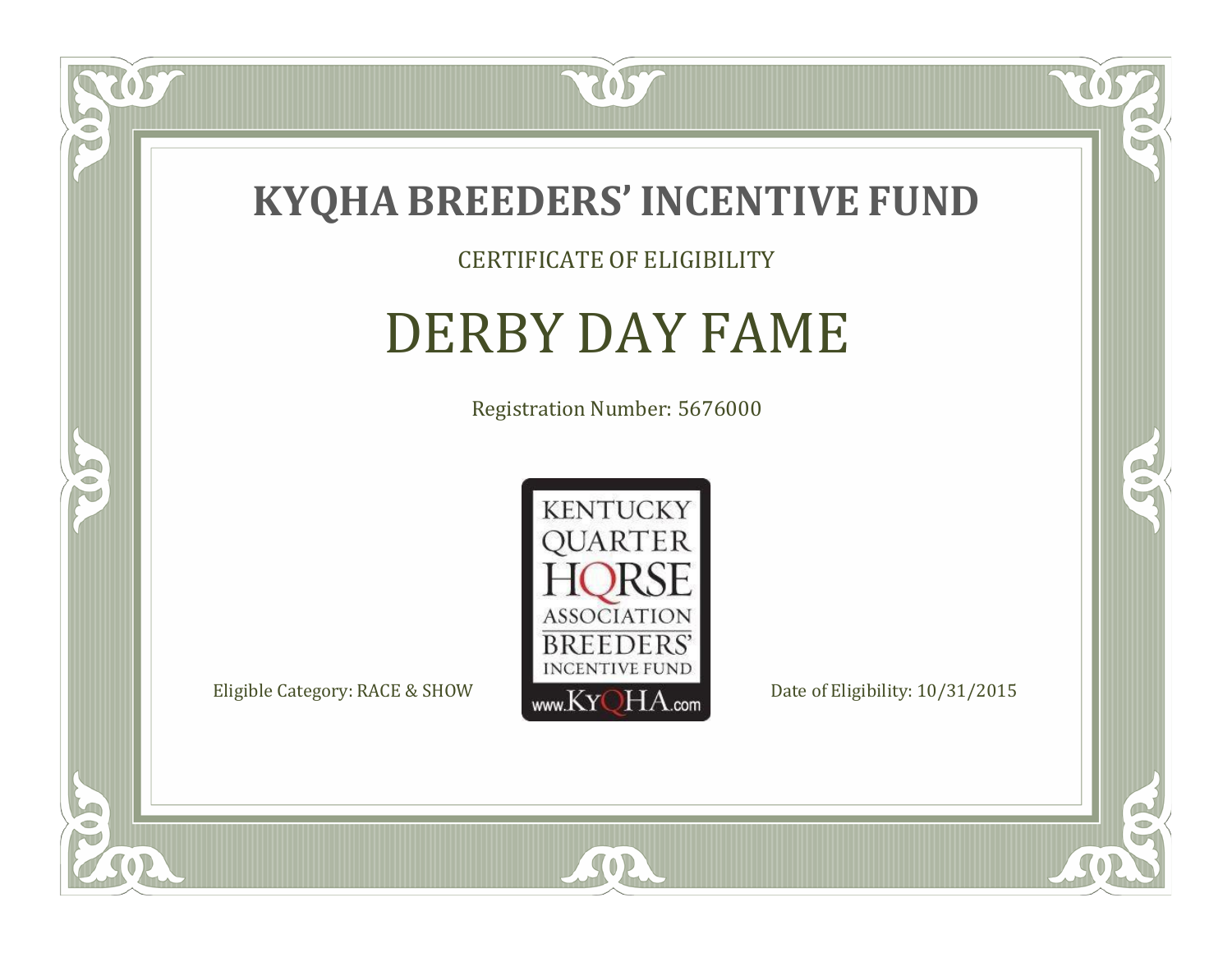# KYQHA BREEDERS' INCENTIVE FUND

CERTIFICATE OF ELIGIBILITY

## DERBY DAY FAME

Registration Number: 5676000

KENTUCKY QUARTER HORSE ASSOCIATION BREEDERS' INCENTIVE FUND www.KyQHA.com

Eligible Category: RACE & SHOW

Date of Eligibility: 10/31/2015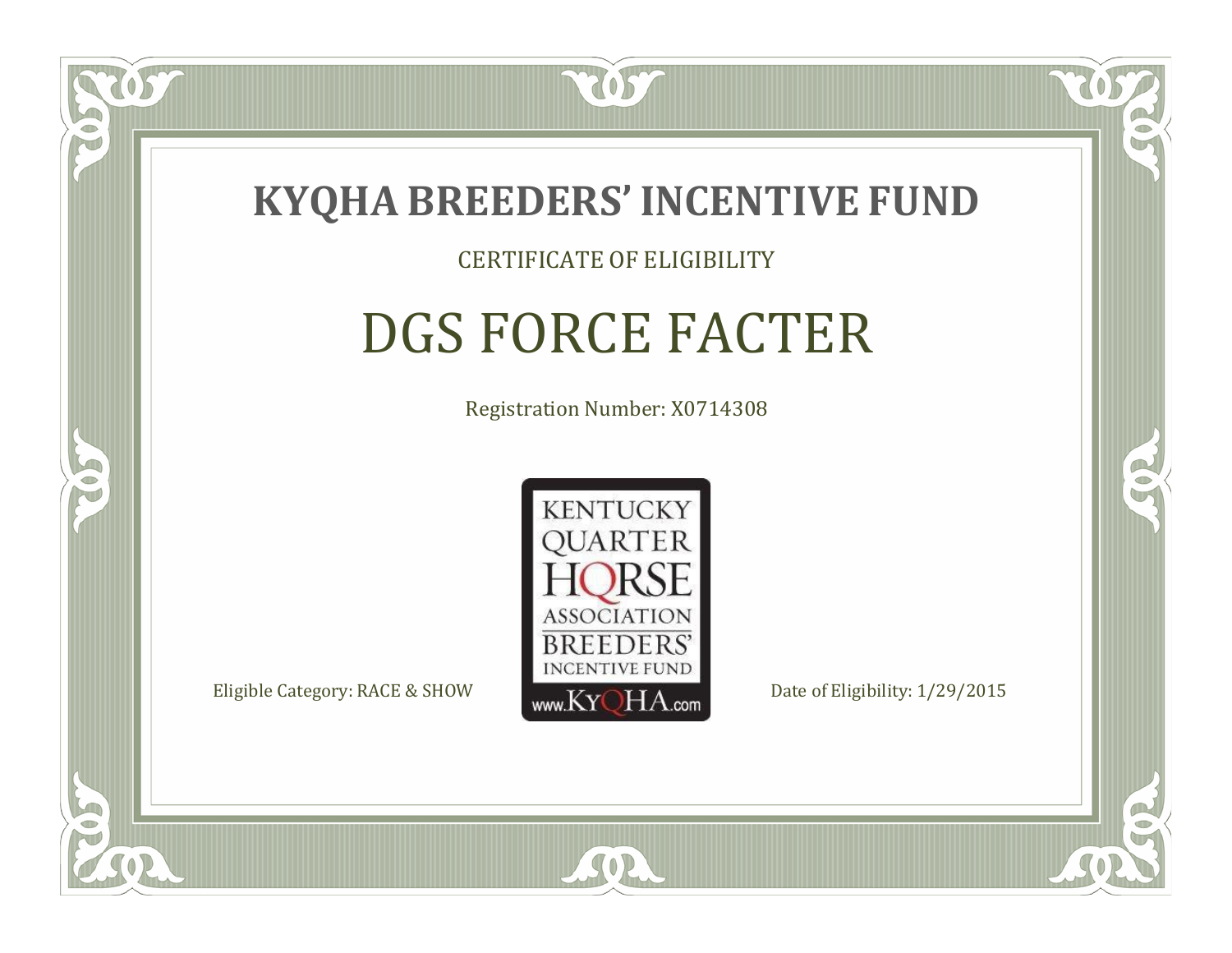# KYQHA BREEDERS' INCENTIVE FUND

CERTIFICATE OF ELIGIBILITY

## DGS FORCE FACTER

Registration Number: X0714308

KENTUCKY QUARTER HORSE ASSOCIATION BREEDERS' INCENTIVE FUND www.KyQHA.com

Eligible Category: RACE & SHOW

Date of Eligibility: 1/29/2015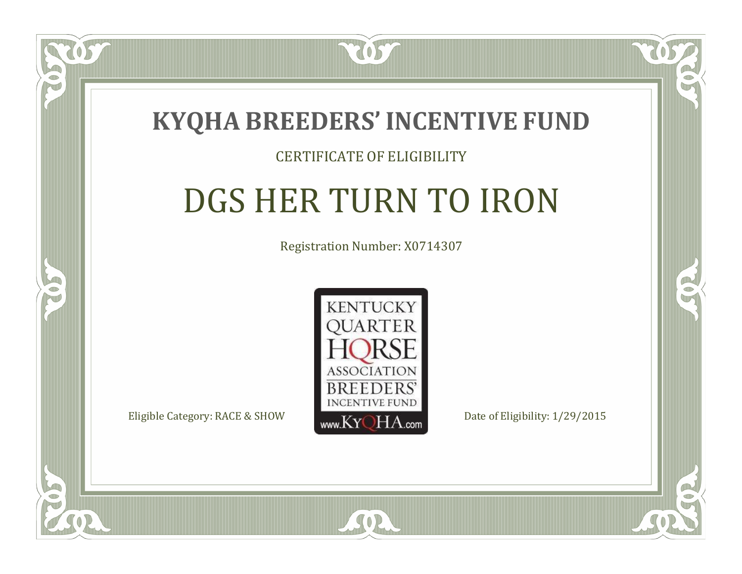# KYQHA BREEDERS' INCENTIVE FUND

CERTIFICATE OF ELIGIBILITY

## DGS HER TURN TO IRON

Registration Number: X0714307

KENTUCKY QUARTER HORSE ASSOCIATION BREEDERS' INCENTIVE FUND
www.KyQHA.com

Eligible Category: RACE & SHOW

Date of Eligibility: 1/29/2015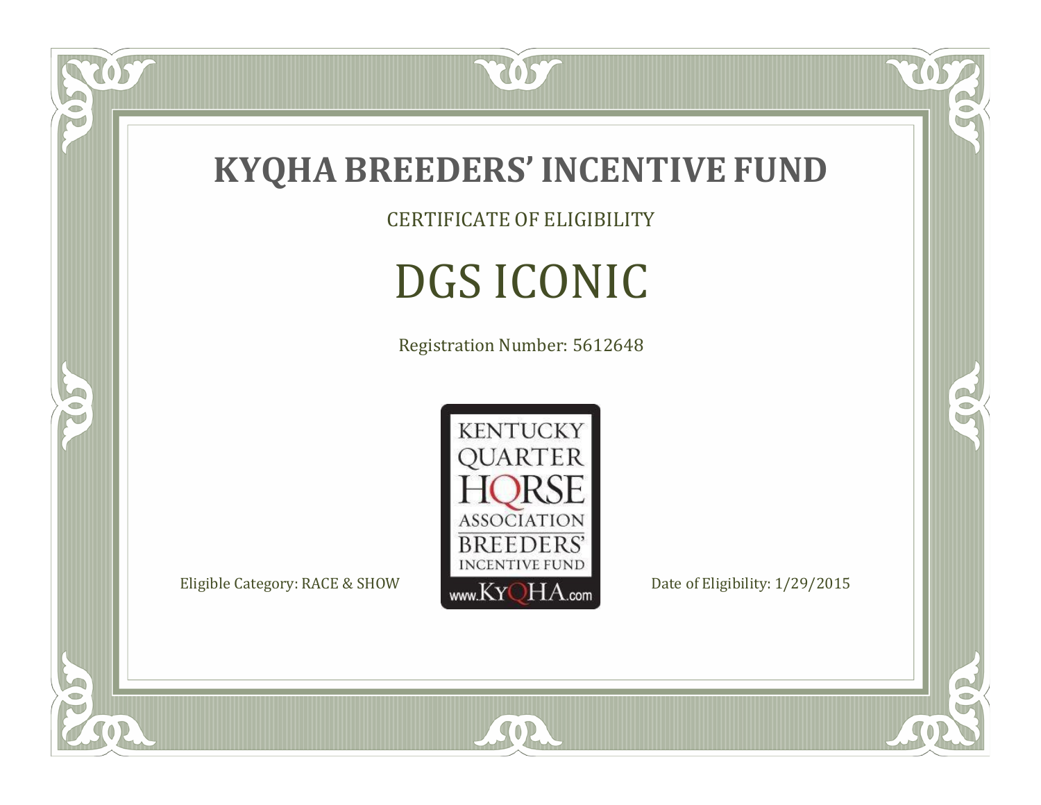# KYQHA BREEDERS' INCENTIVE FUND

CERTIFICATE OF ELIGIBILITY

## DGS ICONIC

Registration Number: 5612648

KENTUCKY QUARTER HORSE ASSOCIATION BREEDERS' INCENTIVE FUND www.KyQHA.com

Eligible Category: RACE & SHOW

Date of Eligibility: 1/29/2015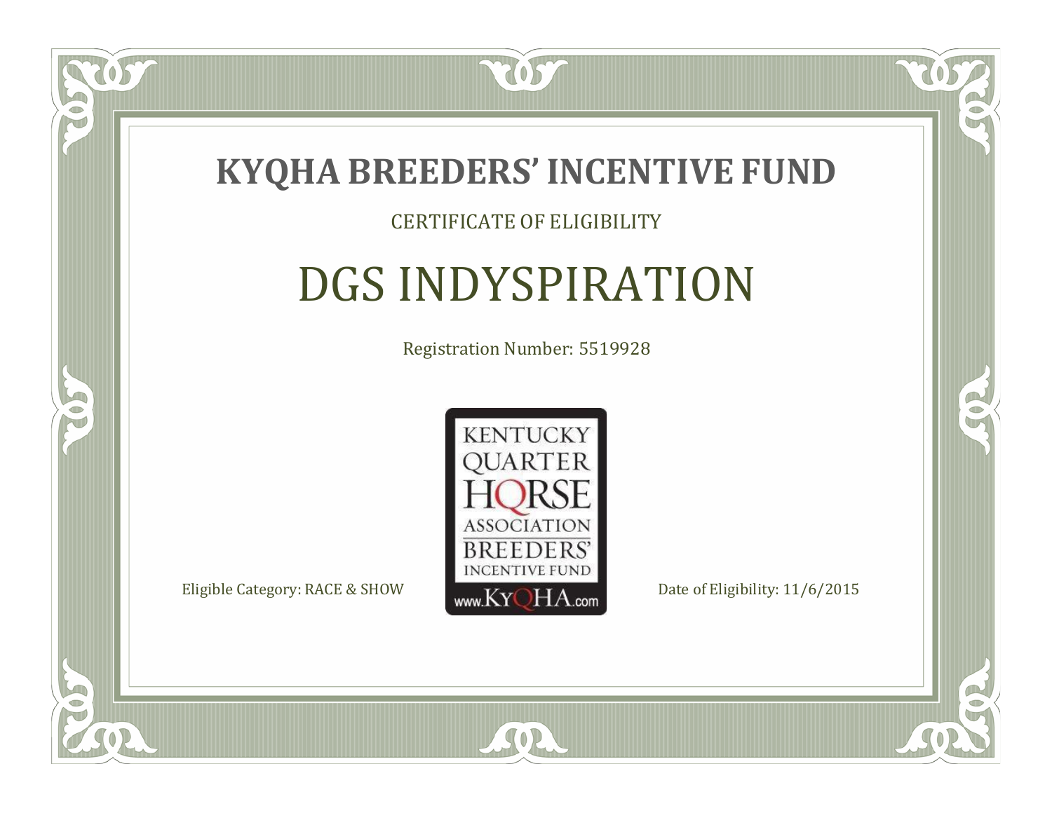# KYQHA BREEDERS' INCENTIVE FUND

CERTIFICATE OF ELIGIBILITY

## DGS INDYSPIRATION

Registration Number: 5519928

KENTUCKY QUARTER HORSE ASSOCIATION BREEDERS' INCENTIVE FUND www.KyQHA.com

Eligible Category: RACE & SHOW

Date of Eligibility: 11/6/2015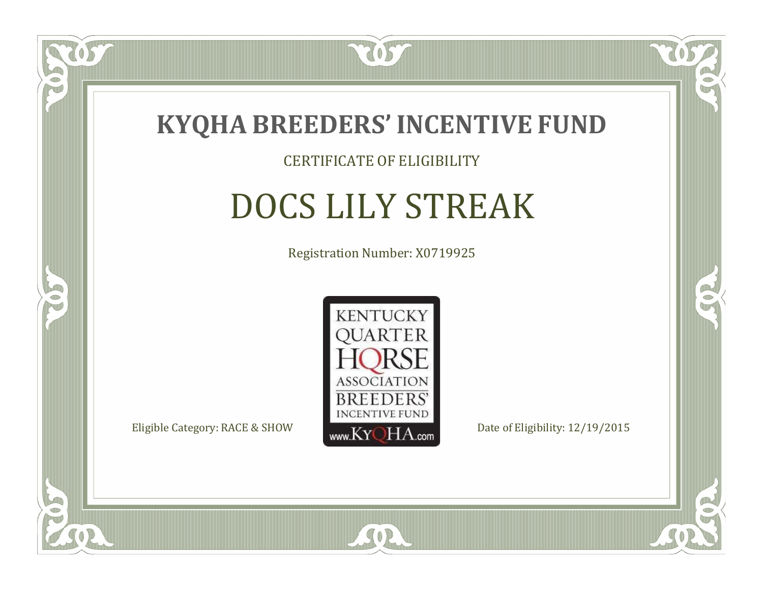# KYQHA BREEDERS' INCENTIVE FUND

CERTIFICATE OF ELIGIBILITY

## DOCS LILY STREAK

Registration Number: X0719925

KENTUCKY QUARTER HORSE ASSOCIATION BREEDERS' INCENTIVE FUND www.KyQHA.com

Eligible Category: RACE & SHOW

Date of Eligibility: 12/19/2015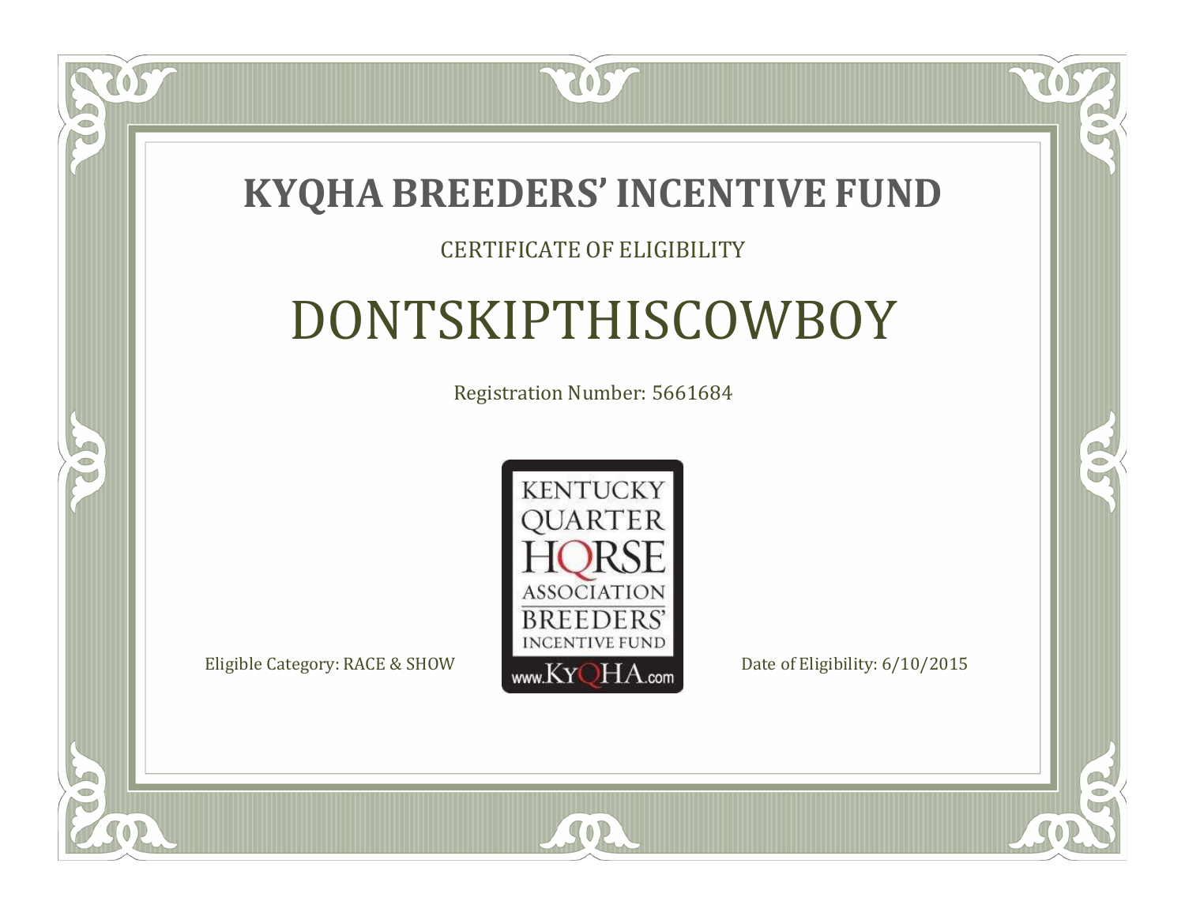# KYQHA BREEDERS' INCENTIVE FUND

CERTIFICATE OF ELIGIBILITY

## DONTSKIPTHISCOWBOY

Registration Number: 5661684

KENTUCKY QUARTER HORSE ASSOCIATION BREEDERS' INCENTIVE FUND www.KyQHA.com

Eligible Category: RACE & SHOW

Date of Eligibility: 6/10/2015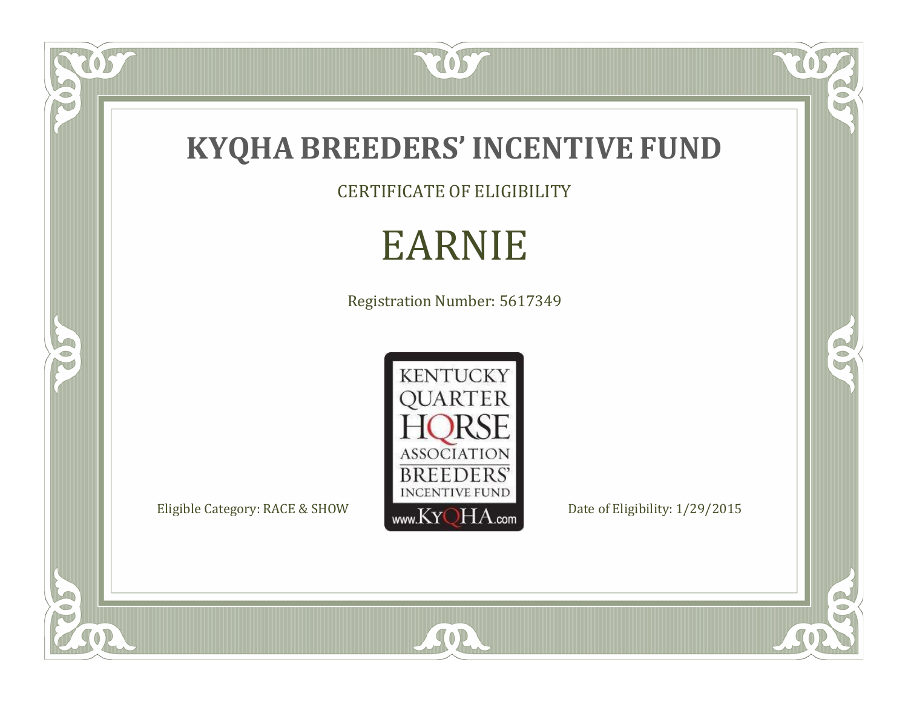# KYQHA BREEDERS' INCENTIVE FUND

CERTIFICATE OF ELIGIBILITY

## EARNIE

Registration Number: 5617349

KENTUCKY QUARTER HORSE ASSOCIATION BREEDERS' INCENTIVE FUND www.KyQHA.com

Eligible Category: RACE & SHOW

Date of Eligibility: 1/29/2015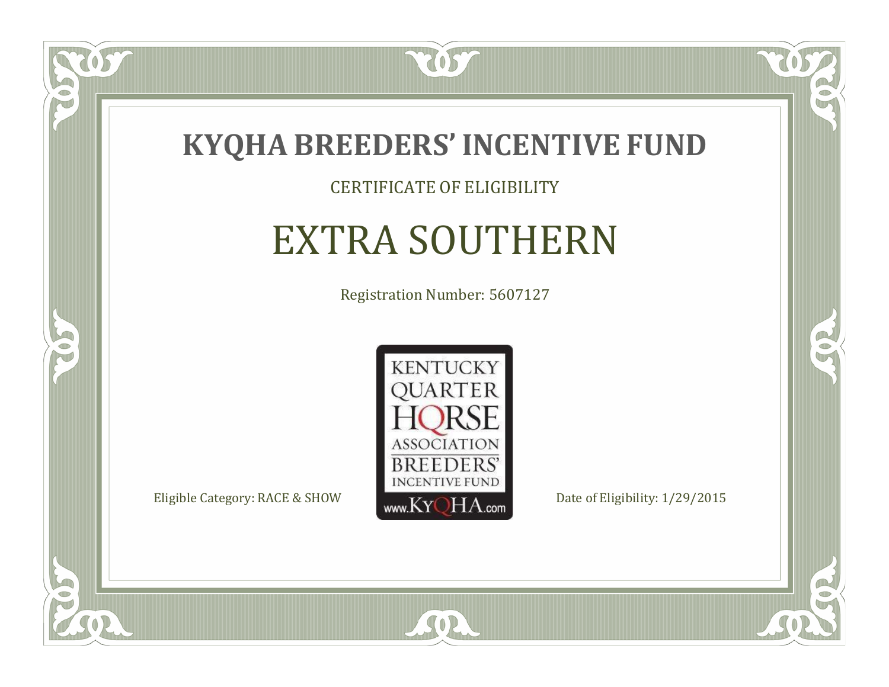# KYQHA BREEDERS' INCENTIVE FUND

CERTIFICATE OF ELIGIBILITY

## EXTRA SOUTHERN

Registration Number: 5607127

KENTUCKY QUARTER HORSE ASSOCIATION BREEDERS' INCENTIVE FUND
www.KyQHA.com

Eligible Category: RACE & SHOW

Date of Eligibility: 1/29/2015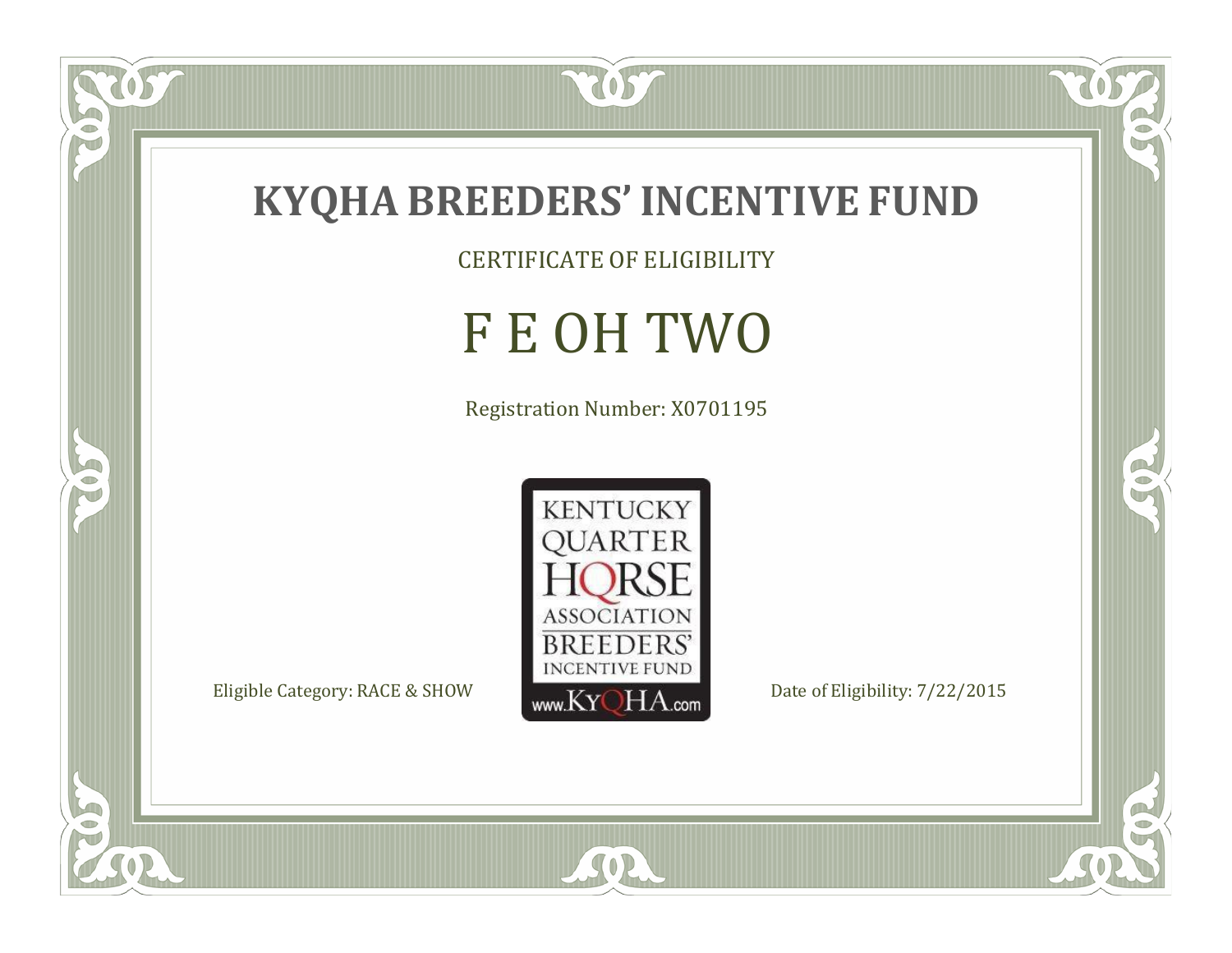# KYQHA BREEDERS' INCENTIVE FUND

CERTIFICATE OF ELIGIBILITY

## F E OH TWO

Registration Number: X0701195

KENTUCKY QUARTER HORSE ASSOCIATION BREEDERS' INCENTIVE FUND
www.KyQHA.com

Eligible Category: RACE & SHOW

Date of Eligibility: 7/22/2015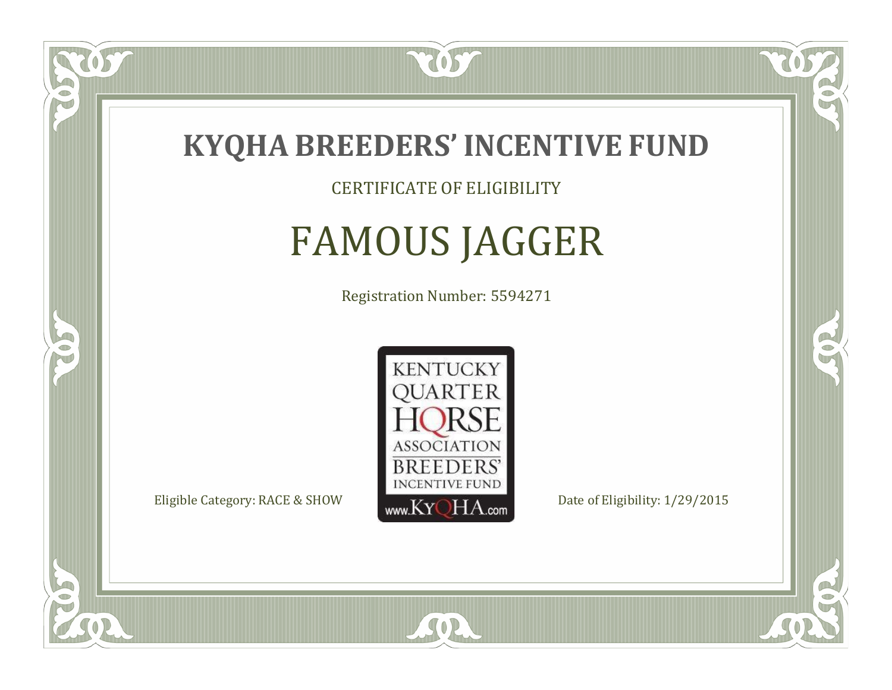# KYQHA BREEDERS' INCENTIVE FUND

CERTIFICATE OF ELIGIBILITY

## FAMOUS JAGGER

Registration Number: 5594271

KENTUCKY QUARTER HORSE ASSOCIATION BREEDERS' INCENTIVE FUND www.KyQHA.com

Eligible Category: RACE & SHOW

Date of Eligibility: 1/29/2015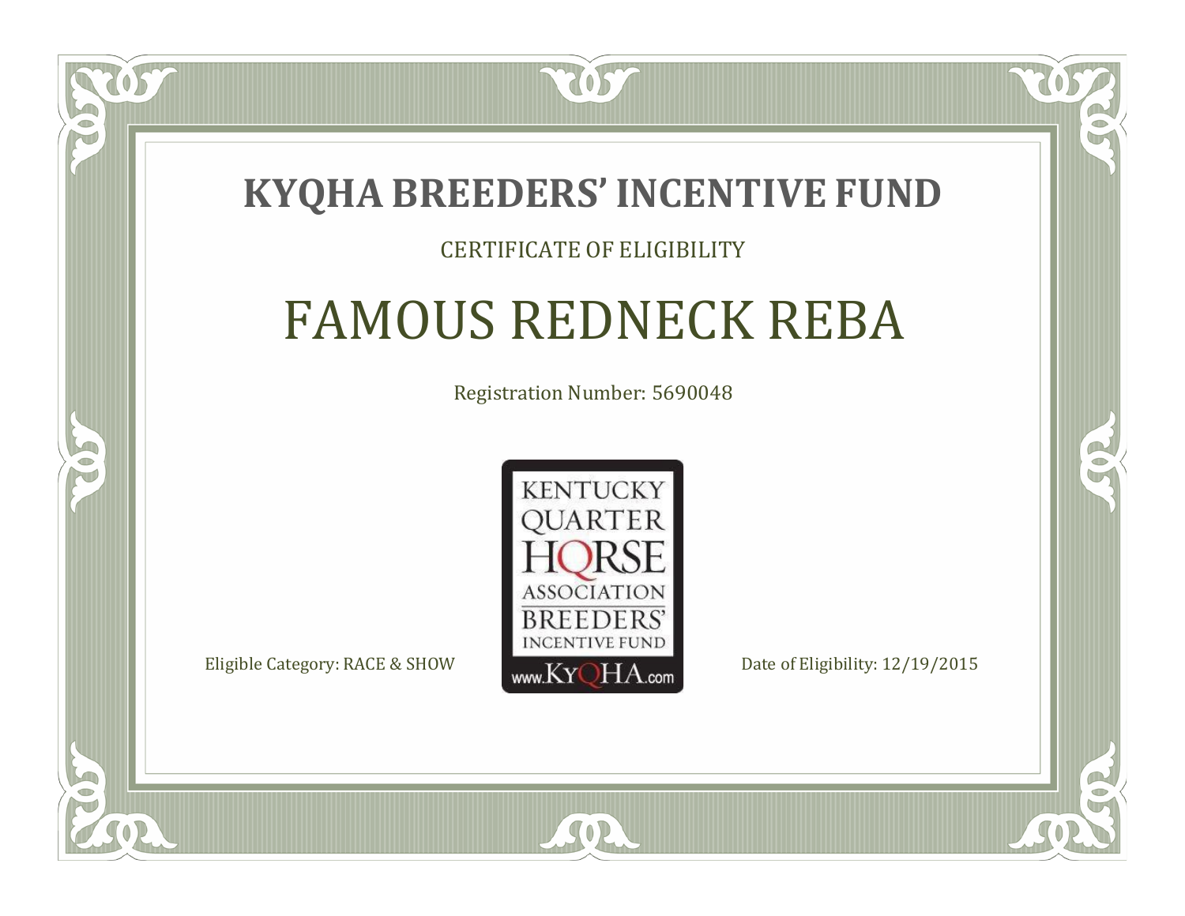# KYQHA BREEDERS' INCENTIVE FUND

CERTIFICATE OF ELIGIBILITY

## FAMOUS REDNECK REBA

Registration Number: 5690048

KENTUCKY QUARTER HORSE ASSOCIATION BREEDERS' INCENTIVE FUND www.KyQHA.com

Eligible Category: RACE & SHOW

Date of Eligibility: 12/19/2015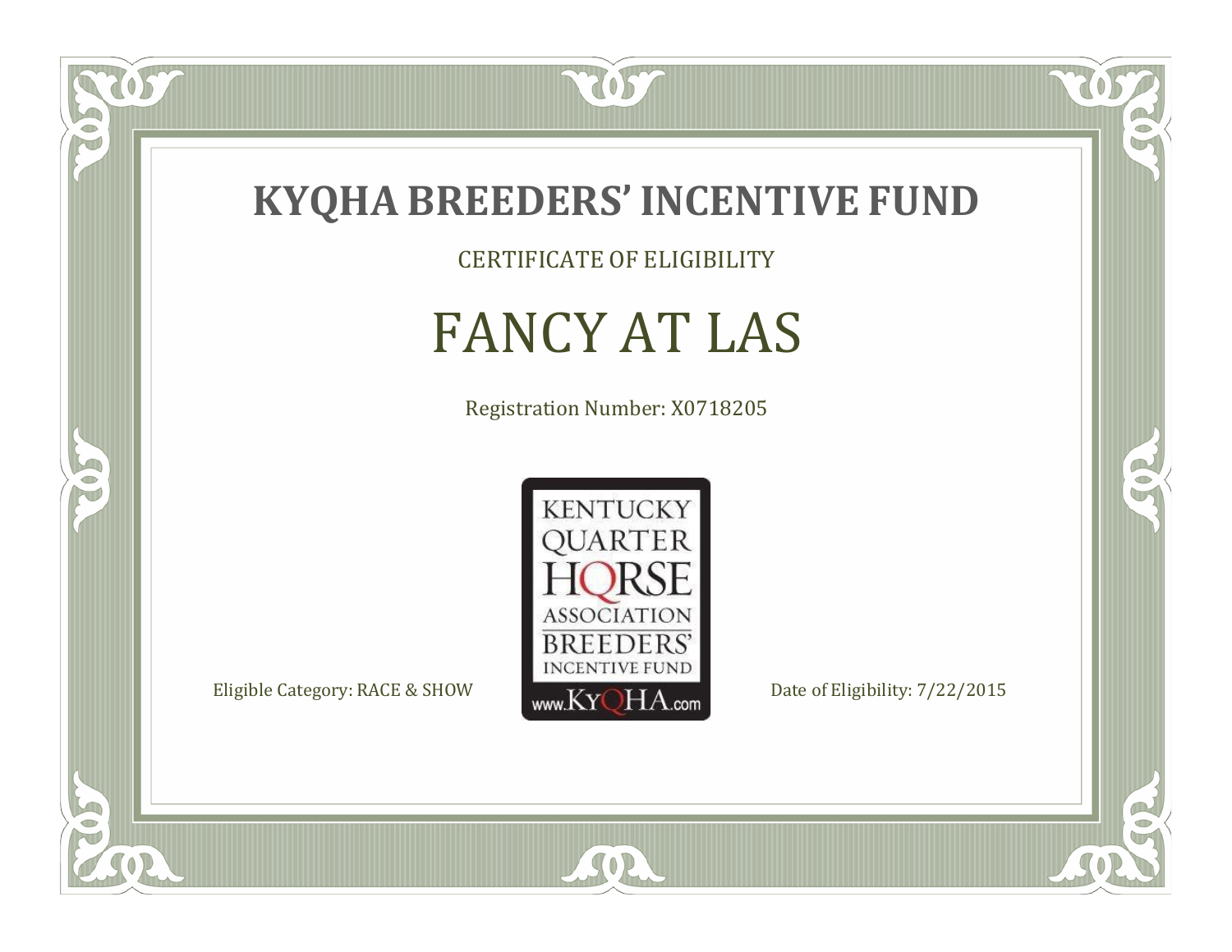# KYQHA BREEDERS' INCENTIVE FUND

CERTIFICATE OF ELIGIBILITY

## FANCY AT LAS

Registration Number: X0718205

KENTUCKY QUARTER HORSE ASSOCIATION BREEDERS' INCENTIVE FUND www.KyQHA.com

Eligible Category: RACE & SHOW

Date of Eligibility: 7/22/2015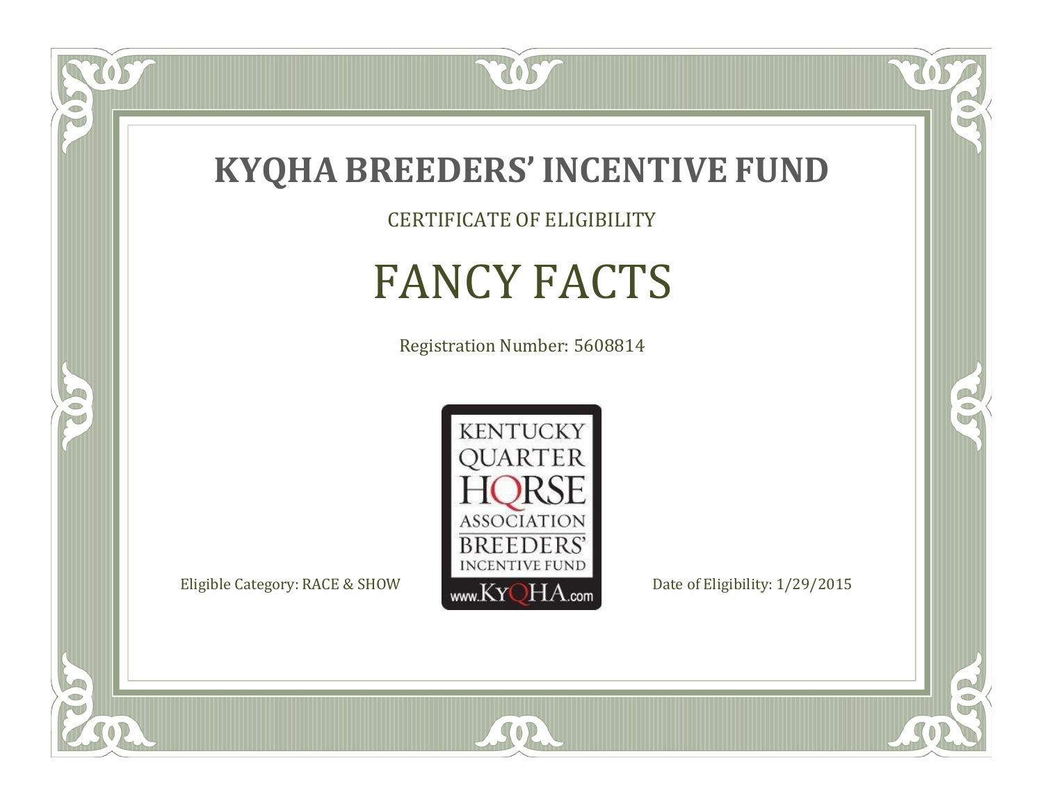# KYQHA BREEDERS' INCENTIVE FUND

CERTIFICATE OF ELIGIBILITY

## FANCY FACTS

Registration Number: 5608814

KENTUCKY QUARTER HORSE ASSOCIATION BREEDERS' INCENTIVE FUND

www.KyQHA.com

Eligible Category: RACE & SHOW

Date of Eligibility: 1/29/2015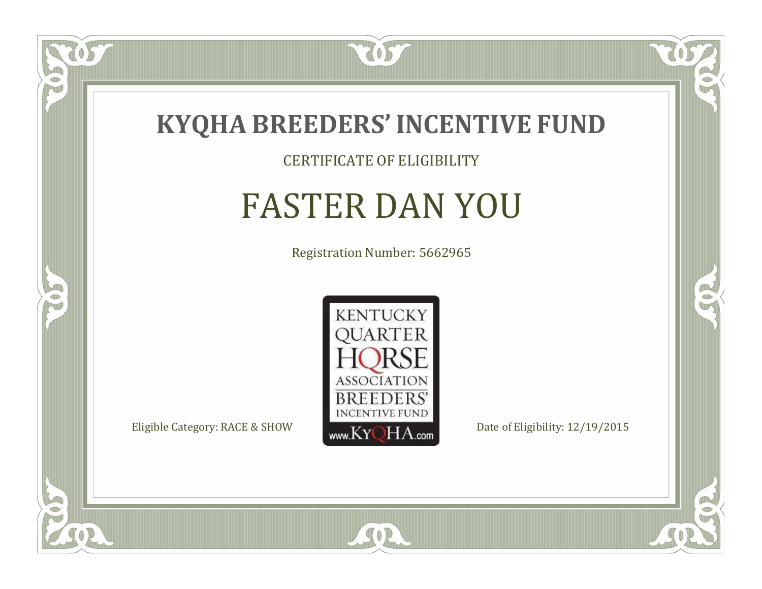# KYQHA BREEDERS' INCENTIVE FUND

CERTIFICATE OF ELIGIBILITY

## FASTER DAN YOU

Registration Number: 5662965

KENTUCKY QUARTER HORSE ASSOCIATION BREEDERS' INCENTIVE FUND www.KyQHA.com

Eligible Category: RACE & SHOW

Date of Eligibility: 12/19/2015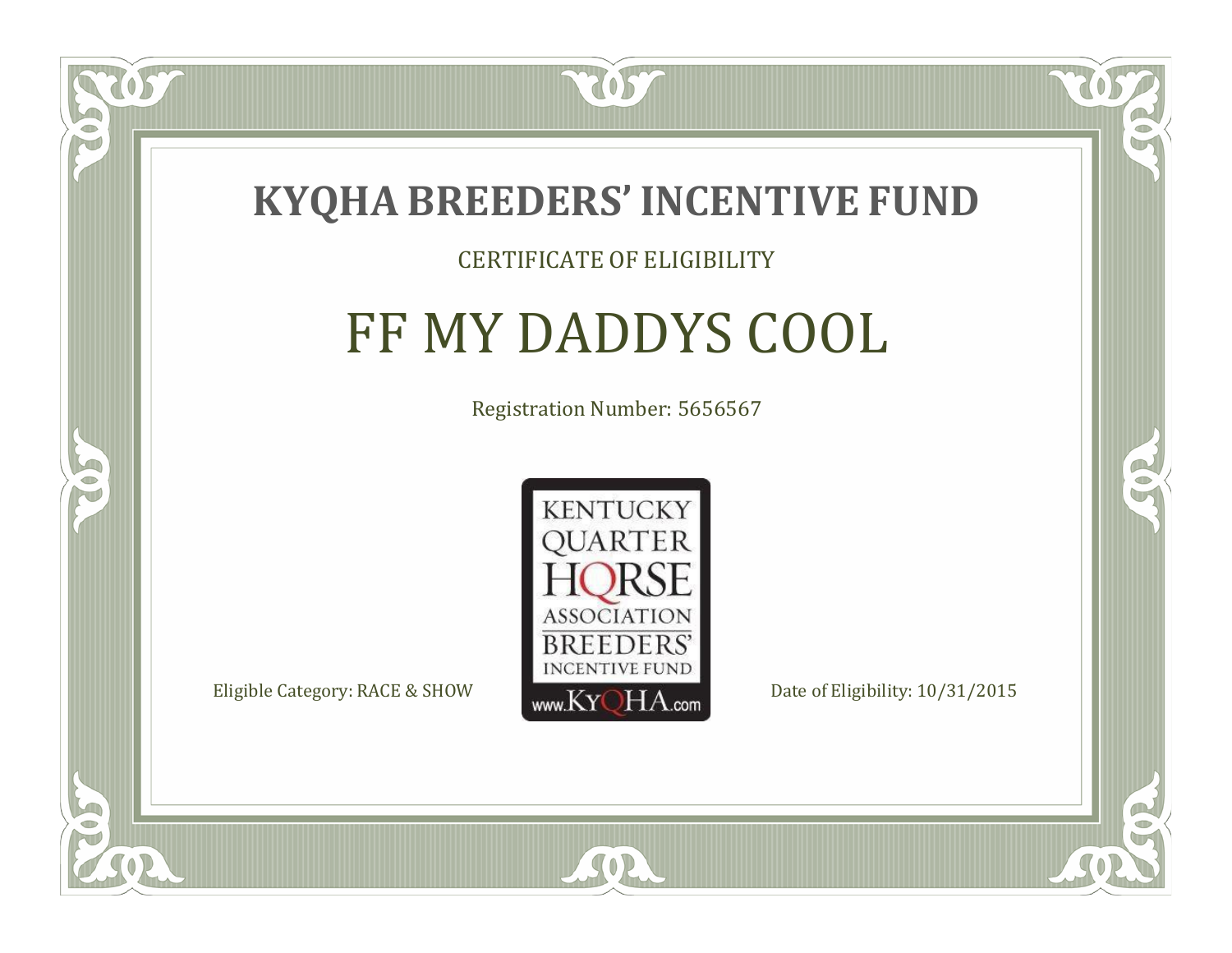# KYQHA BREEDERS' INCENTIVE FUND

CERTIFICATE OF ELIGIBILITY

## FF MY DADDYS COOL

Registration Number: 5656567

KENTUCKY QUARTER HORSE ASSOCIATION BREEDERS' INCENTIVE FUND www.KyQHA.com

Eligible Category: RACE & SHOW

Date of Eligibility: 10/31/2015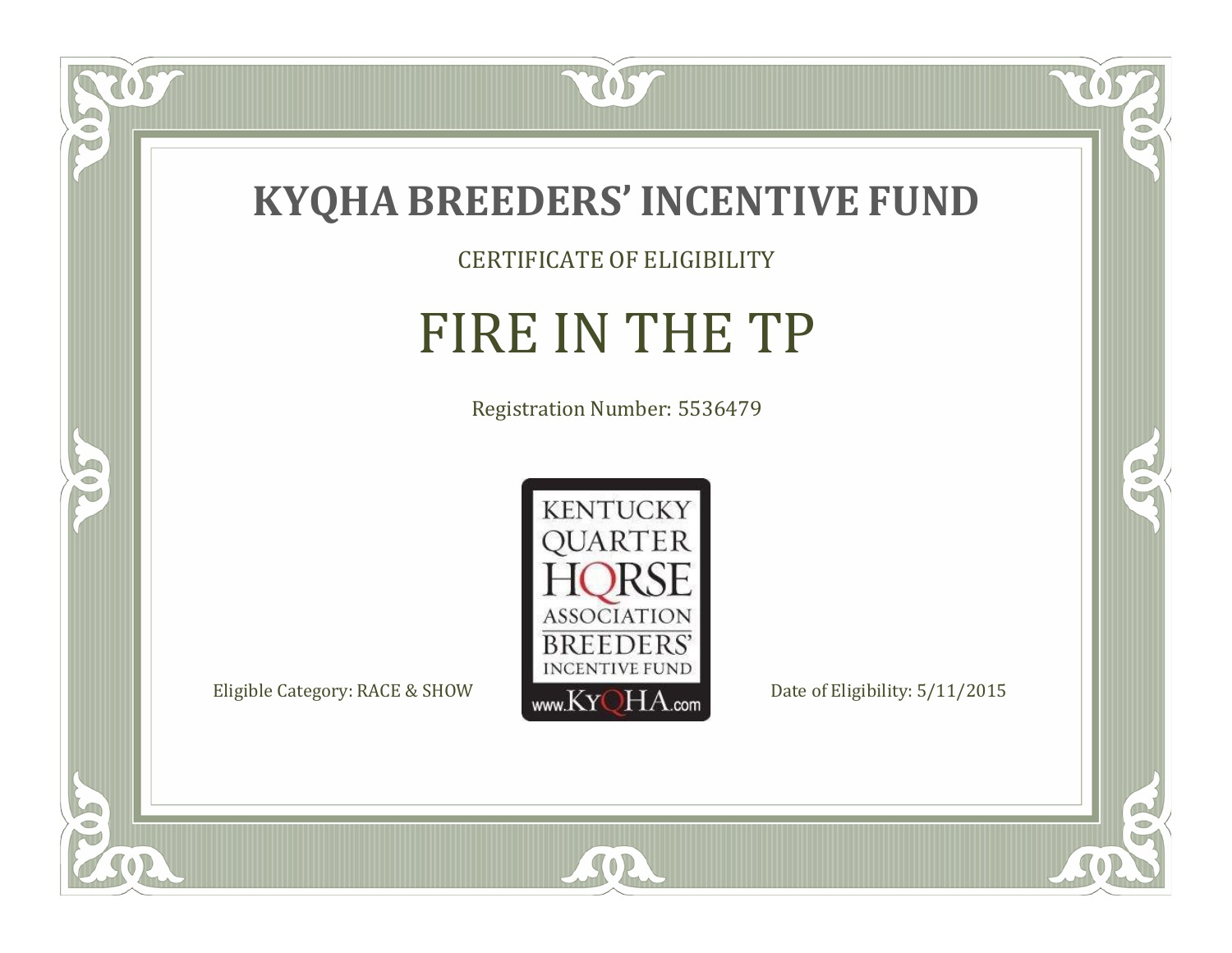# KYQHA BREEDERS' INCENTIVE FUND

CERTIFICATE OF ELIGIBILITY

## FIRE IN THE TP

Registration Number: 5536479

KENTUCKY QUARTER HORSE ASSOCIATION BREEDERS' INCENTIVE FUND www.KyQHA.com

Eligible Category: RACE & SHOW

Date of Eligibility: 5/11/2015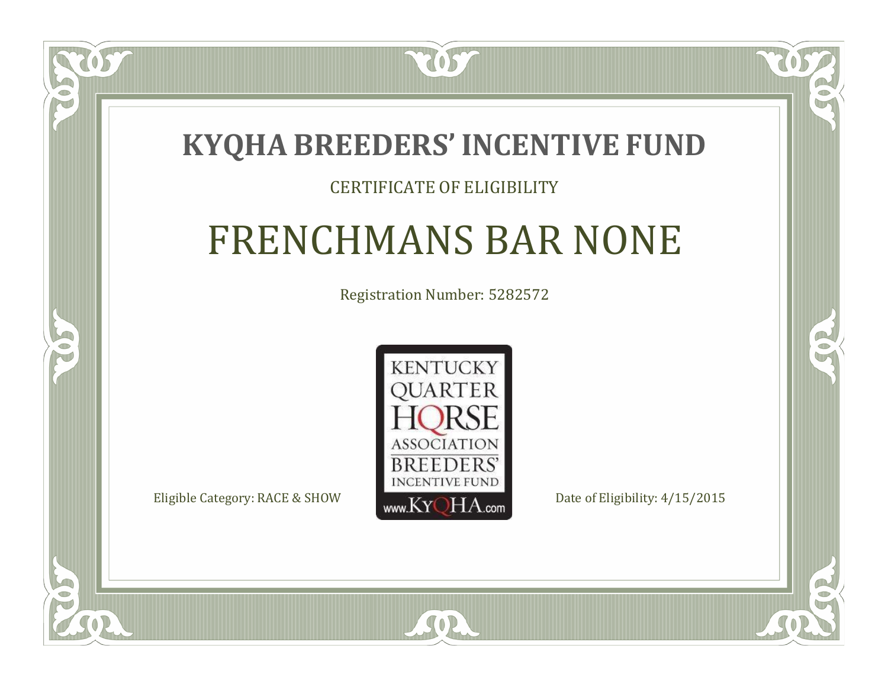# KYQHA BREEDERS' INCENTIVE FUND

CERTIFICATE OF ELIGIBILITY

## FRENCHMANS BAR NONE

Registration Number: 5282572

KENTUCKY QUARTER HORSE ASSOCIATION BREEDERS' INCENTIVE FUND www.KyQHA.com

Eligible Category: RACE & SHOW

Date of Eligibility: 4/15/2015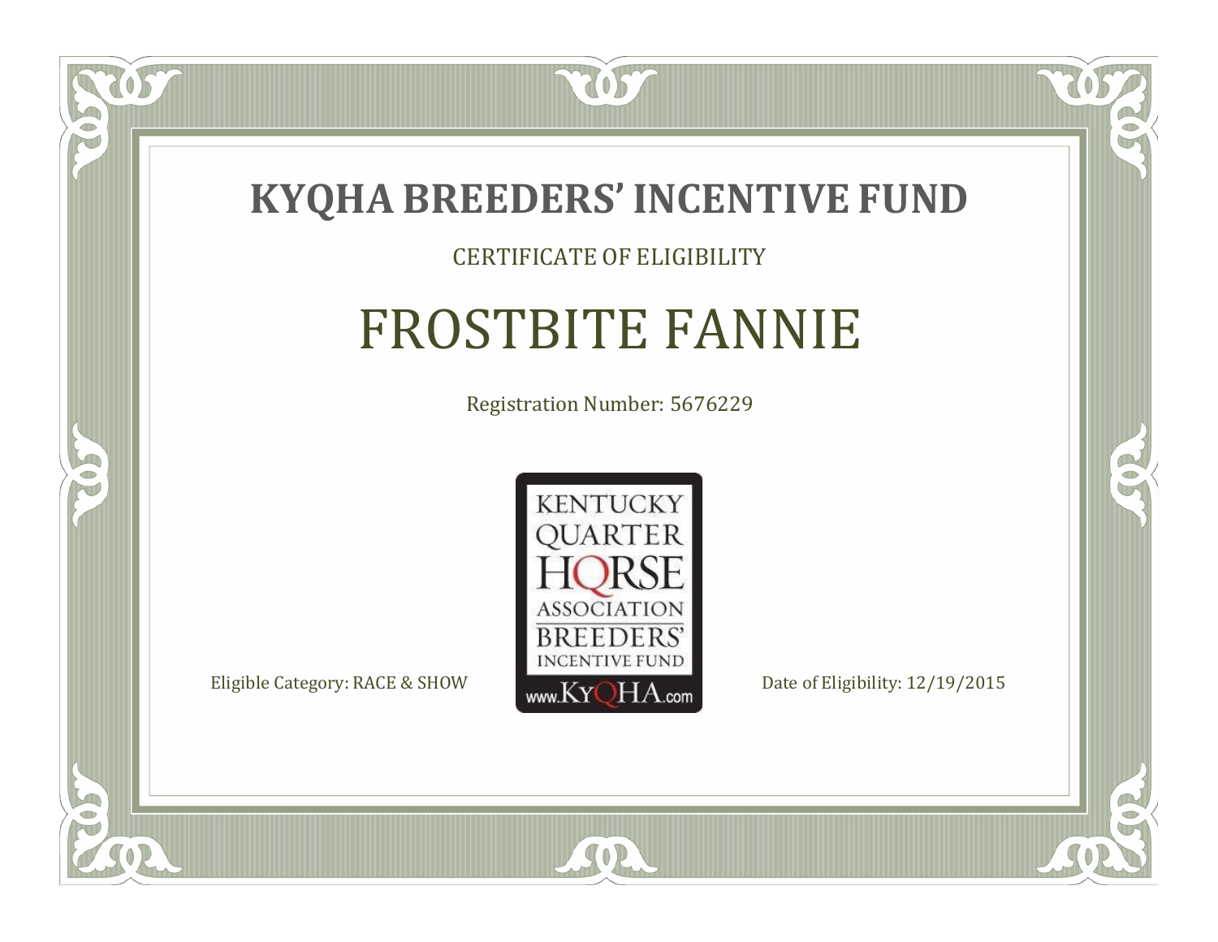# KYQHA BREEDERS' INCENTIVE FUND

CERTIFICATE OF ELIGIBILITY

## FROSTBITE FANNIE

Registration Number: 5676229

KENTUCKY QUARTER HORSE ASSOCIATION BREEDERS' INCENTIVE FUND www.KyQHA.com

Eligible Category: RACE & SHOW

Date of Eligibility: 12/19/2015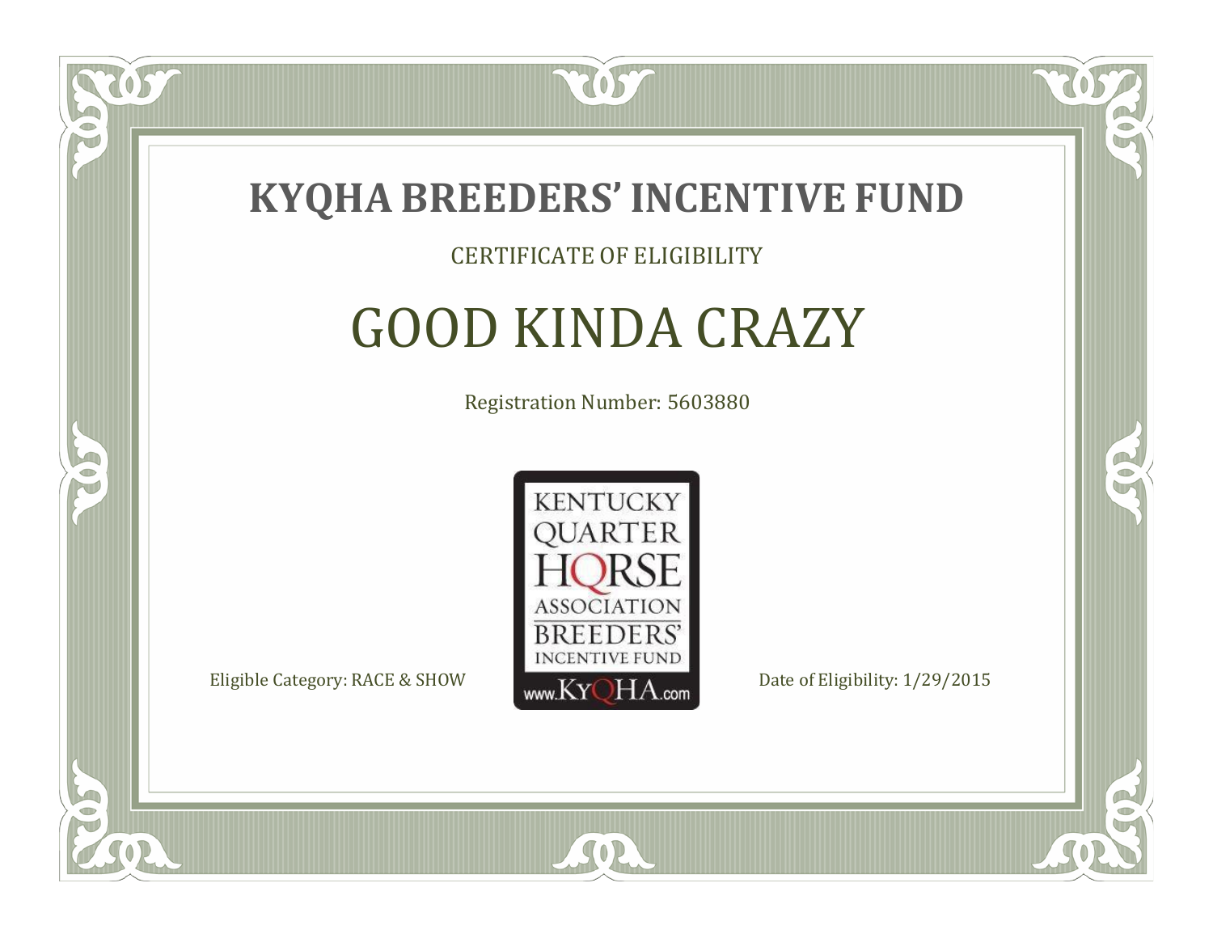# KYQHA BREEDERS' INCENTIVE FUND

CERTIFICATE OF ELIGIBILITY

## GOOD KINDA CRAZY

Registration Number: 5603880

KENTUCKY QUARTER HORSE ASSOCIATION BREEDERS' INCENTIVE FUND www.KyQHA.com

Eligible Category: RACE & SHOW

Date of Eligibility: 1/29/2015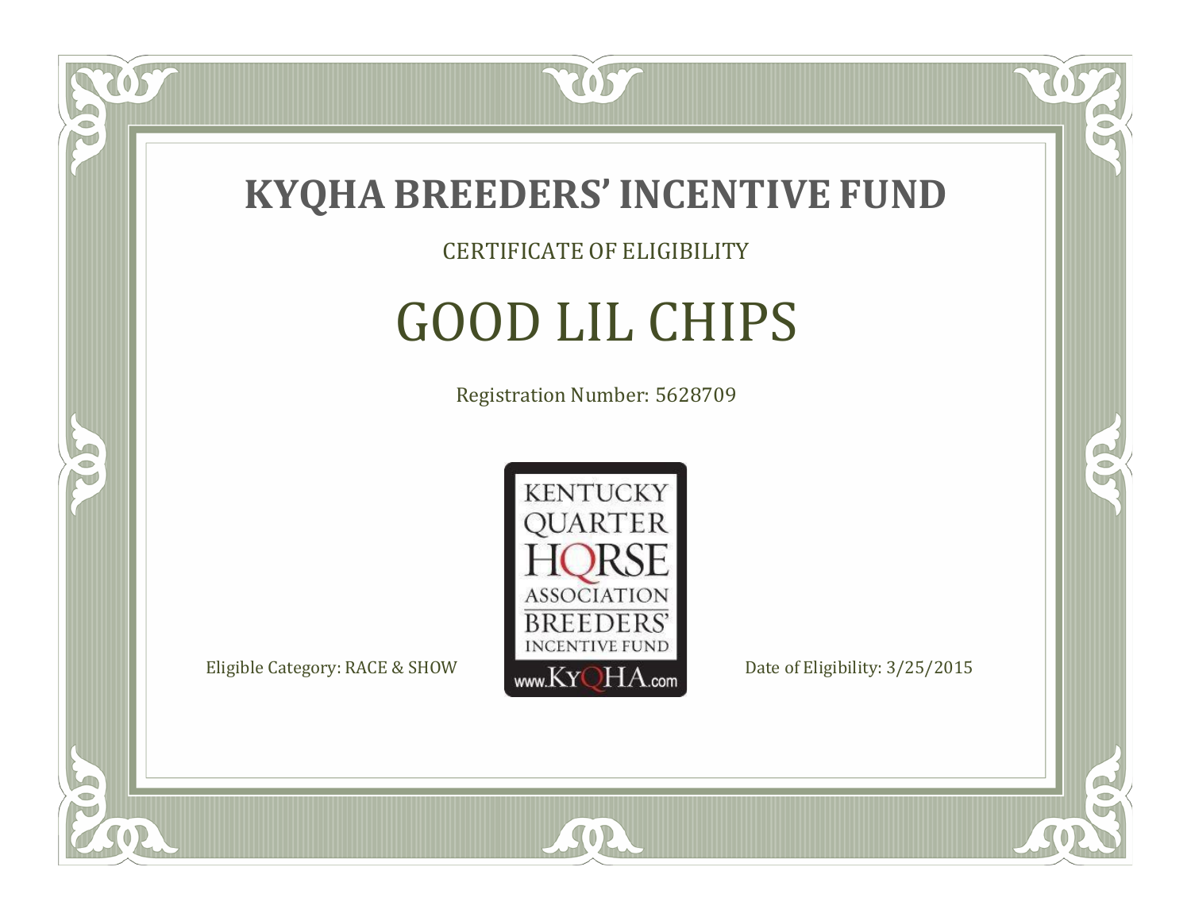# KYQHA BREEDERS' INCENTIVE FUND

CERTIFICATE OF ELIGIBILITY

## GOOD LIL CHIPS

Registration Number: 5628709

KENTUCKY QUARTER HORSE ASSOCIATION BREEDERS' INCENTIVE FUND www.KyQHA.com

Eligible Category: RACE & SHOW

Date of Eligibility: 3/25/2015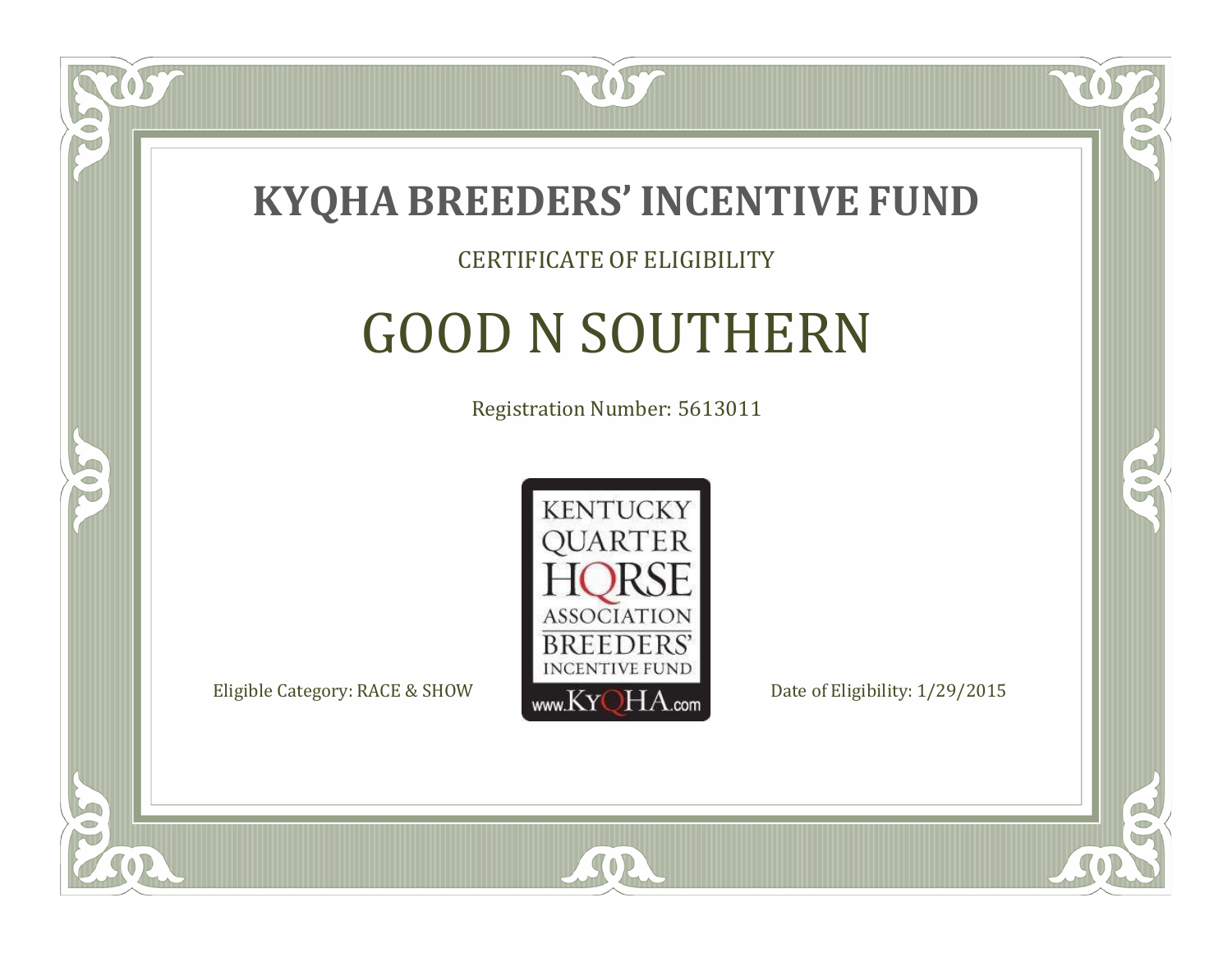# KYQHA BREEDERS' INCENTIVE FUND

CERTIFICATE OF ELIGIBILITY

## GOOD N SOUTHERN

Registration Number: 5613011

KENTUCKY QUARTER HORSE ASSOCIATION BREEDERS' INCENTIVE FUND www.KyQHA.com

Eligible Category: RACE & SHOW

Date of Eligibility: 1/29/2015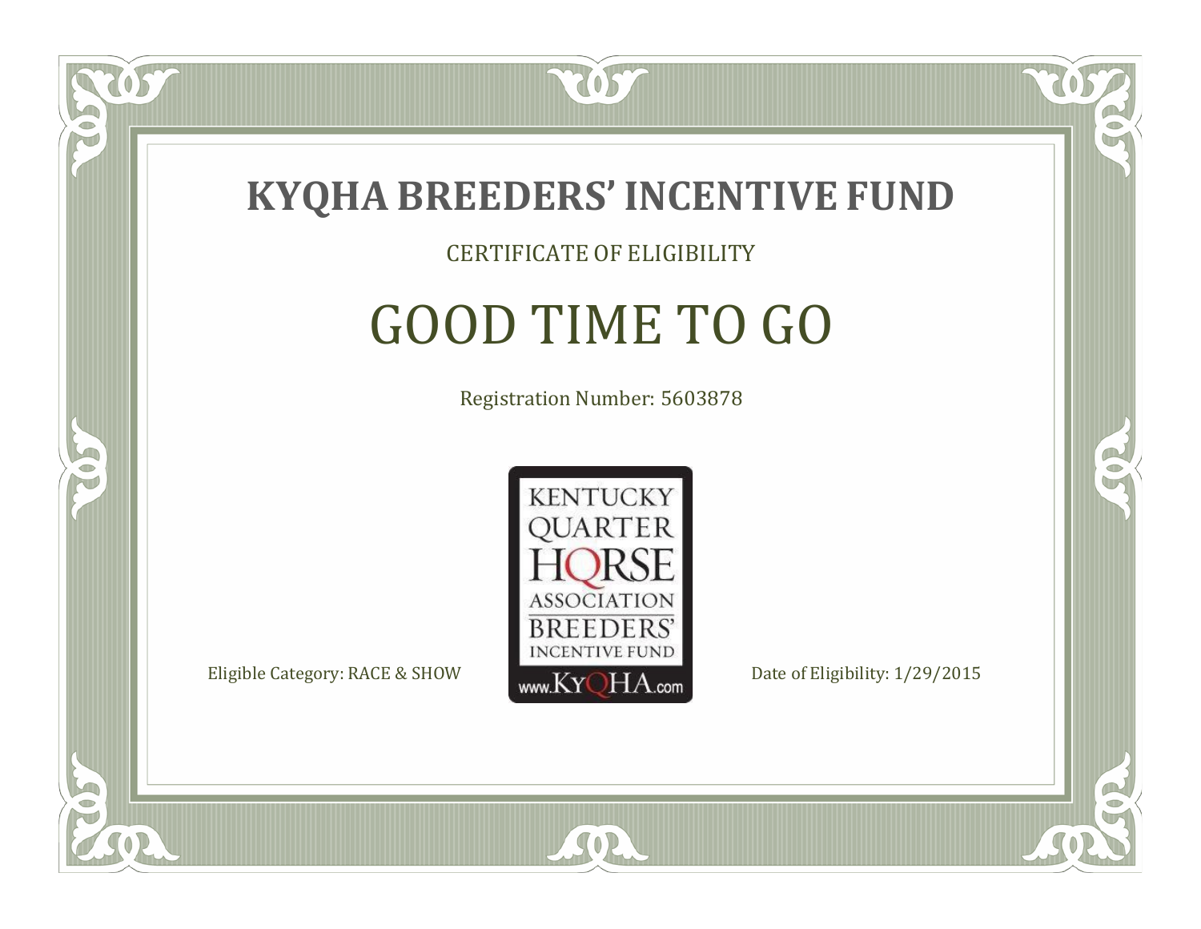# KYQHA BREEDERS' INCENTIVE FUND

CERTIFICATE OF ELIGIBILITY

## GOOD TIME TO GO

Registration Number: 5603878

KENTUCKY QUARTER HORSE ASSOCIATION BREEDERS' INCENTIVE FUND www.KyQHA.com

Eligible Category: RACE & SHOW

Date of Eligibility: 1/29/2015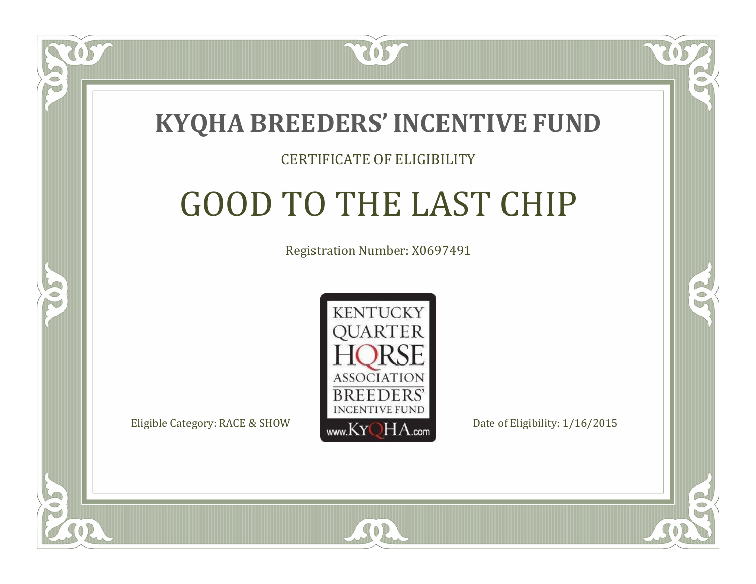# KYQHA BREEDERS' INCENTIVE FUND

CERTIFICATE OF ELIGIBILITY

## GOOD TO THE LAST CHIP

Registration Number: X0697491

KENTUCKY QUARTER HORSE ASSOCIATION BREEDERS' INCENTIVE FUND www.KyQHA.com

Eligible Category: RACE & SHOW

Date of Eligibility: 1/16/2015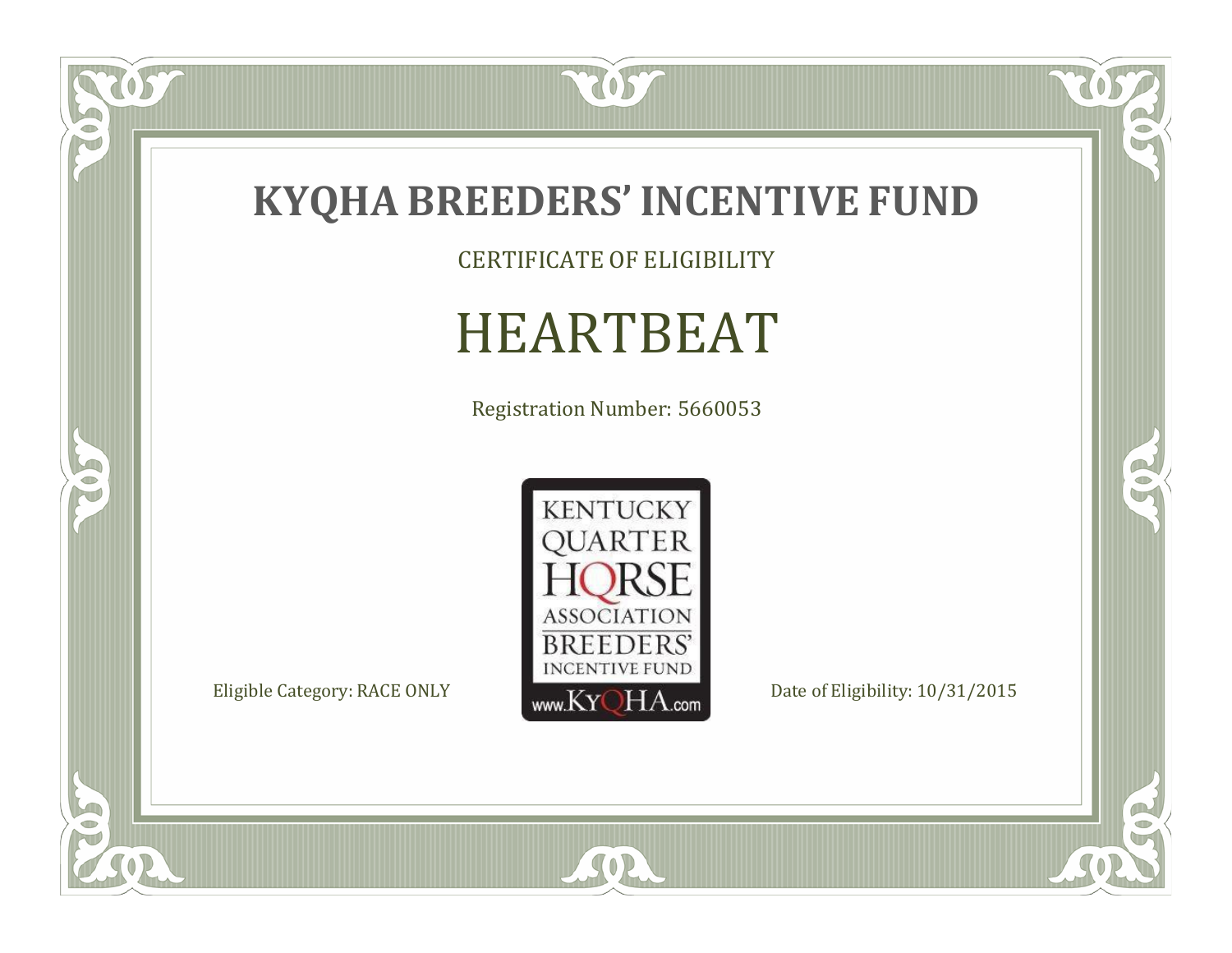# KYQHA BREEDERS' INCENTIVE FUND

CERTIFICATE OF ELIGIBILITY

## HEARTBEAT

Registration Number: 5660053

KENTUCKY QUARTER HORSE ASSOCIATION BREEDERS' INCENTIVE FUND www.KyQHA.com

Eligible Category: RACE ONLY

Date of Eligibility: 10/31/2015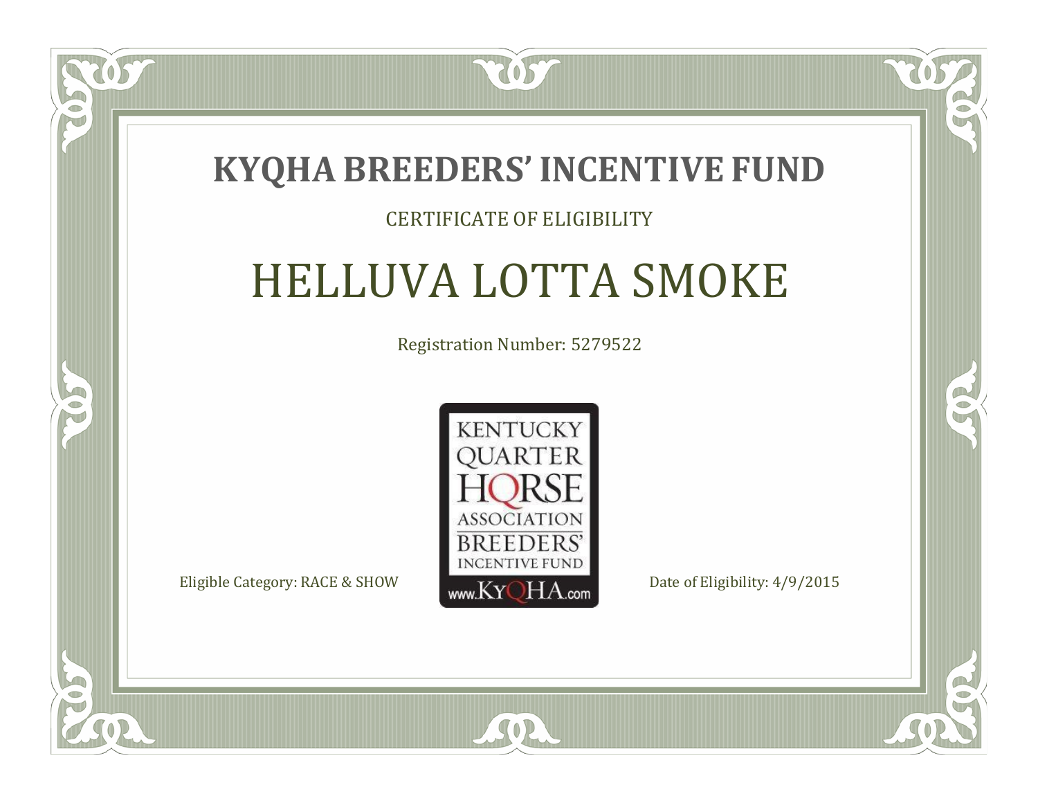# KYQHA BREEDERS' INCENTIVE FUND

CERTIFICATE OF ELIGIBILITY

## HELLUVA LOTTA SMOKE

Registration Number: 5279522

KENTUCKY QUARTER HORSE ASSOCIATION BREEDERS' INCENTIVE FUND www.KyQHA.com

Eligible Category: RACE & SHOW

Date of Eligibility: 4/9/2015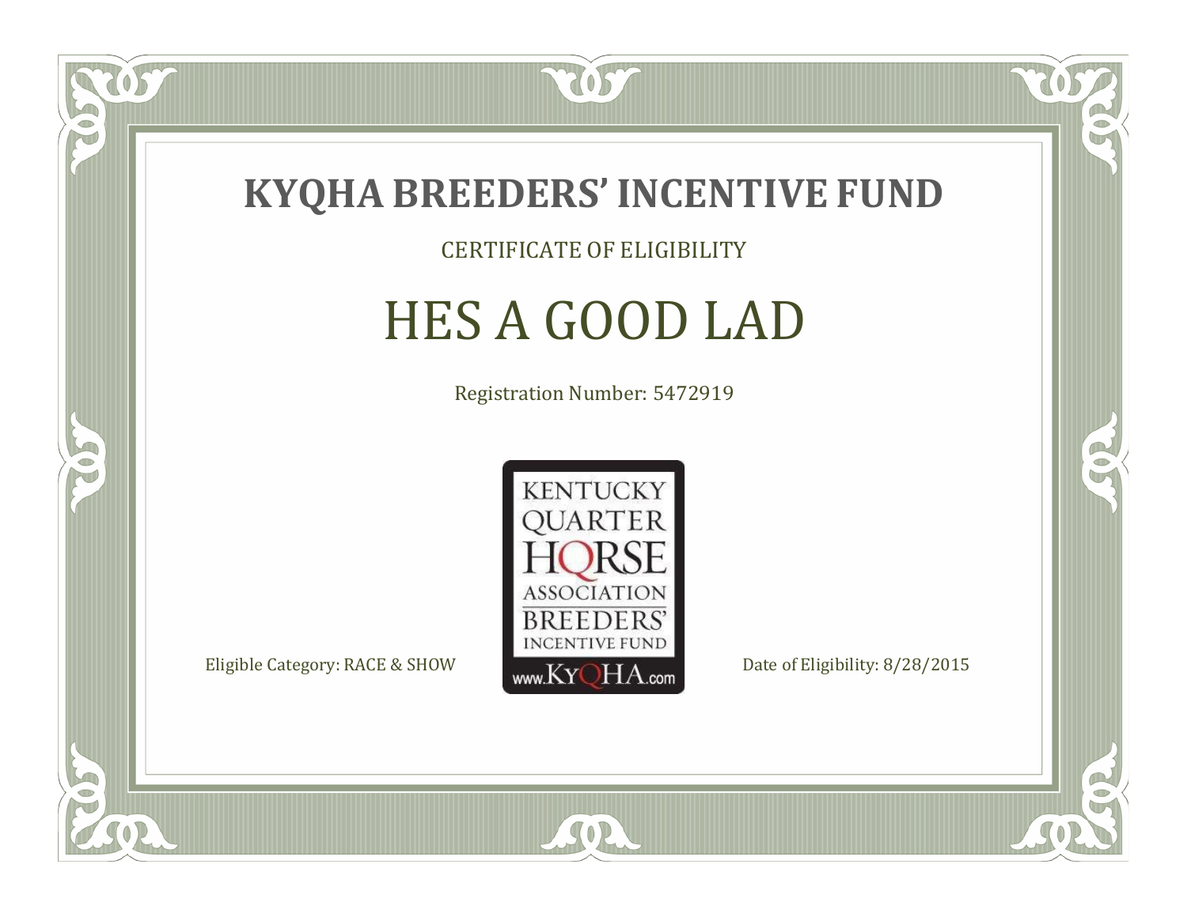# KYQHA BREEDERS' INCENTIVE FUND

CERTIFICATE OF ELIGIBILITY

## HES A GOOD LAD

Registration Number: 5472919

KENTUCKY QUARTER HORSE ASSOCIATION BREEDERS' INCENTIVE FUND www.KyQHA.com

Eligible Category: RACE & SHOW

Date of Eligibility: 8/28/2015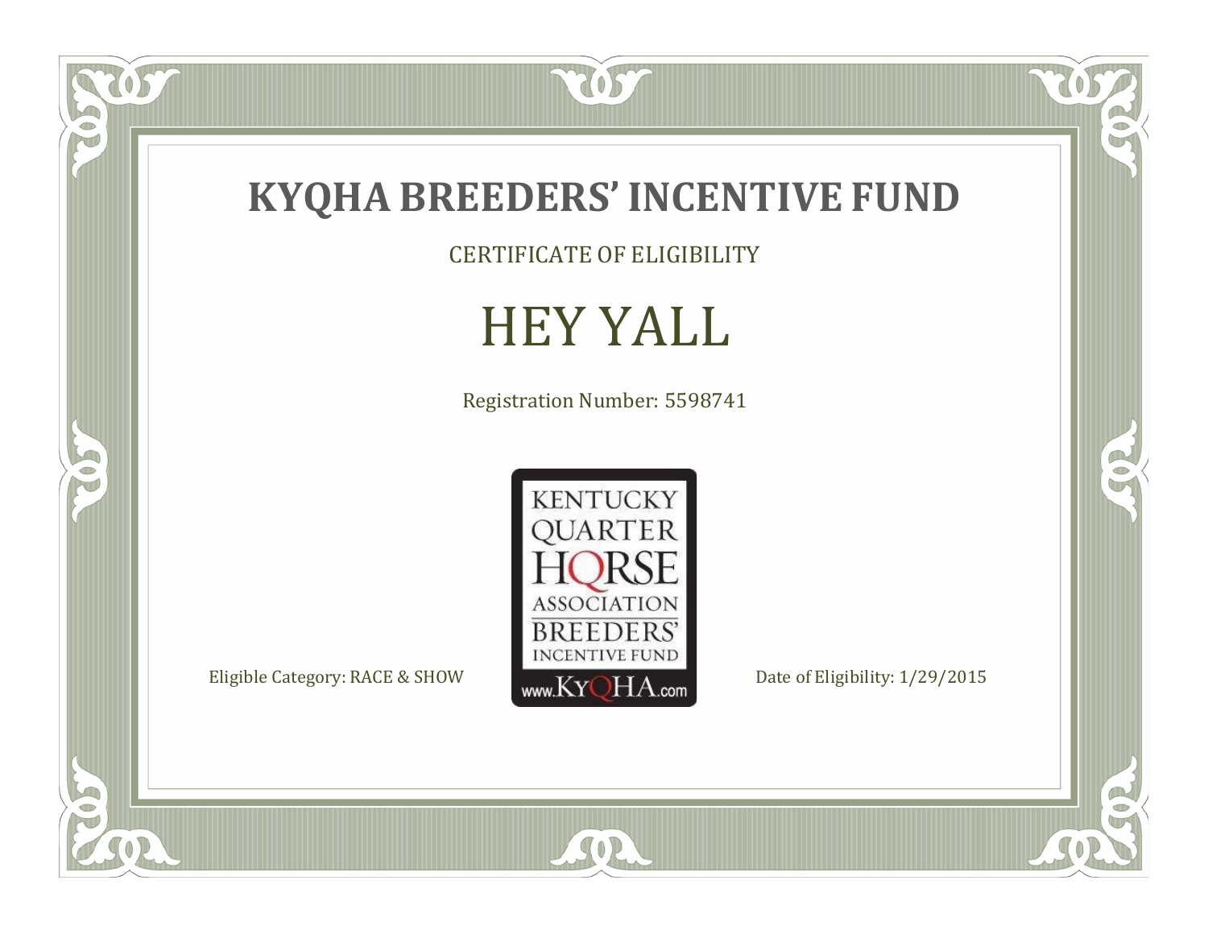# KYQHA BREEDERS' INCENTIVE FUND

CERTIFICATE OF ELIGIBILITY

## HEY YALL

Registration Number: 5598741

KENTUCKY QUARTER HORSE ASSOCIATION BREEDERS' INCENTIVE FUND www.KyQHA.com

Eligible Category: RACE & SHOW

Date of Eligibility: 1/29/2015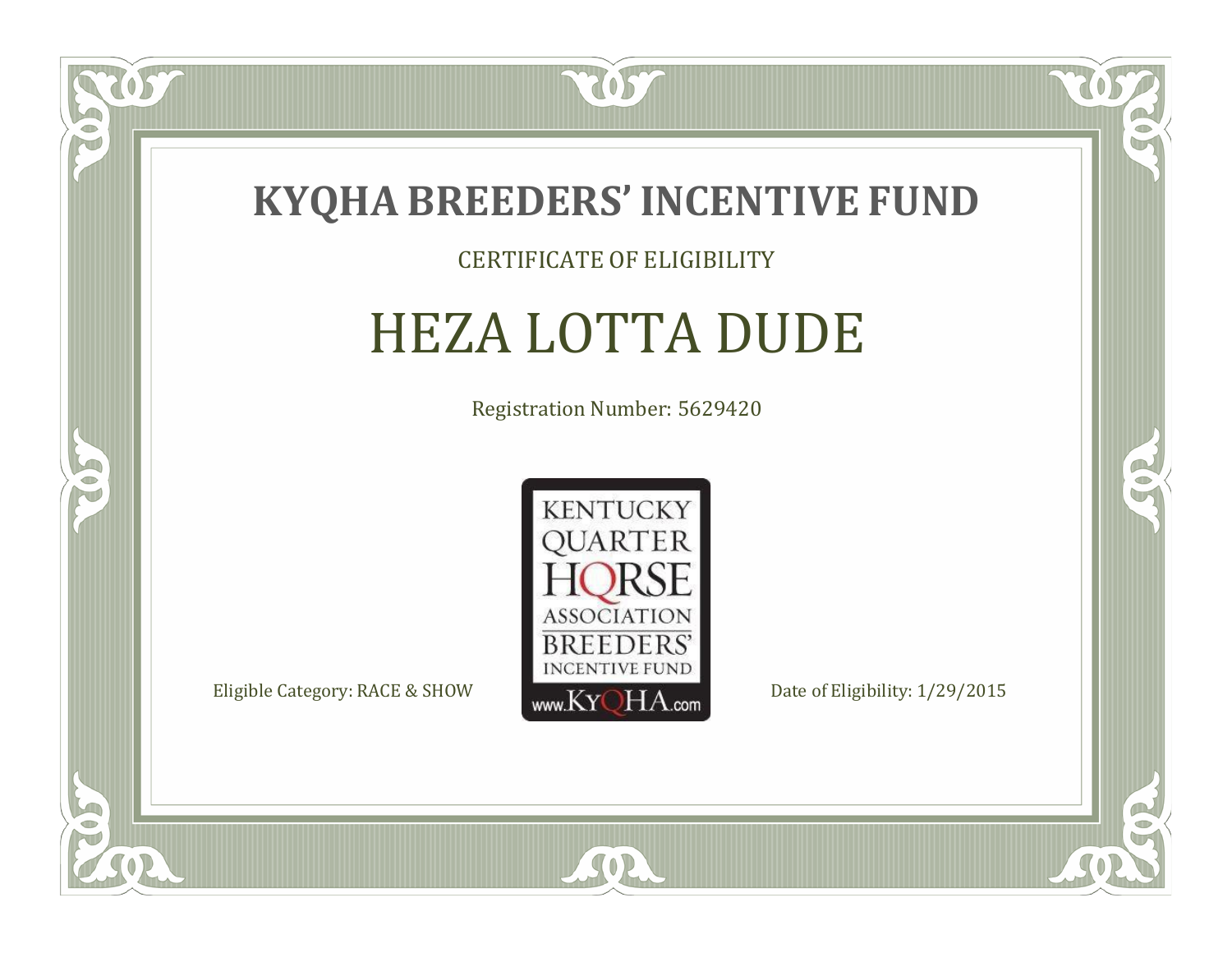# KYQHA BREEDERS' INCENTIVE FUND

CERTIFICATE OF ELIGIBILITY

## HEZA LOTTA DUDE

Registration Number: 5629420

KENTUCKY QUARTER HORSE ASSOCIATION BREEDERS' INCENTIVE FUND
www.KyQHA.com

Eligible Category: RACE & SHOW

Date of Eligibility: 1/29/2015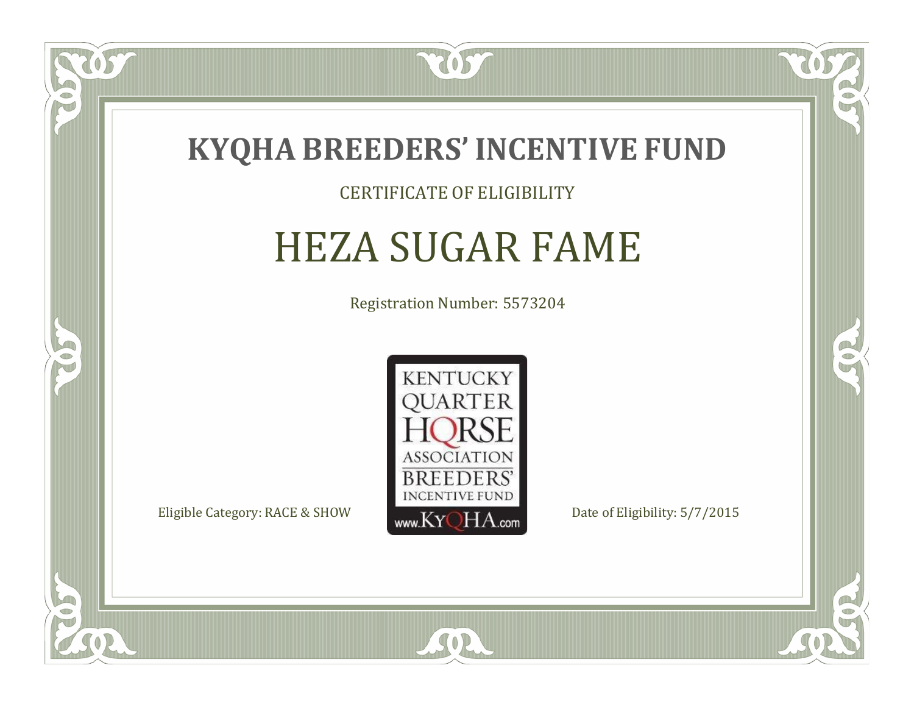# KYQHA BREEDERS' INCENTIVE FUND

CERTIFICATE OF ELIGIBILITY

## HEZA SUGAR FAME

Registration Number: 5573204

KENTUCKY QUARTER HORSE ASSOCIATION BREEDERS' INCENTIVE FUND
www.KyQHA.com

Eligible Category: RACE & SHOW

Date of Eligibility: 5/7/2015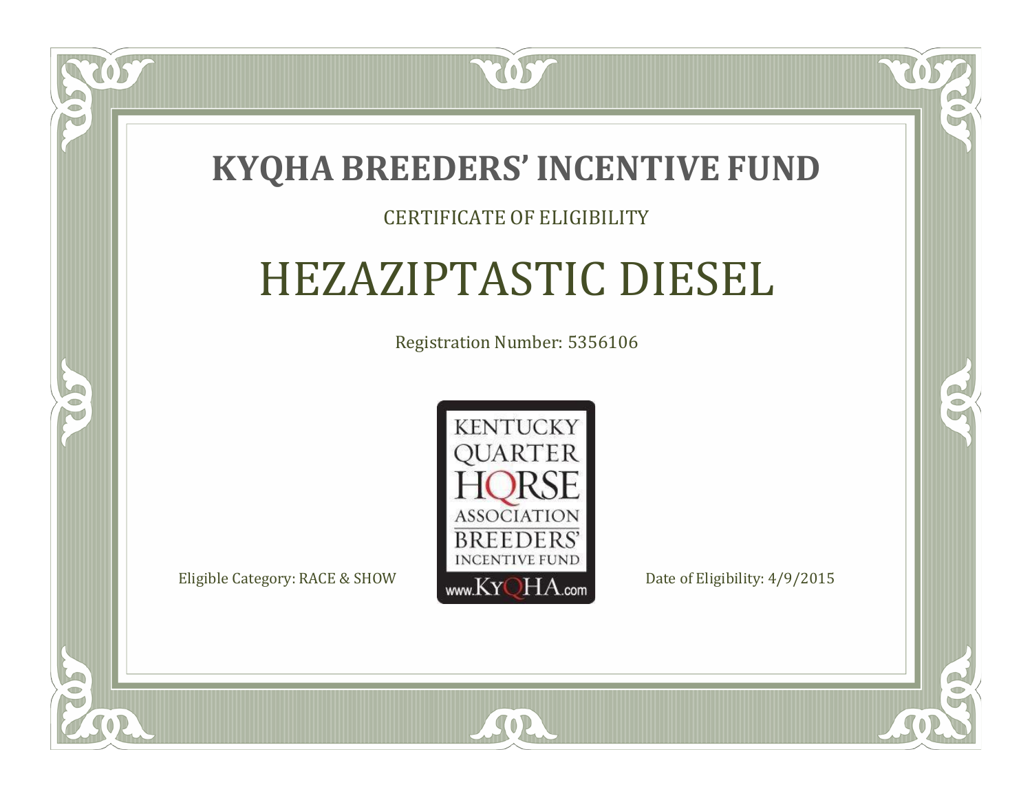# KYQHA BREEDERS' INCENTIVE FUND

CERTIFICATE OF ELIGIBILITY

## HEZAZIPTASTIC DIESEL

Registration Number: 5356106

KENTUCKY QUARTER HORSE ASSOCIATION BREEDERS' INCENTIVE FUND www.KyQHA.com

Eligible Category: RACE & SHOW

Date of Eligibility: 4/9/2015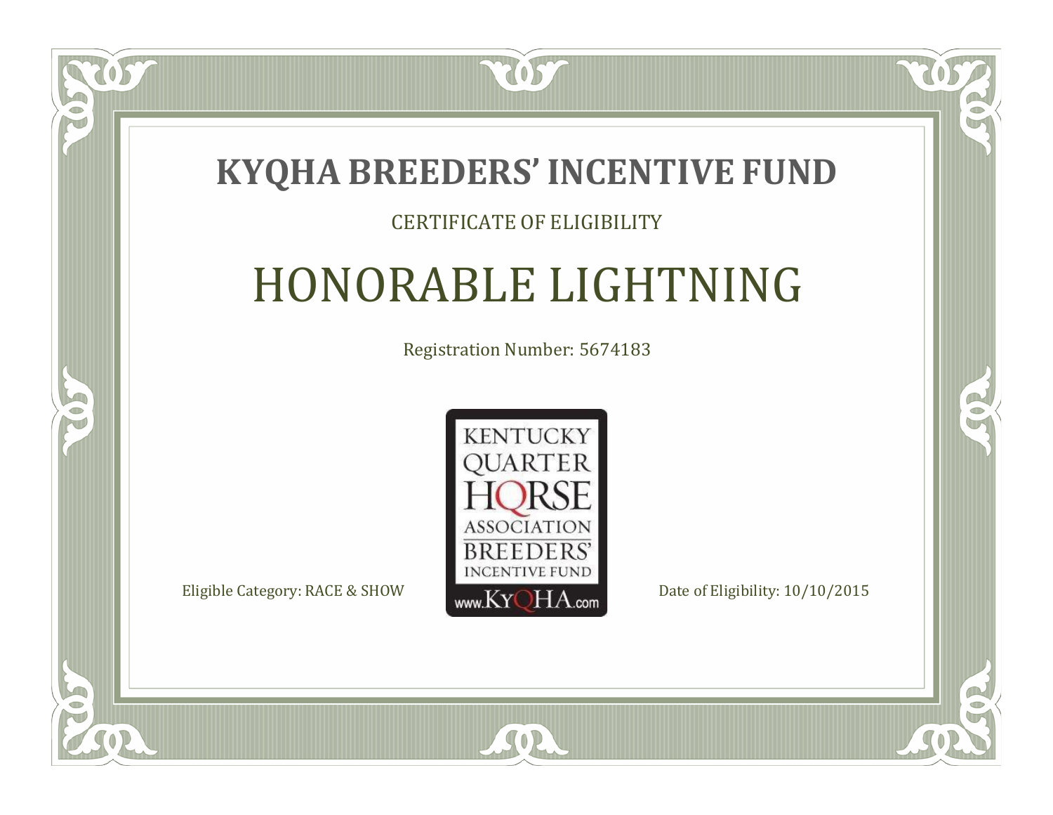# KYQHA BREEDERS' INCENTIVE FUND

CERTIFICATE OF ELIGIBILITY

## HONORABLE LIGHTNING

Registration Number: 5674183

KENTUCKY QUARTER HORSE ASSOCIATION BREEDERS' INCENTIVE FUND www.KyQHA.com

Eligible Category: RACE & SHOW

Date of Eligibility: 10/10/2015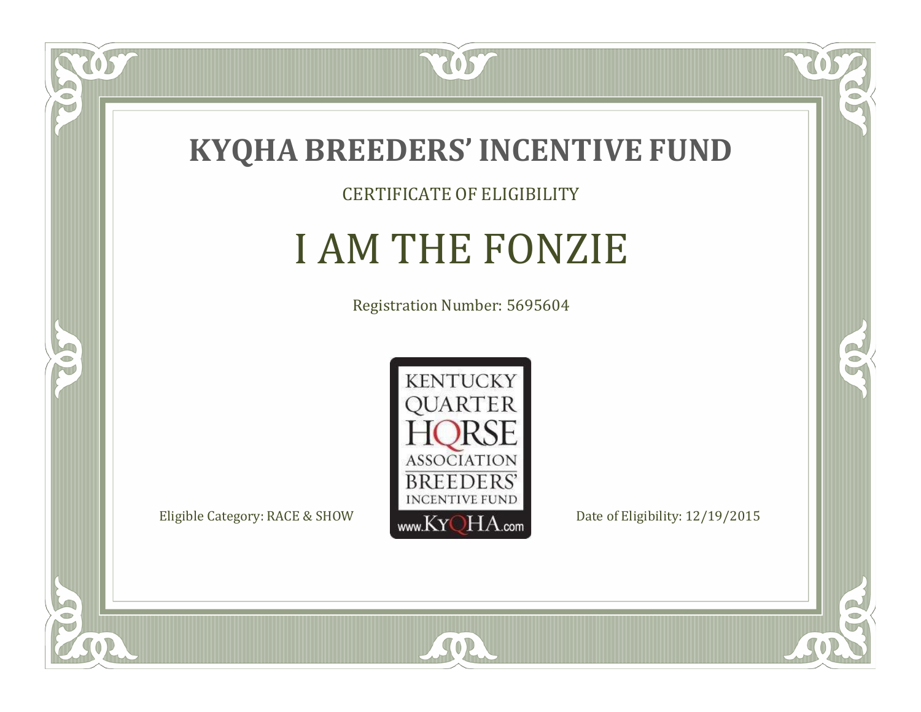# KYQHA BREEDERS' INCENTIVE FUND

CERTIFICATE OF ELIGIBILITY

## I AM THE FONZIE

Registration Number: 5695604

KENTUCKY QUARTER HORSE ASSOCIATION BREEDERS' INCENTIVE FUND www.KyQHA.com

Eligible Category: RACE & SHOW

Date of Eligibility: 12/19/2015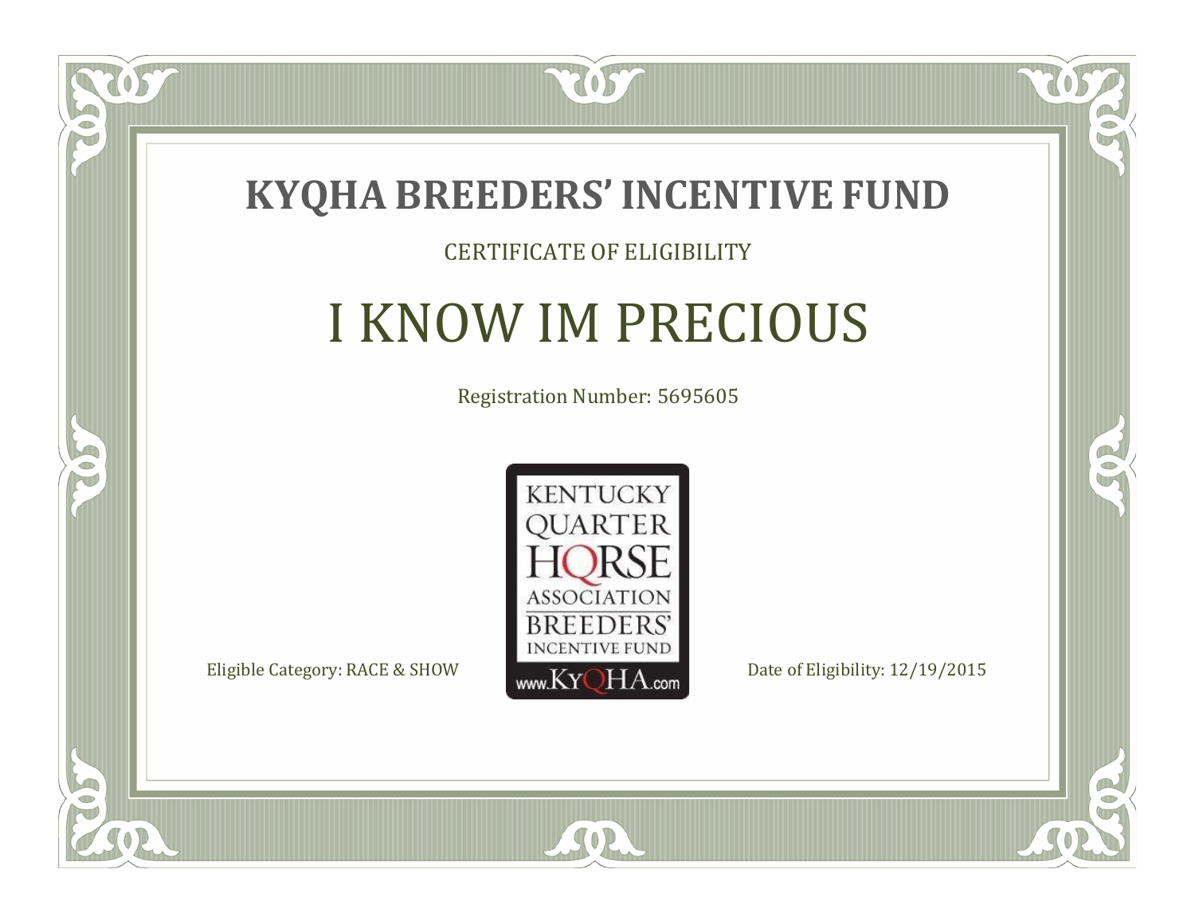# KYQHA BREEDERS' INCENTIVE FUND

CERTIFICATE OF ELIGIBILITY

## I KNOW IM PRECIOUS

Registration Number: 5695605

KENTUCKY QUARTER HORSE ASSOCIATION BREEDERS' INCENTIVE FUND

www.KyQHA.com

Eligible Category: RACE & SHOW

Date of Eligibility: 12/19/2015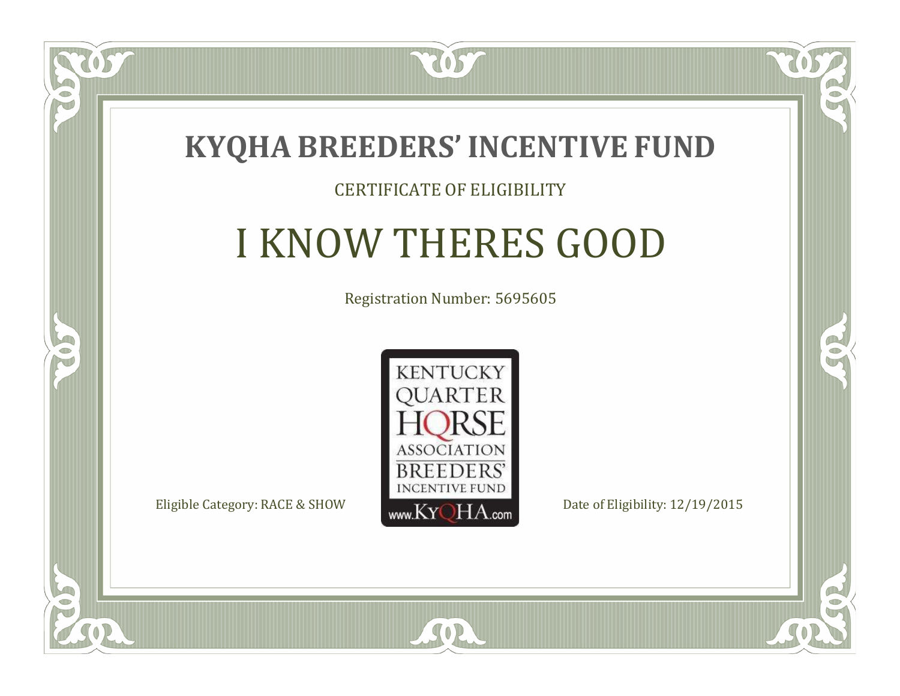# KYQHA BREEDERS' INCENTIVE FUND

CERTIFICATE OF ELIGIBILITY

## I KNOW THERES GOOD

Registration Number: 5695605

KENTUCKY QUARTER HORSE ASSOCIATION BREEDERS' INCENTIVE FUND www.KyQHA.com

Eligible Category: RACE & SHOW

Date of Eligibility: 12/19/2015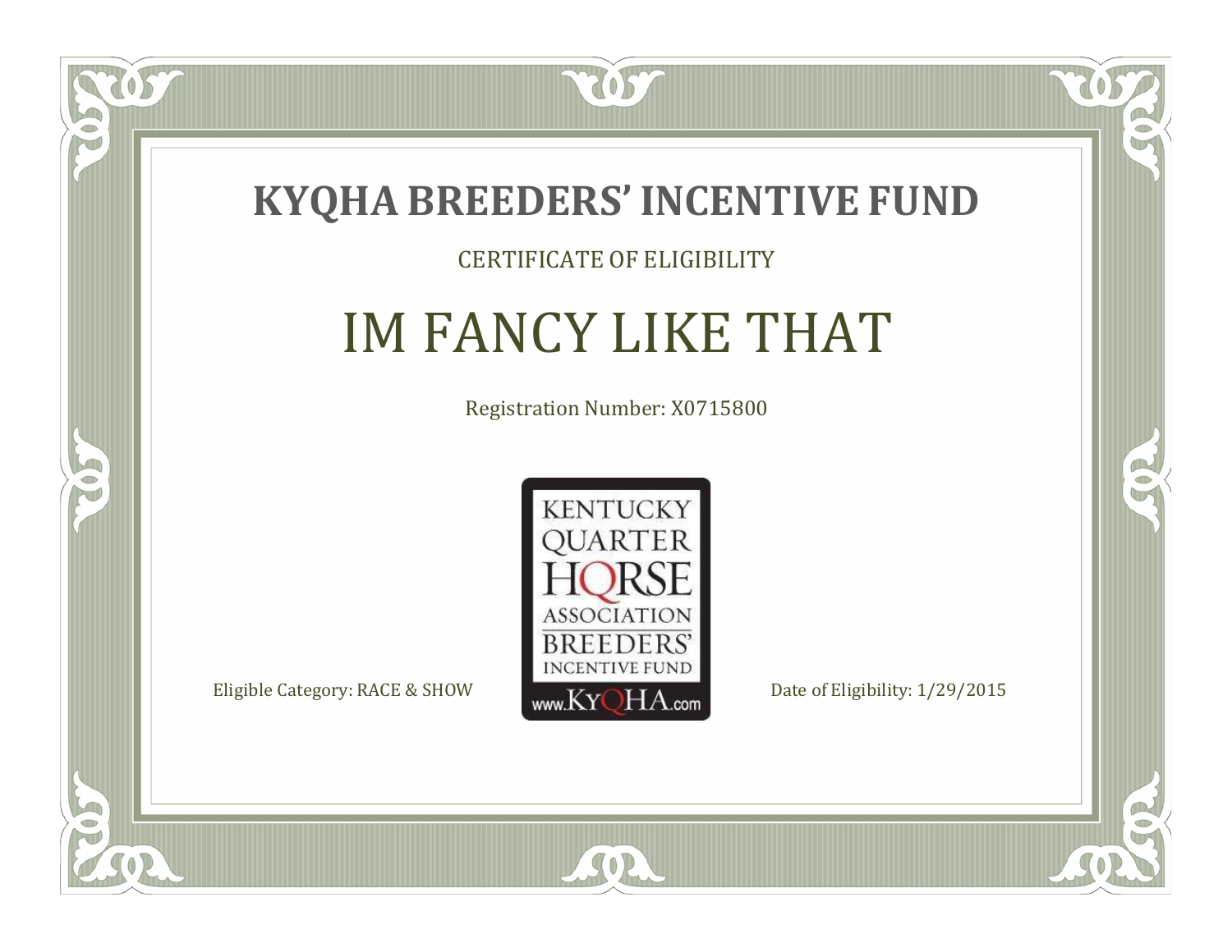# KYQHA BREEDERS' INCENTIVE FUND

CERTIFICATE OF ELIGIBILITY

## IM FANCY LIKE THAT

Registration Number: X0715800

KENTUCKY QUARTER HORSE ASSOCIATION BREEDERS' INCENTIVE FUND www.KyQHA.com

Eligible Category: RACE & SHOW

Date of Eligibility: 1/29/2015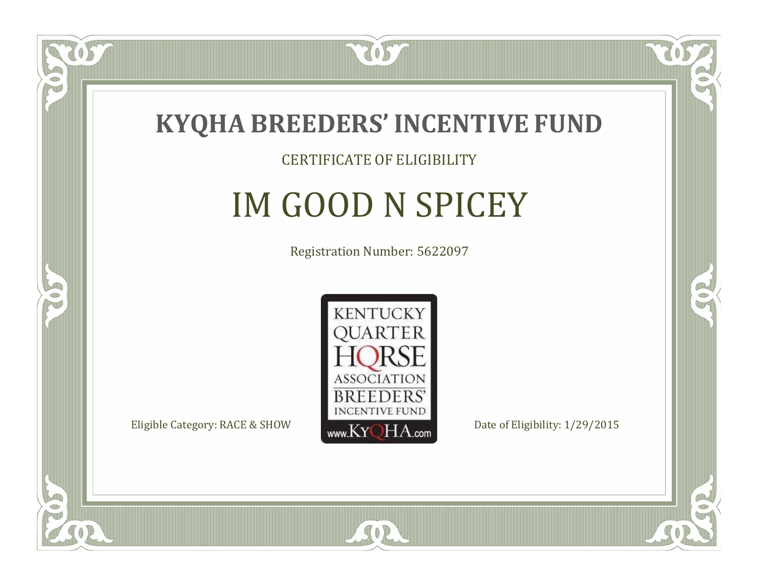# KYQHA BREEDERS' INCENTIVE FUND

CERTIFICATE OF ELIGIBILITY

## IM GOOD N SPICEY

Registration Number: 5622097

KENTUCKY QUARTER HORSE ASSOCIATION BREEDERS' INCENTIVE FUND

www.KyQHA.com

Eligible Category: RACE & SHOW

Date of Eligibility: 1/29/2015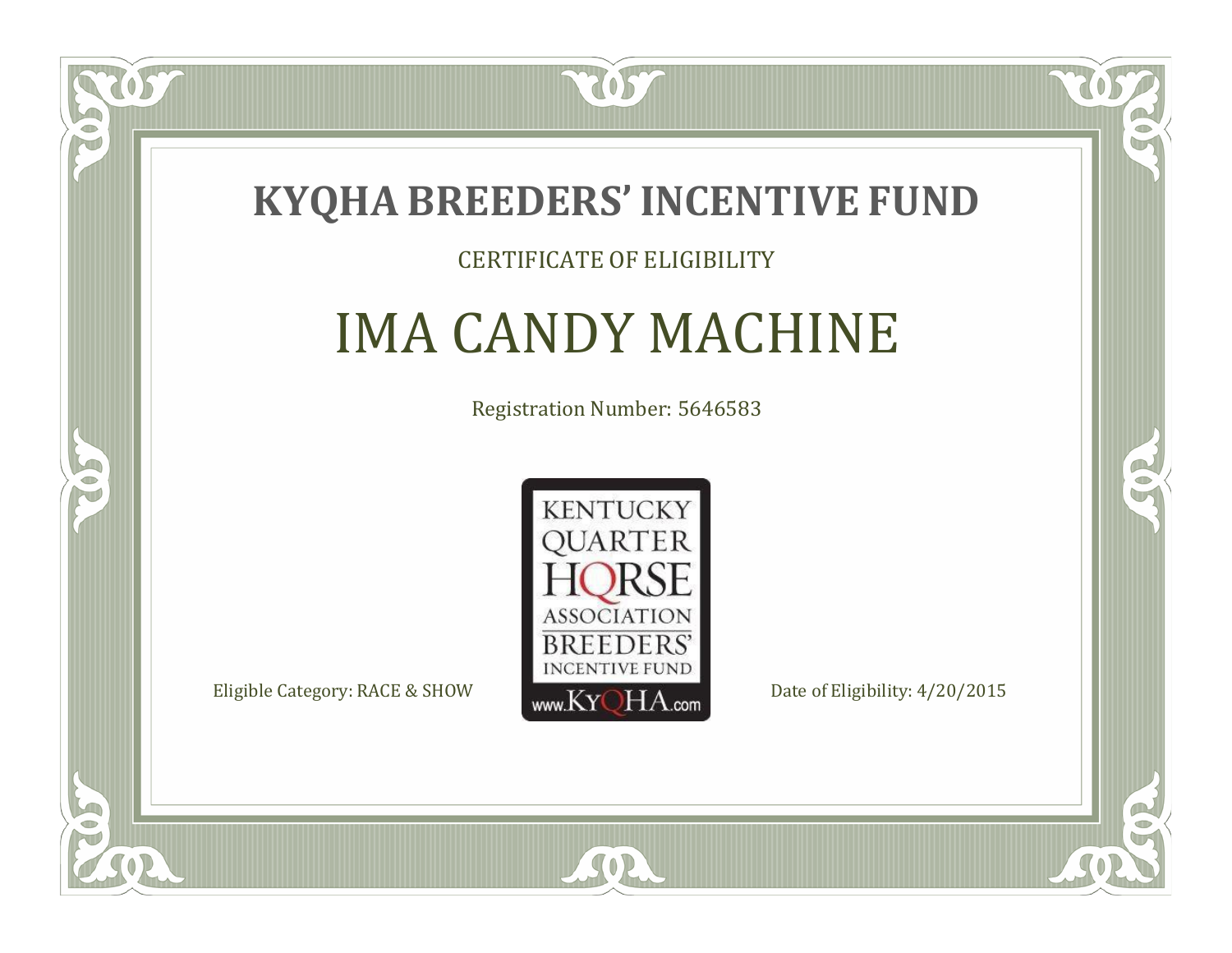# KYQHA BREEDERS' INCENTIVE FUND

CERTIFICATE OF ELIGIBILITY

## IMA CANDY MACHINE

Registration Number: 5646583

KENTUCKY QUARTER HORSE ASSOCIATION BREEDERS' INCENTIVE FUND www.KyQHA.com

Eligible Category: RACE & SHOW

Date of Eligibility: 4/20/2015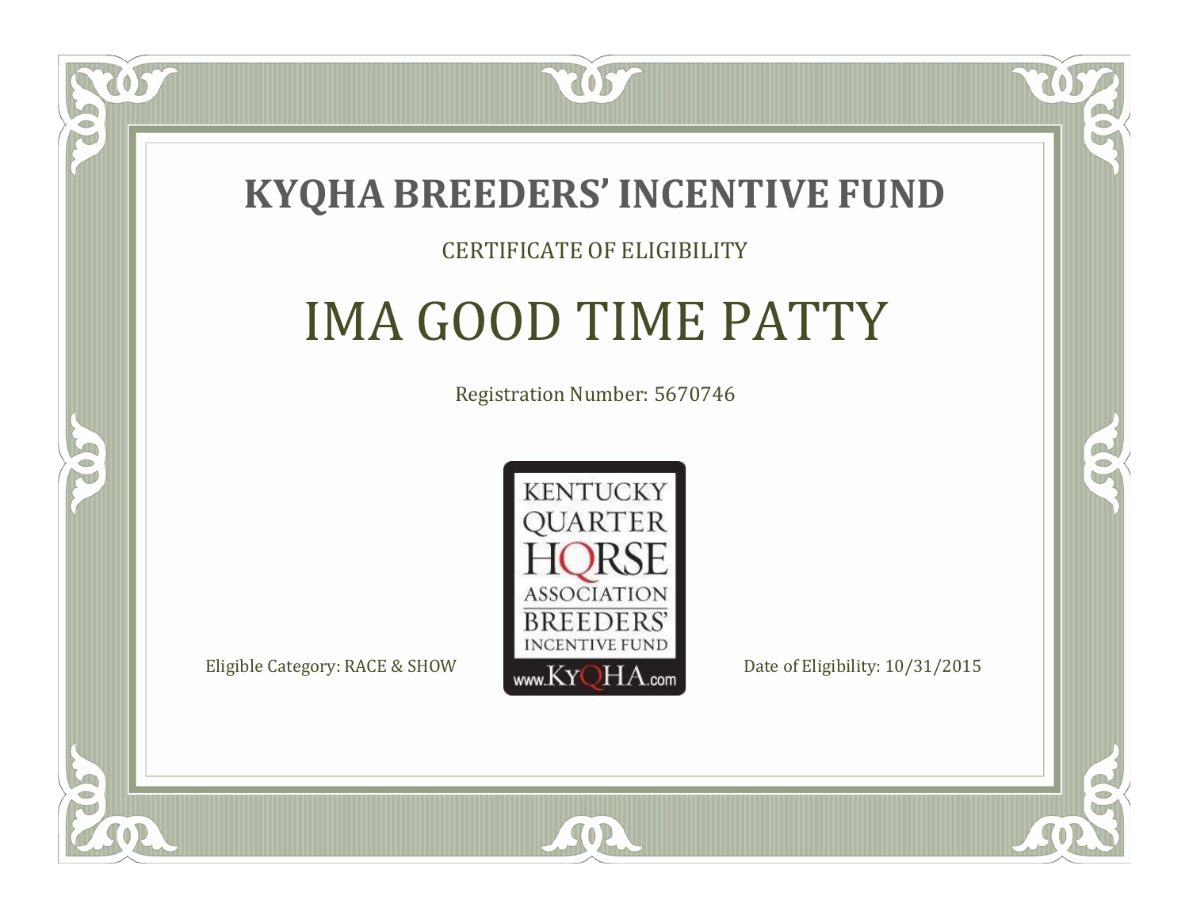# KYQHA BREEDERS' INCENTIVE FUND

CERTIFICATE OF ELIGIBILITY

## IMA GOOD TIME PATTY

Registration Number: 5670746

KENTUCKY QUARTER HORSE ASSOCIATION BREEDERS' INCENTIVE FUND www.KyQHA.com

Eligible Category: RACE & SHOW

Date of Eligibility: 10/31/2015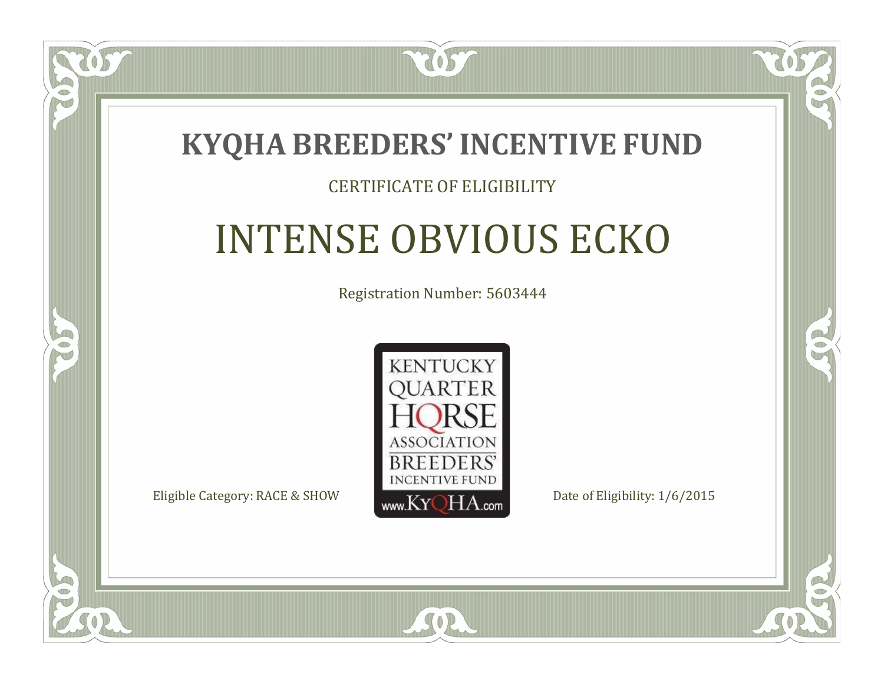# KYQHA BREEDERS' INCENTIVE FUND

CERTIFICATE OF ELIGIBILITY

## INTENSE OBVIOUS ECKO

Registration Number: 5603444

KENTUCKY QUARTER HORSE ASSOCIATION BREEDERS' INCENTIVE FUND www.KyQHA.com

Eligible Category: RACE & SHOW

Date of Eligibility: 1/6/2015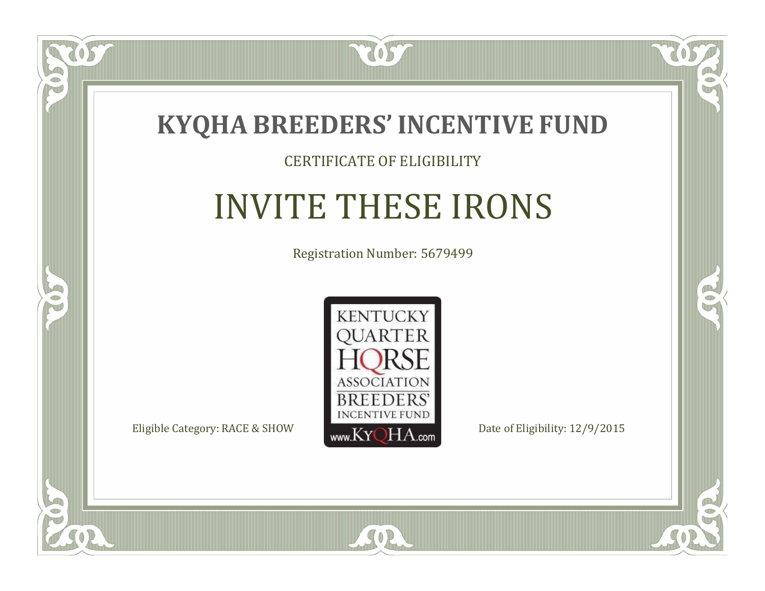# KYQHA BREEDERS' INCENTIVE FUND

CERTIFICATE OF ELIGIBILITY

## INVITE THESE IRONS

Registration Number: 5679499

Eligible Category: RACE & SHOW

Date of Eligibility: 12/9/2015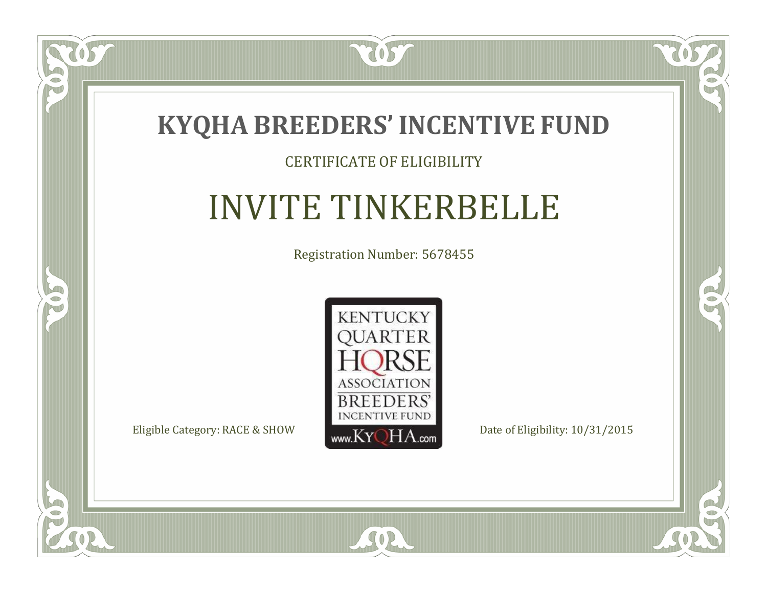# KYQHA BREEDERS' INCENTIVE FUND

CERTIFICATE OF ELIGIBILITY

## INVITE TINKERBELLE

Registration Number: 5678455

KENTUCKY QUARTER HORSE ASSOCIATION BREEDERS' INCENTIVE FUND
www.KyQHA.com

Eligible Category: RACE & SHOW

Date of Eligibility: 10/31/2015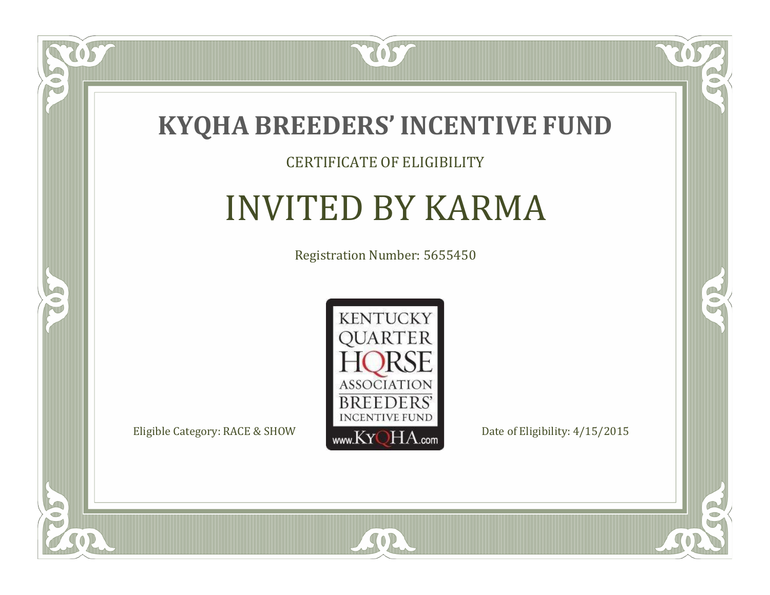# KYQHA BREEDERS' INCENTIVE FUND

CERTIFICATE OF ELIGIBILITY

## INVITED BY KARMA

Registration Number: 5655450

KENTUCKY QUARTER HORSE ASSOCIATION BREEDERS' INCENTIVE FUND www.KyQHA.com

Eligible Category: RACE & SHOW

Date of Eligibility: 4/15/2015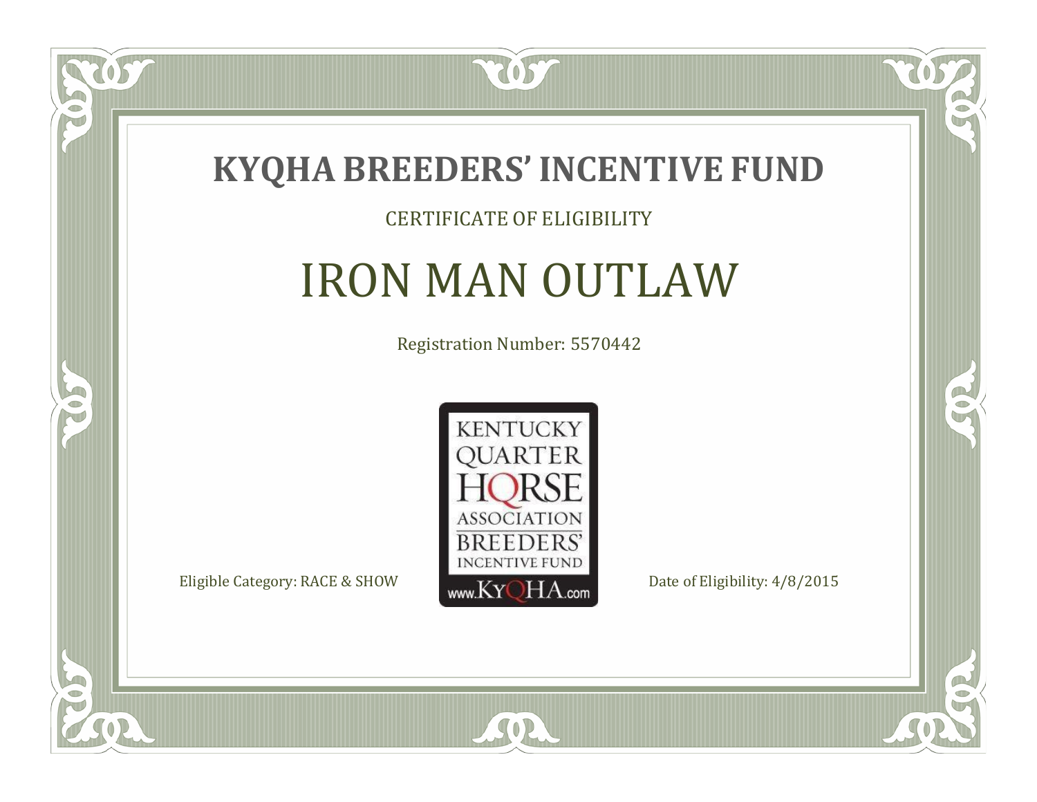# KYQHA BREEDERS' INCENTIVE FUND

CERTIFICATE OF ELIGIBILITY

## IRON MAN OUTLAW

Registration Number: 5570442

KENTUCKY QUARTER HORSE ASSOCIATION BREEDERS' INCENTIVE FUND www.KyQHA.com

Eligible Category: RACE & SHOW

Date of Eligibility: 4/8/2015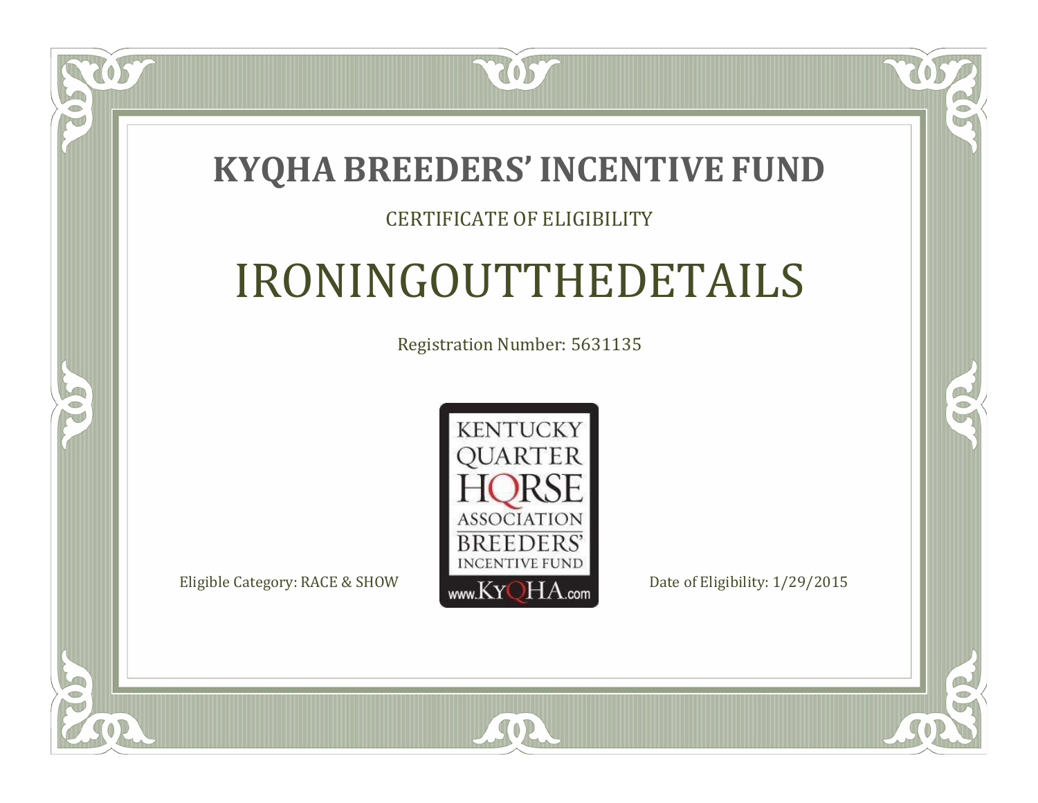# KYQHA BREEDERS' INCENTIVE FUND

CERTIFICATE OF ELIGIBILITY

## IRONINGOUTTHEDETAILS

Registration Number: 5631135

KENTUCKY QUARTER HORSE ASSOCIATION BREEDERS' INCENTIVE FUND
www.KyQHA.com

Eligible Category: RACE & SHOW

Date of Eligibility: 1/29/2015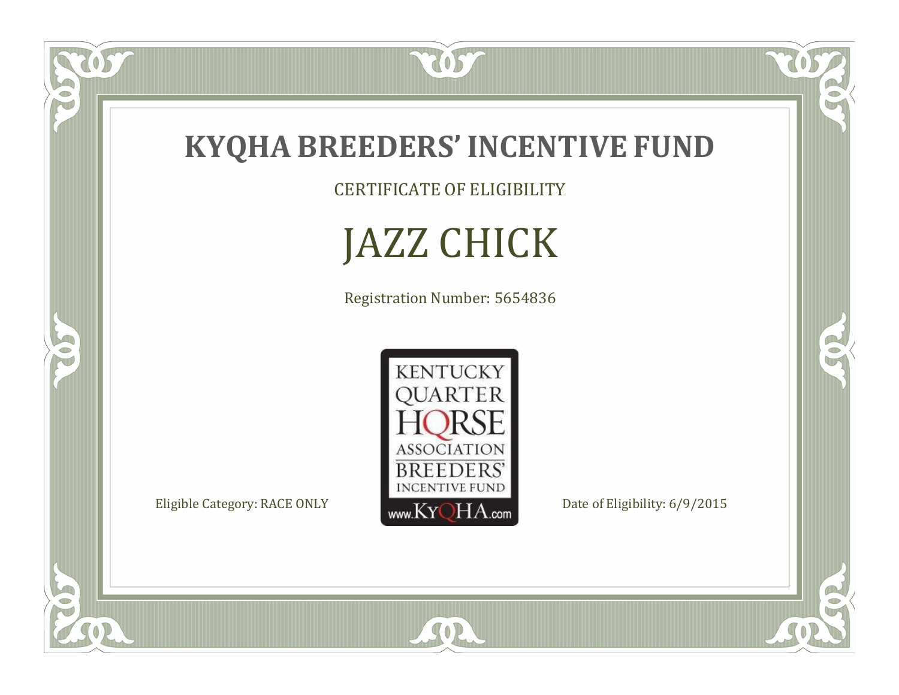# KYQHA BREEDERS' INCENTIVE FUND

CERTIFICATE OF ELIGIBILITY

## JAZZ CHICK

Registration Number: 5654836

KENTUCKY QUARTER HORSE ASSOCIATION BREEDERS' INCENTIVE FUND www.KyQHA.com

Eligible Category: RACE ONLY

Date of Eligibility: 6/9/2015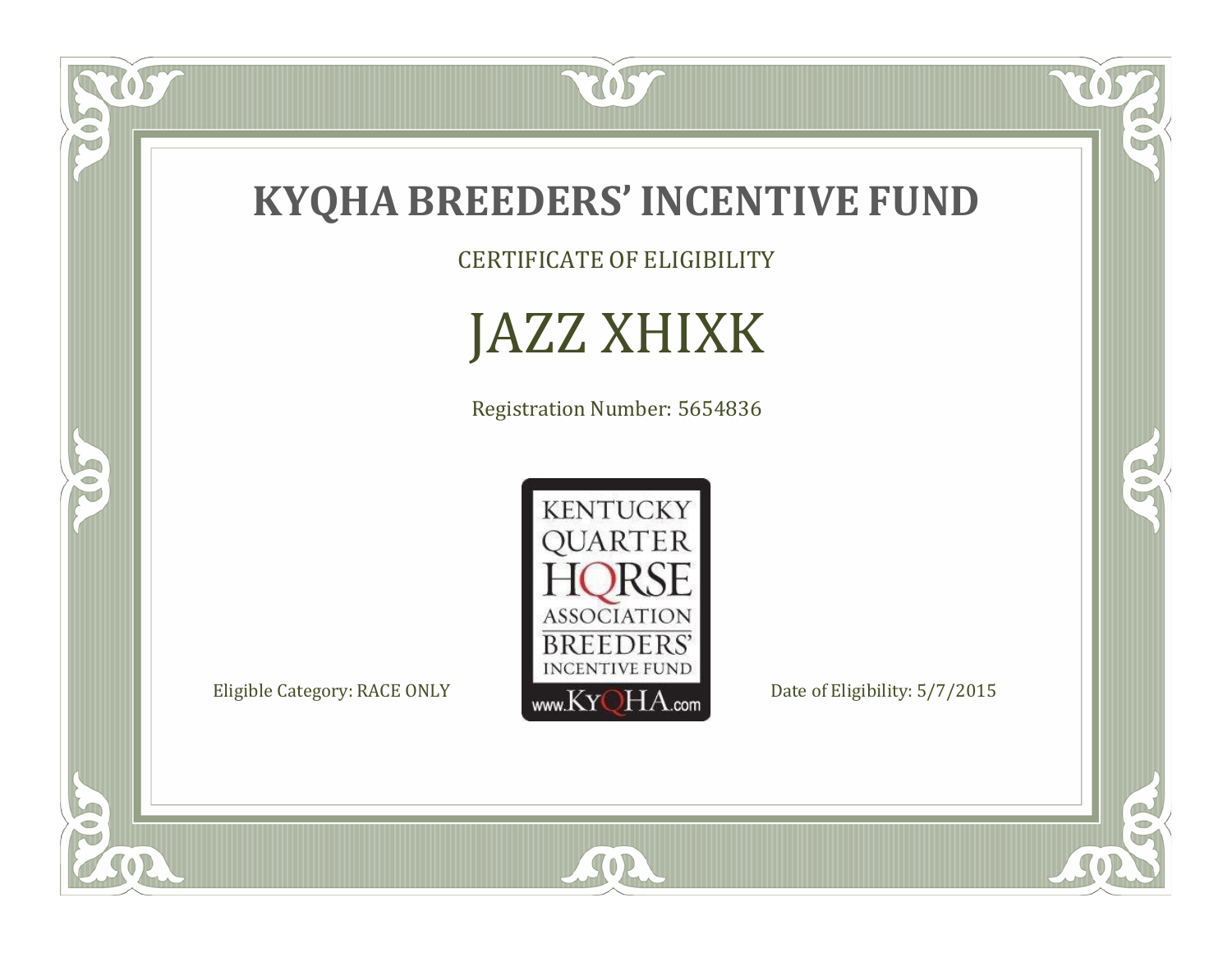# KYQHA BREEDERS' INCENTIVE FUND

CERTIFICATE OF ELIGIBILITY

## JAZZ XHIXK

Registration Number: 5654836

KENTUCKY QUARTER HORSE ASSOCIATION BREEDERS' INCENTIVE FUND www.KyQHA.com

Eligible Category: RACE ONLY

Date of Eligibility: 5/7/2015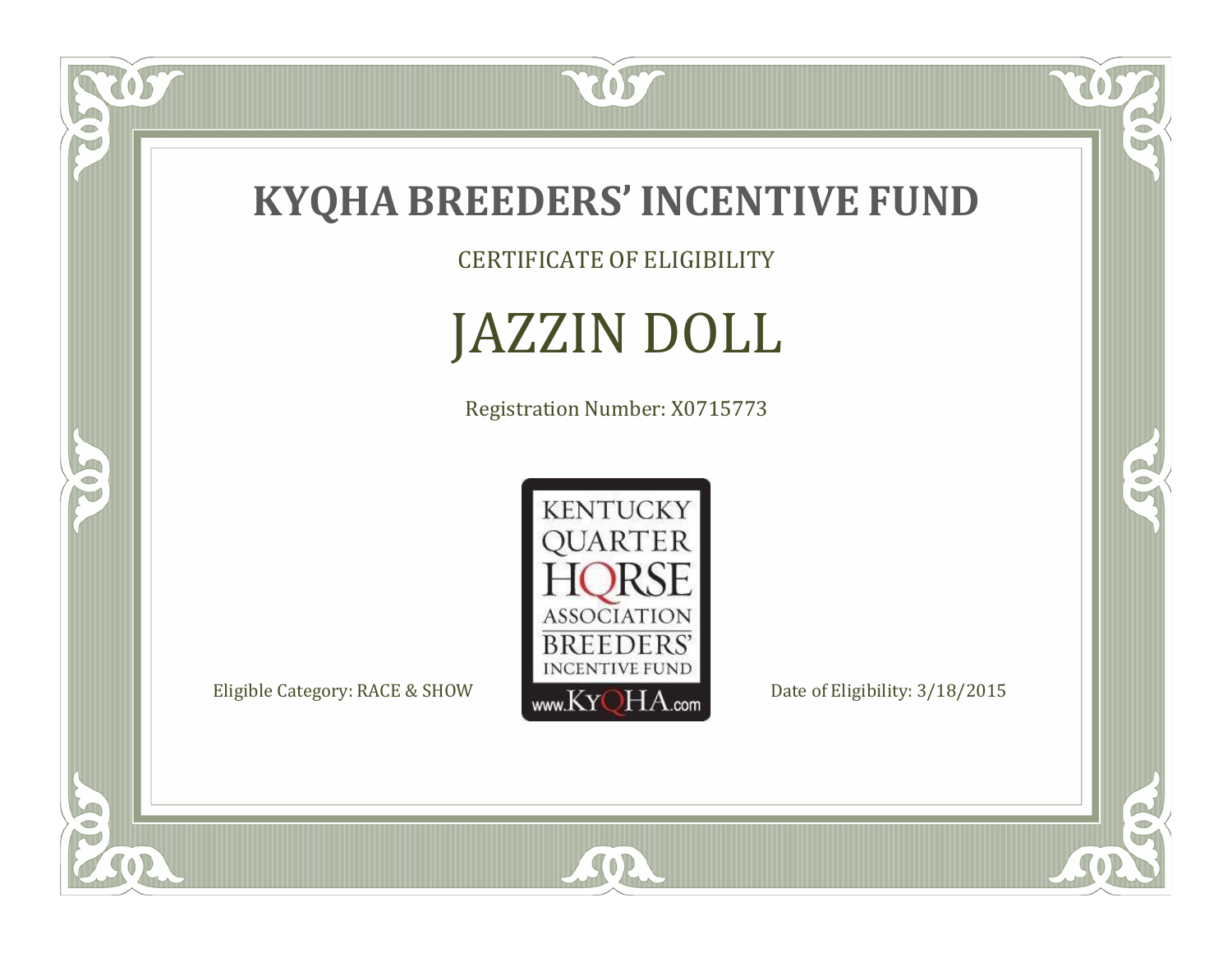# KYQHA BREEDERS' INCENTIVE FUND

CERTIFICATE OF ELIGIBILITY

## JAZZIN DOLL

Registration Number: X0715773

KENTUCKY QUARTER HORSE ASSOCIATION BREEDERS' INCENTIVE FUND www.KyQHA.com

Eligible Category: RACE & SHOW

Date of Eligibility: 3/18/2015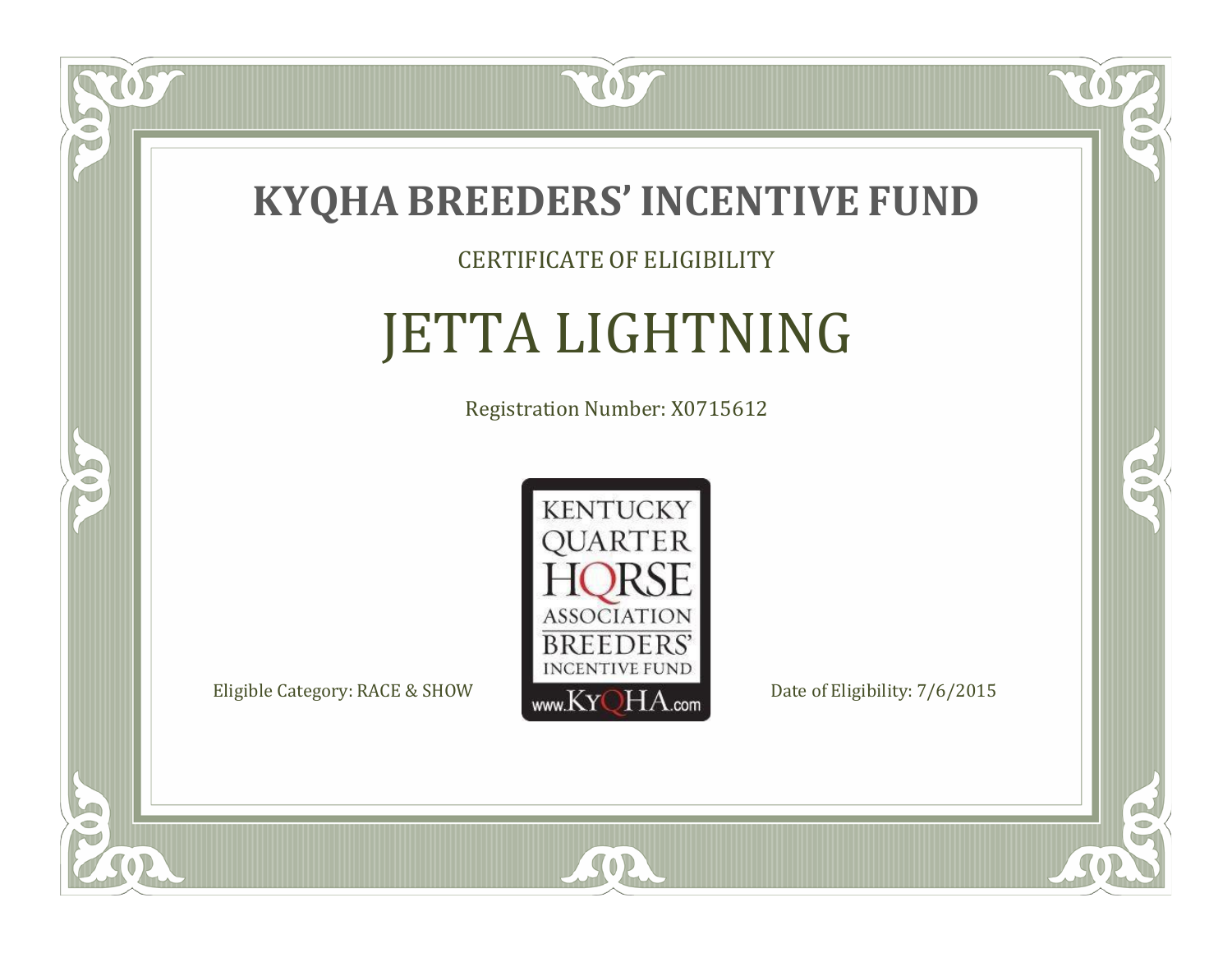# KYQHA BREEDERS' INCENTIVE FUND

CERTIFICATE OF ELIGIBILITY

## JETTA LIGHTNING

Registration Number: X0715612

KENTUCKY QUARTER HORSE ASSOCIATION BREEDERS' INCENTIVE FUND www.KyQHA.com

Eligible Category: RACE & SHOW

Date of Eligibility: 7/6/2015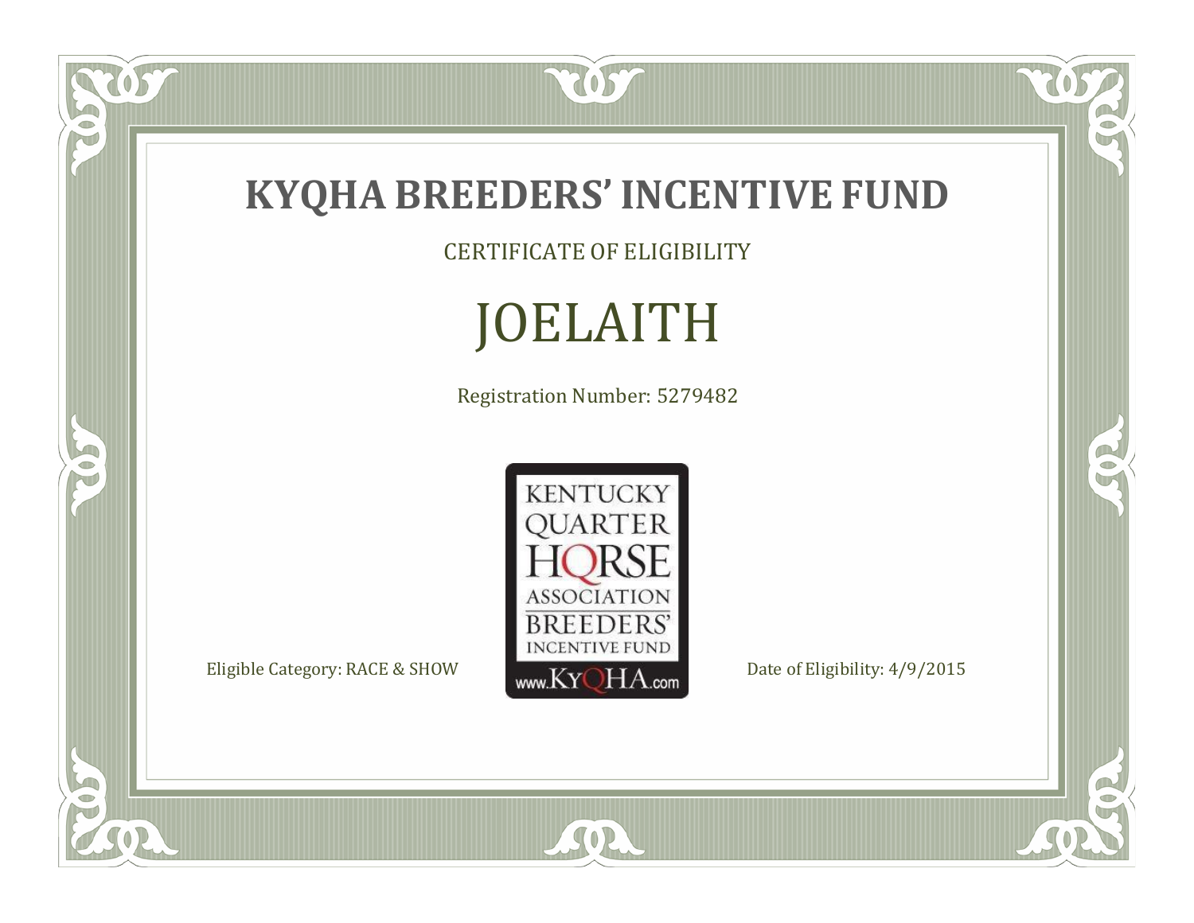# KYQHA BREEDERS' INCENTIVE FUND

CERTIFICATE OF ELIGIBILITY

## JOELAITH

Registration Number: 5279482

KENTUCKY QUARTER HORSE ASSOCIATION BREEDERS' INCENTIVE FUND www.KyQHA.com

Eligible Category: RACE & SHOW

Date of Eligibility: 4/9/2015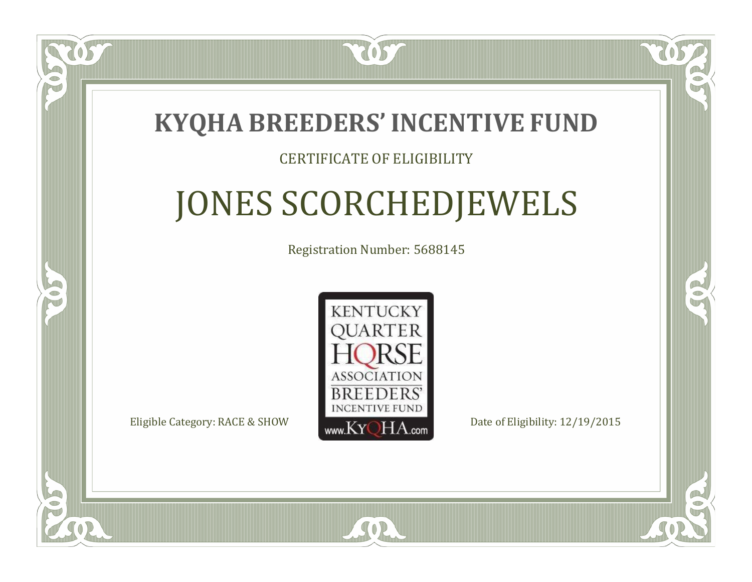# KYQHA BREEDERS' INCENTIVE FUND

CERTIFICATE OF ELIGIBILITY

## JONES SCORCHEDJEWELS

Registration Number: 5688145

KENTUCKY QUARTER HORSE ASSOCIATION BREEDERS' INCENTIVE FUND www.KyQHA.com

Eligible Category: RACE & SHOW

Date of Eligibility: 12/19/2015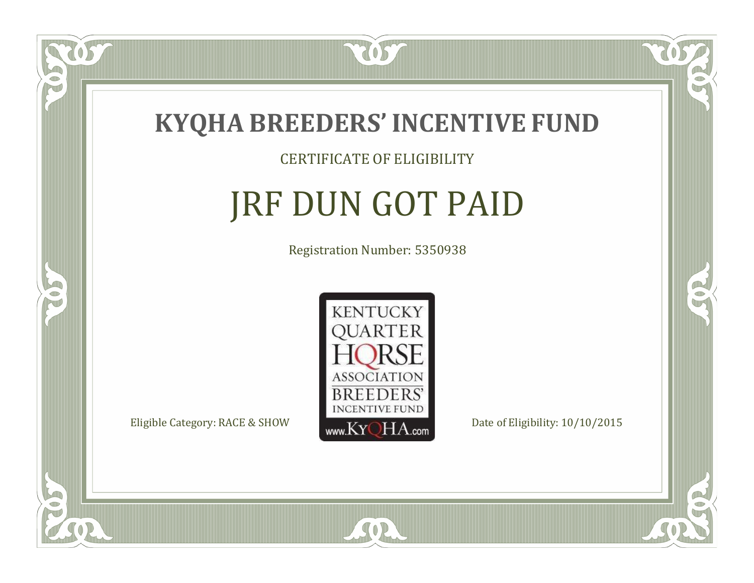# KYQHA BREEDERS' INCENTIVE FUND

CERTIFICATE OF ELIGIBILITY

## JRF DUN GOT PAID

Registration Number: 5350938

KENTUCKY QUARTER HORSE ASSOCIATION BREEDERS' INCENTIVE FUND www.KyQHA.com

Eligible Category: RACE & SHOW

Date of Eligibility: 10/10/2015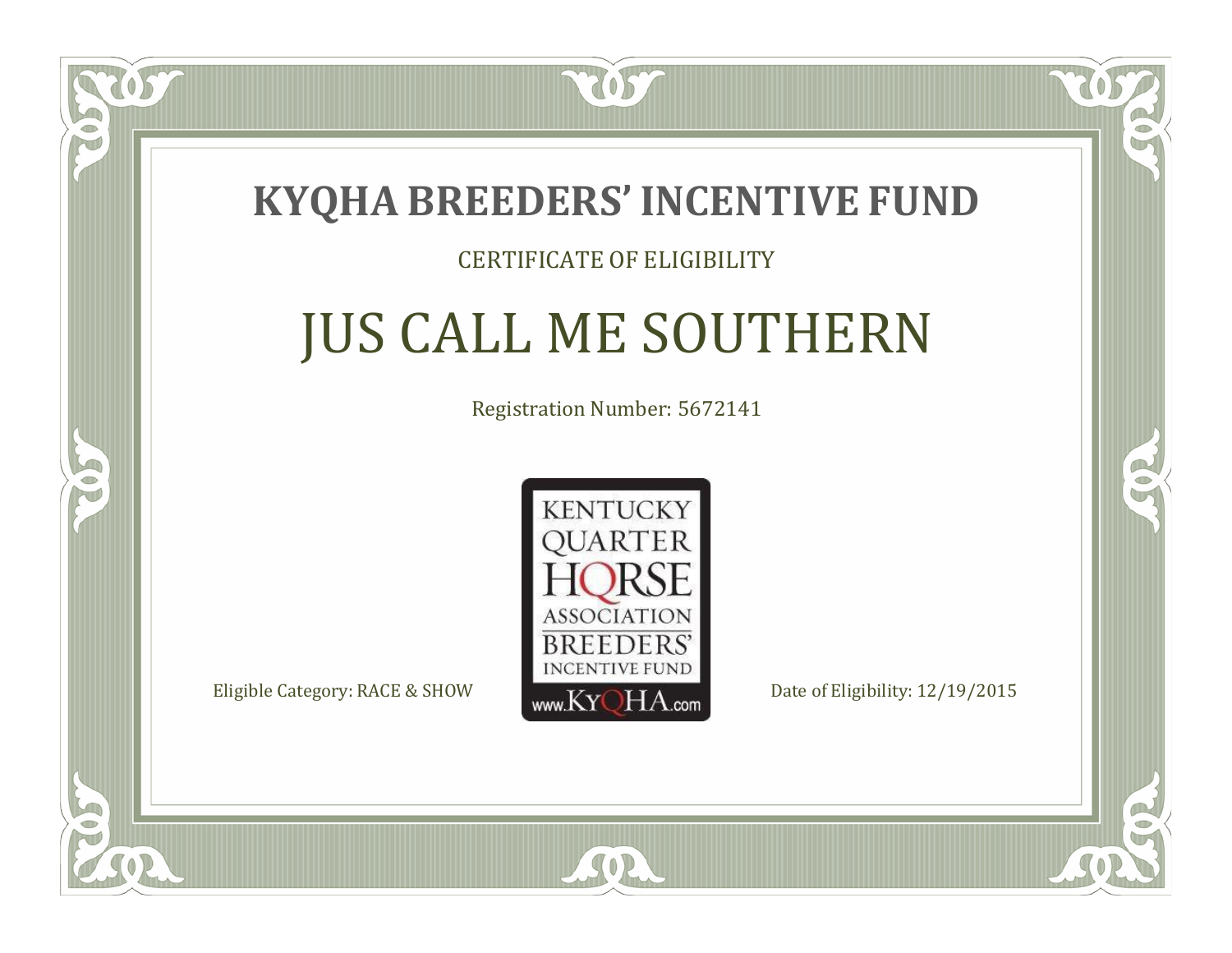# KYQHA BREEDERS' INCENTIVE FUND

CERTIFICATE OF ELIGIBILITY

## JUS CALL ME SOUTHERN

Registration Number: 5672141

KENTUCKY QUARTER HORSE ASSOCIATION BREEDERS' INCENTIVE FUND www.KyQHA.com

Eligible Category: RACE & SHOW

Date of Eligibility: 12/19/2015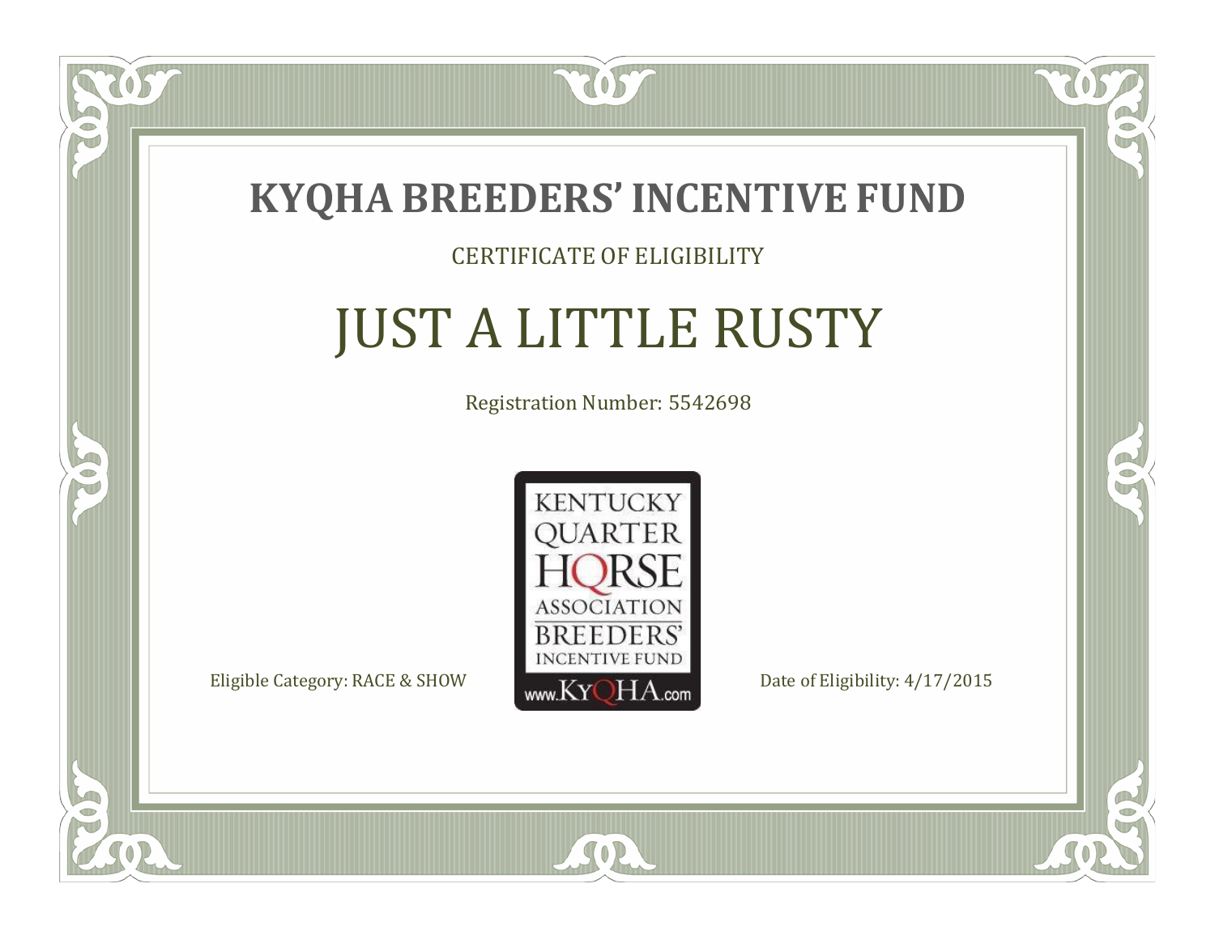# KYQHA BREEDERS' INCENTIVE FUND

CERTIFICATE OF ELIGIBILITY

## JUST A LITTLE RUSTY

Registration Number: 5542698

KENTUCKY QUARTER HORSE ASSOCIATION BREEDERS' INCENTIVE FUND www.KyQHA.com

Eligible Category: RACE & SHOW

Date of Eligibility: 4/17/2015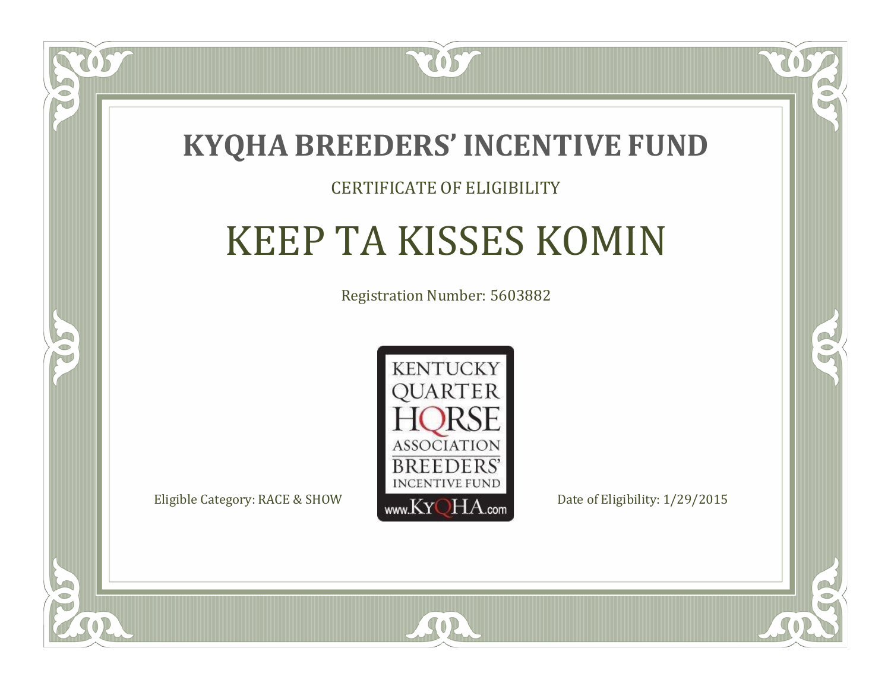# KYQHA BREEDERS' INCENTIVE FUND

CERTIFICATE OF ELIGIBILITY

## KEEP TA KISSES KOMIN

Registration Number: 5603882

KENTUCKY QUARTER HORSE ASSOCIATION BREEDERS' INCENTIVE FUND www.KyQHA.com

Eligible Category: RACE & SHOW

Date of Eligibility: 1/29/2015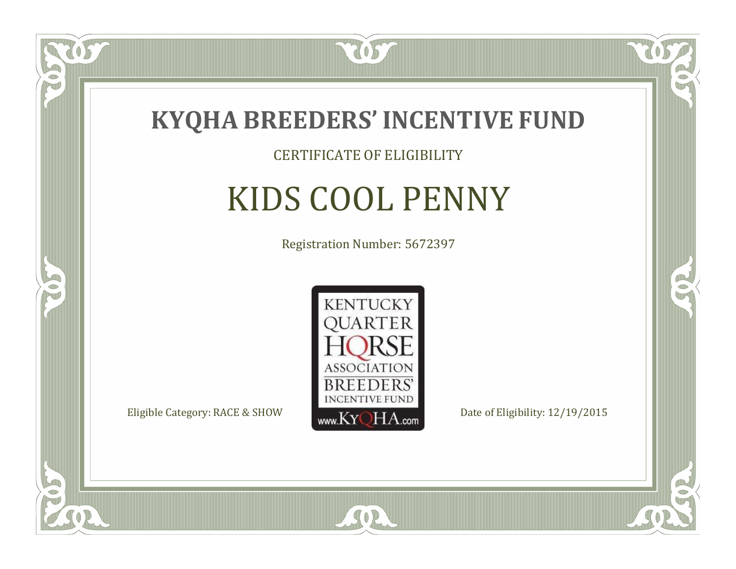# KYQHA BREEDERS' INCENTIVE FUND

CERTIFICATE OF ELIGIBILITY

## KIDS COOL PENNY

Registration Number: 5672397

KENTUCKY QUARTER HORSE ASSOCIATION BREEDERS' INCENTIVE FUND www.KyQHA.com

Eligible Category: RACE & SHOW

Date of Eligibility: 12/19/2015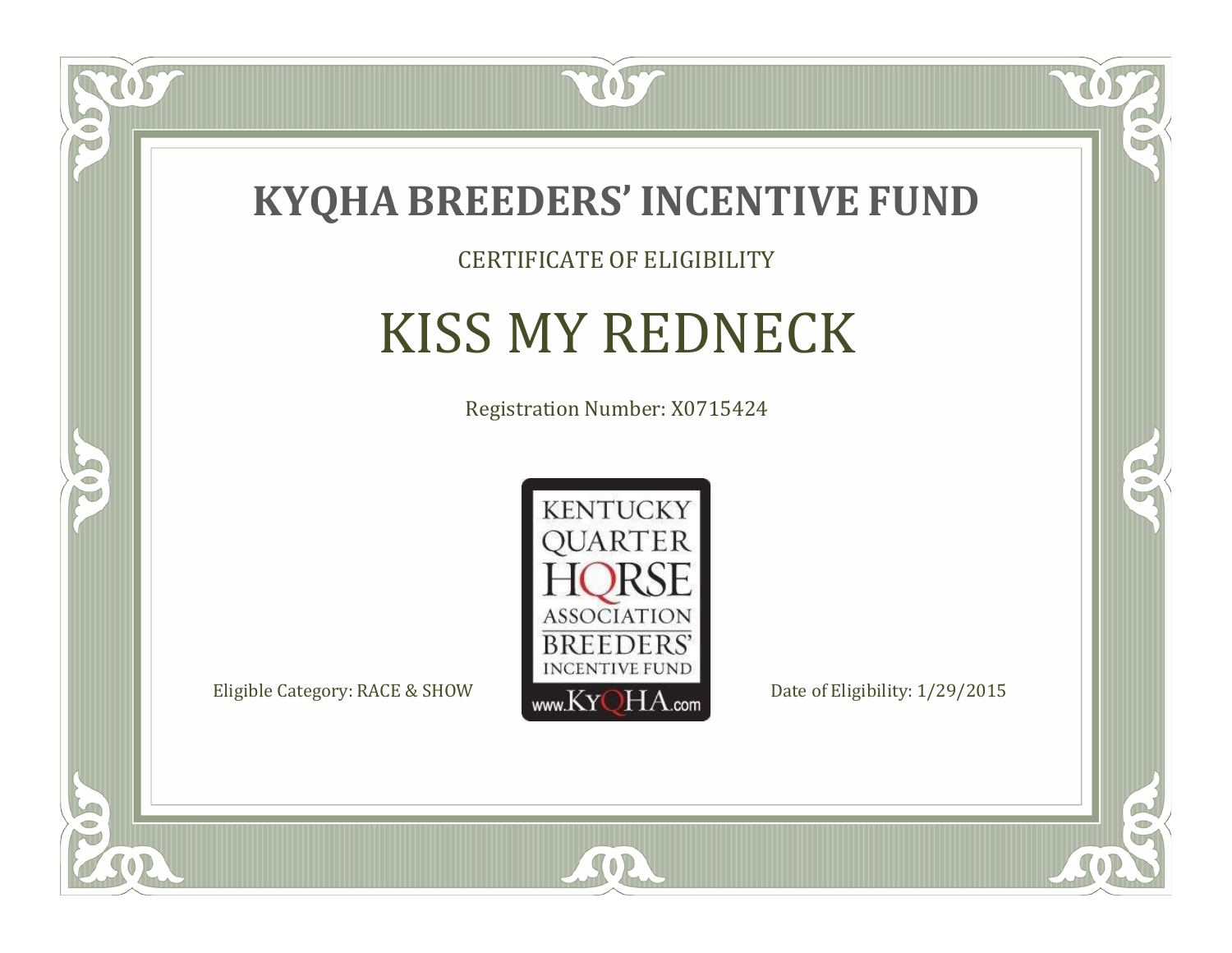# KYQHA BREEDERS' INCENTIVE FUND

CERTIFICATE OF ELIGIBILITY

## KISS MY REDNECK

Registration Number: X0715424

KENTUCKY QUARTER HORSE ASSOCIATION BREEDERS' INCENTIVE FUND www.KyQHA.com

Eligible Category: RACE & SHOW

Date of Eligibility: 1/29/2015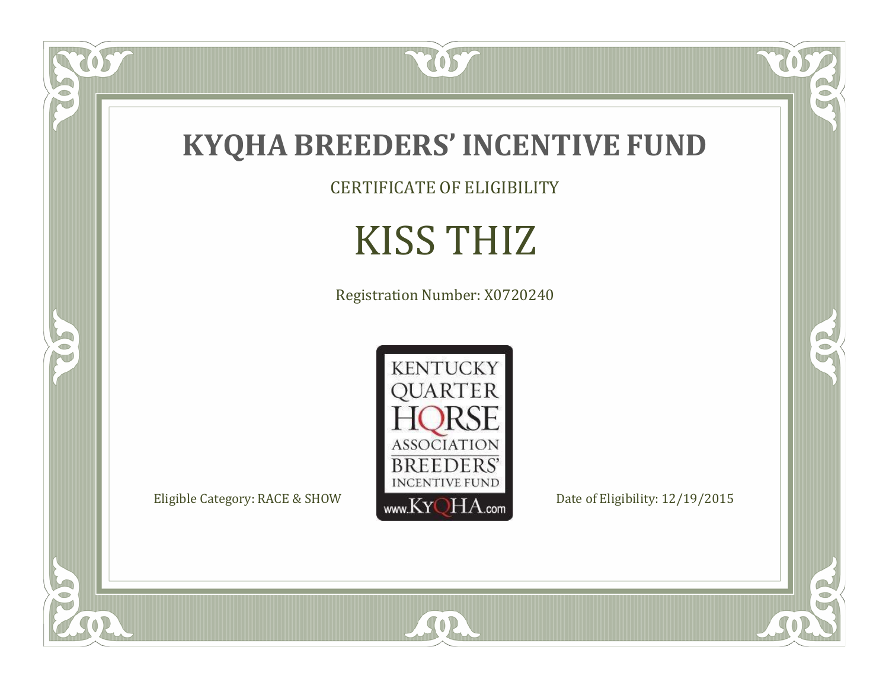# KYQHA BREEDERS' INCENTIVE FUND

CERTIFICATE OF ELIGIBILITY

## KISS THIZ

Registration Number: X0720240

KENTUCKY QUARTER HORSE ASSOCIATION BREEDERS' INCENTIVE FUND www.KyQHA.com

Eligible Category: RACE & SHOW

Date of Eligibility: 12/19/2015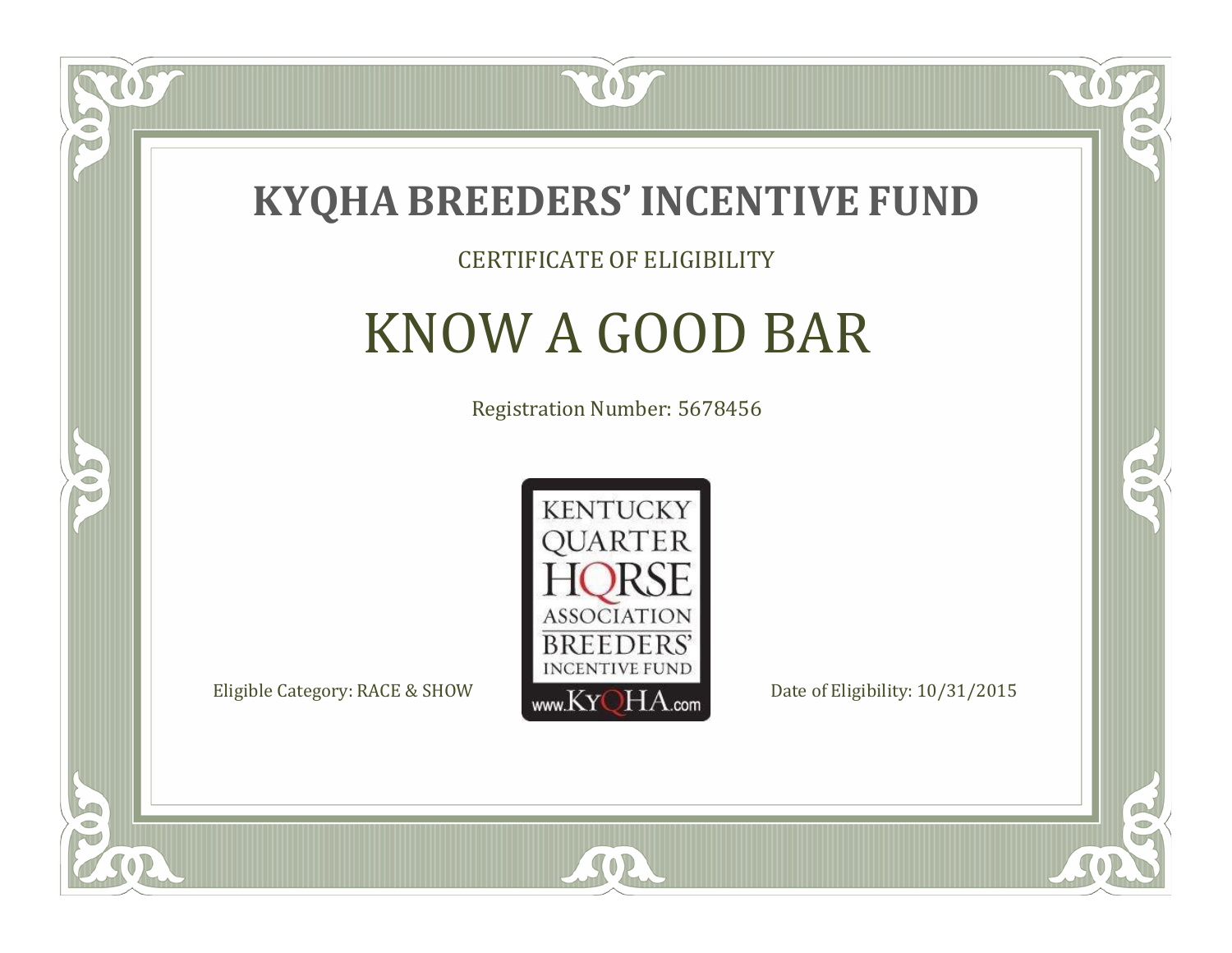# KYQHA BREEDERS' INCENTIVE FUND

CERTIFICATE OF ELIGIBILITY

## KNOW A GOOD BAR

Registration Number: 5678456

KENTUCKY QUARTER HORSE ASSOCIATION BREEDERS' INCENTIVE FUND www.KyQHA.com

Eligible Category: RACE & SHOW

Date of Eligibility: 10/31/2015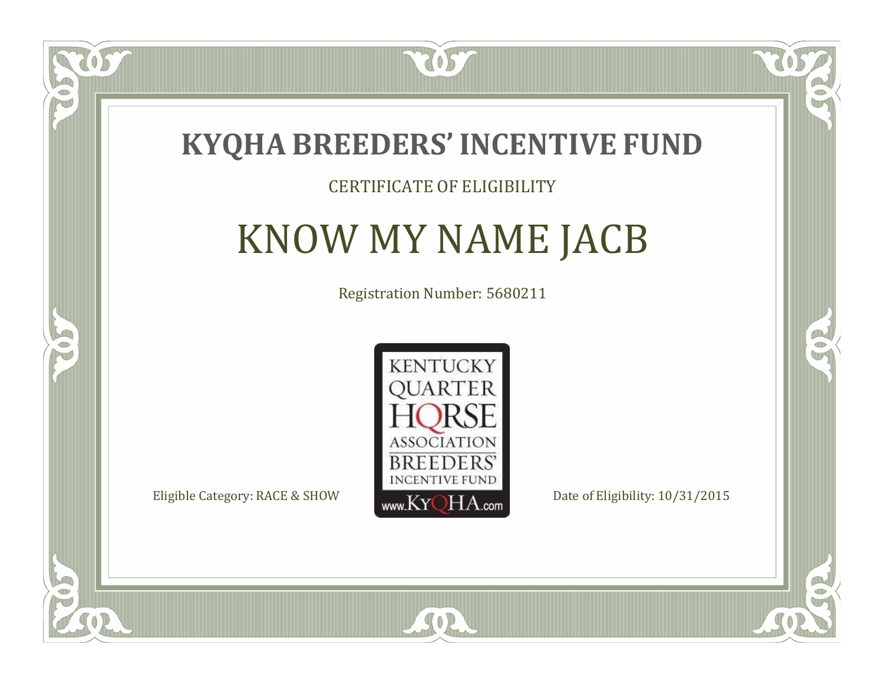# KYQHA BREEDERS' INCENTIVE FUND

CERTIFICATE OF ELIGIBILITY

## KNOW MY NAME JACB

Registration Number: 5680211

KENTUCKY QUARTER HORSE ASSOCIATION BREEDERS' INCENTIVE FUND www.KyQHA.com

Eligible Category: RACE & SHOW

Date of Eligibility: 10/31/2015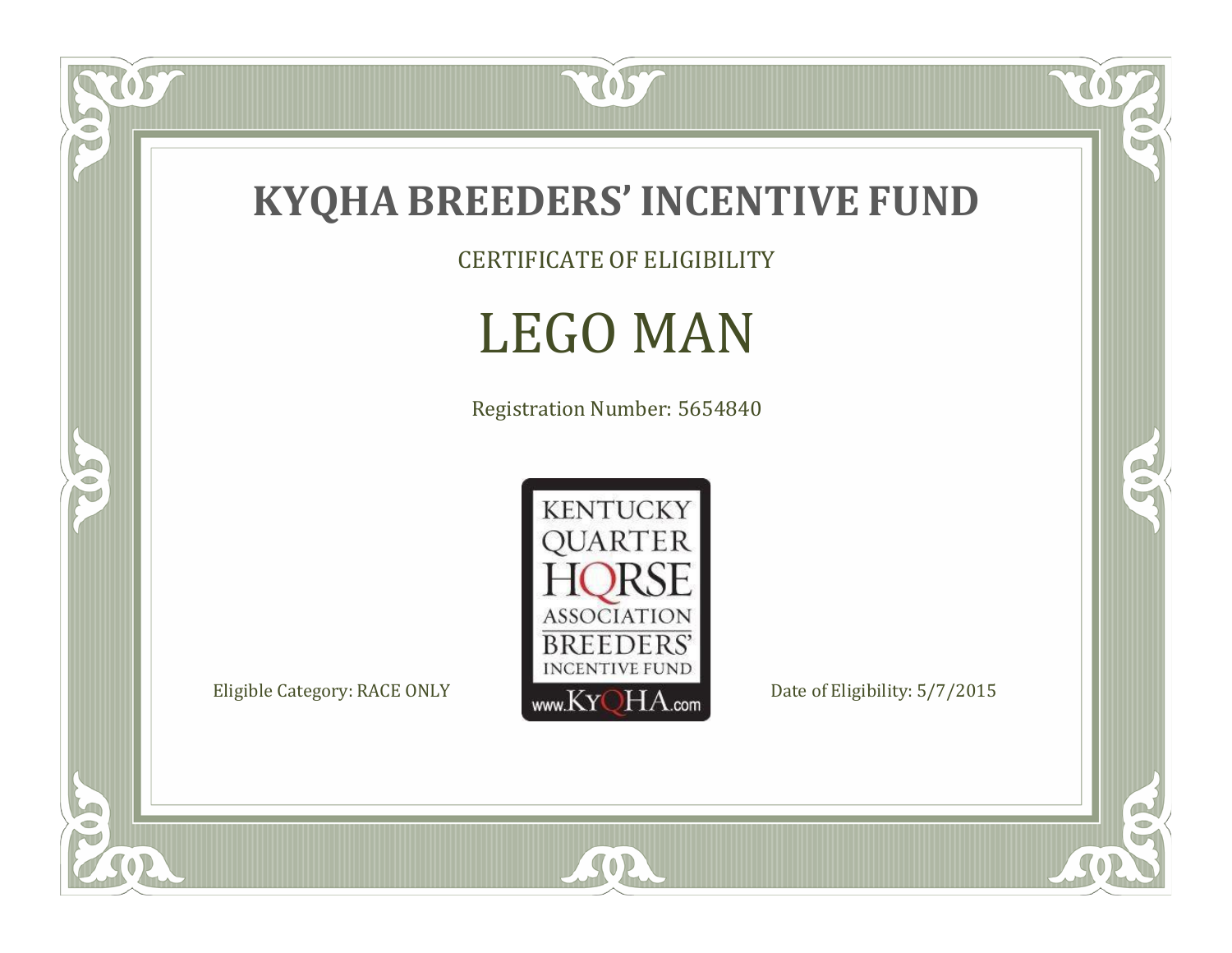# KYQHA BREEDERS' INCENTIVE FUND

CERTIFICATE OF ELIGIBILITY

## LEGO MAN

Registration Number: 5654840

KENTUCKY QUARTER HORSE ASSOCIATION BREEDERS' INCENTIVE FUND www.KyQHA.com

Eligible Category: RACE ONLY

Date of Eligibility: 5/7/2015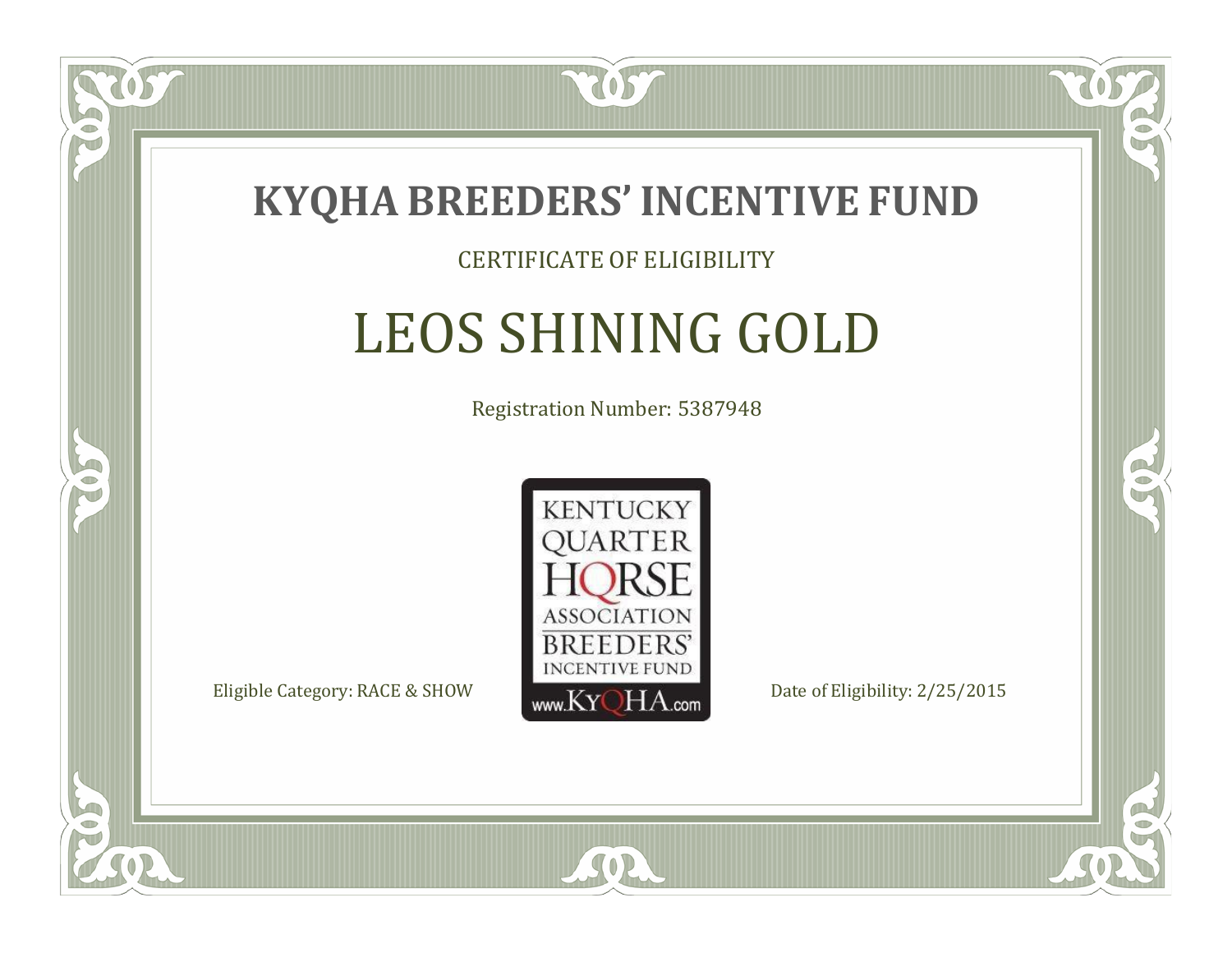# KYQHA BREEDERS' INCENTIVE FUND

CERTIFICATE OF ELIGIBILITY

## LEOS SHINING GOLD

Registration Number: 5387948

KENTUCKY QUARTER HORSE ASSOCIATION BREEDERS' INCENTIVE FUND www.KyQHA.com

Eligible Category: RACE & SHOW

Date of Eligibility: 2/25/2015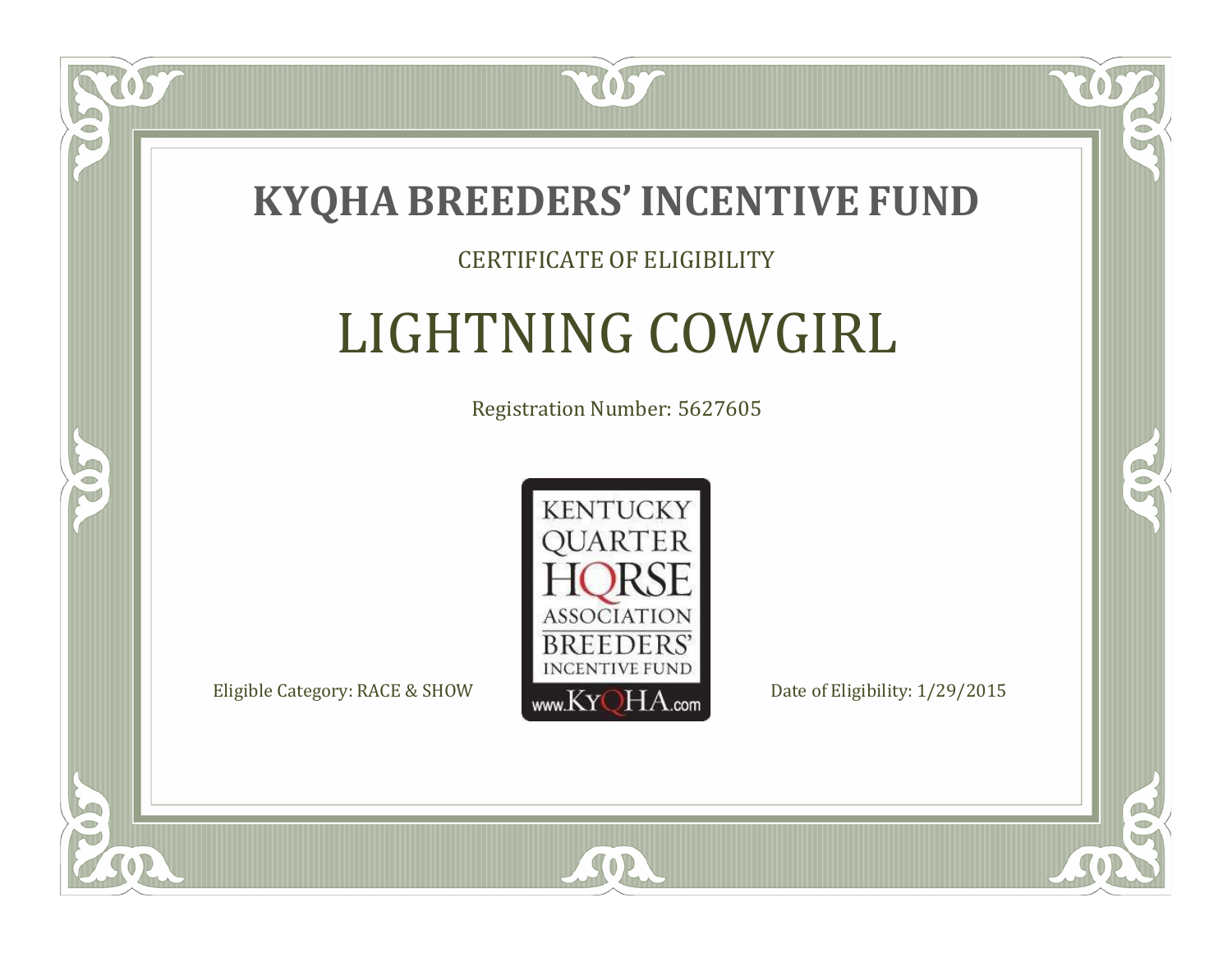# KYQHA BREEDERS' INCENTIVE FUND

CERTIFICATE OF ELIGIBILITY

## LIGHTNING COWGIRL

Registration Number: 5627605

KENTUCKY QUARTER HORSE ASSOCIATION BREEDERS' INCENTIVE FUND www.KyQHA.com

Eligible Category: RACE & SHOW

Date of Eligibility: 1/29/2015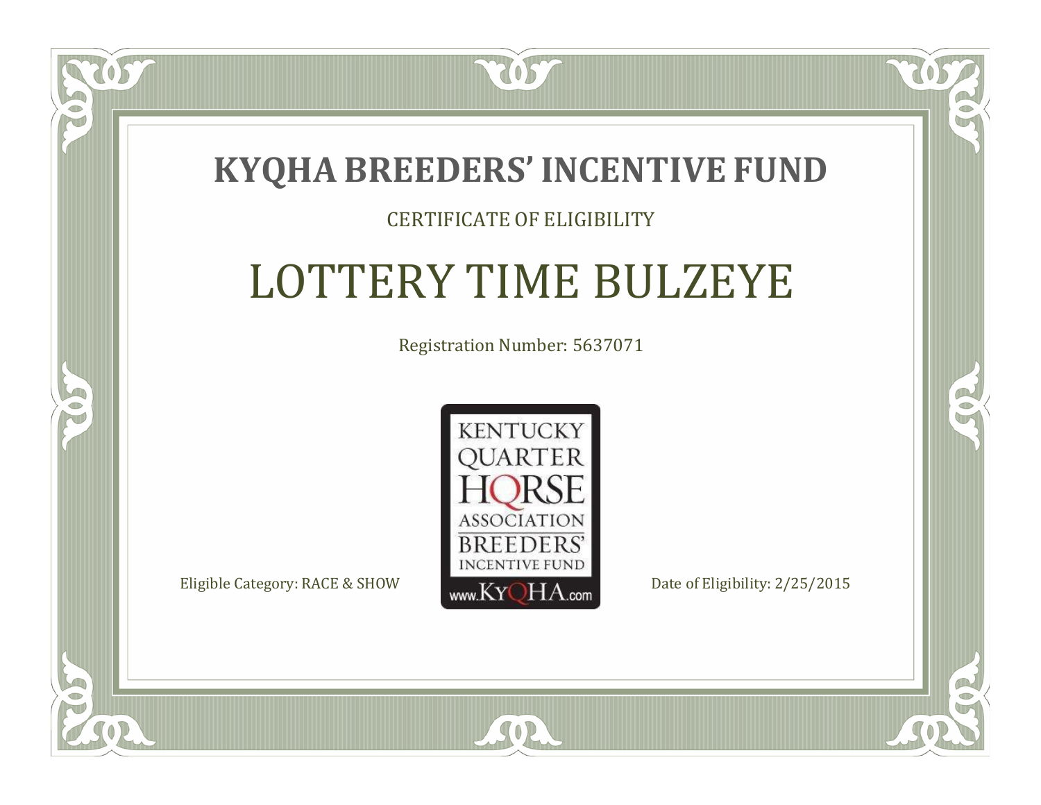# KYQHA BREEDERS' INCENTIVE FUND

CERTIFICATE OF ELIGIBILITY

## LOTTERY TIME BULZEYE

Registration Number: 5637071

KENTUCKY QUARTER HORSE ASSOCIATION BREEDERS' INCENTIVE FUND
www.KyQHA.com

Eligible Category: RACE & SHOW

Date of Eligibility: 2/25/2015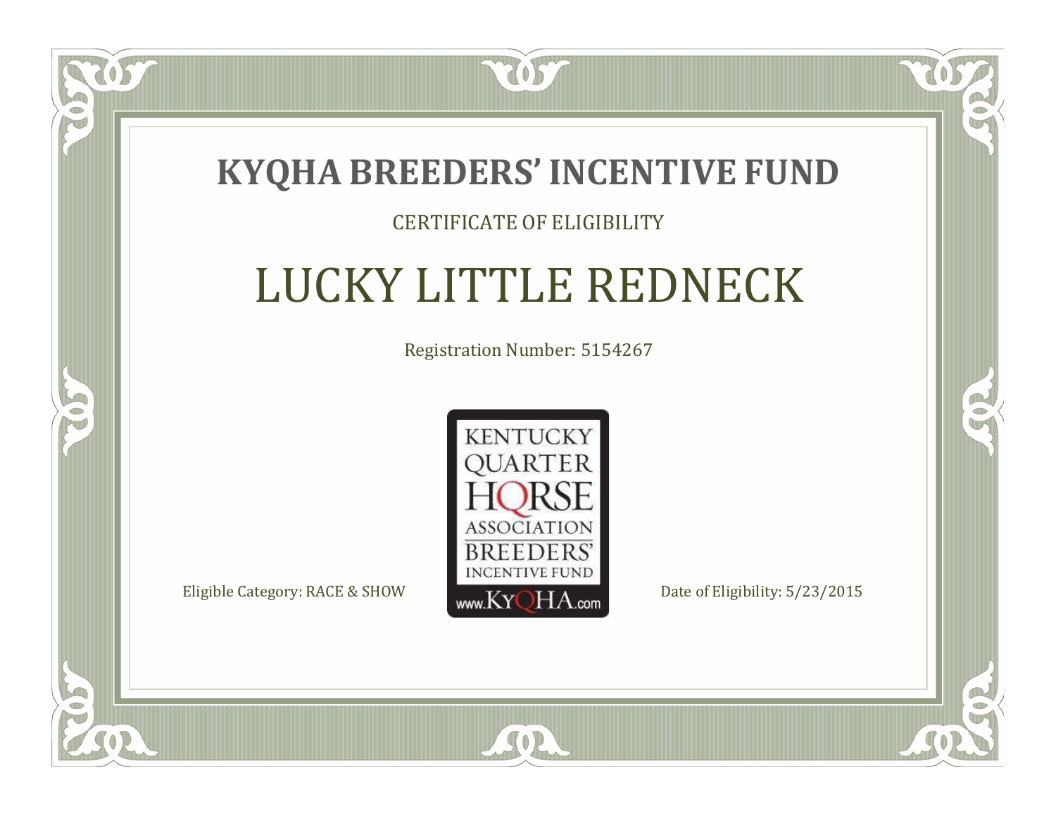# KYQHA BREEDERS' INCENTIVE FUND

CERTIFICATE OF ELIGIBILITY

## LUCKY LITTLE REDNECK

Registration Number: 5154267

KENTUCKY QUARTER HORSE ASSOCIATION BREEDERS' INCENTIVE FUND www.KyQHA.com

Eligible Category: RACE & SHOW

Date of Eligibility: 5/23/2015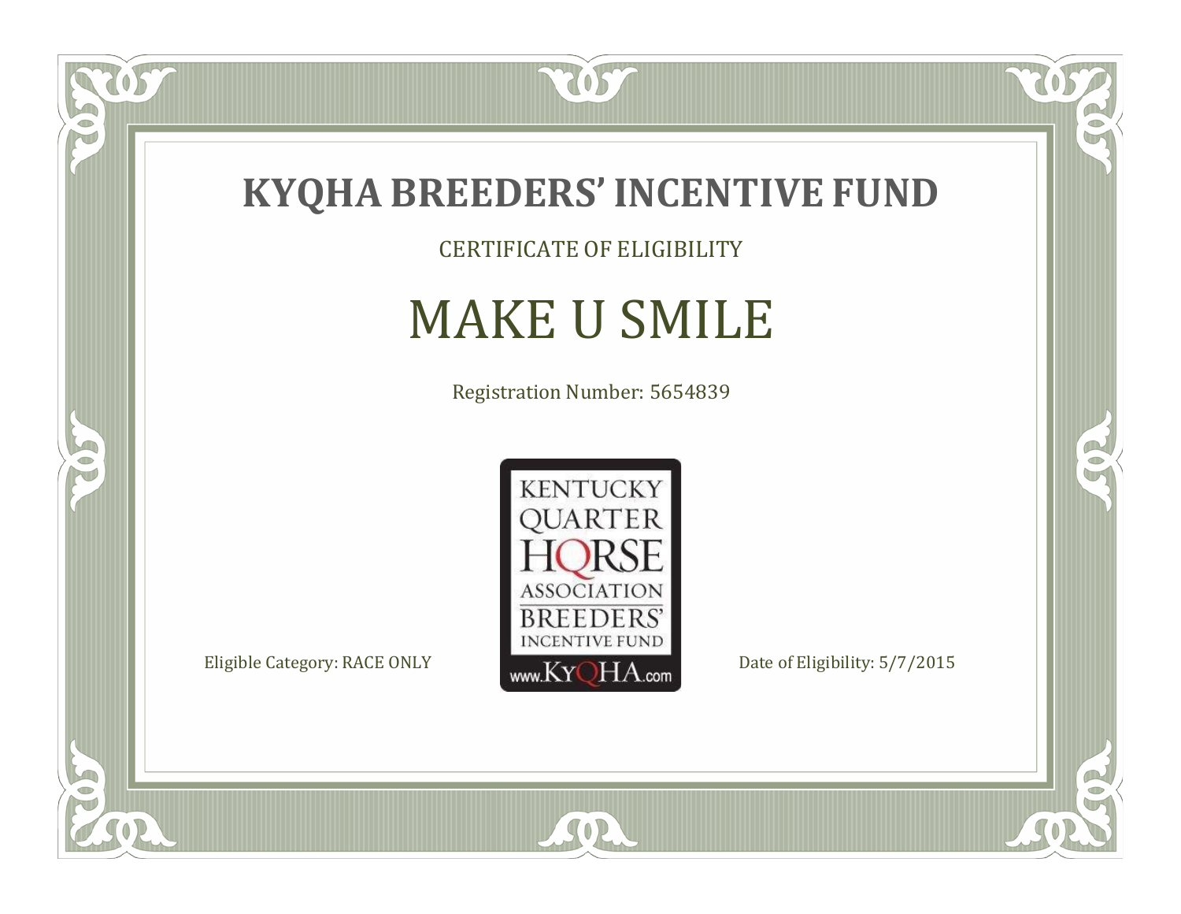# KYQHA BREEDERS' INCENTIVE FUND

CERTIFICATE OF ELIGIBILITY

## MAKE U SMILE

Registration Number: 5654839

KENTUCKY QUARTER HORSE ASSOCIATION BREEDERS' INCENTIVE FUND www.KyQHA.com

Eligible Category: RACE ONLY

Date of Eligibility: 5/7/2015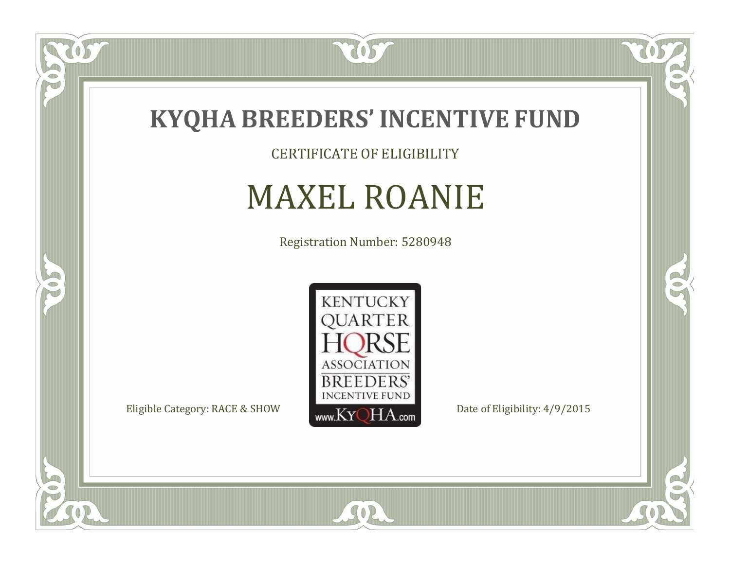# KYQHA BREEDERS' INCENTIVE FUND

CERTIFICATE OF ELIGIBILITY

## MAXEL ROANIE

Registration Number: 5280948

KENTUCKY QUARTER HORSE ASSOCIATION BREEDERS' INCENTIVE FUND www.KyQHA.com

Eligible Category: RACE & SHOW

Date of Eligibility: 4/9/2015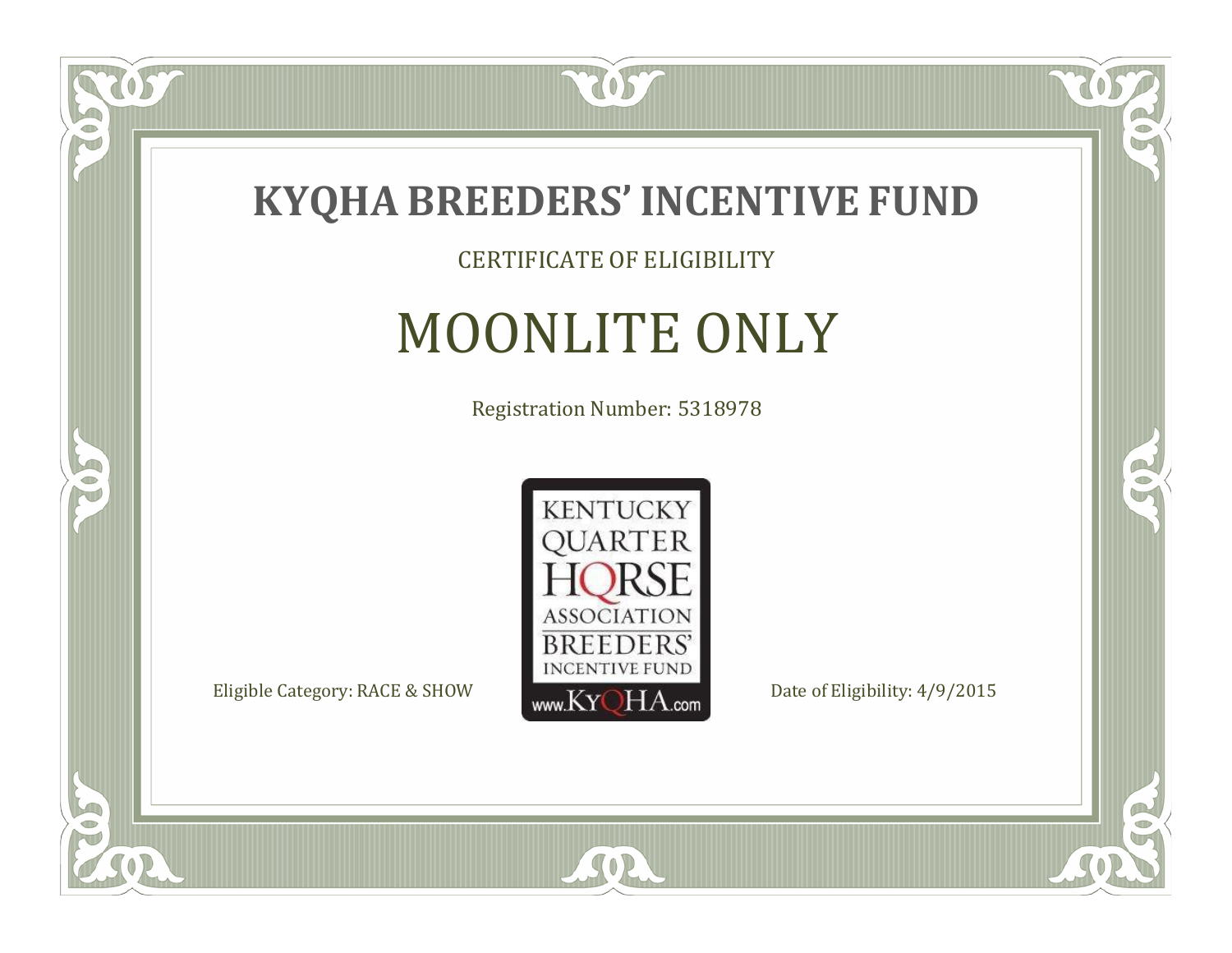# KYQHA BREEDERS' INCENTIVE FUND

CERTIFICATE OF ELIGIBILITY

## MOONLITE ONLY

Registration Number: 5318978

KENTUCKY QUARTER HORSE ASSOCIATION BREEDERS' INCENTIVE FUND www.KyQHA.com

Eligible Category: RACE & SHOW

Date of Eligibility: 4/9/2015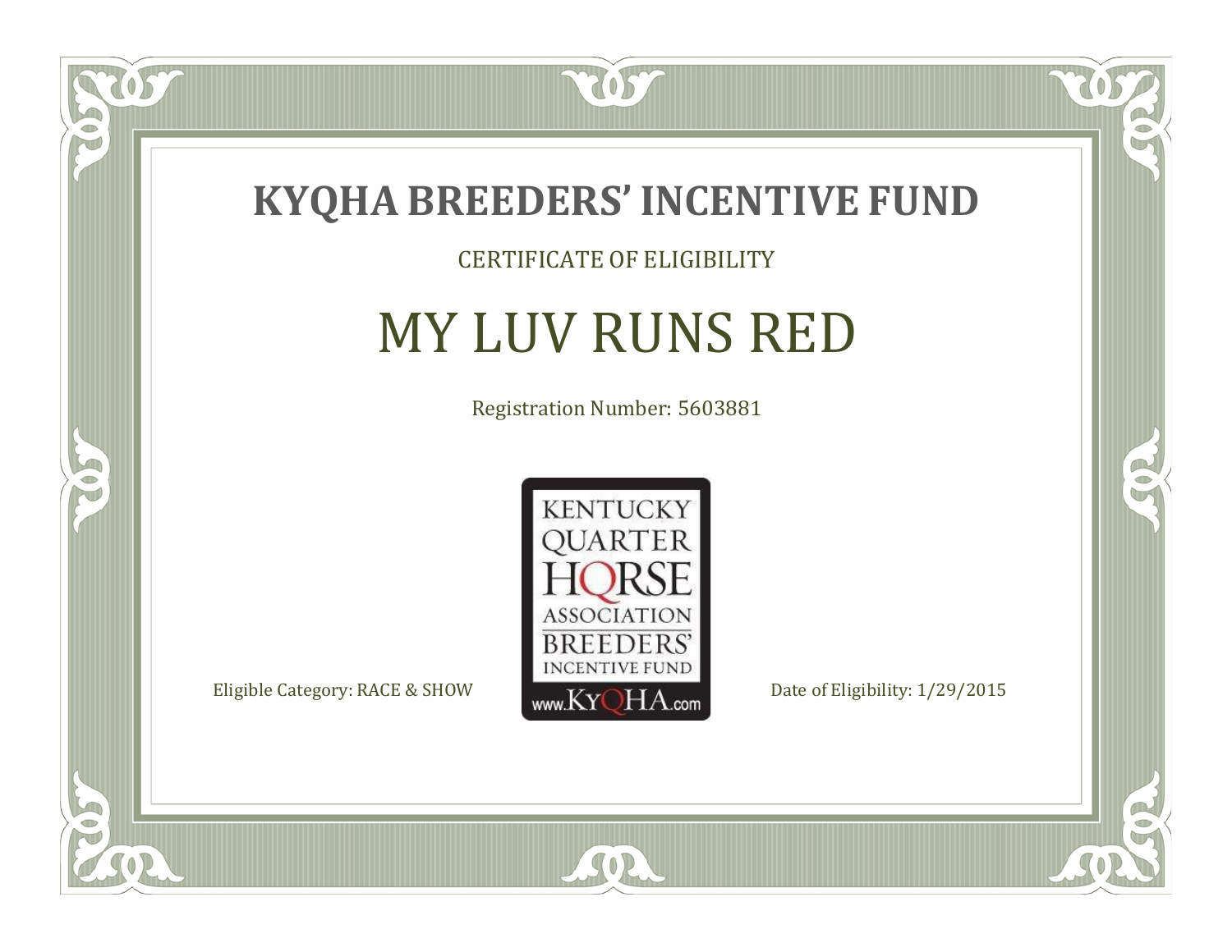# KYQHA BREEDERS' INCENTIVE FUND

CERTIFICATE OF ELIGIBILITY

## MY LUV RUNS RED

Registration Number: 5603881

KENTUCKY QUARTER HORSE ASSOCIATION BREEDERS' INCENTIVE FUND www.KyQHA.com

Eligible Category: RACE & SHOW

Date of Eligibility: 1/29/2015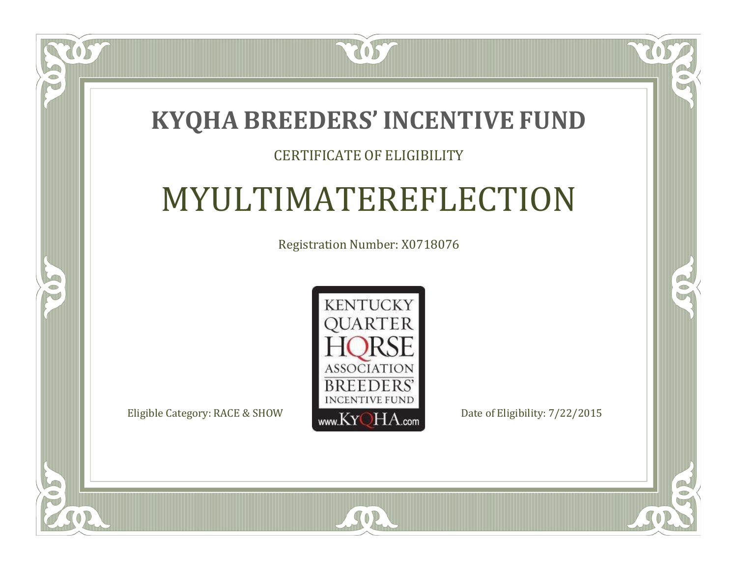# KYQHA BREEDERS' INCENTIVE FUND

CERTIFICATE OF ELIGIBILITY

## MYULTIMATEREFLECTION

Registration Number: X0718076

KENTUCKY QUARTER HORSE ASSOCIATION BREEDERS' INCENTIVE FUND www.KyQHA.com

Eligible Category: RACE & SHOW

Date of Eligibility: 7/22/2015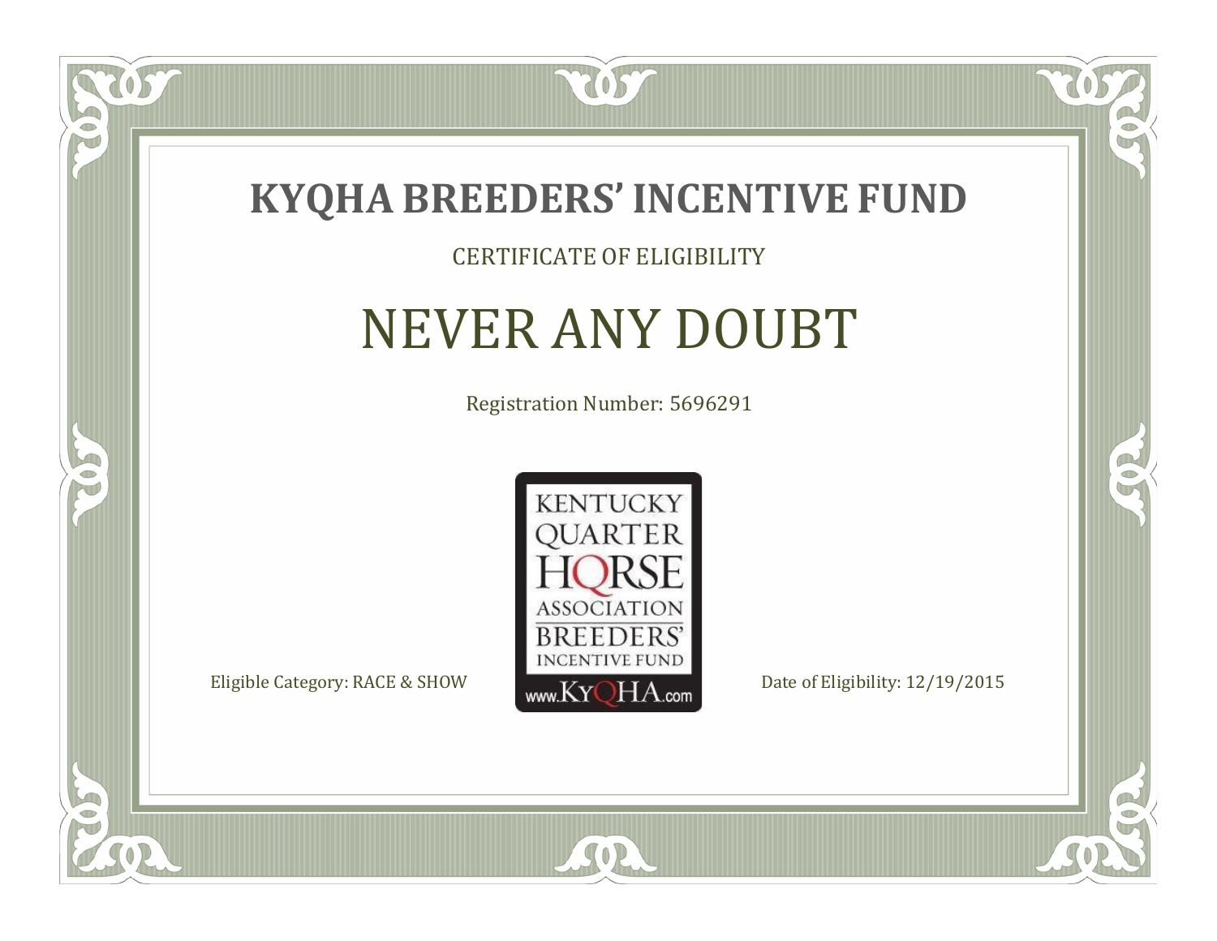# KYQHA BREEDERS' INCENTIVE FUND

CERTIFICATE OF ELIGIBILITY

## NEVER ANY DOUBT

Registration Number: 5696291

KENTUCKY QUARTER HORSE ASSOCIATION BREEDERS' INCENTIVE FUND www.KyQHA.com

Eligible Category: RACE & SHOW

Date of Eligibility: 12/19/2015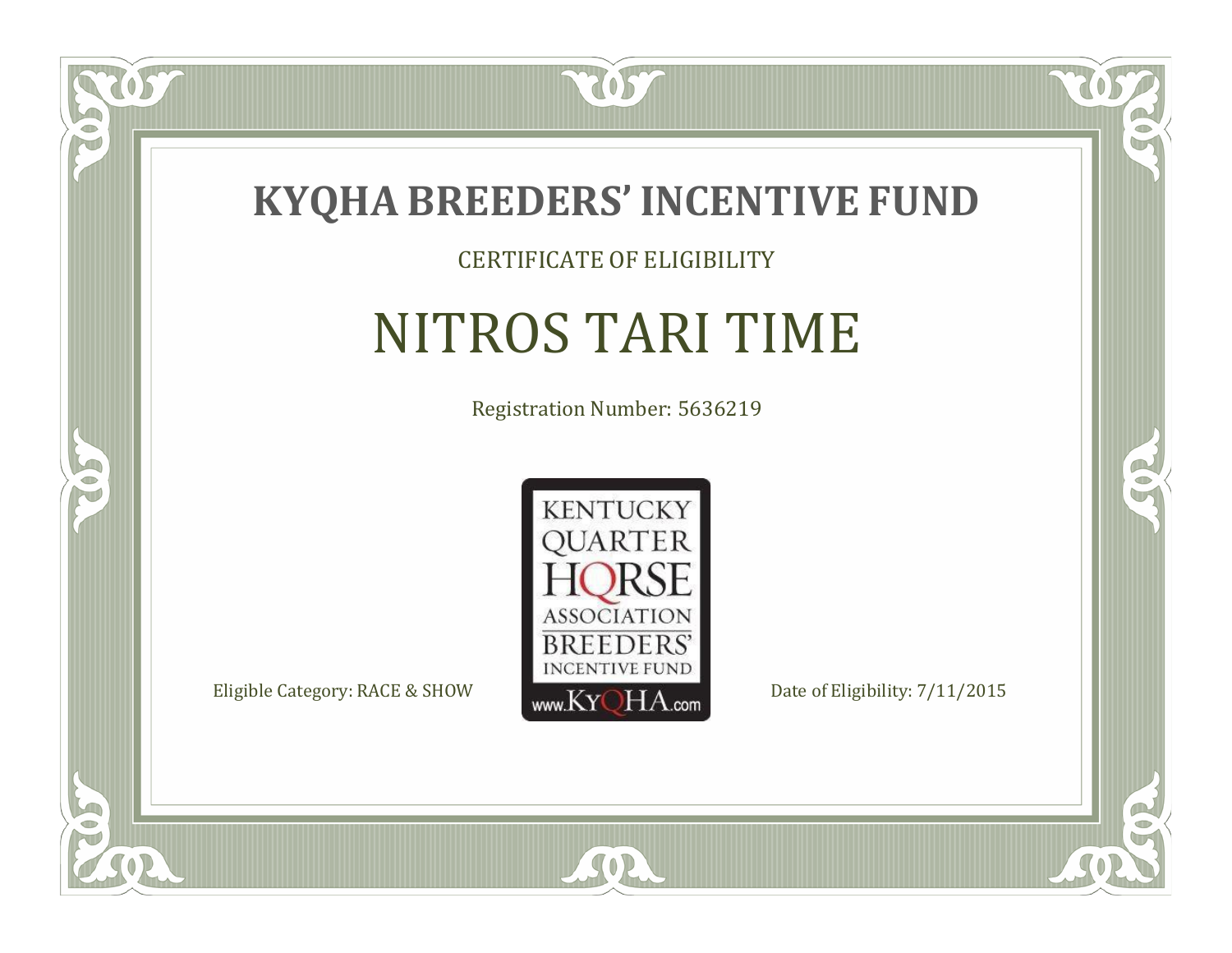# KYQHA BREEDERS' INCENTIVE FUND

CERTIFICATE OF ELIGIBILITY

## NITROS TARI TIME

Registration Number: 5636219

KENTUCKY QUARTER HORSE ASSOCIATION BREEDERS' INCENTIVE FUND www.KyQHA.com

Eligible Category: RACE & SHOW

Date of Eligibility: 7/11/2015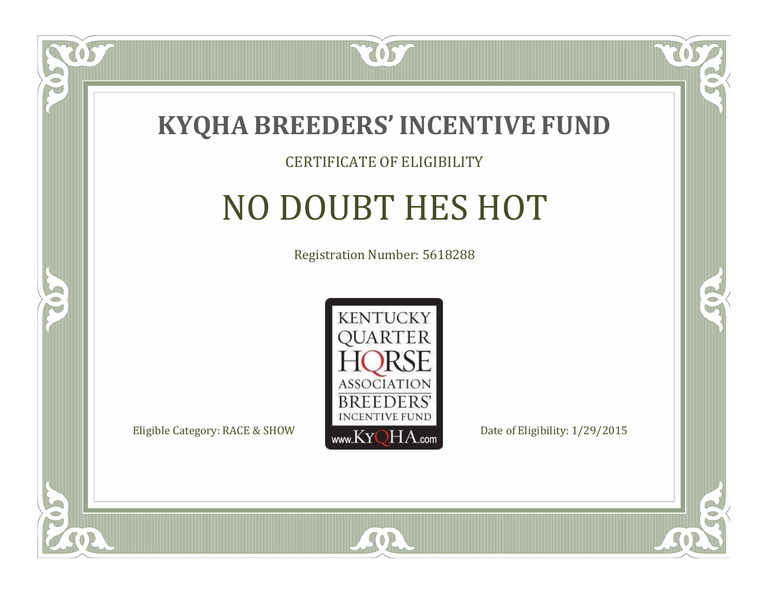# KYQHA BREEDERS' INCENTIVE FUND

CERTIFICATE OF ELIGIBILITY

## NO DOUBT HES HOT

Registration Number: 5618288

KENTUCKY QUARTER HORSE ASSOCIATION BREEDERS' INCENTIVE FUND www.KyQHA.com

Eligible Category: RACE & SHOW

Date of Eligibility: 1/29/2015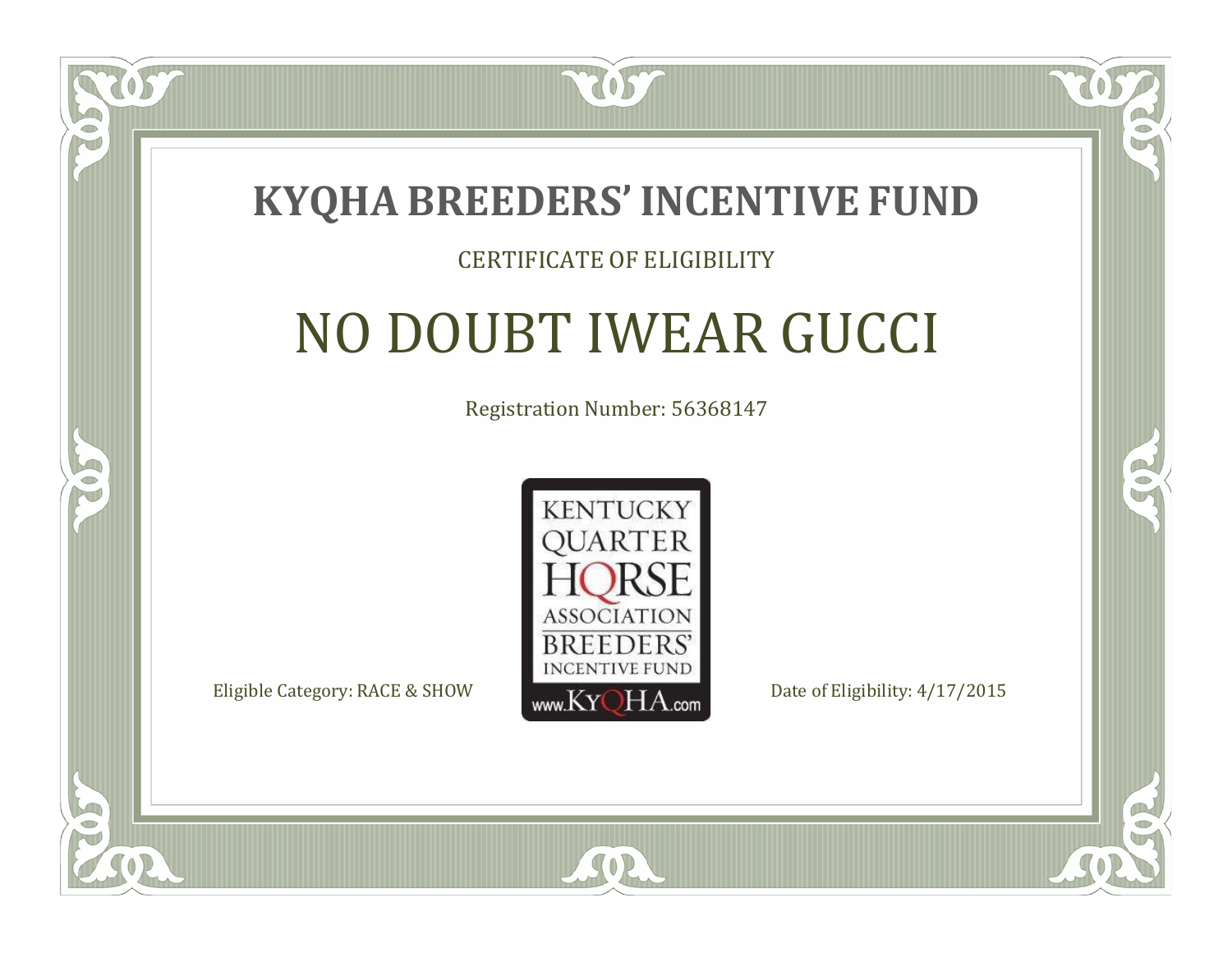# KYQHA BREEDERS' INCENTIVE FUND

CERTIFICATE OF ELIGIBILITY

## NO DOUBT IWEAR GUCCI

Registration Number: 56368147

KENTUCKY QUARTER HORSE ASSOCIATION BREEDERS' INCENTIVE FUND www.KyQHA.com

Eligible Category: RACE & SHOW

Date of Eligibility: 4/17/2015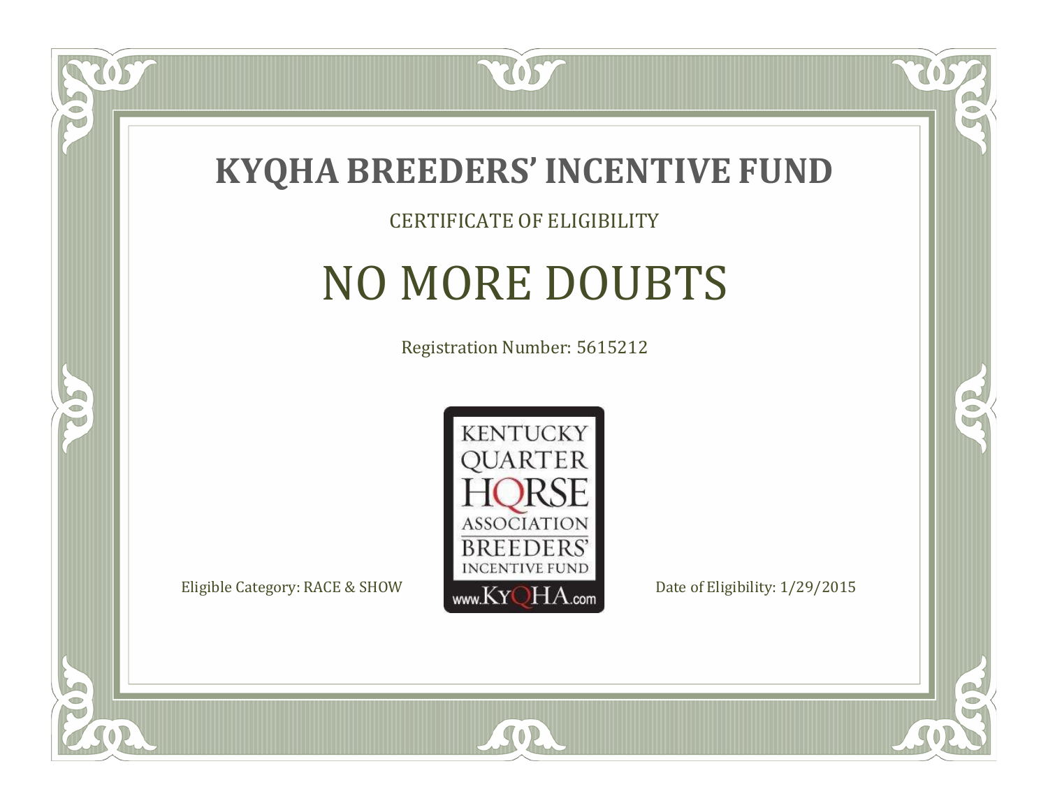# KYQHA BREEDERS' INCENTIVE FUND

CERTIFICATE OF ELIGIBILITY

## NO MORE DOUBTS

Registration Number: 5615212

KENTUCKY QUARTER HORSE ASSOCIATION BREEDERS' INCENTIVE FUND www.KyQHA.com

Eligible Category: RACE & SHOW

Date of Eligibility: 1/29/2015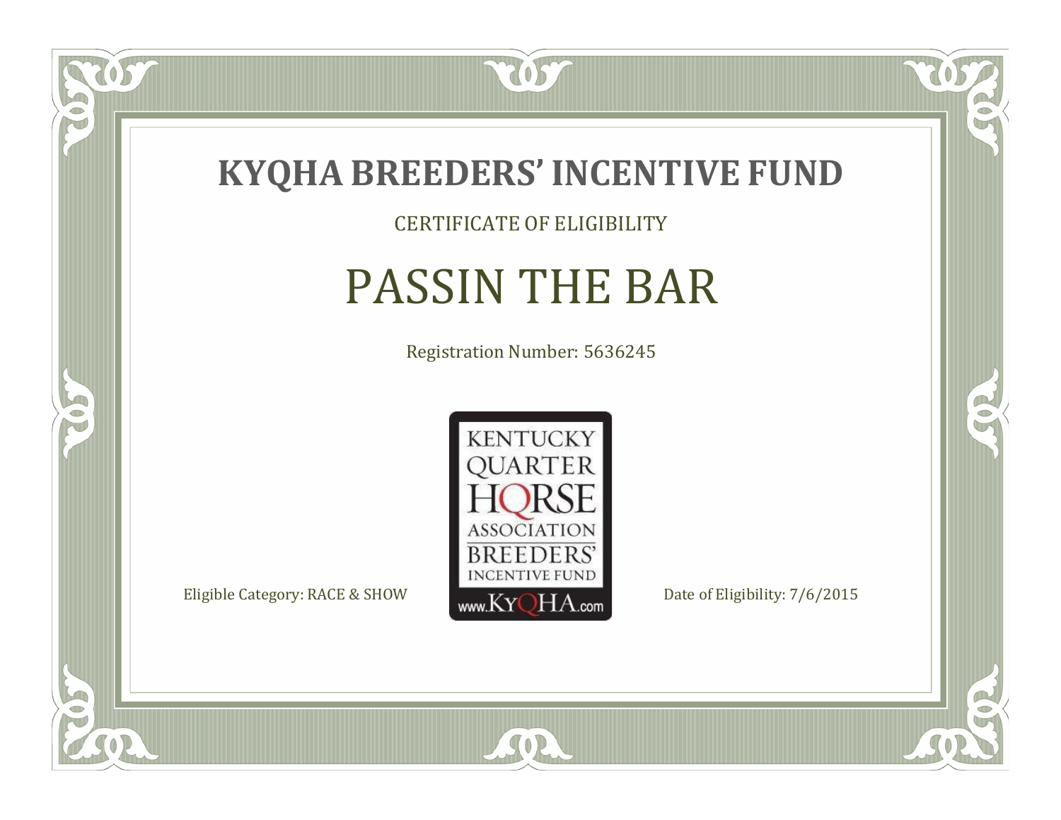# KYQHA BREEDERS' INCENTIVE FUND

CERTIFICATE OF ELIGIBILITY

## PASSIN THE BAR

Registration Number: 5636245

KENTUCKY QUARTER HORSE ASSOCIATION BREEDERS' INCENTIVE FUND www.KyQHA.com

Eligible Category: RACE & SHOW

Date of Eligibility: 7/6/2015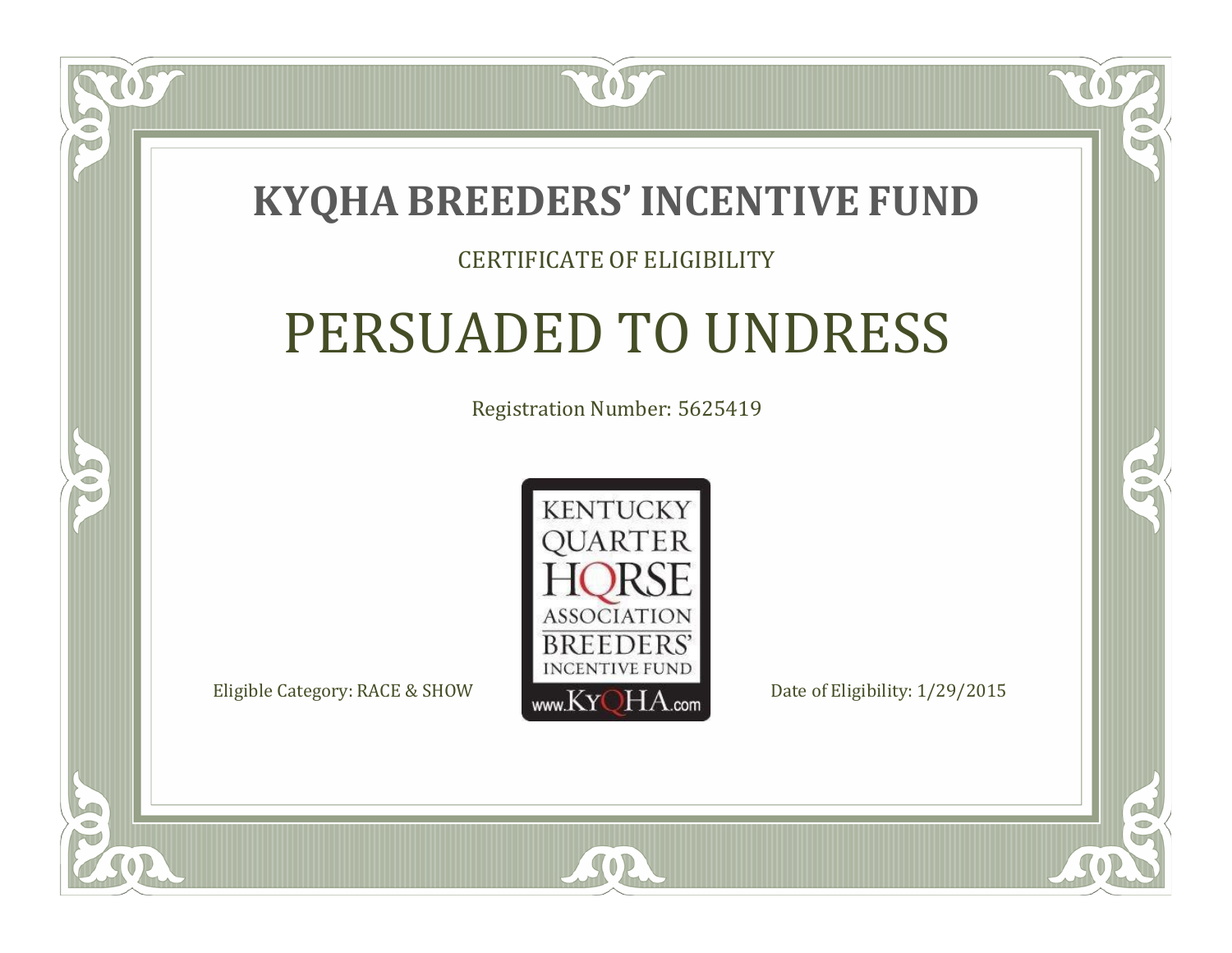# KYQHA BREEDERS' INCENTIVE FUND

CERTIFICATE OF ELIGIBILITY

## PERSUADED TO UNDRESS

Registration Number: 5625419

KENTUCKY QUARTER HORSE ASSOCIATION BREEDERS' INCENTIVE FUND

www.KyQHA.com

Eligible Category: RACE & SHOW

Date of Eligibility: 1/29/2015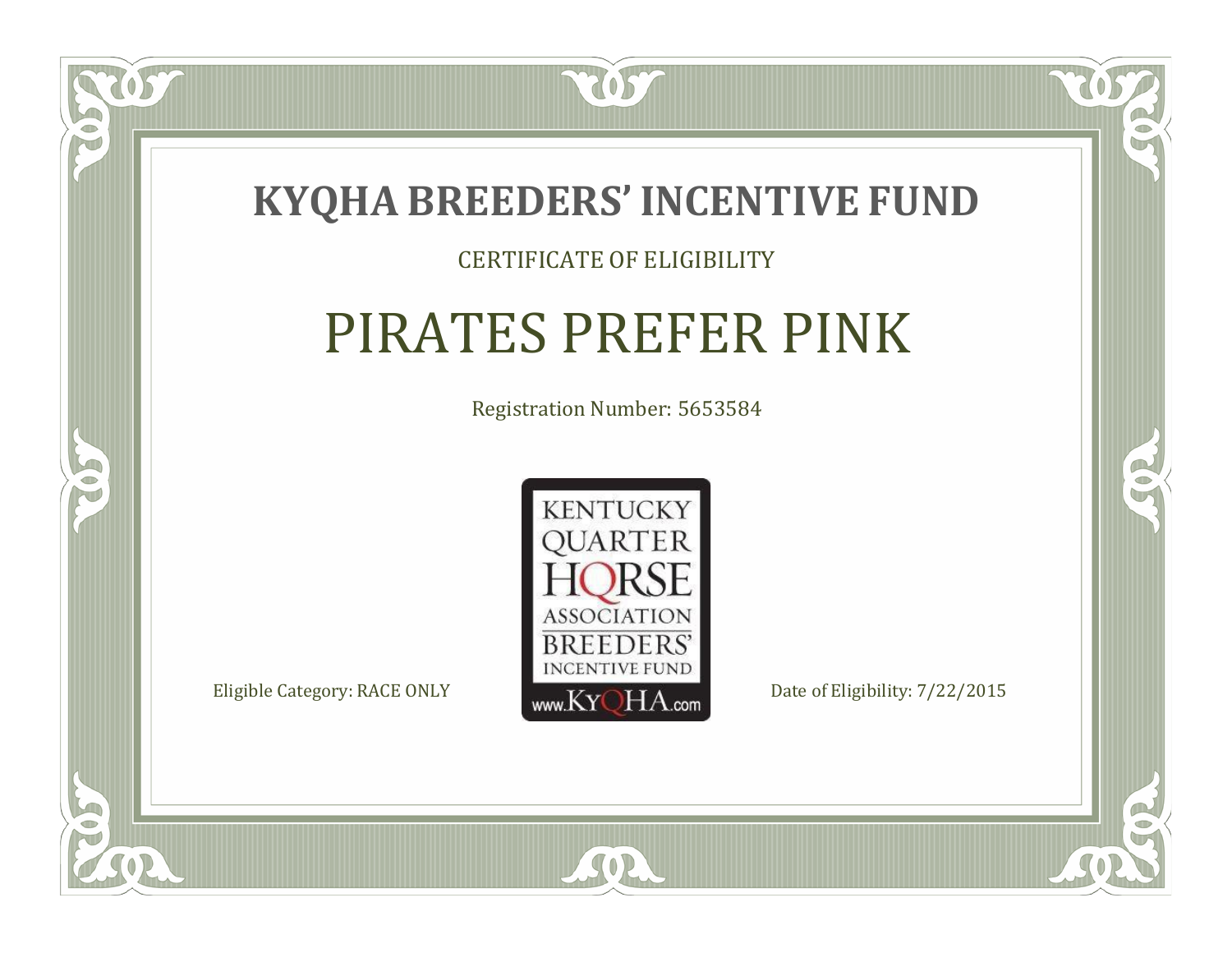# KYQHA BREEDERS' INCENTIVE FUND

CERTIFICATE OF ELIGIBILITY

## PIRATES PREFER PINK

Registration Number: 5653584

KENTUCKY QUARTER HORSE ASSOCIATION BREEDERS' INCENTIVE FUND www.KyQHA.com

Eligible Category: RACE ONLY

Date of Eligibility: 7/22/2015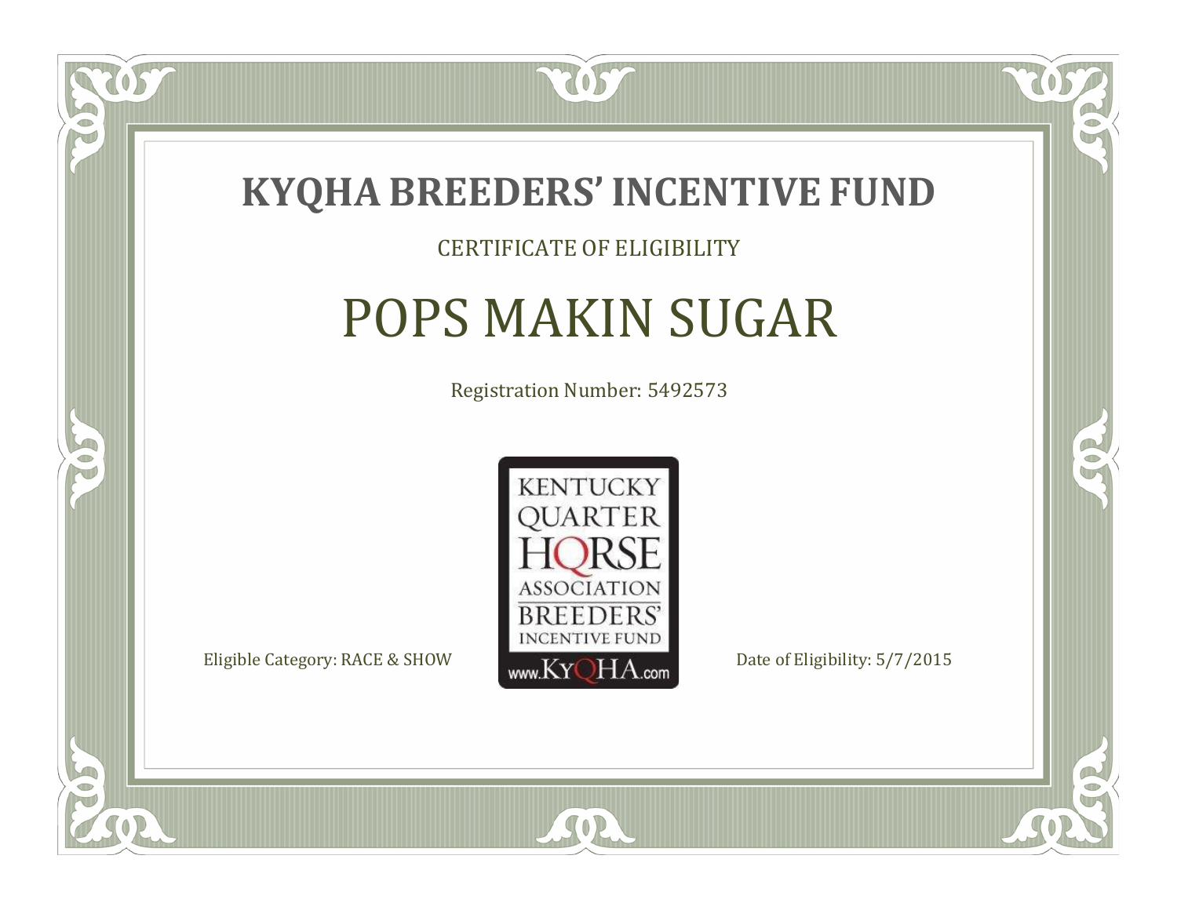# KYQHA BREEDERS' INCENTIVE FUND

CERTIFICATE OF ELIGIBILITY

## POPS MAKIN SUGAR

Registration Number: 5492573

KENTUCKY QUARTER HORSE ASSOCIATION BREEDERS' INCENTIVE FUND www.KyQHA.com

Eligible Category: RACE & SHOW

Date of Eligibility: 5/7/2015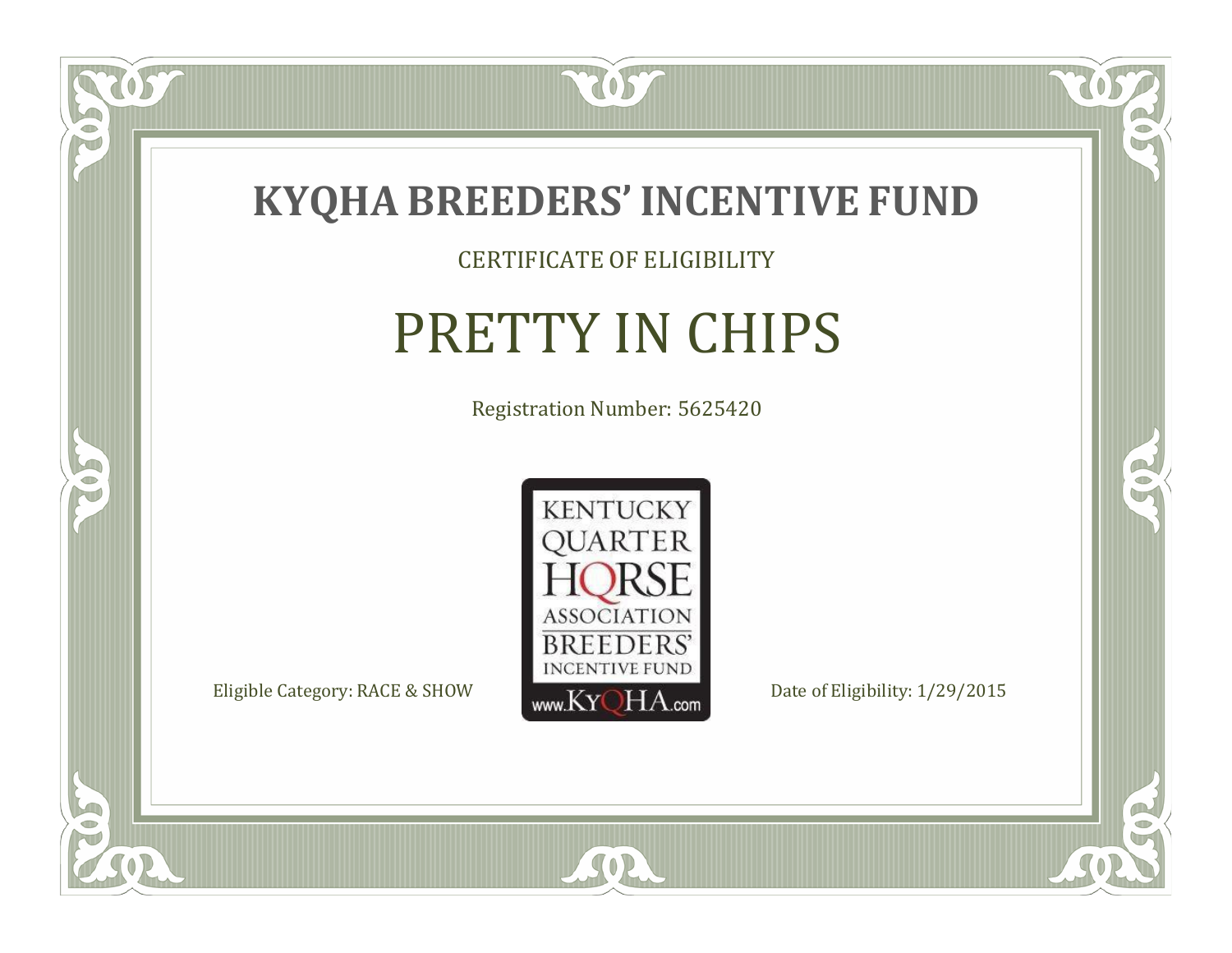# KYQHA BREEDERS' INCENTIVE FUND

CERTIFICATE OF ELIGIBILITY

## PRETTY IN CHIPS

Registration Number: 5625420

KENTUCKY QUARTER HORSE ASSOCIATION BREEDERS' INCENTIVE FUND www.KyQHA.com

Eligible Category: RACE & SHOW

Date of Eligibility: 1/29/2015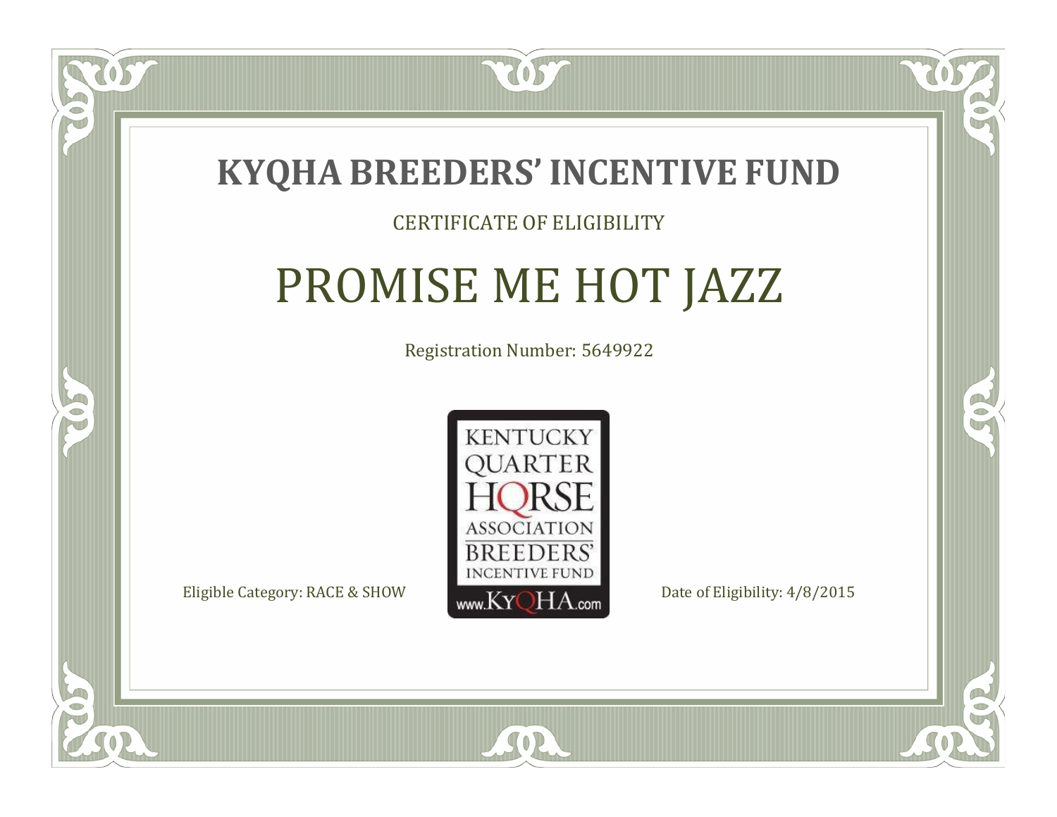# KYQHA BREEDERS' INCENTIVE FUND

CERTIFICATE OF ELIGIBILITY

## PROMISE ME HOT JAZZ

Registration Number: 5649922

KENTUCKY QUARTER HORSE ASSOCIATION BREEDERS' INCENTIVE FUND www.KyQHA.com

Eligible Category: RACE & SHOW

Date of Eligibility: 4/8/2015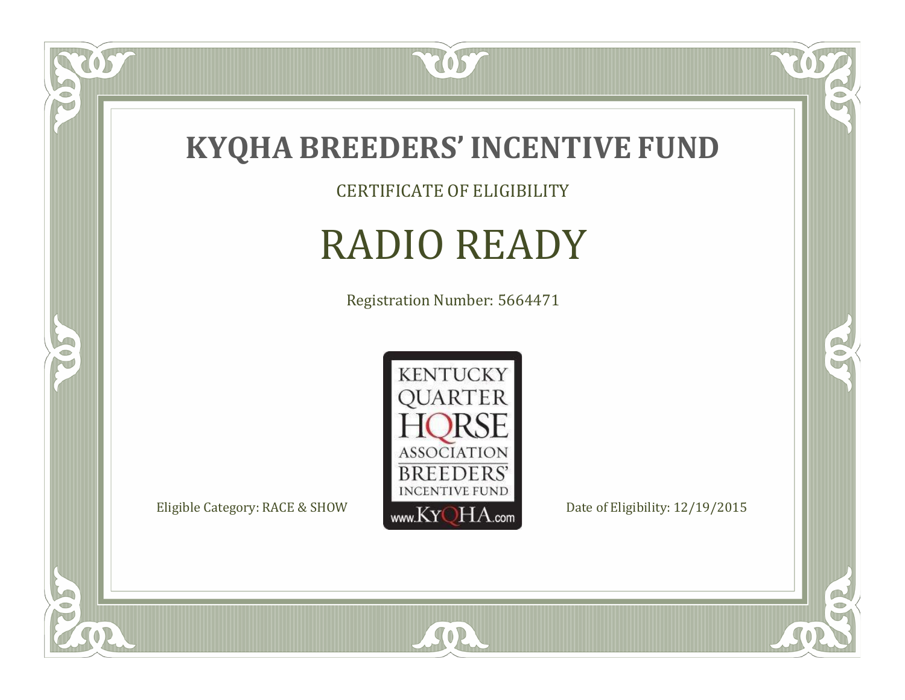# KYQHA BREEDERS' INCENTIVE FUND

CERTIFICATE OF ELIGIBILITY

## RADIO READY

Registration Number: 5664471

KENTUCKY QUARTER HORSE ASSOCIATION BREEDERS' INCENTIVE FUND www.KyQHA.com

Eligible Category: RACE & SHOW

Date of Eligibility: 12/19/2015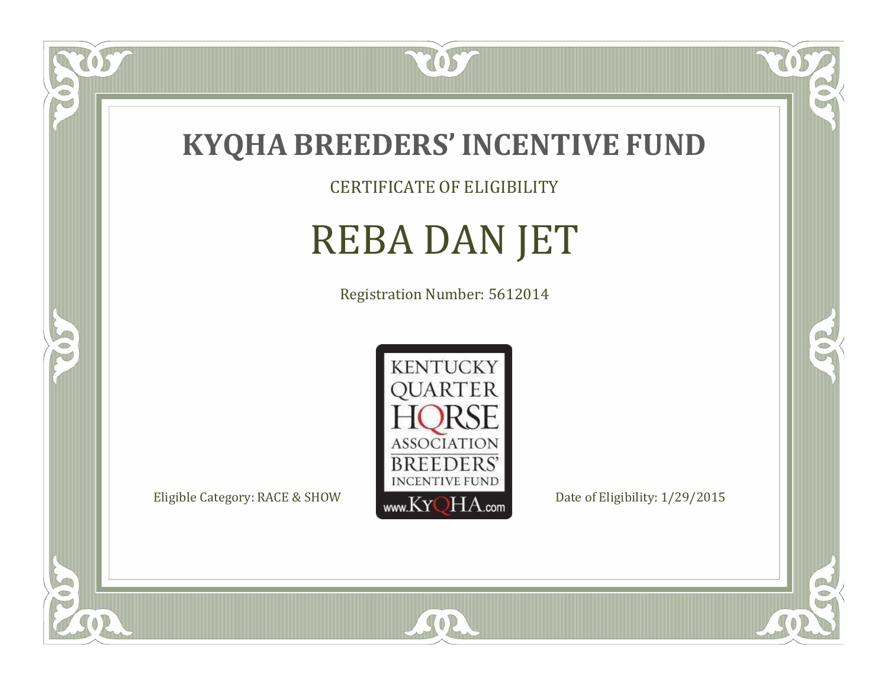# KYQHA BREEDERS' INCENTIVE FUND

CERTIFICATE OF ELIGIBILITY

## REBA DAN JET

Registration Number: 5612014

KENTUCKY QUARTER HORSE ASSOCIATION BREEDERS' INCENTIVE FUND www.KyQHA.com

Eligible Category: RACE & SHOW

Date of Eligibility: 1/29/2015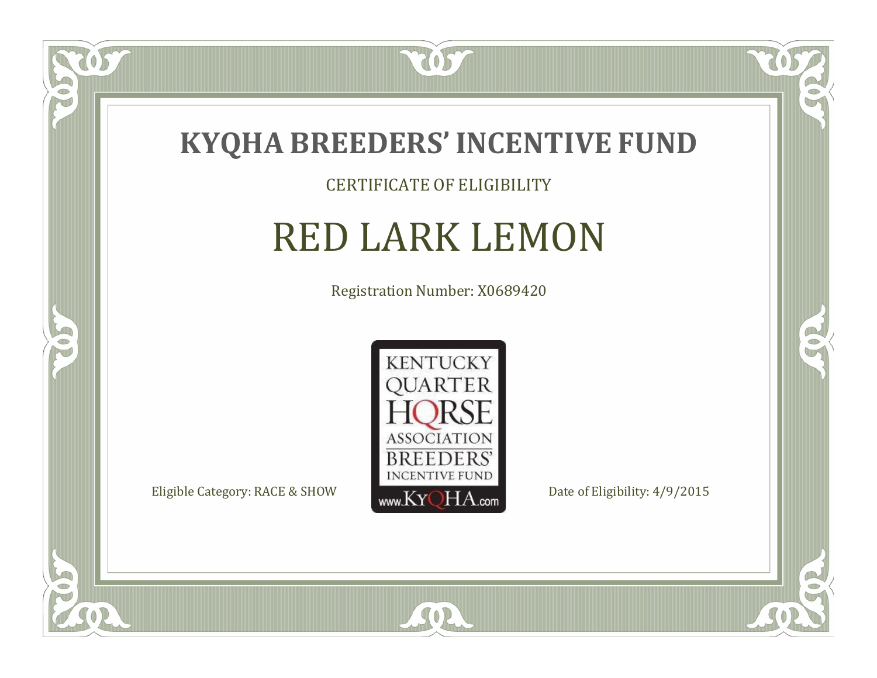# KYQHA BREEDERS' INCENTIVE FUND

CERTIFICATE OF ELIGIBILITY

## RED LARK LEMON

Registration Number: X0689420

KENTUCKY QUARTER HORSE ASSOCIATION BREEDERS' INCENTIVE FUND www.KyQHA.com

Eligible Category: RACE & SHOW

Date of Eligibility: 4/9/2015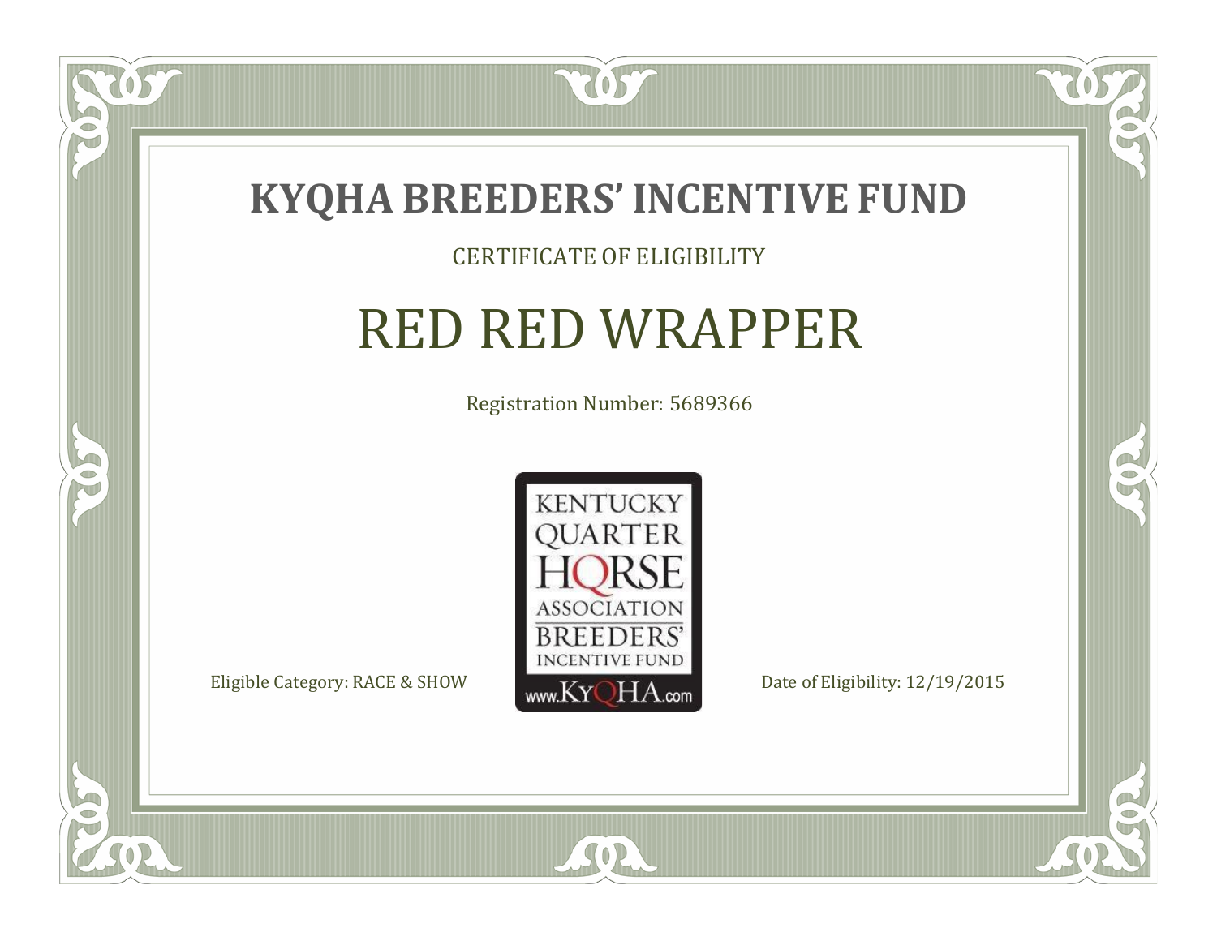# KYQHA BREEDERS' INCENTIVE FUND

CERTIFICATE OF ELIGIBILITY

## RED RED WRAPPER

Registration Number: 5689366

KENTUCKY QUARTER HORSE ASSOCIATION BREEDERS' INCENTIVE FUND www.KyQHA.com

Eligible Category: RACE & SHOW

Date of Eligibility: 12/19/2015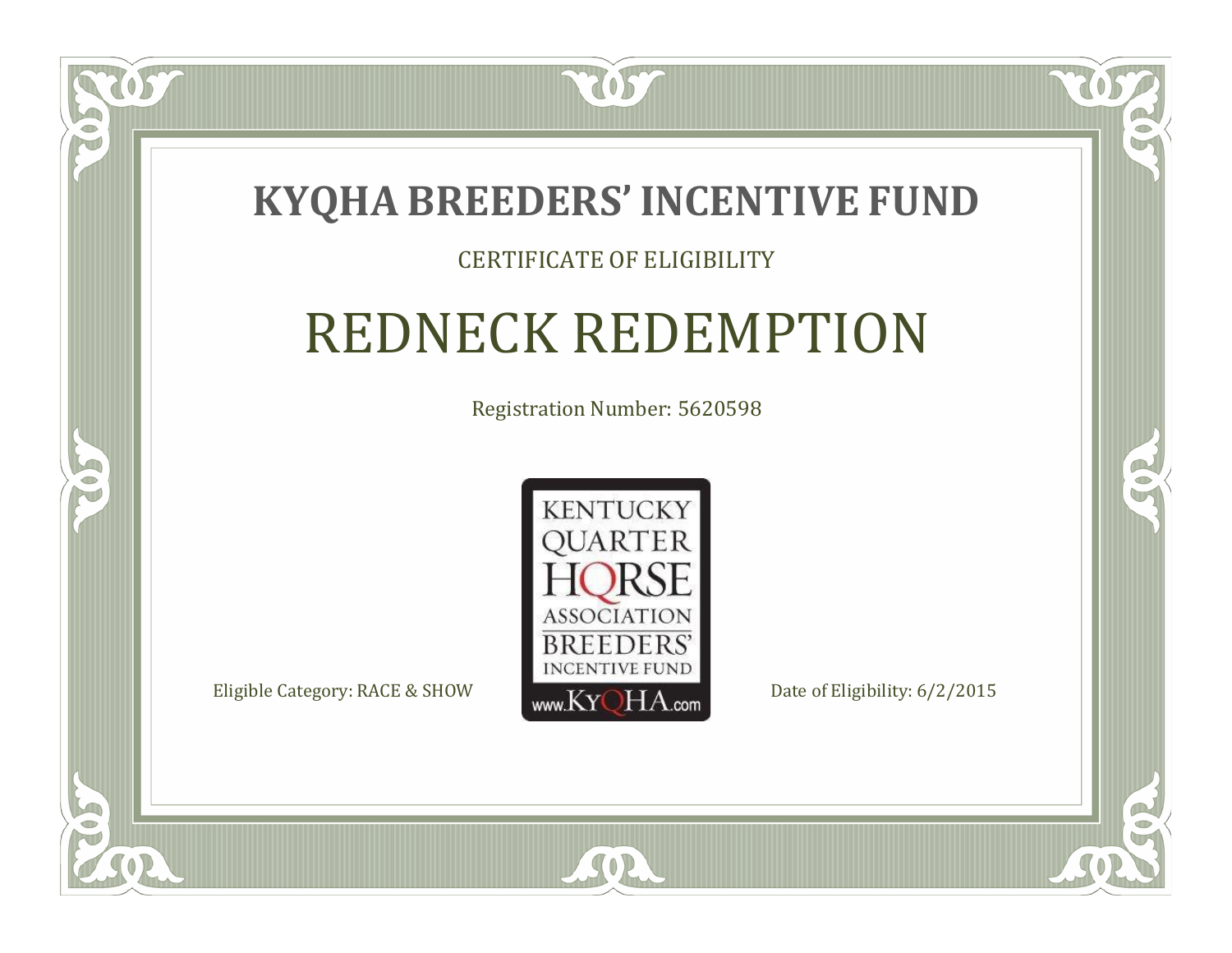# KYQHA BREEDERS' INCENTIVE FUND

CERTIFICATE OF ELIGIBILITY

## REDNECK REDEMPTION

Registration Number: 5620598

KENTUCKY QUARTER HORSE ASSOCIATION BREEDERS' INCENTIVE FUND www.KyQHA.com

Eligible Category: RACE & SHOW

Date of Eligibility: 6/2/2015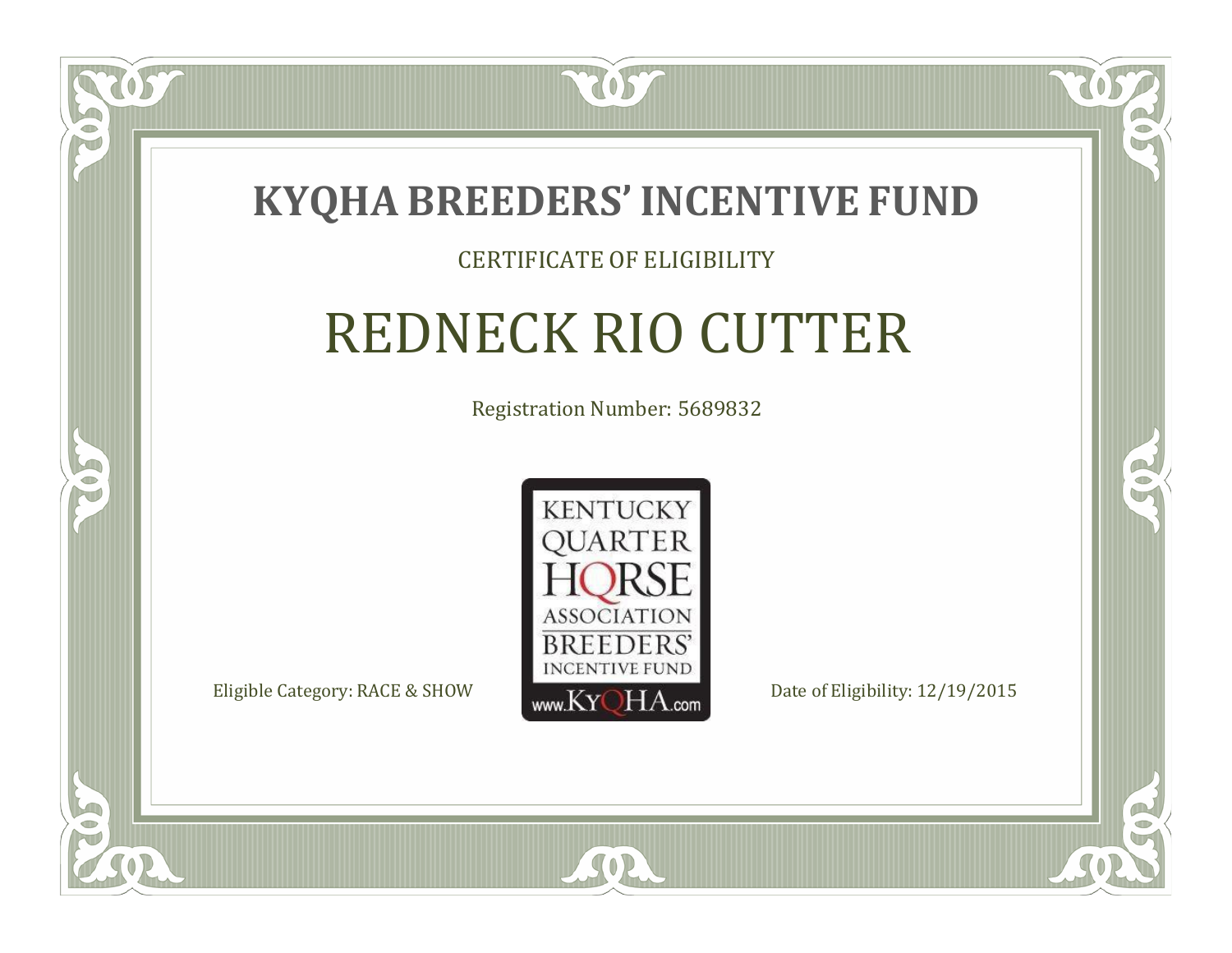# KYQHA BREEDERS' INCENTIVE FUND

CERTIFICATE OF ELIGIBILITY

## REDNECK RIO CUTTER

Registration Number: 5689832

KENTUCKY QUARTER HORSE ASSOCIATION BREEDERS' INCENTIVE FUND www.KyQHA.com

Eligible Category: RACE & SHOW

Date of Eligibility: 12/19/2015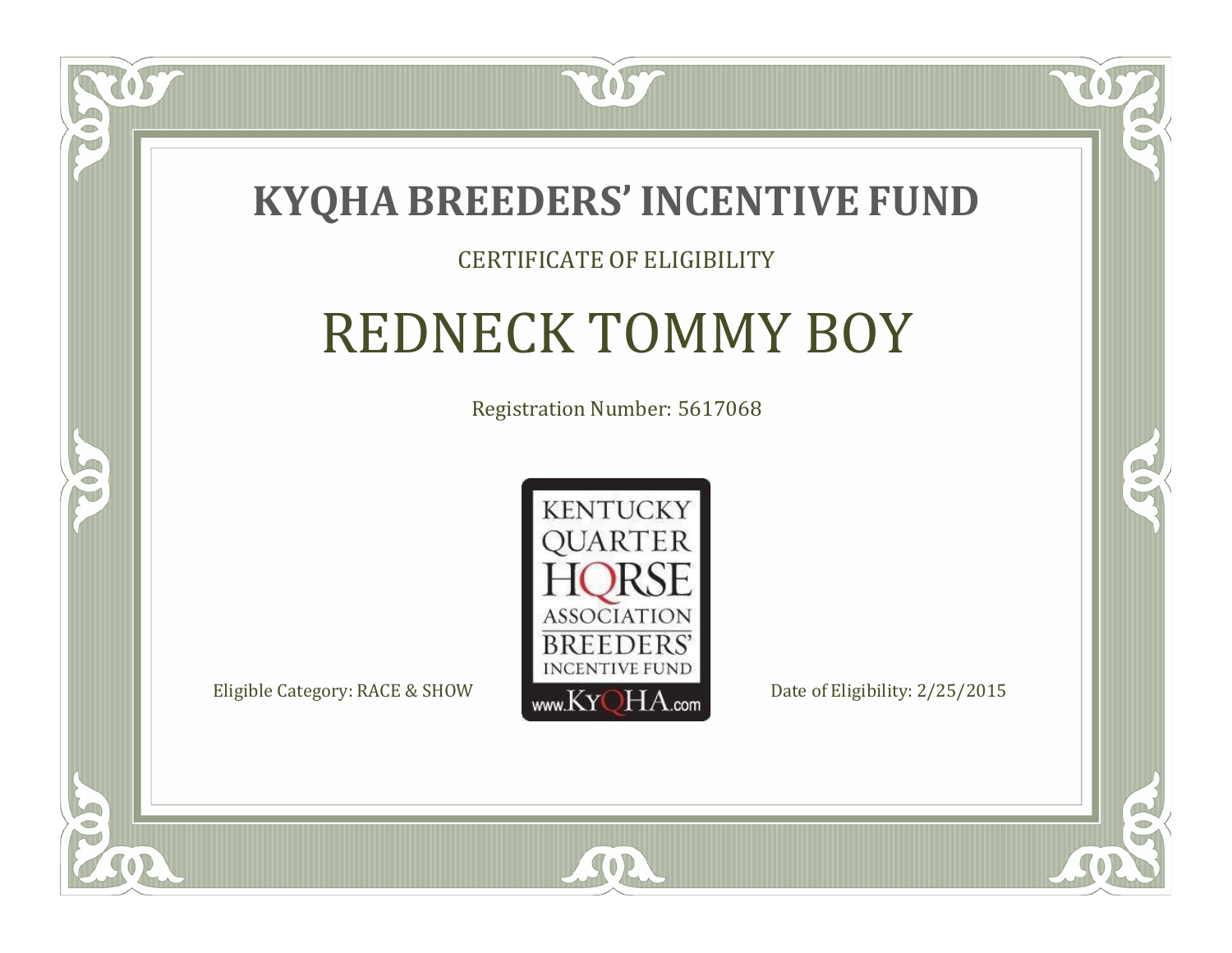# KYQHA BREEDERS' INCENTIVE FUND

CERTIFICATE OF ELIGIBILITY

## REDNECK TOMMY BOY

Registration Number: 5617068

KENTUCKY QUARTER HORSE ASSOCIATION BREEDERS' INCENTIVE FUND www.KyQHA.com

Eligible Category: RACE & SHOW

Date of Eligibility: 2/25/2015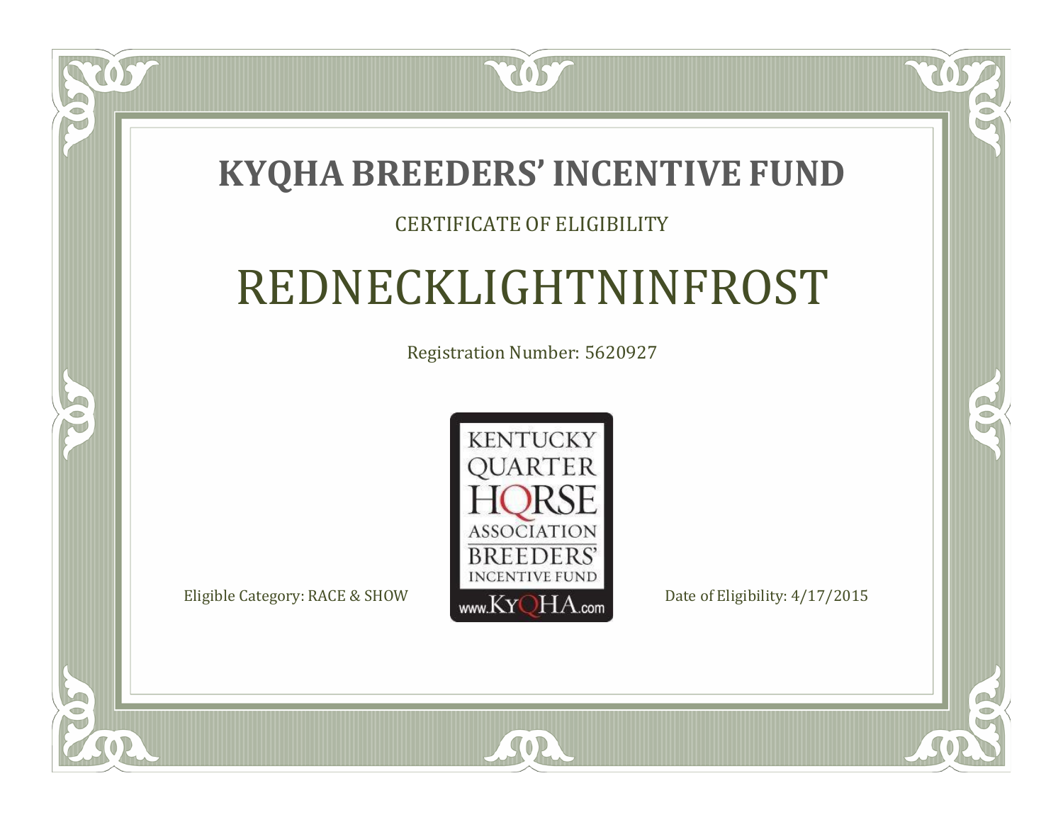# KYQHA BREEDERS' INCENTIVE FUND

CERTIFICATE OF ELIGIBILITY

## REDNECKLIGHTNINFROST

Registration Number: 5620927

KENTUCKY QUARTER HORSE ASSOCIATION BREEDERS' INCENTIVE FUND www.KyQHA.com

Eligible Category: RACE & SHOW

Date of Eligibility: 4/17/2015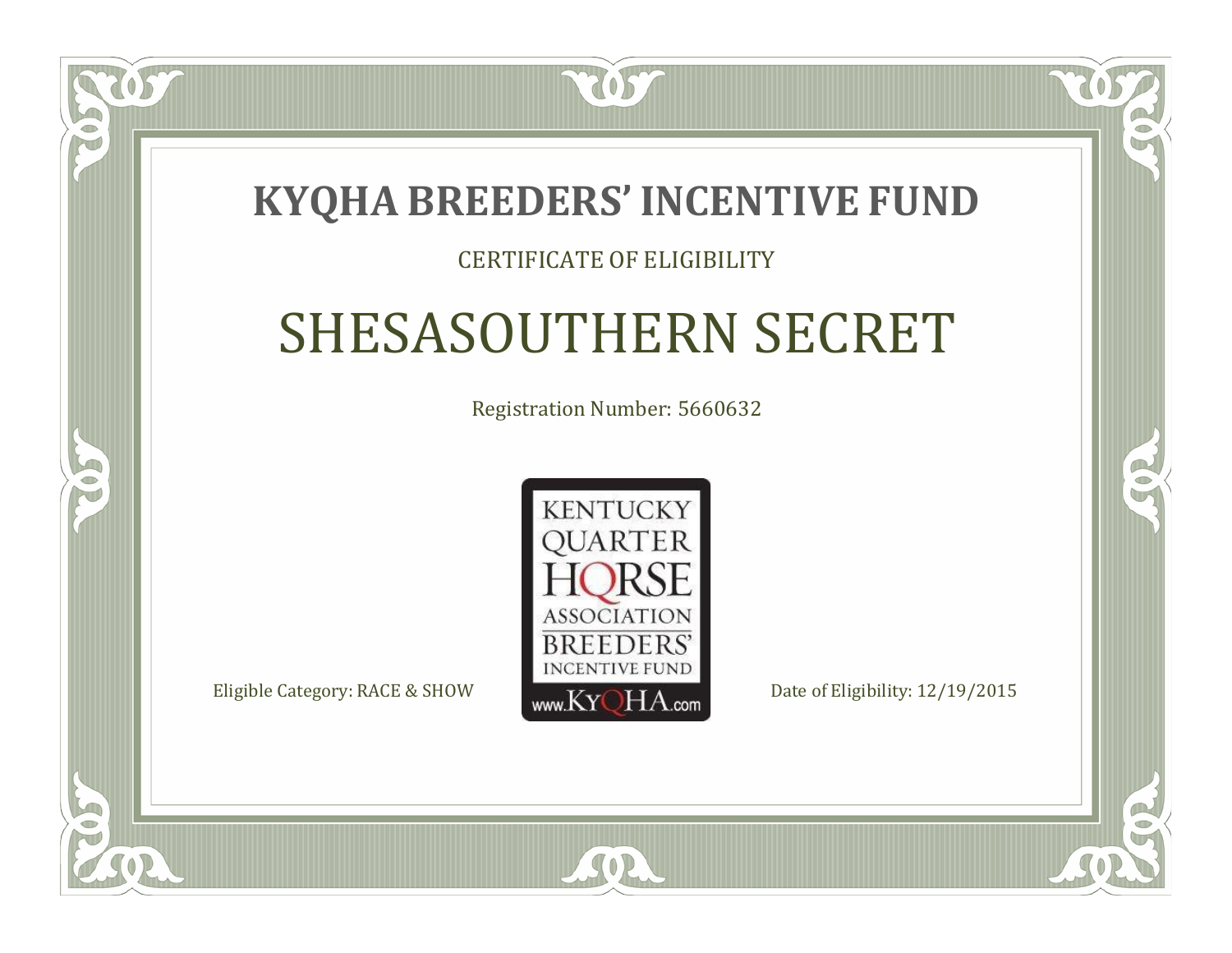# KYQHA BREEDERS' INCENTIVE FUND

CERTIFICATE OF ELIGIBILITY

## SHESASOUTHERN SECRET

Registration Number: 5660632

KENTUCKY QUARTER HORSE ASSOCIATION BREEDERS' INCENTIVE FUND

www.KyQHA.com

Eligible Category: RACE & SHOW

Date of Eligibility: 12/19/2015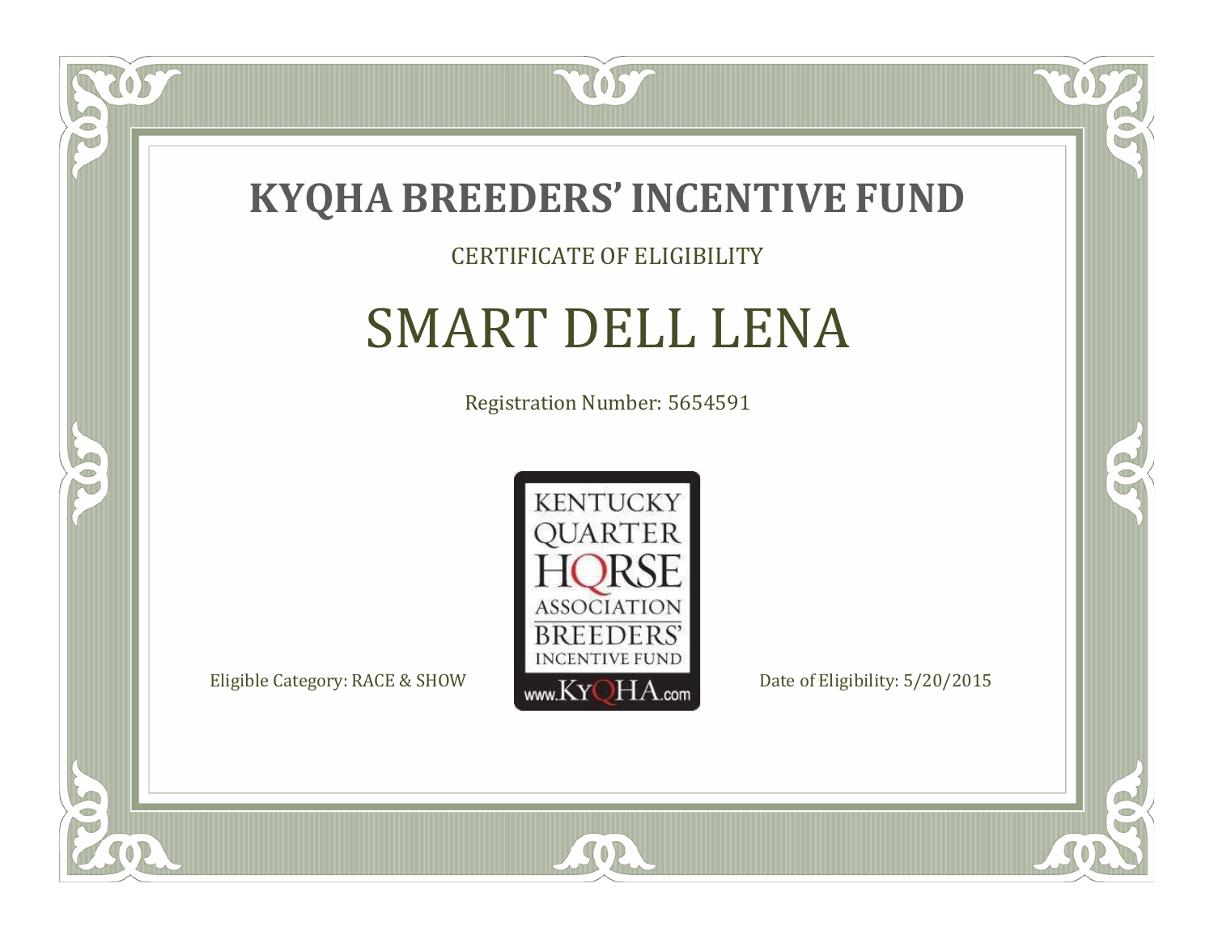# KYQHA BREEDERS' INCENTIVE FUND

CERTIFICATE OF ELIGIBILITY

## SMART DELL LENA

Registration Number: 5654591

KENTUCKY QUARTER HORSE ASSOCIATION BREEDERS' INCENTIVE FUND www.KyQHA.com

Eligible Category: RACE & SHOW

Date of Eligibility: 5/20/2015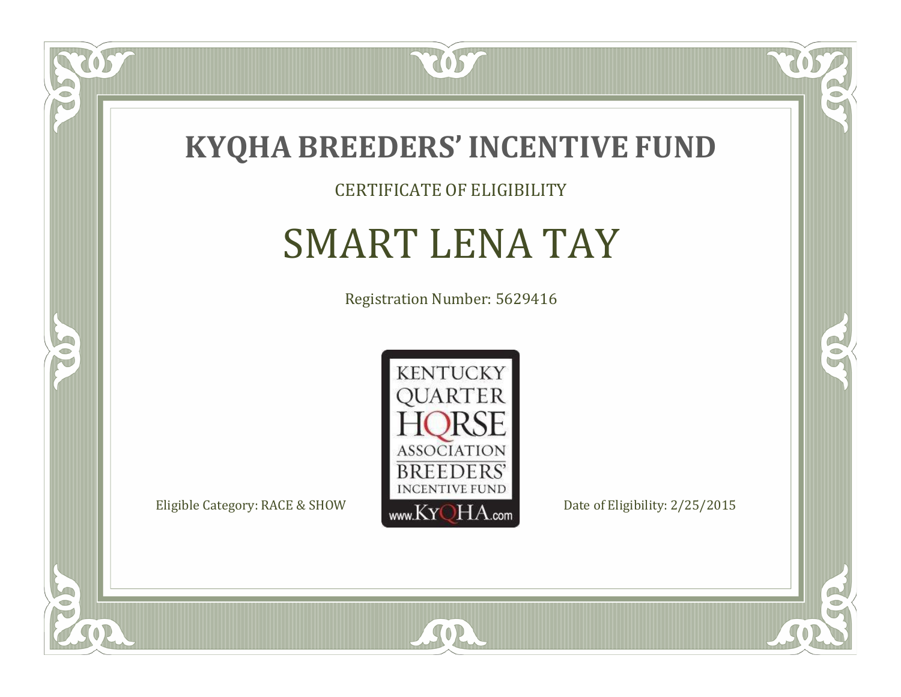# KYQHA BREEDERS' INCENTIVE FUND

CERTIFICATE OF ELIGIBILITY

## SMART LENA TAY

Registration Number: 5629416

KENTUCKY QUARTER HORSE ASSOCIATION BREEDERS' INCENTIVE FUND
www.KyQHA.com

Eligible Category: RACE & SHOW

Date of Eligibility: 2/25/2015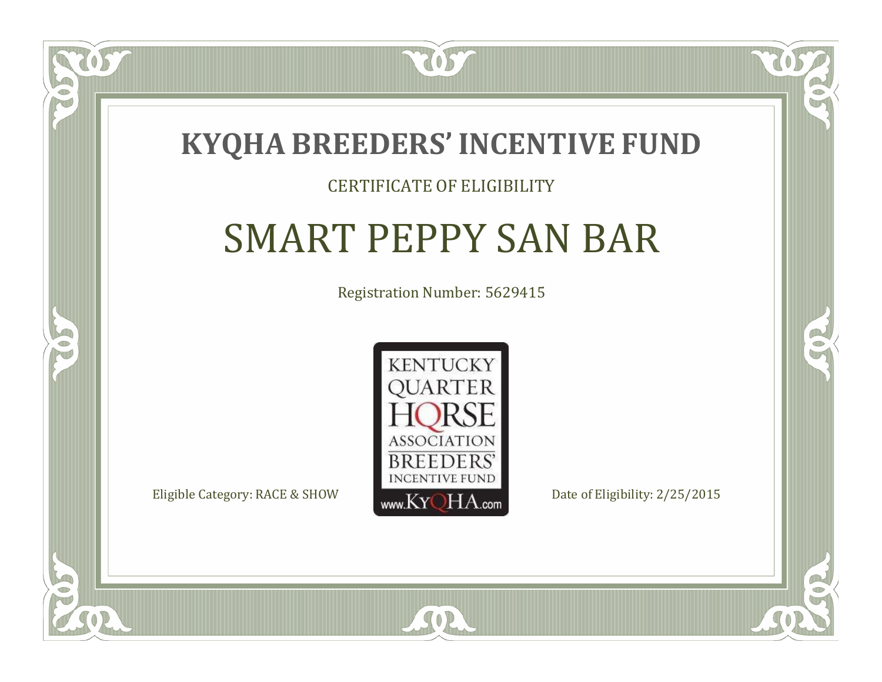# KYQHA BREEDERS' INCENTIVE FUND

CERTIFICATE OF ELIGIBILITY

## SMART PEPPY SAN BAR

Registration Number: 5629415

KENTUCKY QUARTER HORSE ASSOCIATION BREEDERS' INCENTIVE FUND

www.KyQHA.com

Eligible Category: RACE & SHOW

Date of Eligibility: 2/25/2015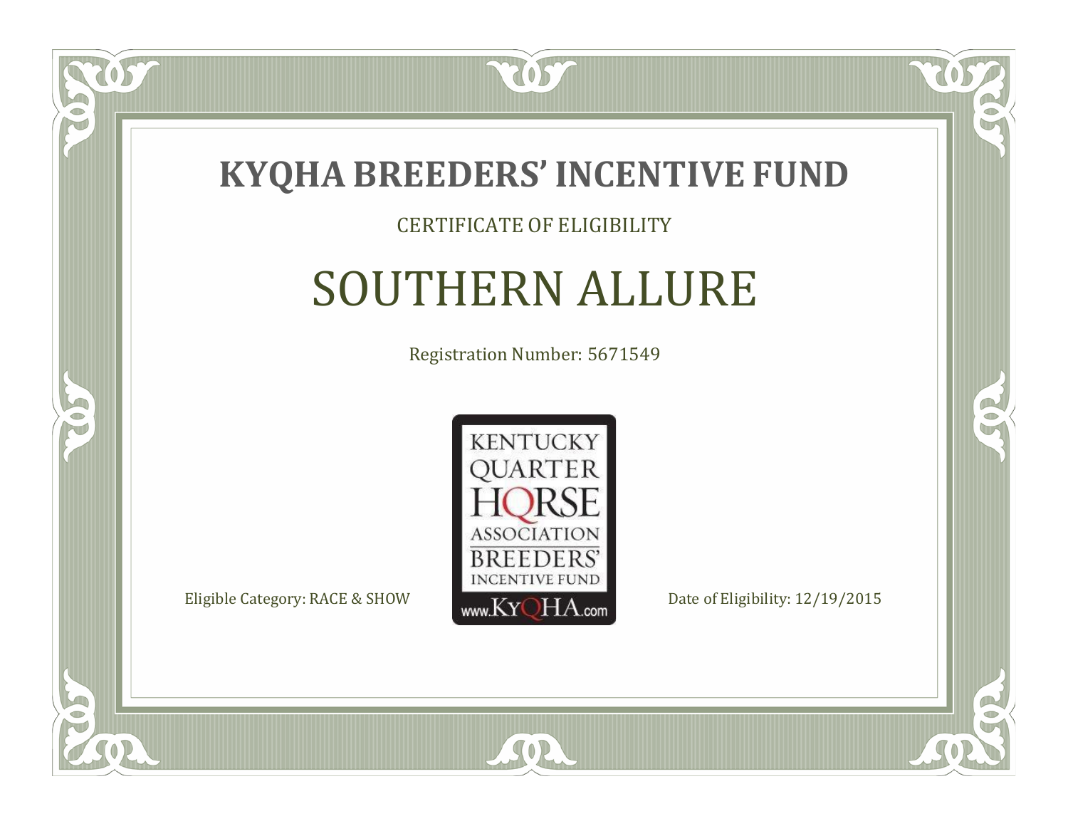# KYQHA BREEDERS' INCENTIVE FUND

CERTIFICATE OF ELIGIBILITY

## SOUTHERN ALLURE

Registration Number: 5671549

KENTUCKY QUARTER HORSE ASSOCIATION BREEDERS' INCENTIVE FUND

www.KyQHA.com

Eligible Category: RACE & SHOW

Date of Eligibility: 12/19/2015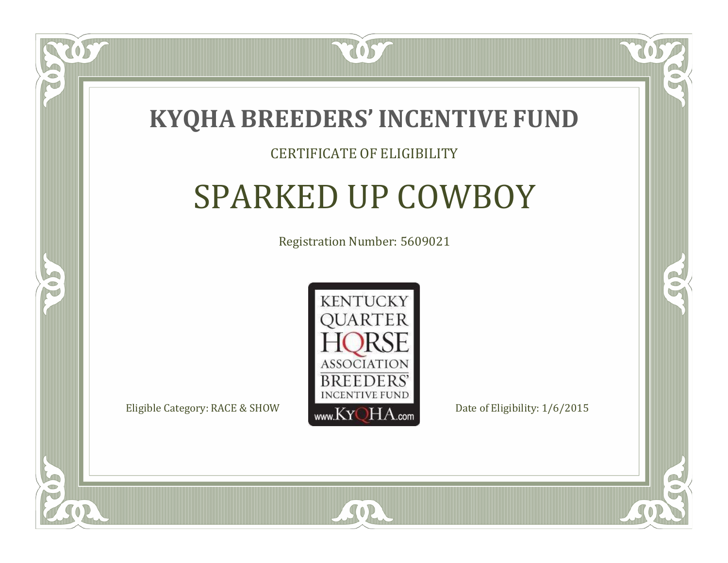# KYQHA BREEDERS' INCENTIVE FUND

CERTIFICATE OF ELIGIBILITY

## SPARKED UP COWBOY

Registration Number: 5609021

KENTUCKY QUARTER HORSE ASSOCIATION BREEDERS' INCENTIVE FUND www.KyQHA.com

Eligible Category: RACE & SHOW

Date of Eligibility: 1/6/2015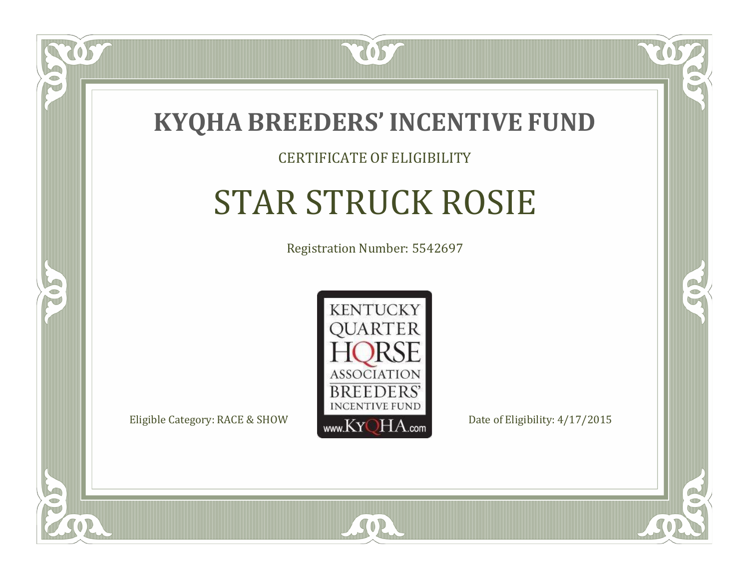# KYQHA BREEDERS' INCENTIVE FUND

CERTIFICATE OF ELIGIBILITY

## STAR STRUCK ROSIE

Registration Number: 5542697

KENTUCKY QUARTER HORSE ASSOCIATION BREEDERS' INCENTIVE FUND www.KyQHA.com

Eligible Category: RACE & SHOW

Date of Eligibility: 4/17/2015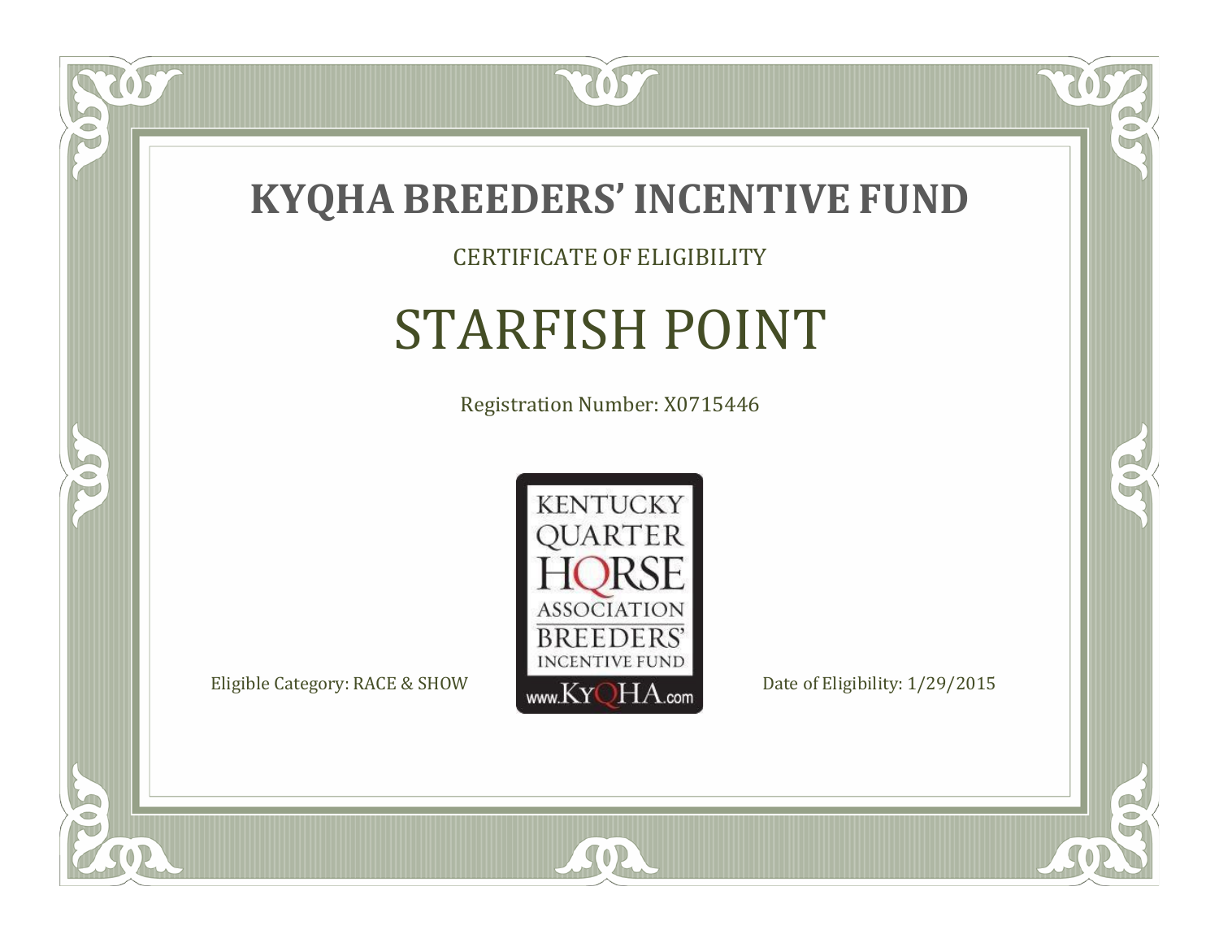# KYQHA BREEDERS' INCENTIVE FUND

CERTIFICATE OF ELIGIBILITY

## STARFISH POINT

Registration Number: X0715446

KENTUCKY QUARTER HORSE ASSOCIATION BREEDERS' INCENTIVE FUND www.KyQHA.com

Eligible Category: RACE & SHOW

Date of Eligibility: 1/29/2015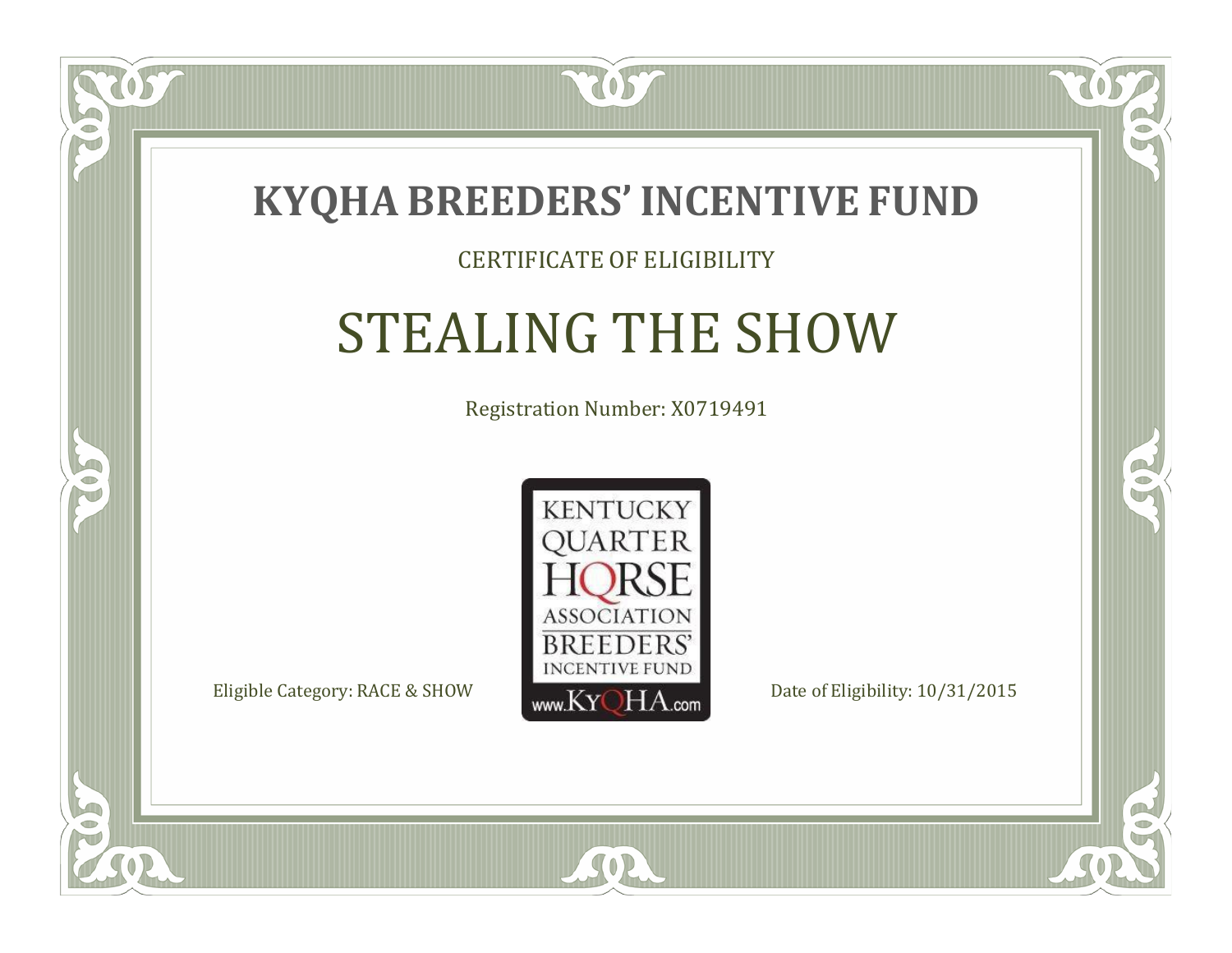# KYQHA BREEDERS' INCENTIVE FUND

CERTIFICATE OF ELIGIBILITY

## STEALING THE SHOW

Registration Number: X0719491

KENTUCKY QUARTER HORSE ASSOCIATION BREEDERS' INCENTIVE FUND www.KyQHA.com

Eligible Category: RACE & SHOW

Date of Eligibility: 10/31/2015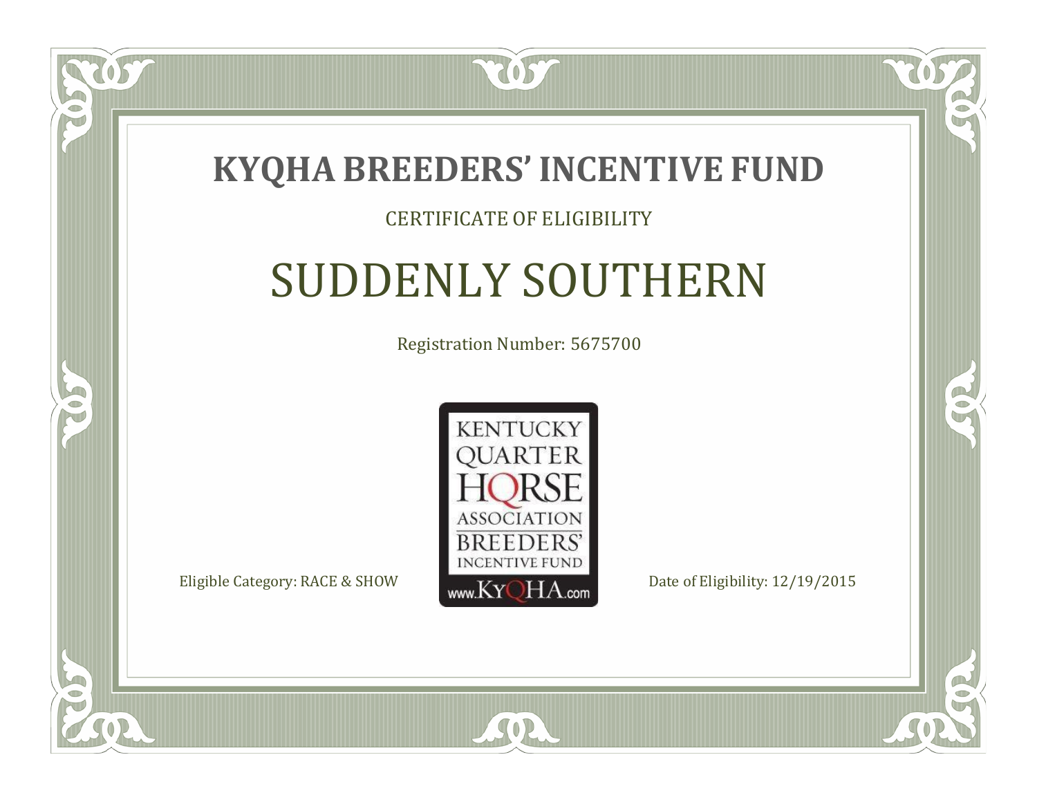# KYQHA BREEDERS' INCENTIVE FUND

CERTIFICATE OF ELIGIBILITY

## SUDDENLY SOUTHERN

Registration Number: 5675700

KENTUCKY QUARTER HORSE ASSOCIATION BREEDERS' INCENTIVE FUND www.KyQHA.com

Eligible Category: RACE & SHOW

Date of Eligibility: 12/19/2015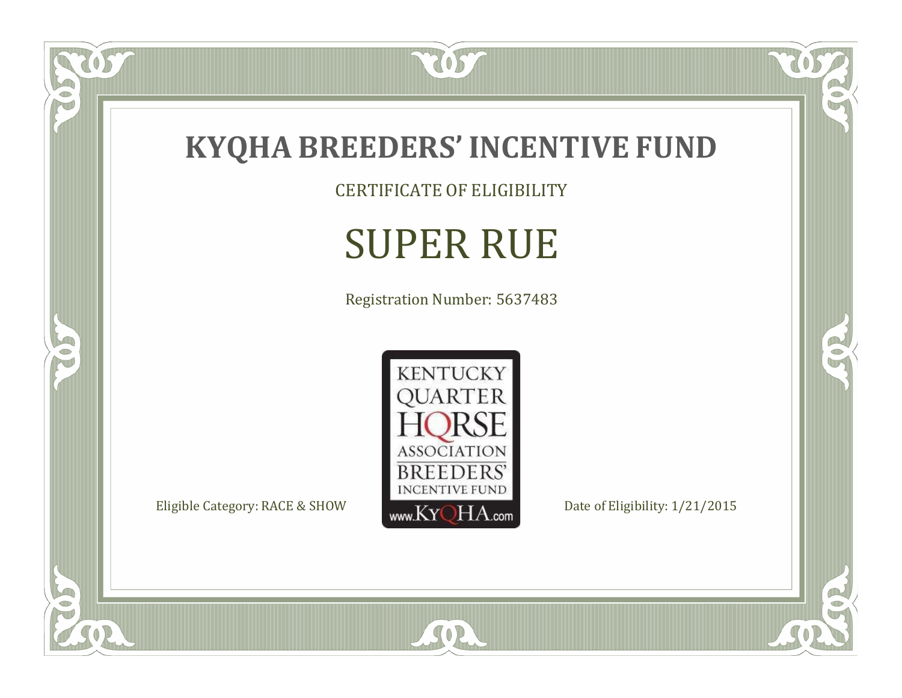# KYQHA BREEDERS' INCENTIVE FUND

CERTIFICATE OF ELIGIBILITY

## SUPER RUE

Registration Number: 5637483

KENTUCKY QUARTER HORSE ASSOCIATION BREEDERS' INCENTIVE FUND www.KyQHA.com

Eligible Category: RACE & SHOW

Date of Eligibility: 1/21/2015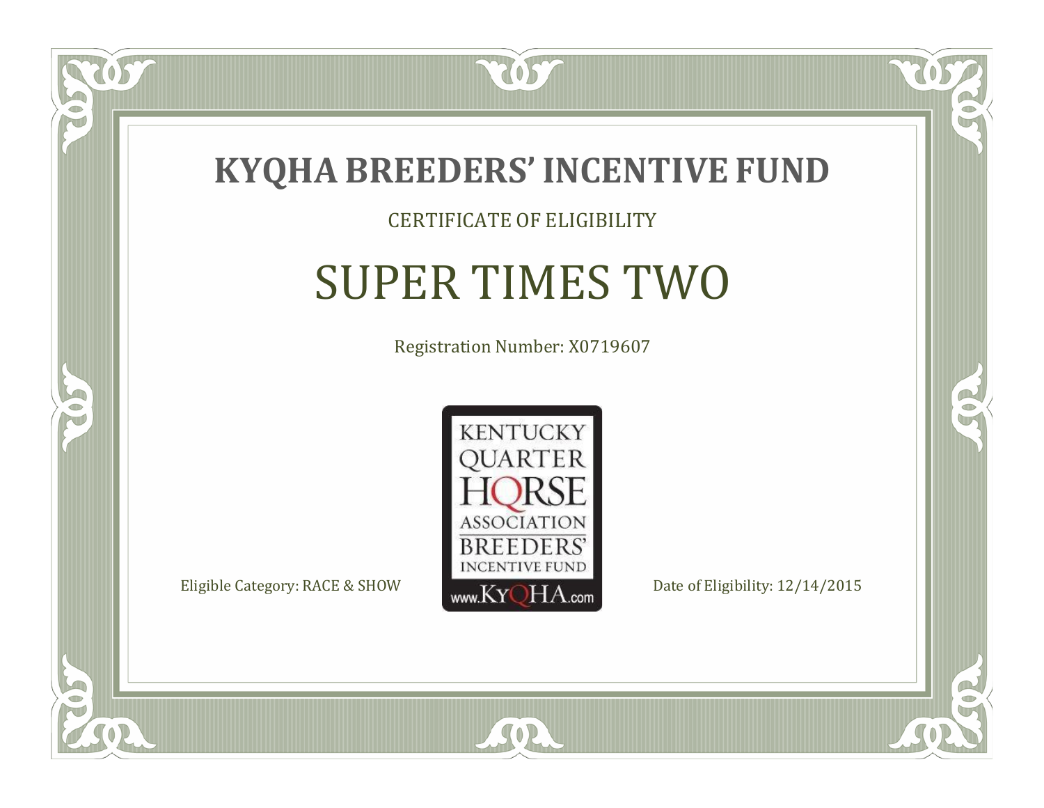# KYQHA BREEDERS' INCENTIVE FUND

CERTIFICATE OF ELIGIBILITY

## SUPER TIMES TWO

Registration Number: X0719607

KENTUCKY QUARTER HORSE ASSOCIATION BREEDERS' INCENTIVE FUND www.KyQHA.com

Eligible Category: RACE & SHOW

Date of Eligibility: 12/14/2015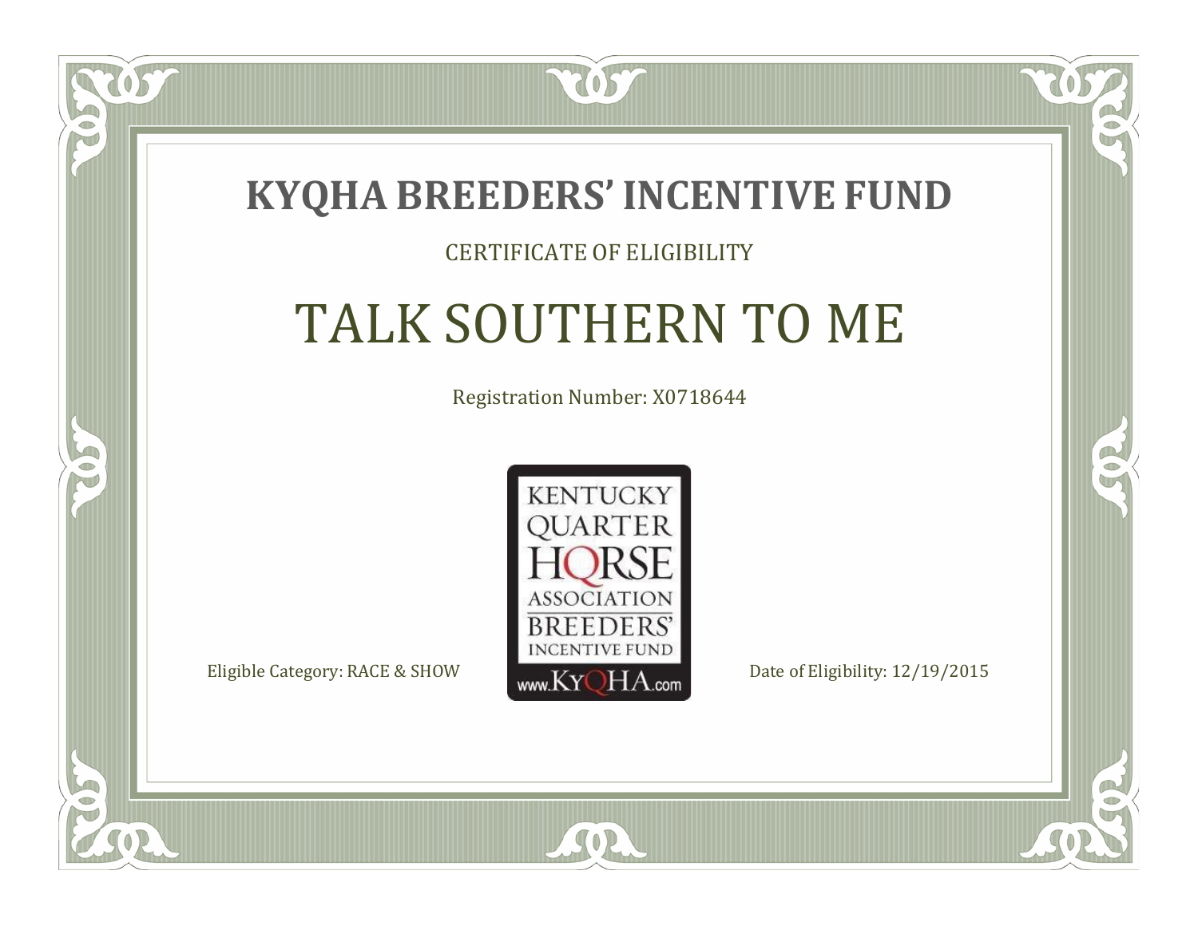# KYQHA BREEDERS' INCENTIVE FUND

CERTIFICATE OF ELIGIBILITY

## TALK SOUTHERN TO ME

Registration Number: X0718644

KENTUCKY QUARTER HORSE ASSOCIATION BREEDERS' INCENTIVE FUND www.KyQHA.com

Eligible Category: RACE & SHOW

Date of Eligibility: 12/19/2015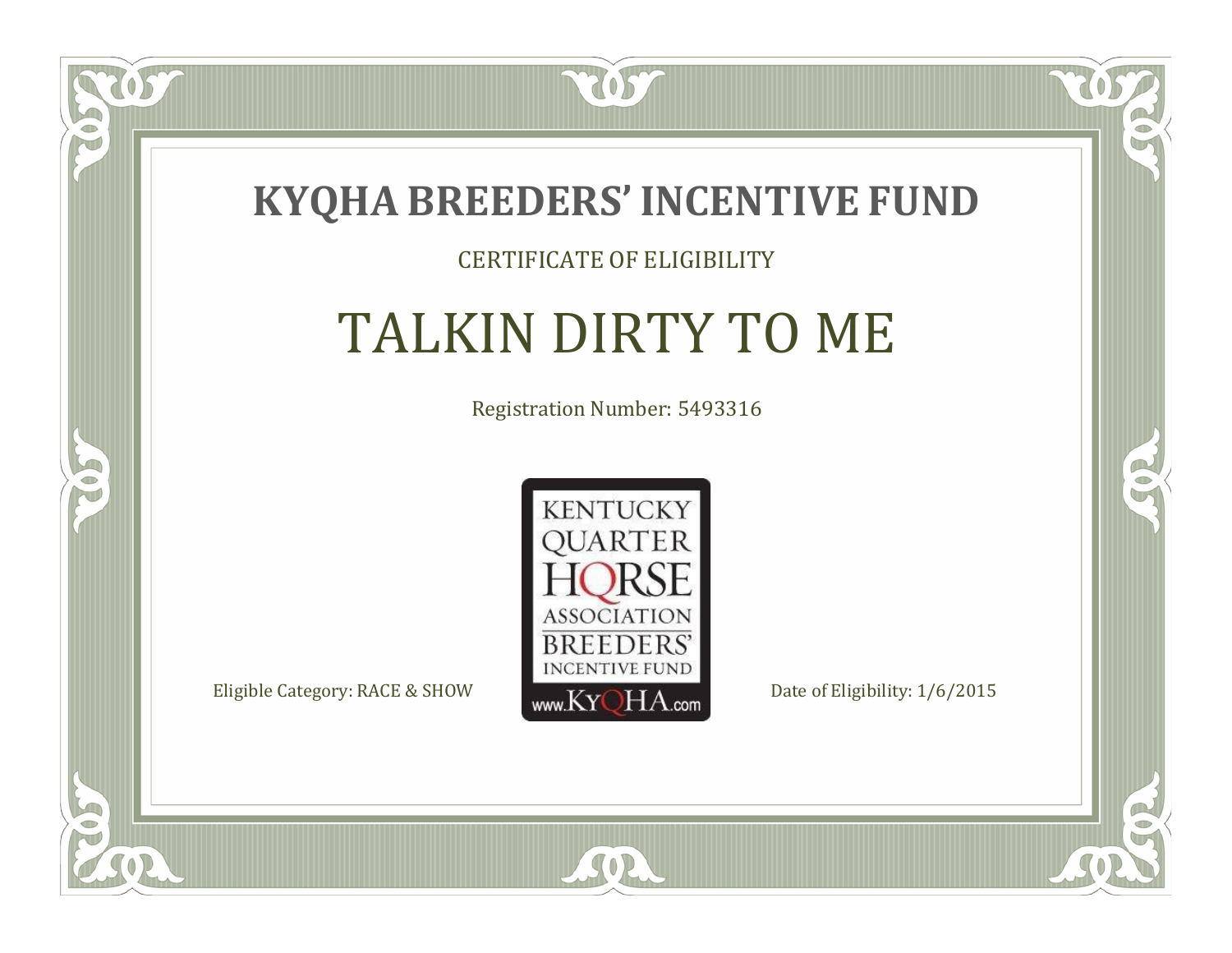# KYQHA BREEDERS' INCENTIVE FUND

CERTIFICATE OF ELIGIBILITY

## TALKIN DIRTY TO ME

Registration Number: 5493316

KENTUCKY QUARTER HORSE ASSOCIATION BREEDERS' INCENTIVE FUND www.KyQHA.com

Eligible Category: RACE & SHOW

Date of Eligibility: 1/6/2015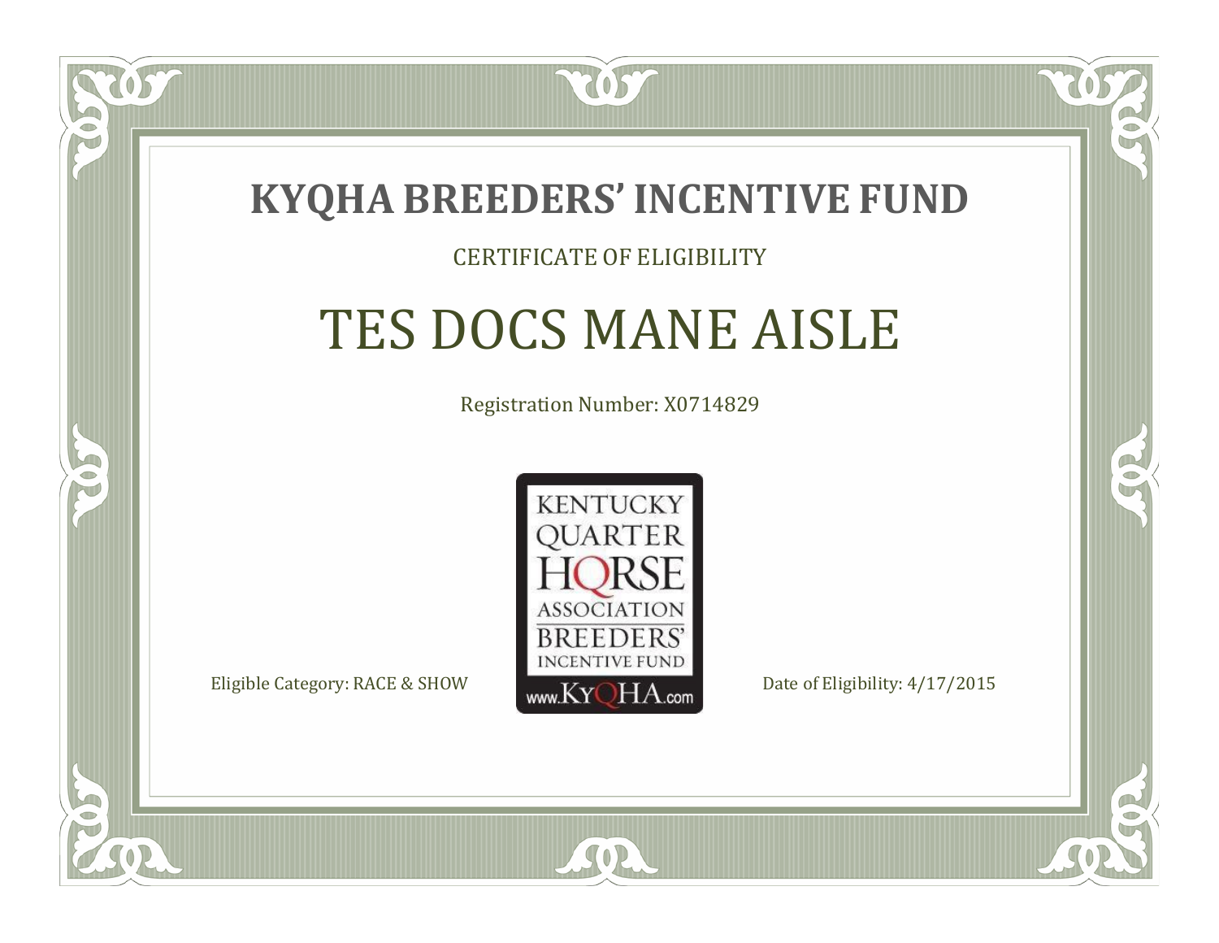# KYQHA BREEDERS' INCENTIVE FUND

CERTIFICATE OF ELIGIBILITY

## TES DOCS MANE AISLE

Registration Number: X0714829

KENTUCKY QUARTER HORSE ASSOCIATION BREEDERS' INCENTIVE FUND www.KyQHA.com

Eligible Category: RACE & SHOW

Date of Eligibility: 4/17/2015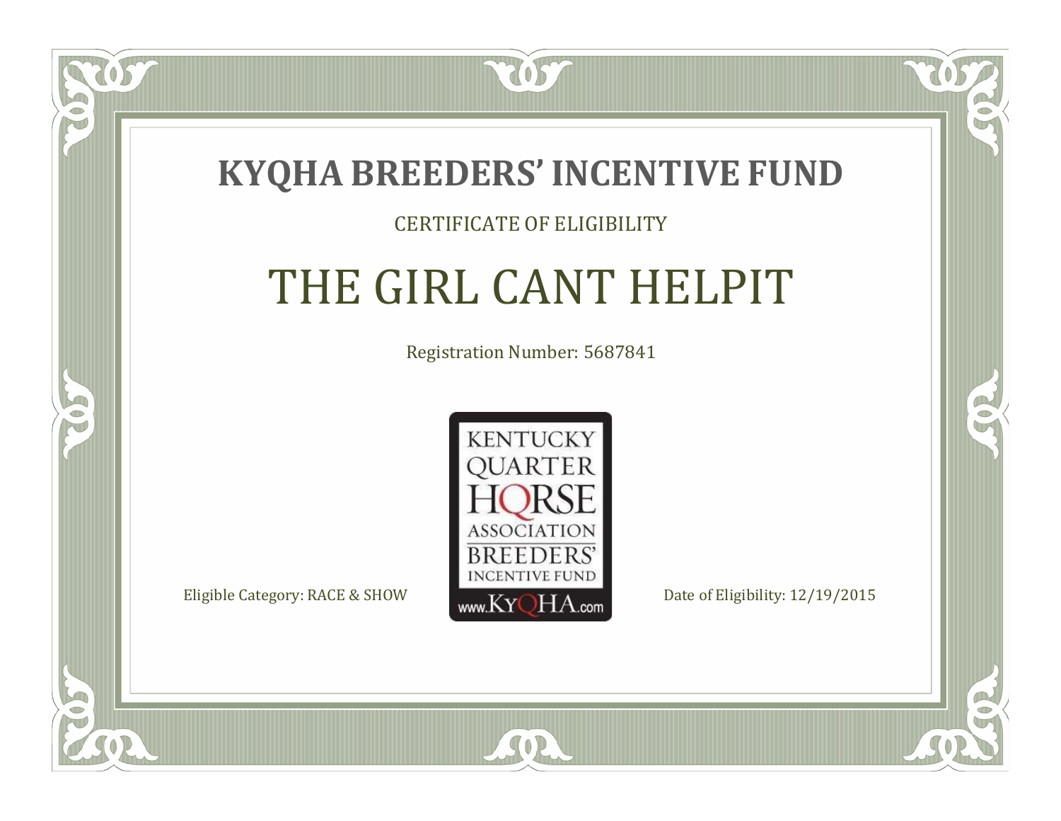# KYQHA BREEDERS' INCENTIVE FUND

CERTIFICATE OF ELIGIBILITY

## THE GIRL CANT HELPIT

Registration Number: 5687841

KENTUCKY QUARTER HORSE ASSOCIATION BREEDERS' INCENTIVE FUND www.KyQHA.com

Eligible Category: RACE & SHOW

Date of Eligibility: 12/19/2015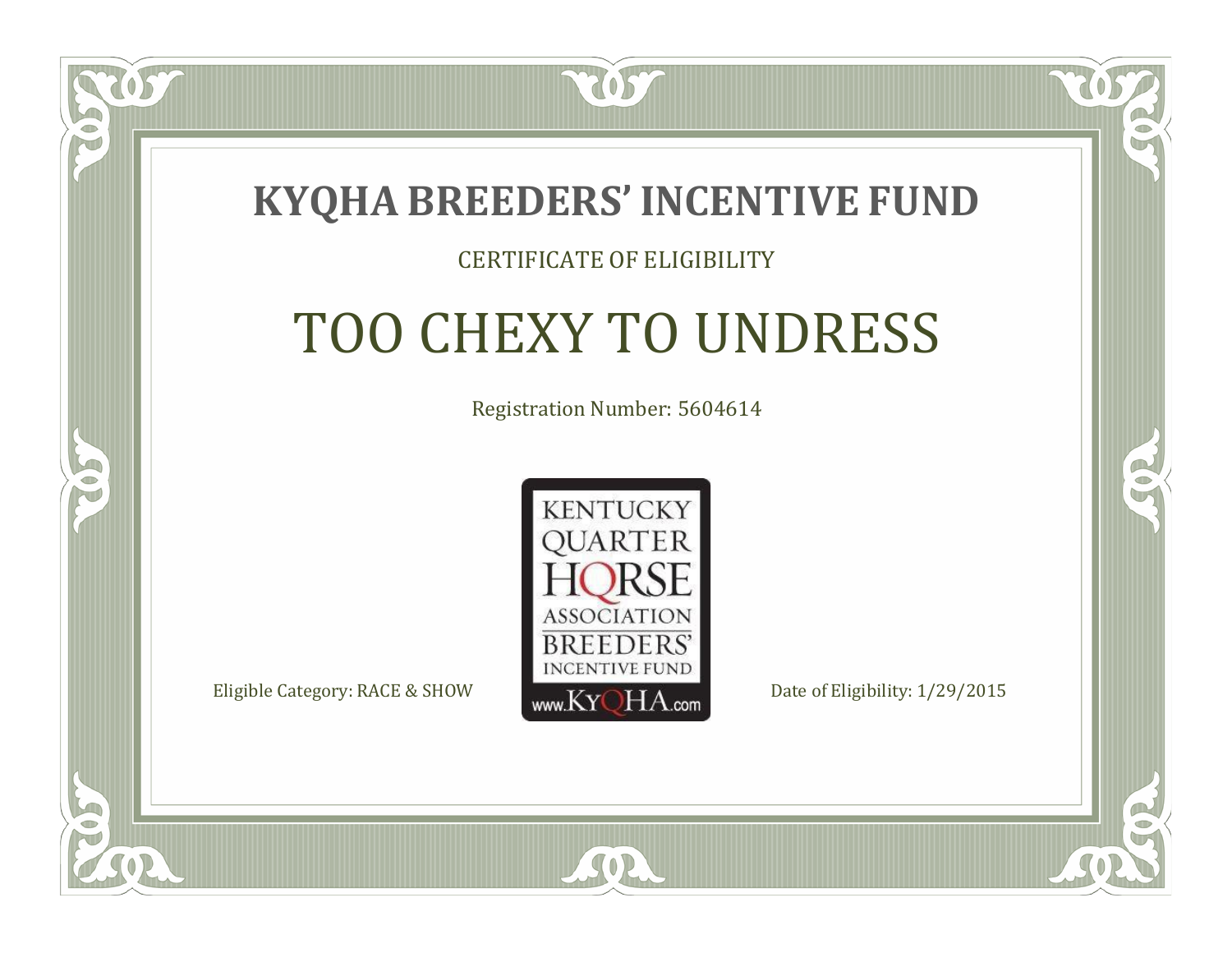# KYQHA BREEDERS' INCENTIVE FUND

CERTIFICATE OF ELIGIBILITY

## TOO CHEXY TO UNDRESS

Registration Number: 5604614

KENTUCKY QUARTER HORSE ASSOCIATION BREEDERS' INCENTIVE FUND www.KyQHA.com

Eligible Category: RACE & SHOW

Date of Eligibility: 1/29/2015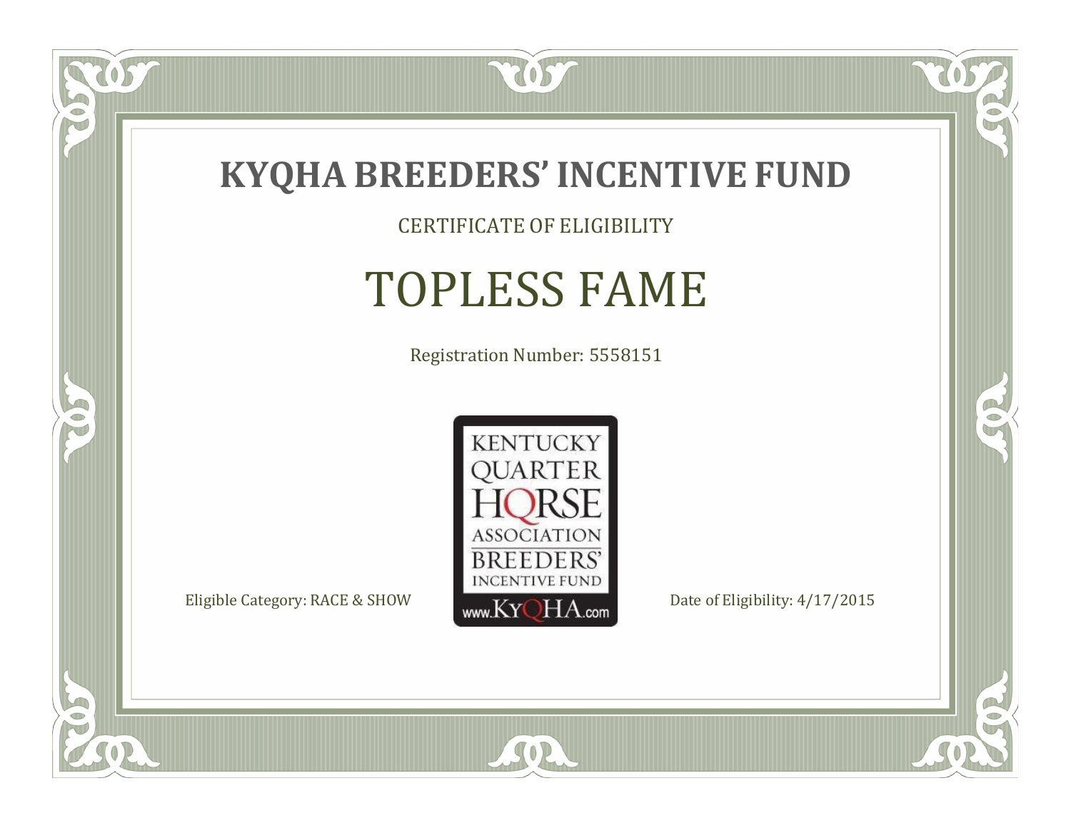# KYQHA BREEDERS' INCENTIVE FUND

CERTIFICATE OF ELIGIBILITY

## TOPLESS FAME

Registration Number: 5558151

KENTUCKY QUARTER HORSE ASSOCIATION BREEDERS' INCENTIVE FUND www.KyQHA.com

Eligible Category: RACE & SHOW

Date of Eligibility: 4/17/2015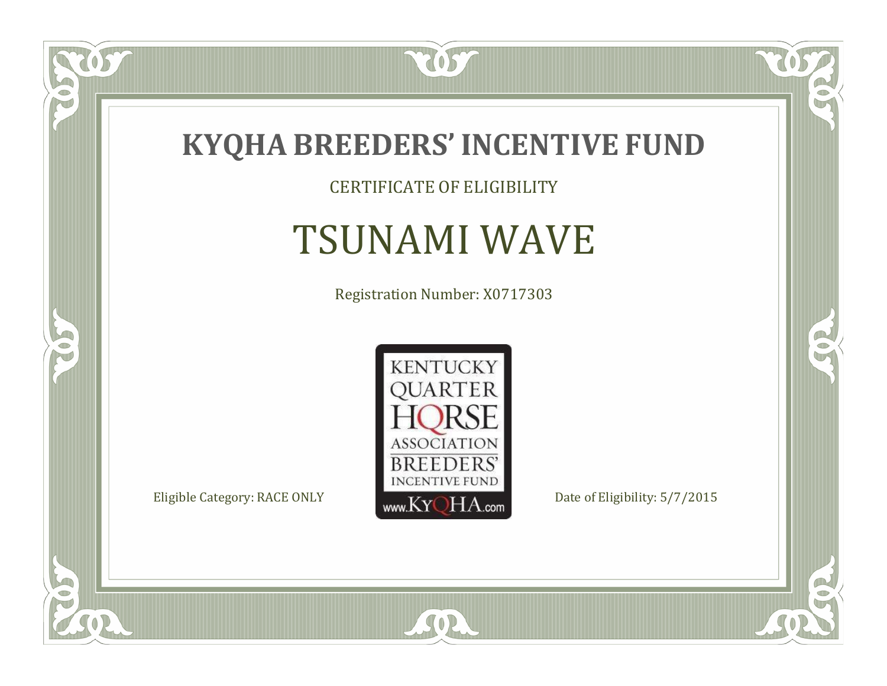# KYQHA BREEDERS' INCENTIVE FUND

CERTIFICATE OF ELIGIBILITY

## TSUNAMI WAVE

Registration Number: X0717303

KENTUCKY QUARTER HORSE ASSOCIATION BREEDERS' INCENTIVE FUND www.KyQHA.com

Eligible Category: RACE ONLY

Date of Eligibility: 5/7/2015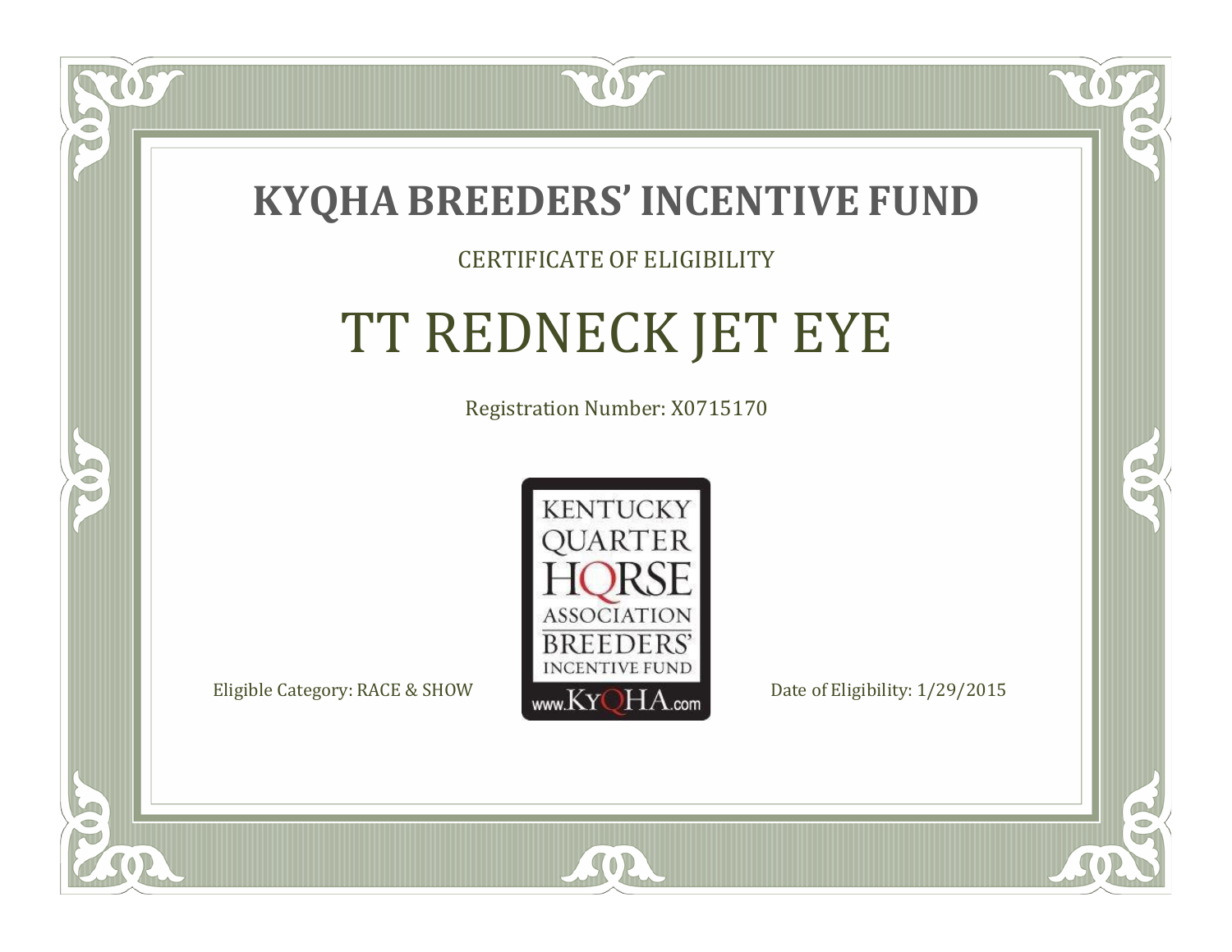# KYQHA BREEDERS' INCENTIVE FUND

CERTIFICATE OF ELIGIBILITY

## TT REDNECK JET EYE

Registration Number: X0715170

KENTUCKY QUARTER HORSE ASSOCIATION BREEDERS' INCENTIVE FUND www.KyQHA.com

Eligible Category: RACE & SHOW

Date of Eligibility: 1/29/2015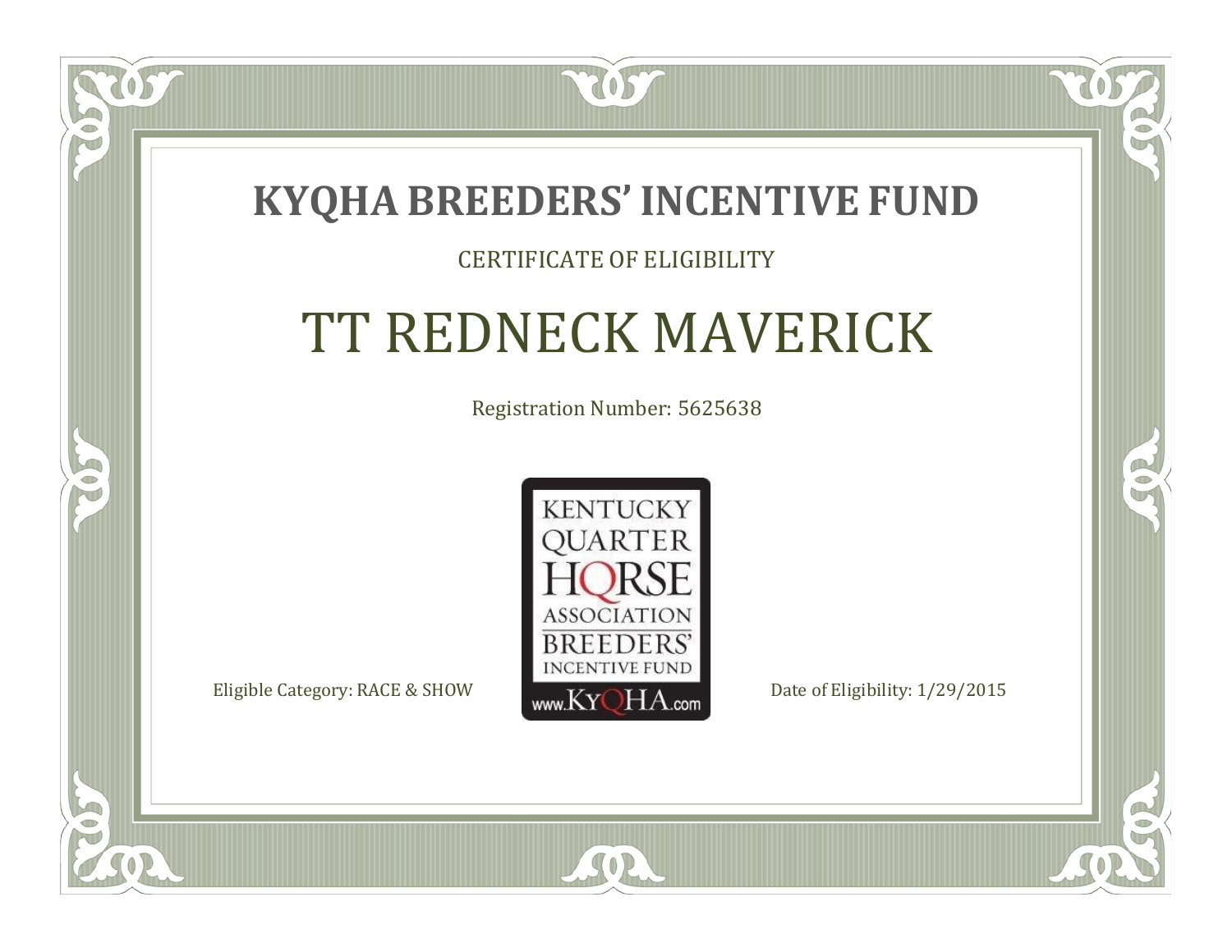# KYQHA BREEDERS' INCENTIVE FUND

CERTIFICATE OF ELIGIBILITY

## TT REDNECK MAVERICK

Registration Number: 5625638

KENTUCKY QUARTER HORSE ASSOCIATION BREEDERS' INCENTIVE FUND www.KyQHA.com

Eligible Category: RACE & SHOW

Date of Eligibility: 1/29/2015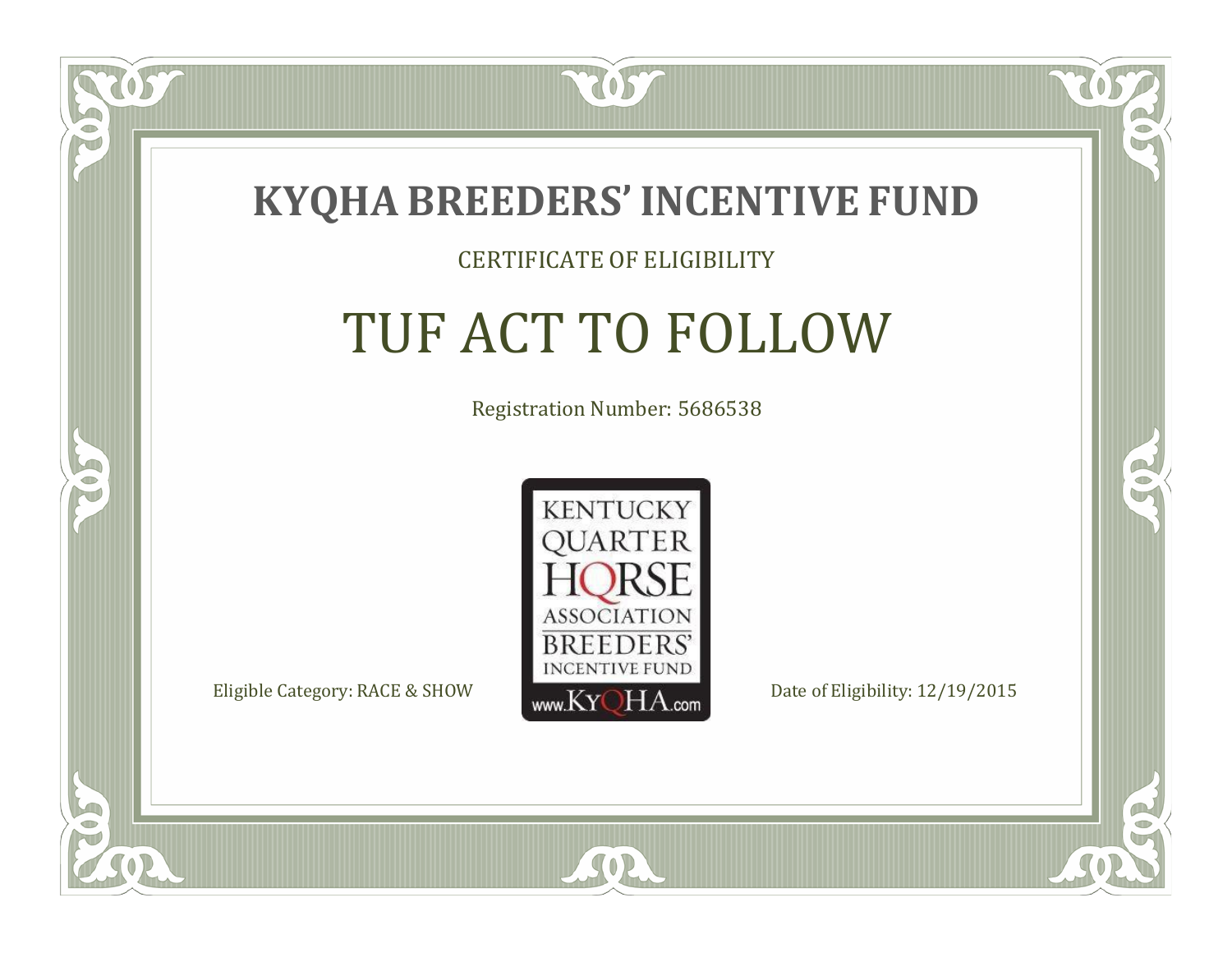# KYQHA BREEDERS' INCENTIVE FUND

CERTIFICATE OF ELIGIBILITY

## TUF ACT TO FOLLOW

Registration Number: 5686538

KENTUCKY QUARTER HORSE ASSOCIATION BREEDERS' INCENTIVE FUND www.KyQHA.com

Eligible Category: RACE & SHOW

Date of Eligibility: 12/19/2015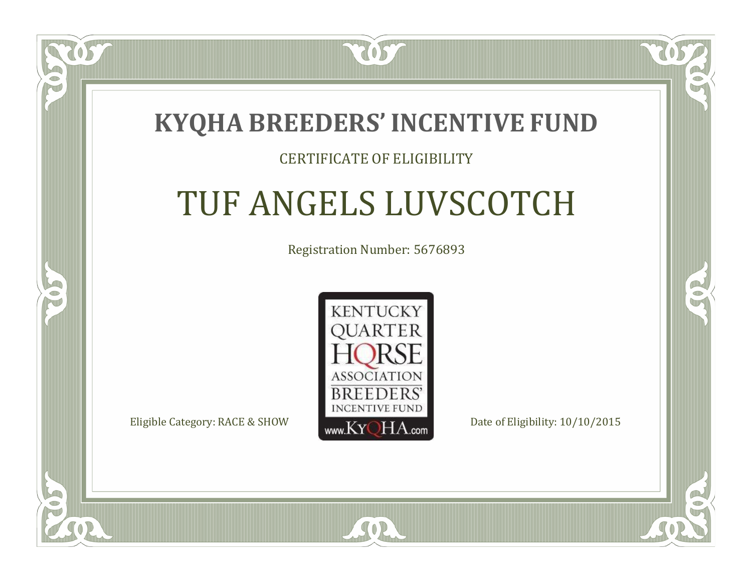# KYQHA BREEDERS' INCENTIVE FUND

CERTIFICATE OF ELIGIBILITY

## TUF ANGELS LUVSCOTCH

Registration Number: 5676893

KENTUCKY QUARTER HORSE ASSOCIATION BREEDERS' INCENTIVE FUND www.KyQHA.com

Eligible Category: RACE & SHOW

Date of Eligibility: 10/10/2015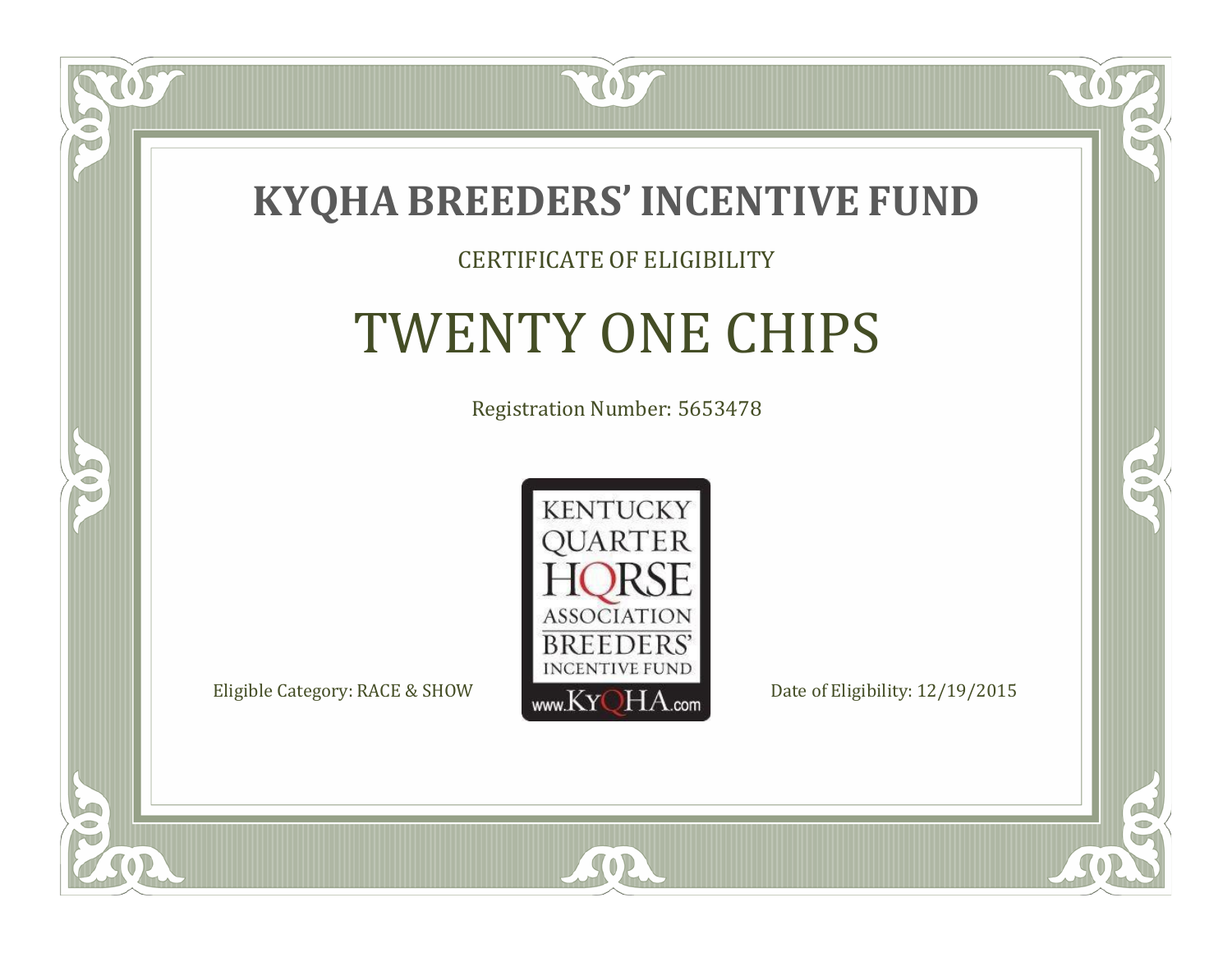# KYQHA BREEDERS' INCENTIVE FUND

CERTIFICATE OF ELIGIBILITY

## TWENTY ONE CHIPS

Registration Number: 5653478

KENTUCKY QUARTER HORSE ASSOCIATION BREEDERS' INCENTIVE FUND www.KyQHA.com

Eligible Category: RACE & SHOW

Date of Eligibility: 12/19/2015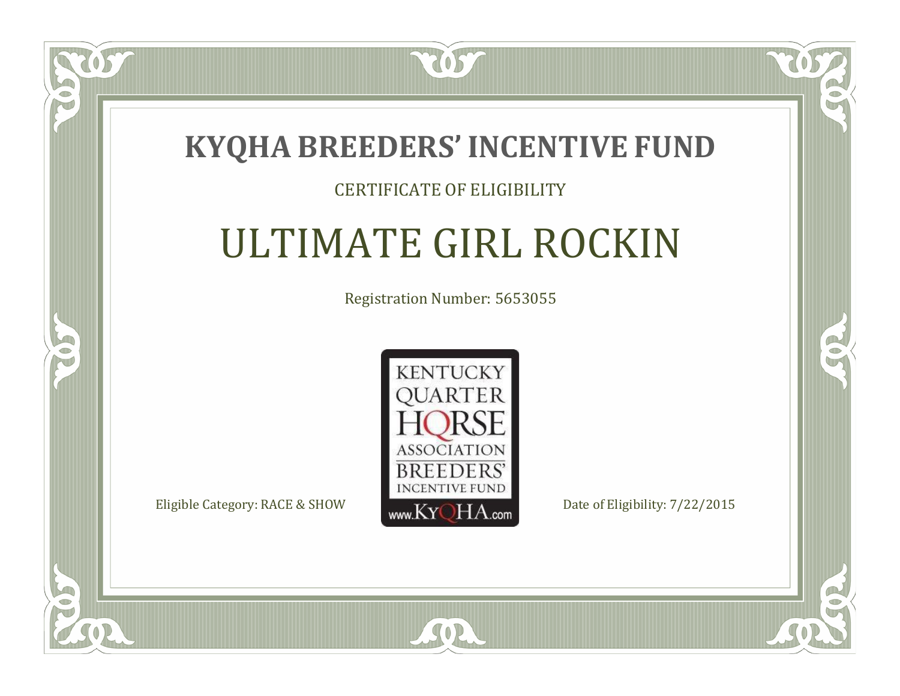# KYQHA BREEDERS' INCENTIVE FUND

CERTIFICATE OF ELIGIBILITY

## ULTIMATE GIRL ROCKIN

Registration Number: 5653055

KENTUCKY QUARTER HORSE ASSOCIATION BREEDERS' INCENTIVE FUND
www.KyQHA.com

Eligible Category: RACE & SHOW

Date of Eligibility: 7/22/2015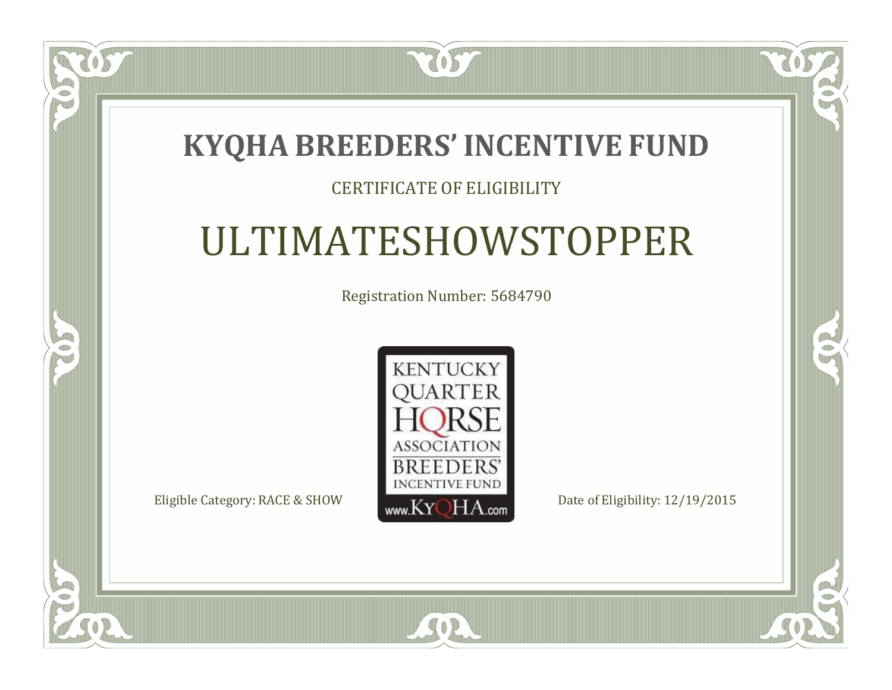# KYQHA BREEDERS' INCENTIVE FUND

CERTIFICATE OF ELIGIBILITY

## ULTIMATESHOWSTOPPER

Registration Number: 5684790

KENTUCKY QUARTER HORSE ASSOCIATION BREEDERS' INCENTIVE FUND www.KyQHA.com

Eligible Category: RACE & SHOW

Date of Eligibility: 12/19/2015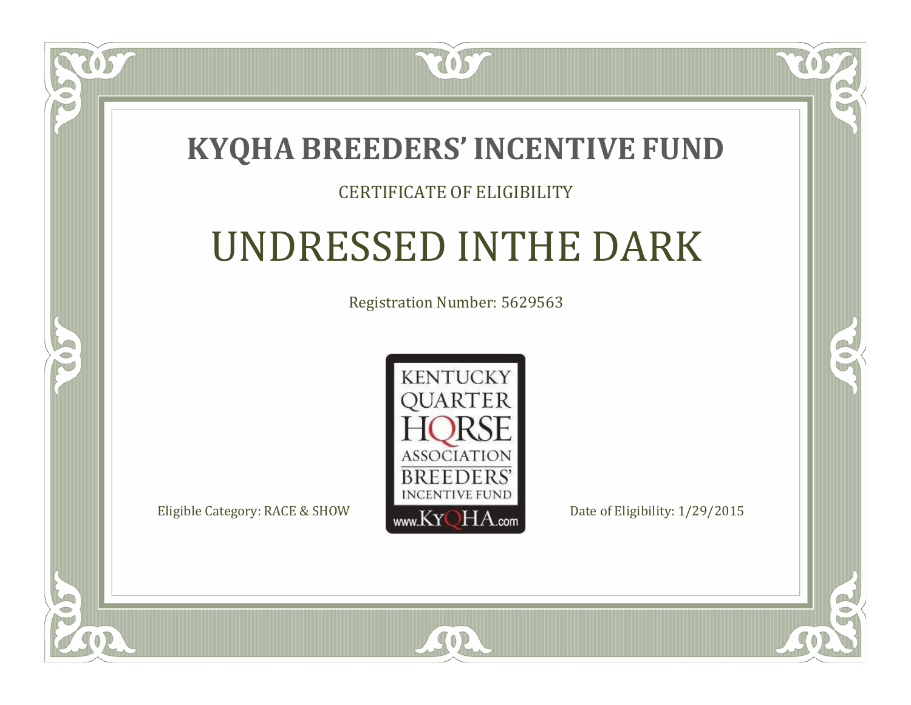# KYQHA BREEDERS' INCENTIVE FUND

CERTIFICATE OF ELIGIBILITY

## UNDRESSED INTHE DARK

Registration Number: 5629563

KENTUCKY QUARTER HORSE ASSOCIATION BREEDERS' INCENTIVE FUND www.KyQHA.com

Eligible Category: RACE & SHOW

Date of Eligibility: 1/29/2015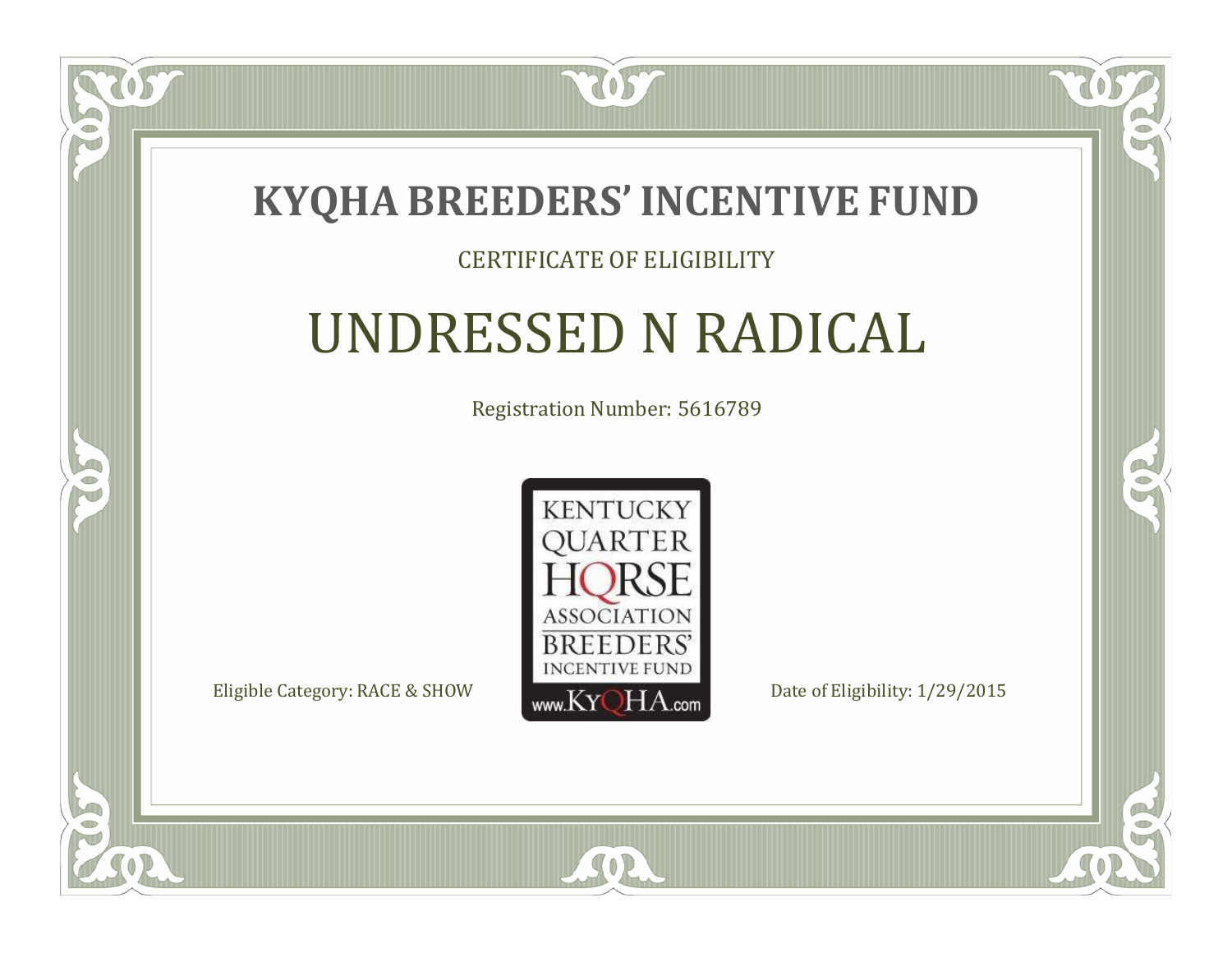# KYQHA BREEDERS' INCENTIVE FUND

CERTIFICATE OF ELIGIBILITY

## UNDRESSED N RADICAL

Registration Number: 5616789

KENTUCKY QUARTER HORSE ASSOCIATION BREEDERS' INCENTIVE FUND www.KyQHA.com

Eligible Category: RACE & SHOW

Date of Eligibility: 1/29/2015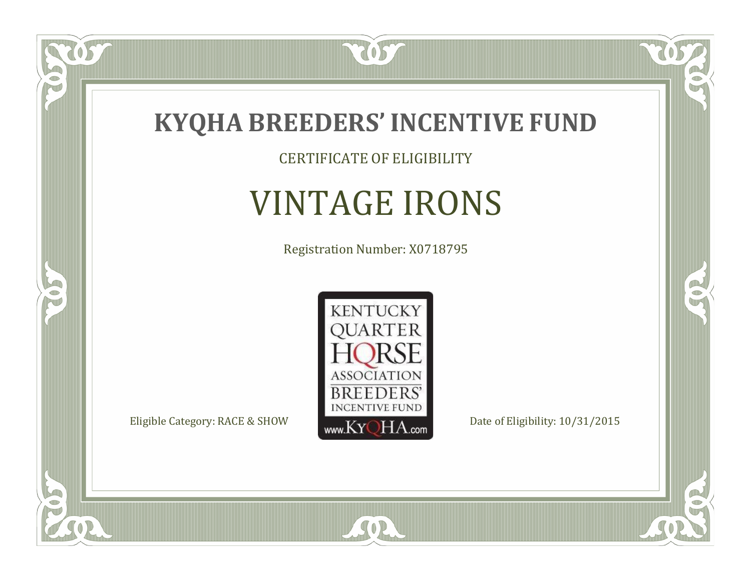# KYQHA BREEDERS' INCENTIVE FUND

CERTIFICATE OF ELIGIBILITY

## VINTAGE IRONS

Registration Number: X0718795

KENTUCKY QUARTER HORSE ASSOCIATION BREEDERS' INCENTIVE FUND www.KyQHA.com

Eligible Category: RACE & SHOW

Date of Eligibility: 10/31/2015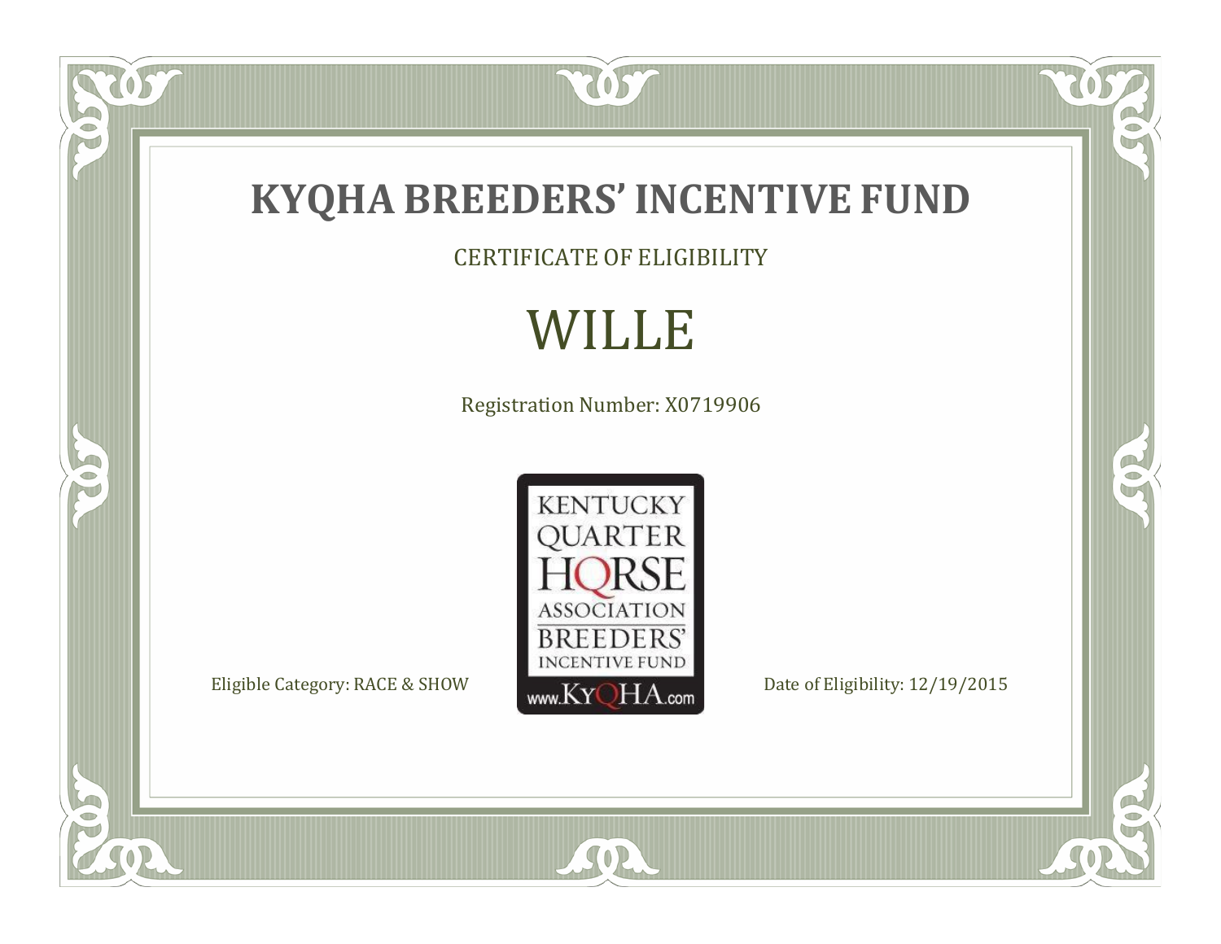# KYQHA BREEDERS' INCENTIVE FUND

CERTIFICATE OF ELIGIBILITY

## WILLE

Registration Number: X0719906

KENTUCKY QUARTER HORSE ASSOCIATION BREEDERS' INCENTIVE FUND

www.KyQHA.com

Eligible Category: RACE & SHOW

Date of Eligibility: 12/19/2015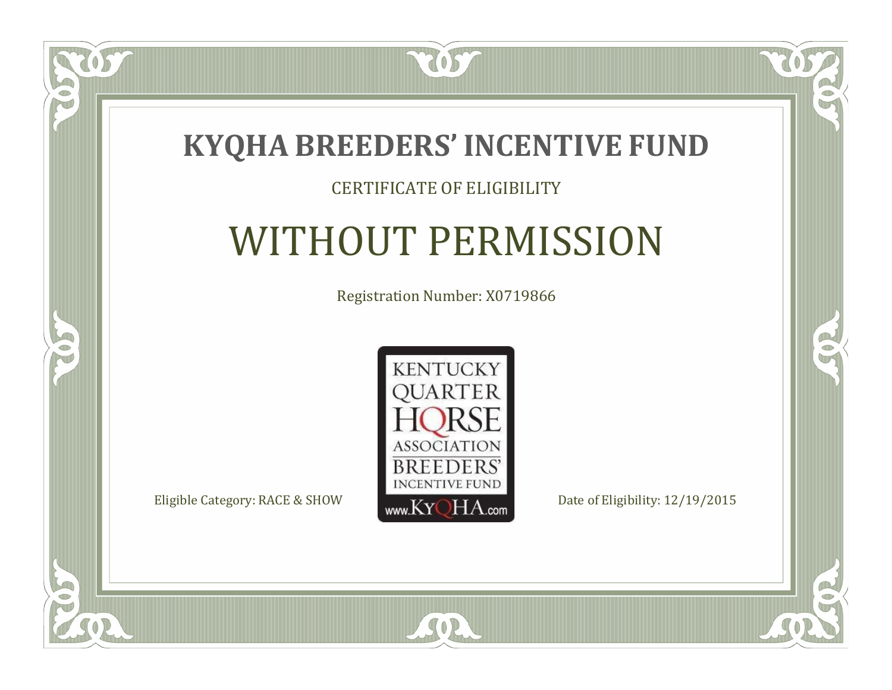# KYQHA BREEDERS' INCENTIVE FUND

CERTIFICATE OF ELIGIBILITY

## WITHOUT PERMISSION

Registration Number: X0719866

KENTUCKY QUARTER HORSE ASSOCIATION BREEDERS' INCENTIVE FUND www.KyQHA.com

Eligible Category: RACE & SHOW

Date of Eligibility: 12/19/2015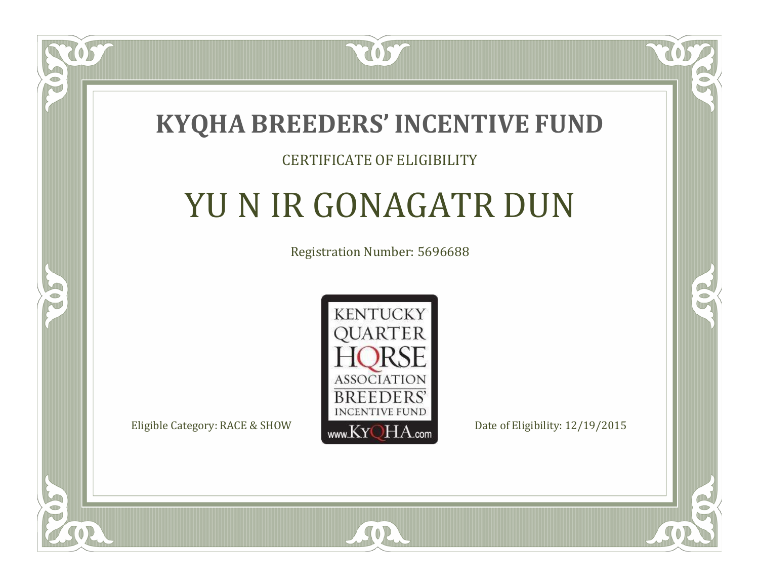# KYQHA BREEDERS' INCENTIVE FUND

CERTIFICATE OF ELIGIBILITY

## YU N IR GONAGATR DUN

Registration Number: 5696688

KENTUCKY QUARTER HORSE ASSOCIATION BREEDERS' INCENTIVE FUND www.KyQHA.com

Eligible Category: RACE & SHOW

Date of Eligibility: 12/19/2015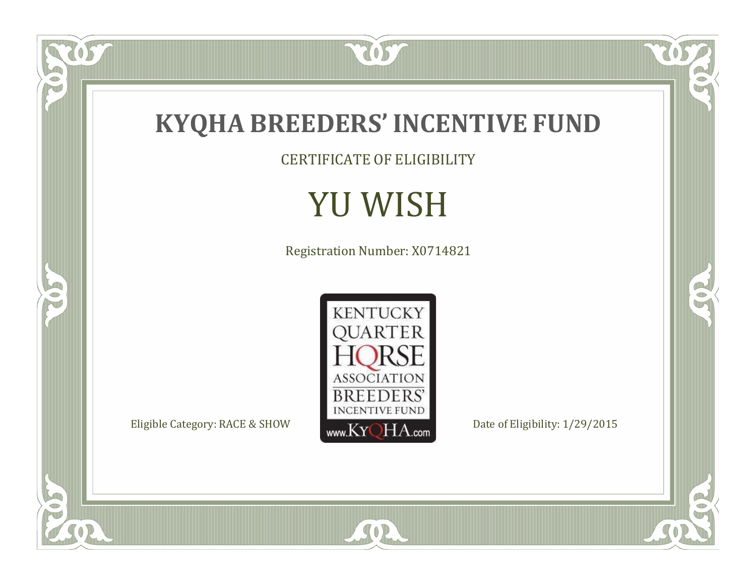# KYQHA BREEDERS' INCENTIVE FUND

CERTIFICATE OF ELIGIBILITY

## YU WISH

Registration Number: X0714821

KENTUCKY QUARTER HORSE ASSOCIATION BREEDERS' INCENTIVE FUND www.KyQHA.com

Eligible Category: RACE & SHOW

Date of Eligibility: 1/29/2015